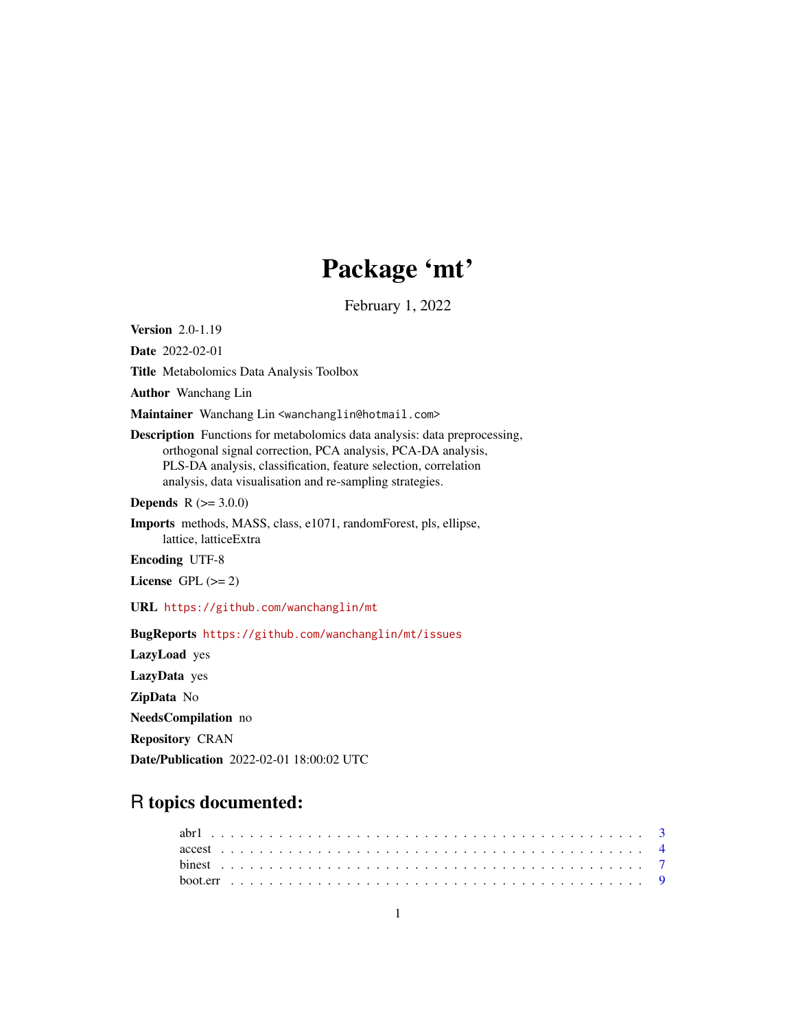# Package 'mt'

February 1, 2022

**Version** 2.0-1.19

**Date** 2022-02-01

**Title** Metabolomics Data Analysis Toolbox

**Author** Wanchang Lin

**Maintainer** Wanchang Lin <wanchanglin@hotmail.com>

**Description** Functions for metabolomics data analysis: data preprocessing, orthogonal signal correction, PCA analysis, PCA-DA analysis, PLS-DA analysis, classification, feature selection, correlation analysis, data visualisation and re-sampling strategies.

**Depends** R (>= 3.0.0)

**Imports** methods, MASS, class, e1071, randomForest, pls, ellipse, lattice, latticeExtra

**Encoding** UTF-8

**License** GPL (>= 2)

**URL** https://github.com/wanchanglin/mt

**BugReports** https://github.com/wanchanglin/mt/issues

**LazyLoad** yes

**LazyData** yes

**ZipData** No

**NeedsCompilation** no

**Repository** CRAN

**Date/Publication** 2022-02-01 18:00:02 UTC

## R topics documented:

abr1 . . . . . . . . . . . . . . . . . . . . . . . . . . . . . . . . . . . . . . . . . . 3
accest . . . . . . . . . . . . . . . . . . . . . . . . . . . . . . . . . . . . . . . . . 4
binest . . . . . . . . . . . . . . . . . . . . . . . . . . . . . . . . . . . . . . . . . 7
boot.err . . . . . . . . . . . . . . . . . . . . . . . . . . . . . . . . . . . . . . . . 9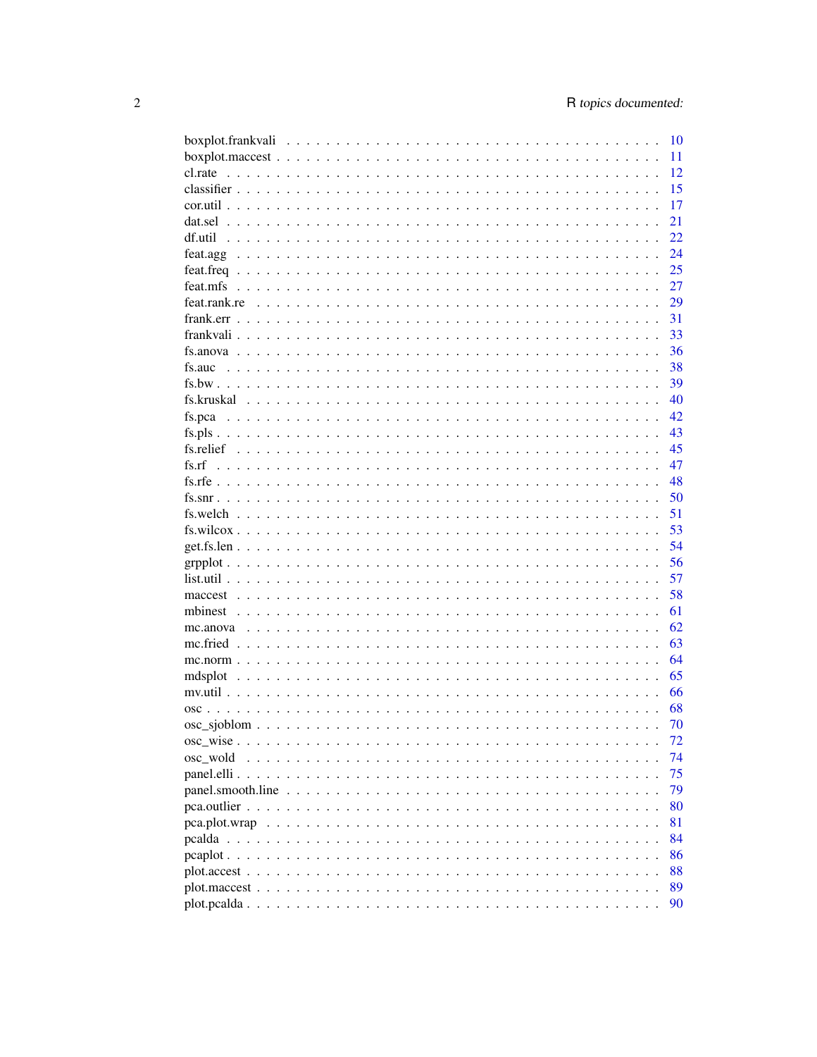| | |
|---|---|
| boxplot.frankvali | 10 |
| boxplot.maccest | 11 |
| cl.rate | 12 |
| classifier | 15 |
| cor.util | 17 |
| dat.sel | 21 |
| df.util | 22 |
| feat.agg | 24 |
| feat.freq | 25 |
| feat.mfs | 27 |
| feat.rank.re | 29 |
| frank.err | 31 |
| frankvali | 33 |
| fs.anova | 36 |
| fs.auc | 38 |
| fs.bw | 39 |
| fs.kruskal | 40 |
| fs.pca | 42 |
| fs.pls | 43 |
| fs.relief | 45 |
| fs.rf | 47 |
| fs.rfe | 48 |
| fs.snr | 50 |
| fs.welch | 51 |
| fs.wilcox | 53 |
| get.fs.len | 54 |
| grpplot | 56 |
| list.util | 57 |
| maccest | 58 |
| mbinest | 61 |
| mc.anova | 62 |
| mc.fried | 63 |
| mc.norm | 64 |
| mdsplot | 65 |
| mv.util | 66 |
| osc | 68 |
| osc_sjoblom | 70 |
| osc_wise | 72 |
| osc_wold | 74 |
| panel.elli | 75 |
| panel.smooth.line | 79 |
| pca.outlier | 80 |
| pca.plot.wrap | 81 |
| pcalda | 84 |
| pcaplot | 86 |
| plot.accest | 88 |
| plot.maccest | 89 |
| plot.pcalda | 90 |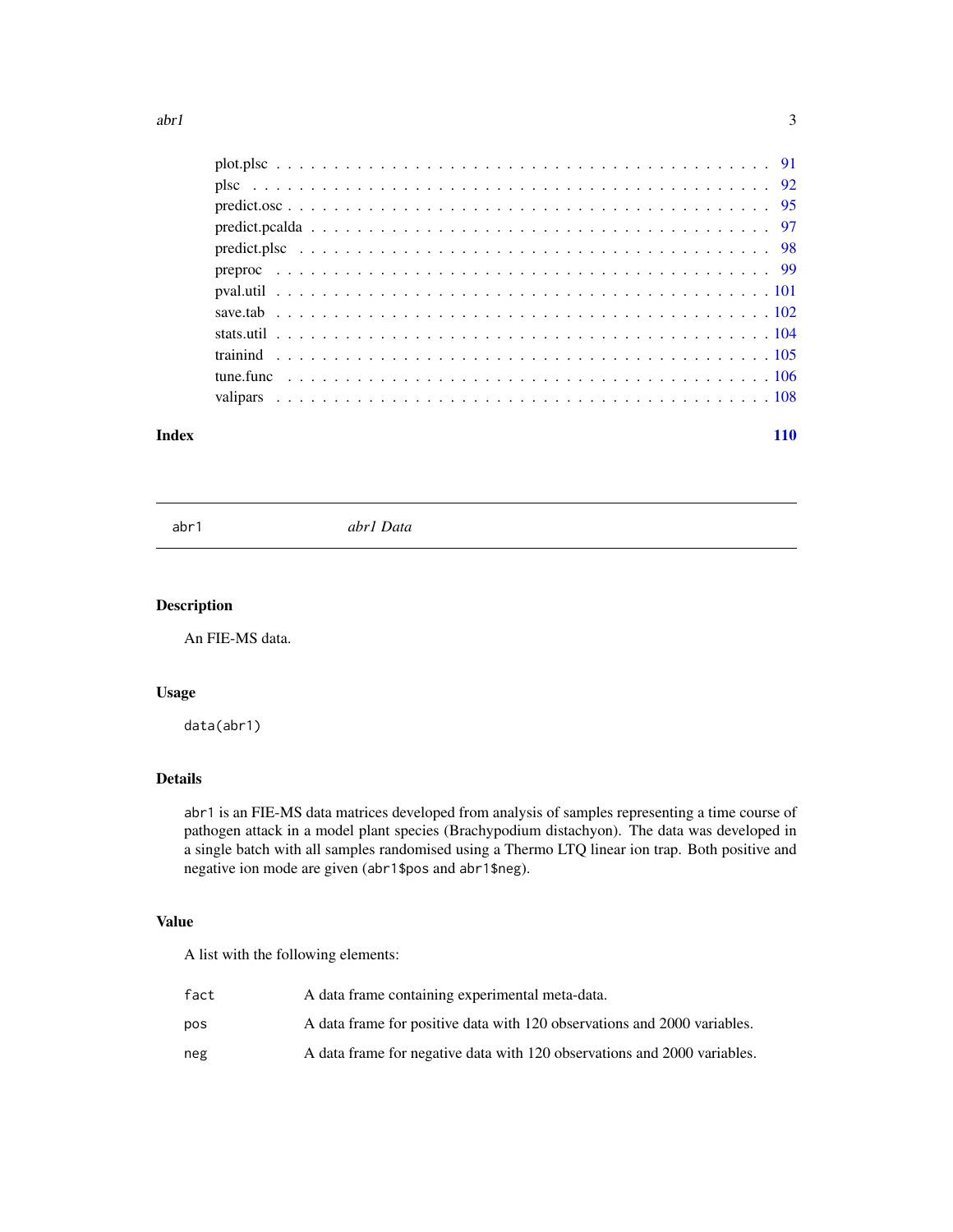plot.plsc . . . . . . . . . . . . . . . . . . . . . . . . . . . . . . . . . . . . . . . . 91
plsc . . . . . . . . . . . . . . . . . . . . . . . . . . . . . . . . . . . . . . . . . . . 92
predict.osc . . . . . . . . . . . . . . . . . . . . . . . . . . . . . . . . . . . . . . . 95
predict.pcalda . . . . . . . . . . . . . . . . . . . . . . . . . . . . . . . . . . . . . 97
predict.plsc . . . . . . . . . . . . . . . . . . . . . . . . . . . . . . . . . . . . . . 98
preproc . . . . . . . . . . . . . . . . . . . . . . . . . . . . . . . . . . . . . . . . . 99
pval.util . . . . . . . . . . . . . . . . . . . . . . . . . . . . . . . . . . . . . . . . 101
save.tab . . . . . . . . . . . . . . . . . . . . . . . . . . . . . . . . . . . . . . . . 102
stats.util . . . . . . . . . . . . . . . . . . . . . . . . . . . . . . . . . . . . . . . . 104
trainind . . . . . . . . . . . . . . . . . . . . . . . . . . . . . . . . . . . . . . . . . 105
tune.func . . . . . . . . . . . . . . . . . . . . . . . . . . . . . . . . . . . . . . . . 106
valipars . . . . . . . . . . . . . . . . . . . . . . . . . . . . . . . . . . . . . . . . . 108

**Index** **110**

---

`abr1` *abr1 Data*

---

## Description

An FIE-MS data.

## Usage

```
data(abr1)
```

## Details

`abr1` is an FIE-MS data matrices developed from analysis of samples representing a time course of pathogen attack in a model plant species (Brachypodium distachyon). The data was developed in a single batch with all samples randomised using a Thermo LTQ linear ion trap. Both positive and negative ion mode are given (`abr1$pos` and `abr1$neg`).

## Value

A list with the following elements:

| | |
|---|---|
| `fact` | A data frame containing experimental meta-data. |
| `pos` | A data frame for positive data with 120 observations and 2000 variables. |
| `neg` | A data frame for negative data with 120 observations and 2000 variables. |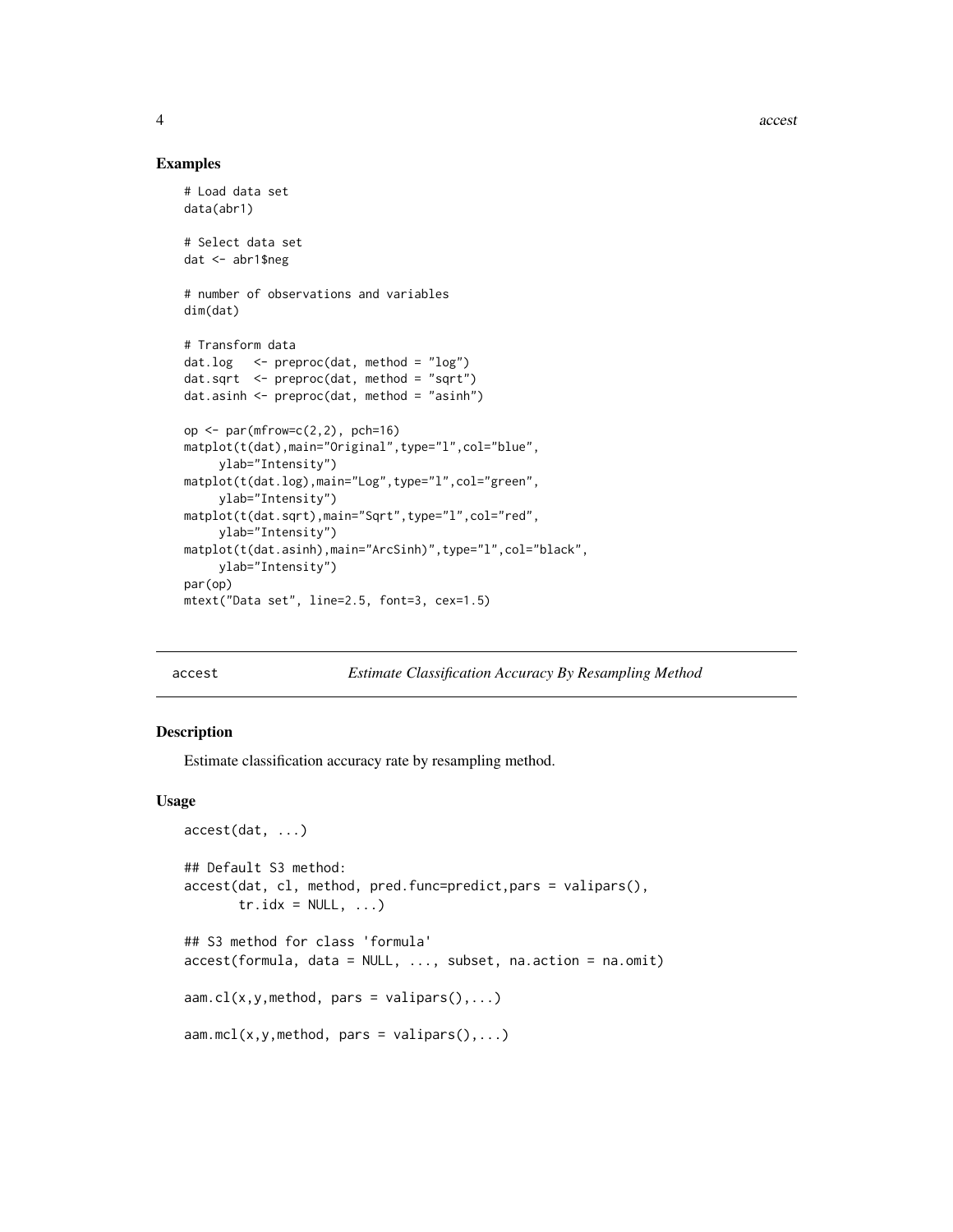## Examples

```
# Load data set
data(abr1)

# Select data set
dat <- abr1$neg

# number of observations and variables
dim(dat)

# Transform data
dat.log   <- preproc(dat, method = "log")
dat.sqrt  <- preproc(dat, method = "sqrt")
dat.asinh <- preproc(dat, method = "asinh")

op <- par(mfrow=c(2,2), pch=16)
matplot(t(dat),main="Original",type="l",col="blue",
     ylab="Intensity")
matplot(t(dat.log),main="Log",type="l",col="green",
     ylab="Intensity")
matplot(t(dat.sqrt),main="Sqrt",type="l",col="red",
     ylab="Intensity")
matplot(t(dat.asinh),main="ArcSinh)",type="l",col="black",
     ylab="Intensity")
par(op)
mtext("Data set", line=2.5, font=3, cex=1.5)
```

---

accest *Estimate Classification Accuracy By Resampling Method*

---

### Description

Estimate classification accuracy rate by resampling method.

### Usage

```
accest(dat, ...)

## Default S3 method:
accest(dat, cl, method, pred.func=predict,pars = valipars(),
       tr.idx = NULL, ...)

## S3 method for class 'formula'
accest(formula, data = NULL, ..., subset, na.action = na.omit)

aam.cl(x,y,method, pars = valipars(),...)

aam.mcl(x,y,method, pars = valipars(),...)
```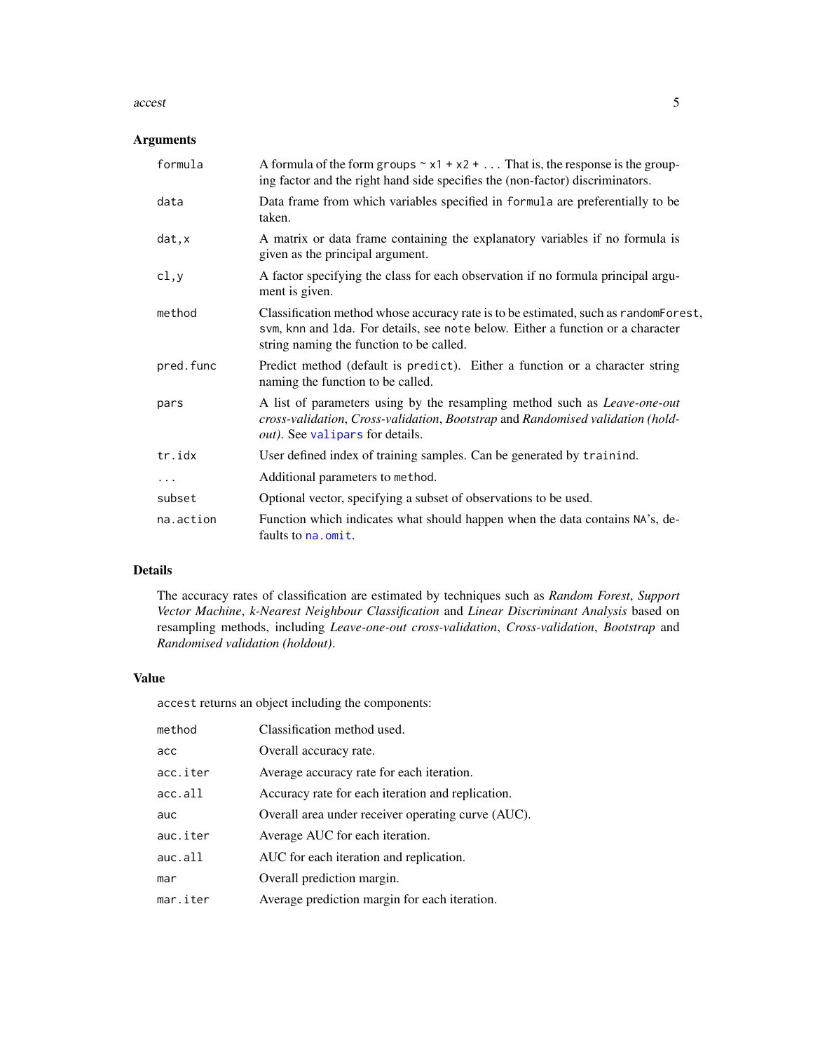## Arguments

| | |
|---|---|
| `formula` | A formula of the form `groups ~ x1 + x2 + ...` That is, the response is the grouping factor and the right hand side specifies the (non-factor) discriminators. |
| `data` | Data frame from which variables specified in `formula` are preferentially to be taken. |
| `dat,x` | A matrix or data frame containing the explanatory variables if no formula is given as the principal argument. |
| `cl,y` | A factor specifying the class for each observation if no formula principal argument is given. |
| `method` | Classification method whose accuracy rate is to be estimated, such as `randomForest`, `svm`, `knn` and `lda`. For details, see `note` below. Either a function or a character string naming the function to be called. |
| `pred.func` | Predict method (default is `predict`). Either a function or a character string naming the function to be called. |
| `pars` | A list of parameters using by the resampling method such as *Leave-one-out cross-validation*, *Cross-validation*, *Bootstrap* and *Randomised validation (holdout)*. See `valipars` for details. |
| `tr.idx` | User defined index of training samples. Can be generated by `trainind`. |
| `...` | Additional parameters to `method`. |
| `subset` | Optional vector, specifying a subset of observations to be used. |
| `na.action` | Function which indicates what should happen when the data contains `NA`'s, defaults to `na.omit`. |

## Details

The accuracy rates of classification are estimated by techniques such as *Random Forest*, *Support Vector Machine*, *k-Nearest Neighbour Classification* and *Linear Discriminant Analysis* based on resampling methods, including *Leave-one-out cross-validation*, *Cross-validation*, *Bootstrap* and *Randomised validation (holdout)*.

## Value

`accest` returns an object including the components:

| | |
|---|---|
| `method` | Classification method used. |
| `acc` | Overall accuracy rate. |
| `acc.iter` | Average accuracy rate for each iteration. |
| `acc.all` | Accuracy rate for each iteration and replication. |
| `auc` | Overall area under receiver operating curve (AUC). |
| `auc.iter` | Average AUC for each iteration. |
| `auc.all` | AUC for each iteration and replication. |
| `mar` | Overall prediction margin. |
| `mar.iter` | Average prediction margin for each iteration. |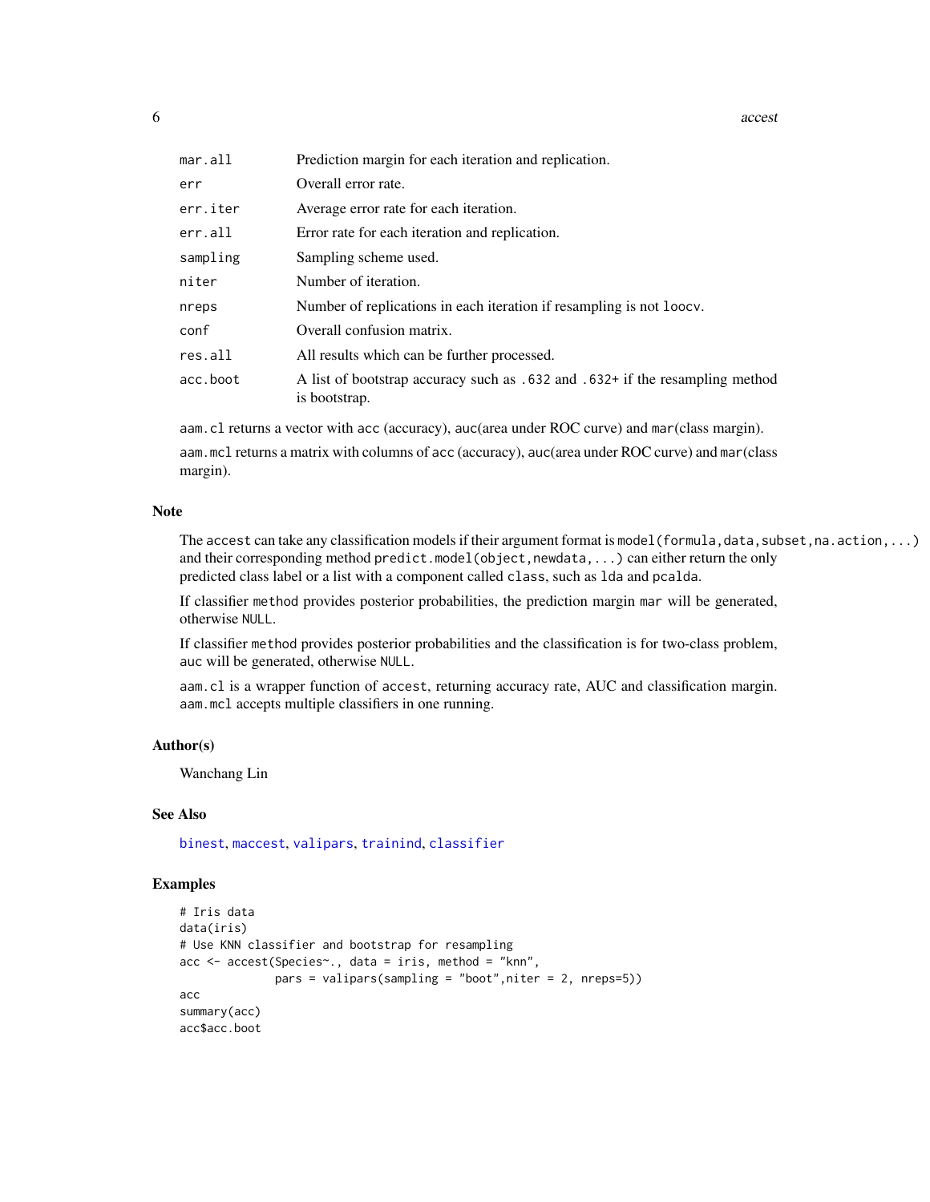| | |
|---|---|
| `mar.all` | Prediction margin for each iteration and replication. |
| `err` | Overall error rate. |
| `err.iter` | Average error rate for each iteration. |
| `err.all` | Error rate for each iteration and replication. |
| `sampling` | Sampling scheme used. |
| `niter` | Number of iteration. |
| `nreps` | Number of replications in each iteration if resampling is not `loocv`. |
| `conf` | Overall confusion matrix. |
| `res.all` | All results which can be further processed. |
| `acc.boot` | A list of bootstrap accuracy such as `.632` and `.632+` if the resampling method is bootstrap. |

`aam.cl` returns a vector with `acc` (accuracy), `auc`(area under ROC curve) and `mar`(class margin).

`aam.mcl` returns a matrix with columns of `acc` (accuracy), `auc`(area under ROC curve) and `mar`(class margin).

## Note

The `accest` can take any classification models if their argument format is `model(formula,data,subset,na.action,...)` and their corresponding method `predict.model(object,newdata,...)` can either return the only predicted class label or a list with a component called `class`, such as `lda` and `pcalda`.

If classifier `method` provides posterior probabilities, the prediction margin `mar` will be generated, otherwise `NULL`.

If classifier `method` provides posterior probabilities and the classification is for two-class problem, `auc` will be generated, otherwise `NULL`.

`aam.cl` is a wrapper function of `accest`, returning accuracy rate, AUC and classification margin. `aam.mcl` accepts multiple classifiers in one running.

## Author(s)

Wanchang Lin

## See Also

`binest`, `maccest`, `valipars`, `trainind`, `classifier`

## Examples

```
# Iris data
data(iris)
# Use KNN classifier and bootstrap for resampling
acc <- accest(Species~., data = iris, method = "knn",
              pars = valipars(sampling = "boot",niter = 2, nreps=5))
acc
summary(acc)
acc$acc.boot
```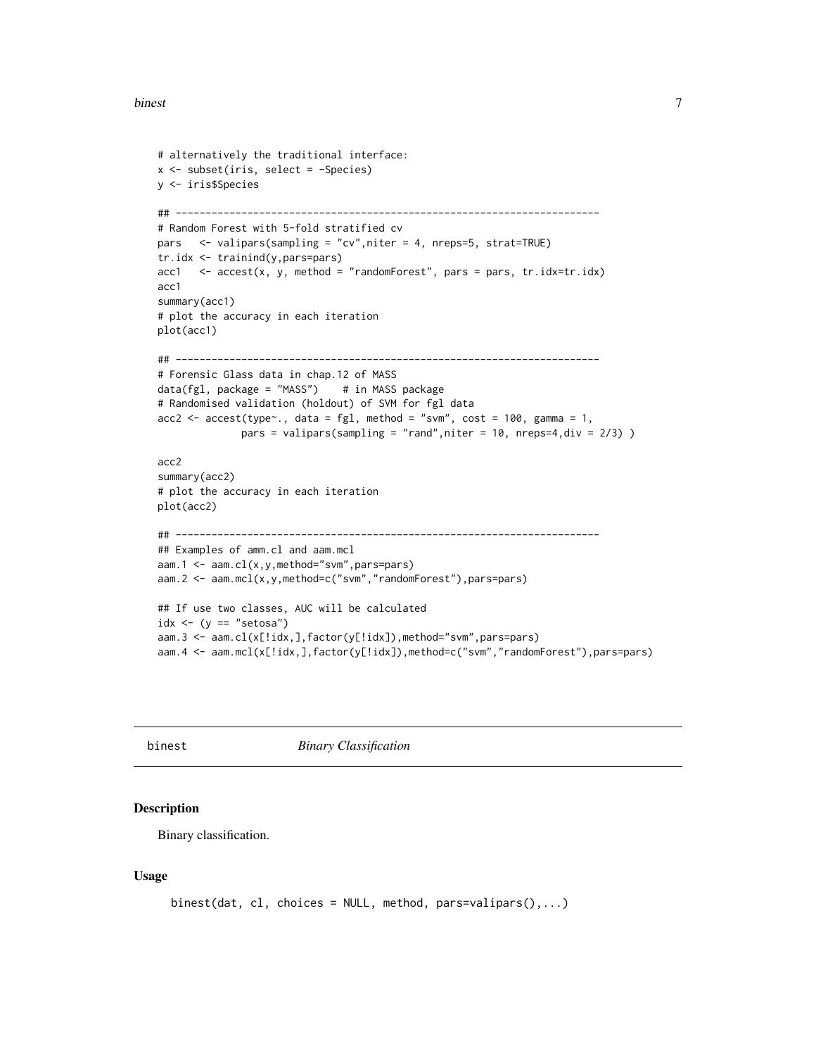```
# alternatively the traditional interface:
x <- subset(iris, select = -Species)
y <- iris$Species

## -----------------------------------------------------------------------
# Random Forest with 5-fold stratified cv
pars   <- valipars(sampling = "cv",niter = 4, nreps=5, strat=TRUE)
tr.idx <- trainind(y,pars=pars)
acc1   <- accest(x, y, method = "randomForest", pars = pars, tr.idx=tr.idx)
acc1
summary(acc1)
# plot the accuracy in each iteration
plot(acc1)

## -----------------------------------------------------------------------
# Forensic Glass data in chap.12 of MASS
data(fgl, package = "MASS")    # in MASS package
# Randomised validation (holdout) of SVM for fgl data
acc2 <- accest(type~., data = fgl, method = "svm", cost = 100, gamma = 1,
              pars = valipars(sampling = "rand",niter = 10, nreps=4,div = 2/3) )

acc2
summary(acc2)
# plot the accuracy in each iteration
plot(acc2)

## -----------------------------------------------------------------------
## Examples of amm.cl and aam.mcl
aam.1 <- aam.cl(x,y,method="svm",pars=pars)
aam.2 <- aam.mcl(x,y,method=c("svm","randomForest"),pars=pars)

## If use two classes, AUC will be calculated
idx <- (y == "setosa")
aam.3 <- aam.cl(x[!idx,],factor(y[!idx]),method="svm",pars=pars)
aam.4 <- aam.mcl(x[!idx,],factor(y[!idx]),method=c("svm","randomForest"),pars=pars)
```

---

## binest *Binary Classification*

### Description

Binary classification.

### Usage

```
binest(dat, cl, choices = NULL, method, pars=valipars(),...)
```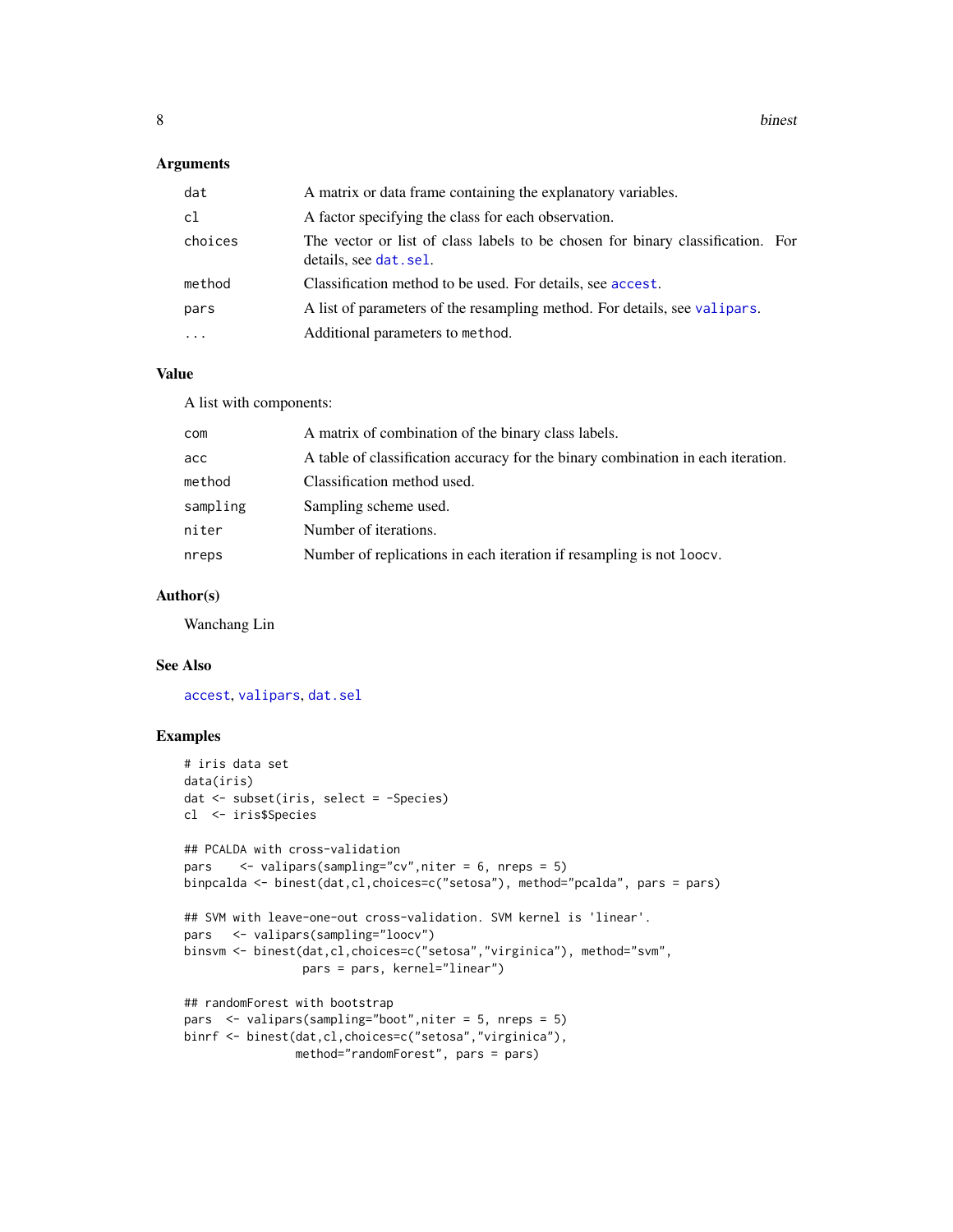### Arguments

| | |
|---|---|
| `dat` | A matrix or data frame containing the explanatory variables. |
| `cl` | A factor specifying the class for each observation. |
| `choices` | The vector or list of class labels to be chosen for binary classification. For details, see `dat.sel`. |
| `method` | Classification method to be used. For details, see `accest`. |
| `pars` | A list of parameters of the resampling method. For details, see `valipars`. |
| `...` | Additional parameters to `method`. |

### Value

A list with components:

| | |
|---|---|
| `com` | A matrix of combination of the binary class labels. |
| `acc` | A table of classification accuracy for the binary combination in each iteration. |
| `method` | Classification method used. |
| `sampling` | Sampling scheme used. |
| `niter` | Number of iterations. |
| `nreps` | Number of replications in each iteration if resampling is not `loocv`. |

### Author(s)

Wanchang Lin

### See Also

`accest`, `valipars`, `dat.sel`

### Examples

```
# iris data set
data(iris)
dat <- subset(iris, select = -Species)
cl  <- iris$Species

## PCALDA with cross-validation
pars    <- valipars(sampling="cv",niter = 6, nreps = 5)
binpcalda <- binest(dat,cl,choices=c("setosa"), method="pcalda", pars = pars)

## SVM with leave-one-out cross-validation. SVM kernel is 'linear'.
pars   <- valipars(sampling="loocv")
binsvm <- binest(dat,cl,choices=c("setosa","virginica"), method="svm",
                 pars = pars, kernel="linear")

## randomForest with bootstrap
pars  <- valipars(sampling="boot",niter = 5, nreps = 5)
binrf <- binest(dat,cl,choices=c("setosa","virginica"),
                method="randomForest", pars = pars)
```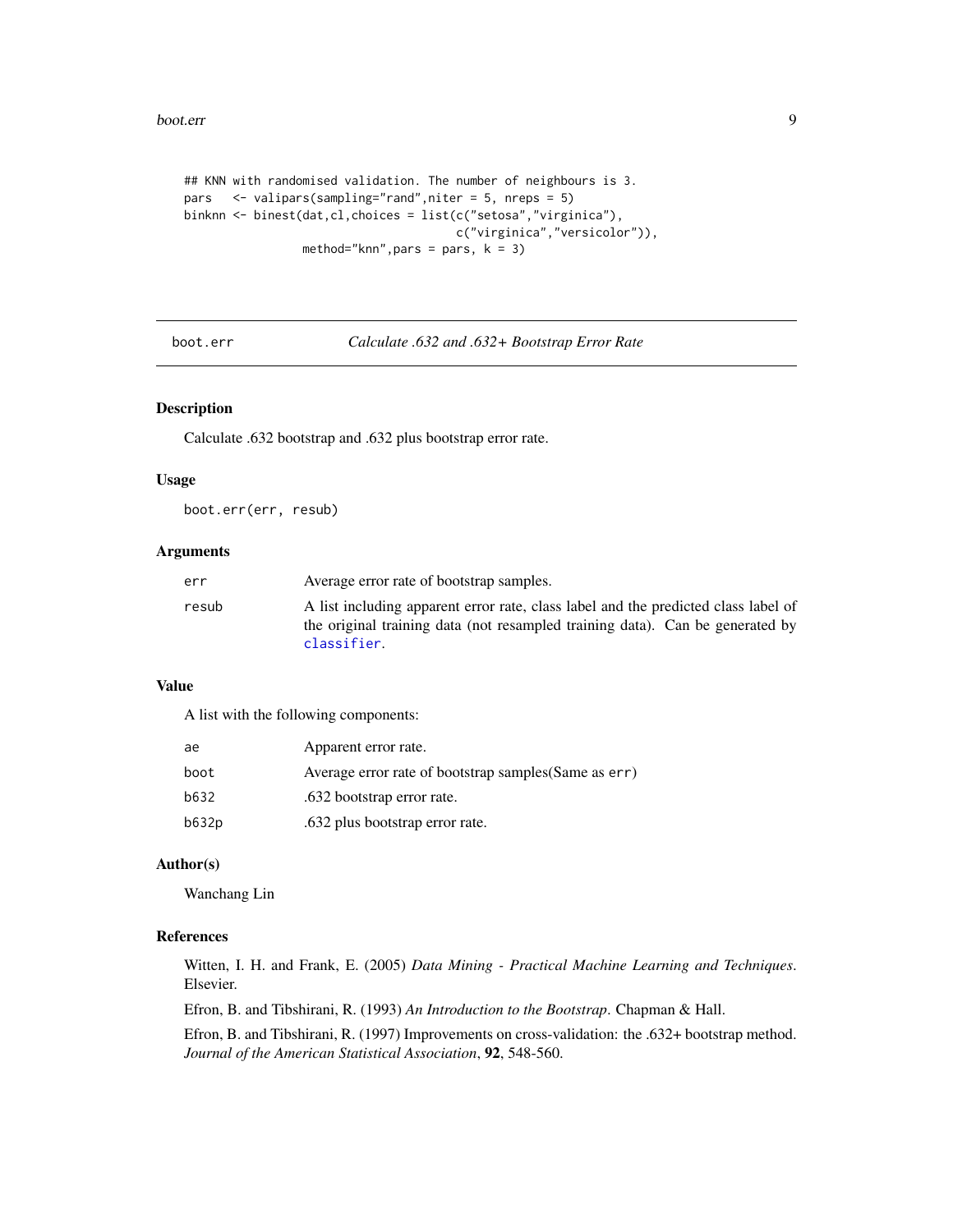```
## KNN with randomised validation. The number of neighbours is 3.
pars   <- valipars(sampling="rand",niter = 5, nreps = 5)
binknn <- binest(dat,cl,choices = list(c("setosa","virginica"),
                                        c("virginica","versicolor")),
                 method="knn",pars = pars, k = 3)
```

---

## boot.err — *Calculate .632 and .632+ Bootstrap Error Rate*

### Description

Calculate .632 bootstrap and .632 plus bootstrap error rate.

### Usage

```
boot.err(err, resub)
```

### Arguments

| | |
|---|---|
| `err` | Average error rate of bootstrap samples. |
| `resub` | A list including apparent error rate, class label and the predicted class label of the original training data (not resampled training data). Can be generated by `classifier`. |

### Value

A list with the following components:

| | |
|---|---|
| `ae` | Apparent error rate. |
| `boot` | Average error rate of bootstrap samples(Same as `err`) |
| `b632` | .632 bootstrap error rate. |
| `b632p` | .632 plus bootstrap error rate. |

### Author(s)

Wanchang Lin

### References

Witten, I. H. and Frank, E. (2005) *Data Mining - Practical Machine Learning and Techniques*. Elsevier.

Efron, B. and Tibshirani, R. (1993) *An Introduction to the Bootstrap*. Chapman & Hall.

Efron, B. and Tibshirani, R. (1997) Improvements on cross-validation: the .632+ bootstrap method. *Journal of the American Statistical Association*, **92**, 548-560.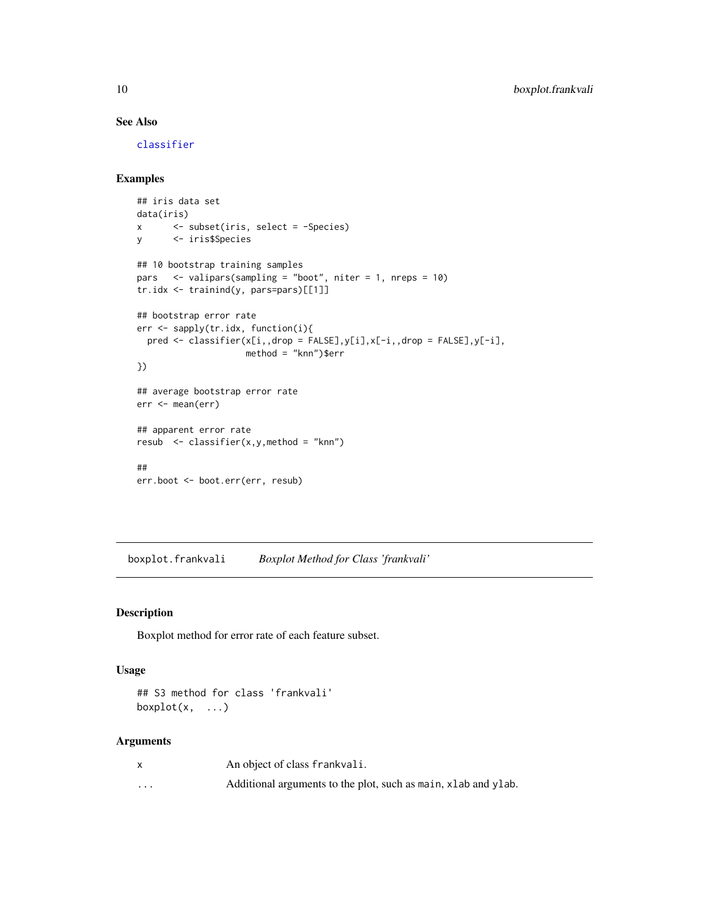### See Also

classifier

### Examples

```
## iris data set
data(iris)
x      <- subset(iris, select = -Species)
y      <- iris$Species

## 10 bootstrap training samples
pars   <- valipars(sampling = "boot", niter = 1, nreps = 10)
tr.idx <- trainind(y, pars=pars)[[1]]

## bootstrap error rate
err <- sapply(tr.idx, function(i){
  pred <- classifier(x[i,,drop = FALSE],y[i],x[-i,,drop = FALSE],y[-i],
                     method = "knn")$err
})

## average bootstrap error rate
err <- mean(err)

## apparent error rate
resub  <- classifier(x,y,method = "knn")

##
err.boot <- boot.err(err, resub)
```

---

## boxplot.frankvali    *Boxplot Method for Class 'frankvali'*

### Description

Boxplot method for error rate of each feature subset.

### Usage

```
## S3 method for class 'frankvali'
boxplot(x,  ...)
```

### Arguments

| | |
|---|---|
| x | An object of class frankvali. |
| ... | Additional arguments to the plot, such as main, xlab and ylab. |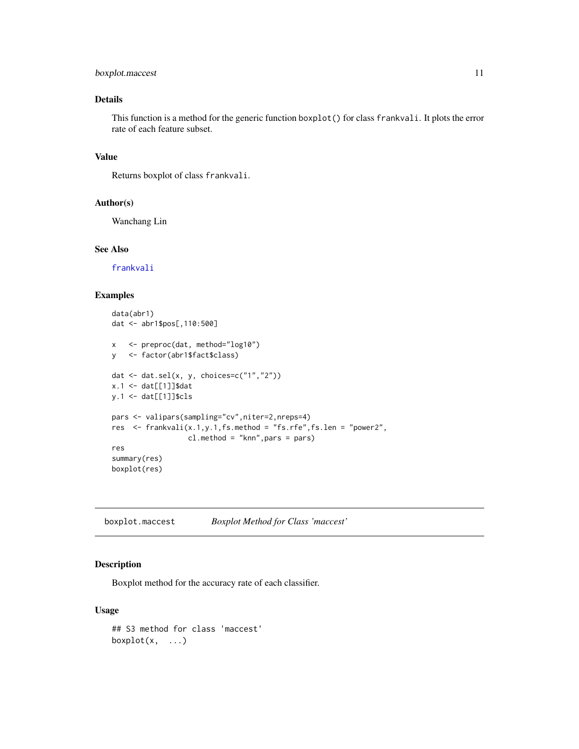## Details

This function is a method for the generic function `boxplot()` for class `frankvali`. It plots the error rate of each feature subset.

## Value

Returns boxplot of class `frankvali`.

## Author(s)

Wanchang Lin

## See Also

`frankvali`

## Examples

```
data(abr1)
dat <- abr1$pos[,110:500]

x   <- preproc(dat, method="log10")
y   <- factor(abr1$fact$class)

dat <- dat.sel(x, y, choices=c("1","2"))
x.1 <- dat[[1]]$dat
y.1 <- dat[[1]]$cls

pars <- valipars(sampling="cv",niter=2,nreps=4)
res  <- frankvali(x.1,y.1,fs.method = "fs.rfe",fs.len = "power2",
                  cl.method = "knn",pars = pars)
res
summary(res)
boxplot(res)
```

---

# boxplot.maccest — *Boxplot Method for Class 'maccest'*

## Description

Boxplot method for the accuracy rate of each classifier.

## Usage

```
## S3 method for class 'maccest'
boxplot(x,  ...)
```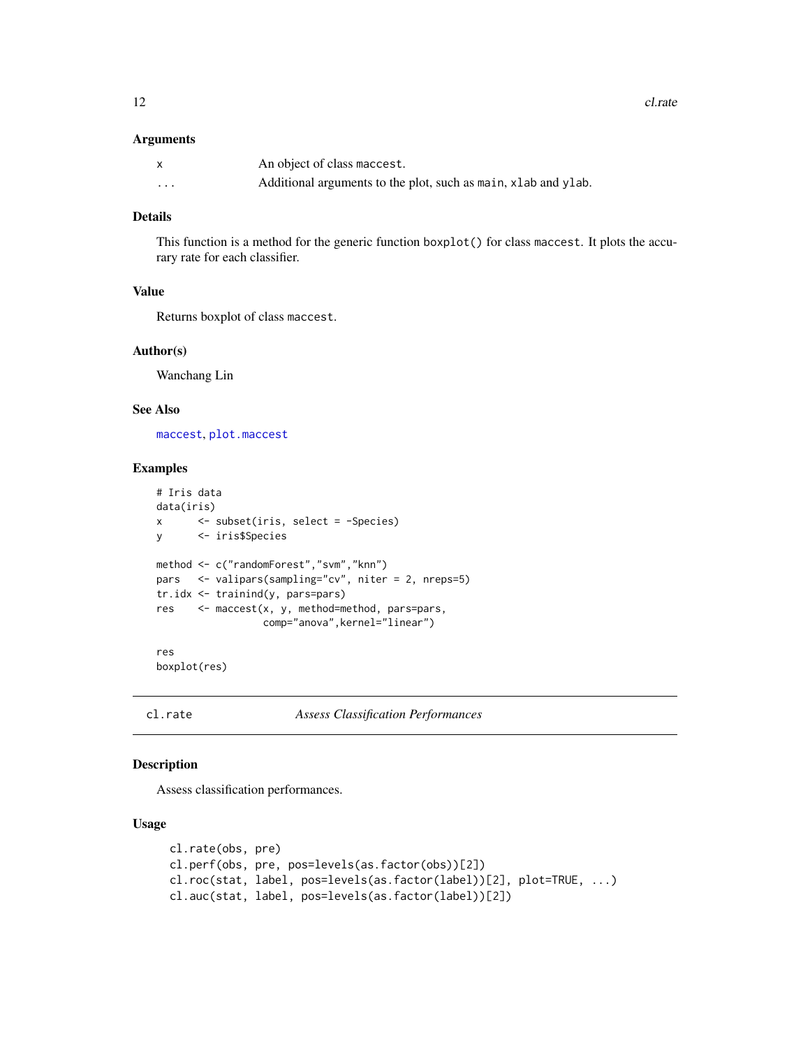### Arguments

| | |
|---|---|
| x | An object of class maccest. |
| ... | Additional arguments to the plot, such as main, xlab and ylab. |

### Details

This function is a method for the generic function boxplot() for class maccest. It plots the accurary rate for each classifier.

### Value

Returns boxplot of class maccest.

### Author(s)

Wanchang Lin

### See Also

maccest, plot.maccest

### Examples

```
# Iris data
data(iris)
x      <- subset(iris, select = -Species)
y      <- iris$Species

method <- c("randomForest","svm","knn")
pars   <- valipars(sampling="cv", niter = 2, nreps=5)
tr.idx <- trainind(y, pars=pars)
res    <- maccest(x, y, method=method, pars=pars,
                  comp="anova",kernel="linear")

res
boxplot(res)
```

---

## cl.rate *Assess Classification Performances*

### Description

Assess classification performances.

### Usage

```
cl.rate(obs, pre)
cl.perf(obs, pre, pos=levels(as.factor(obs))[2])
cl.roc(stat, label, pos=levels(as.factor(label))[2], plot=TRUE, ...)
cl.auc(stat, label, pos=levels(as.factor(label))[2])
```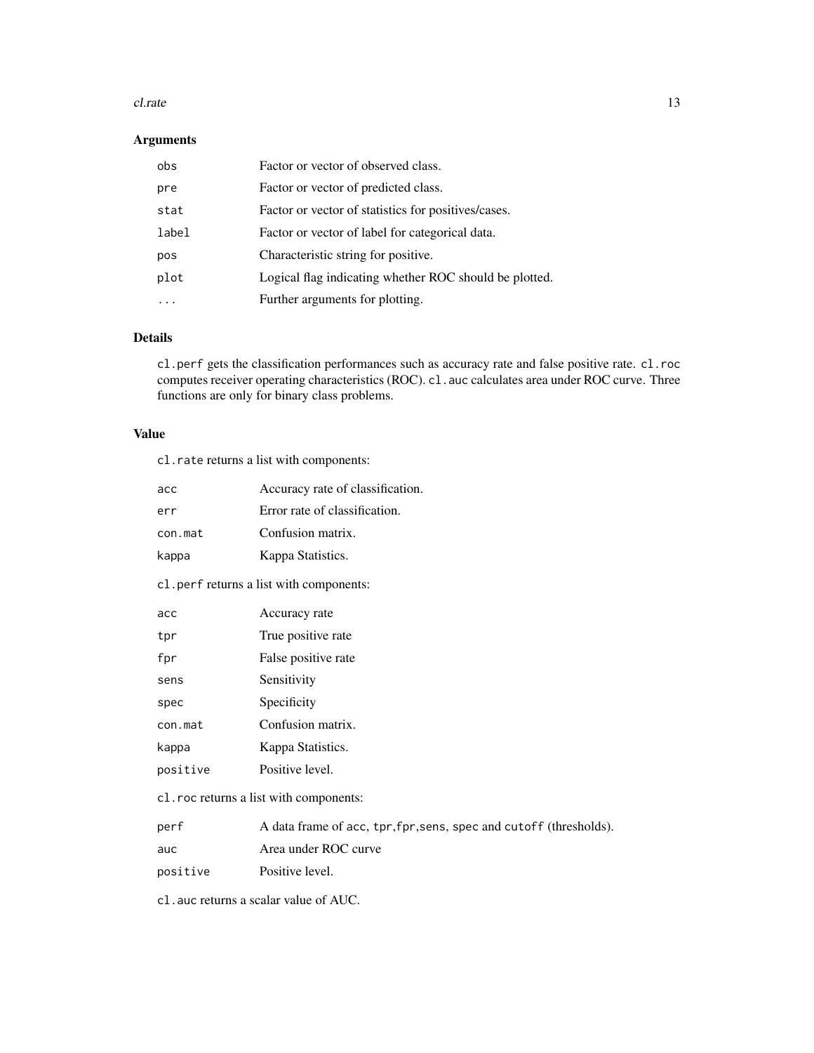## Arguments

| | |
|---|---|
| `obs` | Factor or vector of observed class. |
| `pre` | Factor or vector of predicted class. |
| `stat` | Factor or vector of statistics for positives/cases. |
| `label` | Factor or vector of label for categorical data. |
| `pos` | Characteristic string for positive. |
| `plot` | Logical flag indicating whether ROC should be plotted. |
| `...` | Further arguments for plotting. |

## Details

`cl.perf` gets the classification performances such as accuracy rate and false positive rate. `cl.roc` computes receiver operating characteristics (ROC). `cl.auc` calculates area under ROC curve. Three functions are only for binary class problems.

## Value

`cl.rate` returns a list with components:

| | |
|---|---|
| `acc` | Accuracy rate of classification. |
| `err` | Error rate of classification. |
| `con.mat` | Confusion matrix. |
| `kappa` | Kappa Statistics. |

`cl.perf` returns a list with components:

| | |
|---|---|
| `acc` | Accuracy rate |
| `tpr` | True positive rate |
| `fpr` | False positive rate |
| `sens` | Sensitivity |
| `spec` | Specificity |
| `con.mat` | Confusion matrix. |
| `kappa` | Kappa Statistics. |
| `positive` | Positive level. |

`cl.roc` returns a list with components:

| | |
|---|---|
| `perf` | A data frame of `acc`, `tpr`,`fpr`,`sens`, `spec` and `cutoff` (thresholds). |
| `auc` | Area under ROC curve |
| `positive` | Positive level. |

`cl.auc` returns a scalar value of AUC.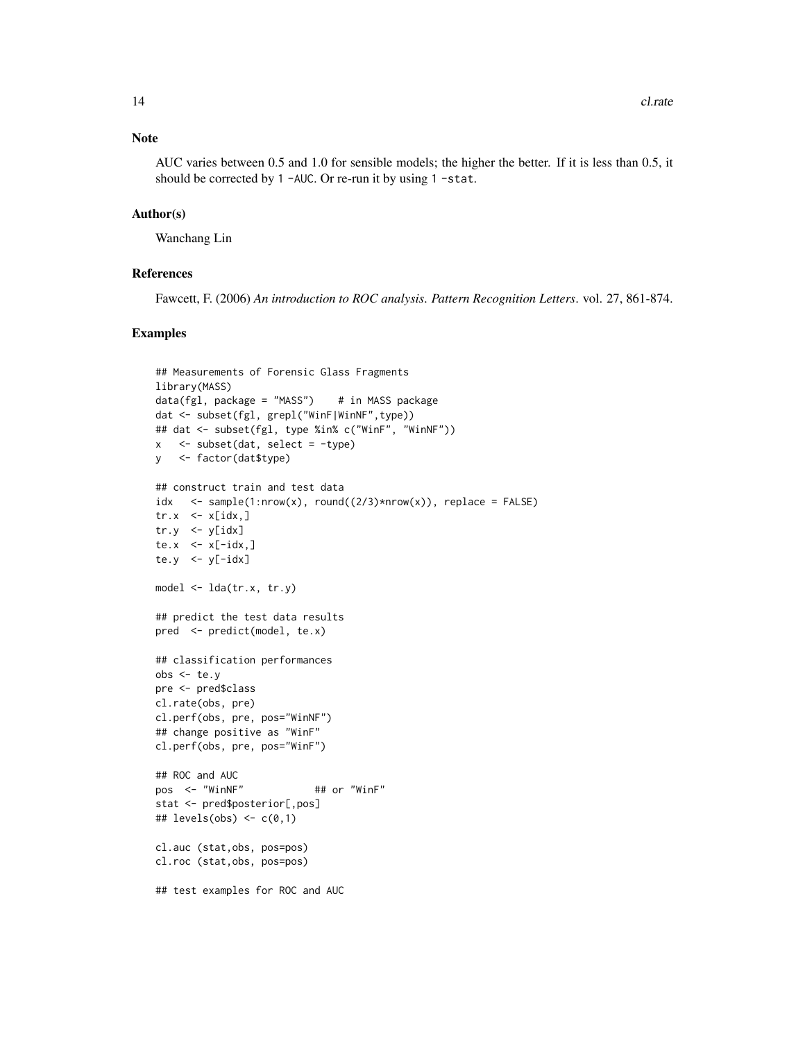## Note

AUC varies between 0.5 and 1.0 for sensible models; the higher the better. If it is less than 0.5, it should be corrected by `1 -AUC`. Or re-run it by using `1 -stat`.

## Author(s)

Wanchang Lin

## References

Fawcett, F. (2006) *An introduction to ROC analysis*. *Pattern Recognition Letters*. vol. 27, 861-874.

## Examples

```
## Measurements of Forensic Glass Fragments
library(MASS)
data(fgl, package = "MASS")    # in MASS package
dat <- subset(fgl, grepl("WinF|WinNF",type))
## dat <- subset(fgl, type %in% c("WinF", "WinNF"))
x   <- subset(dat, select = -type)
y   <- factor(dat$type)

## construct train and test data
idx   <- sample(1:nrow(x), round((2/3)*nrow(x)), replace = FALSE)
tr.x  <- x[idx,]
tr.y  <- y[idx]
te.x  <- x[-idx,]
te.y  <- y[-idx]

model <- lda(tr.x, tr.y)

## predict the test data results
pred  <- predict(model, te.x)

## classification performances
obs <- te.y
pre <- pred$class
cl.rate(obs, pre)
cl.perf(obs, pre, pos="WinNF")
## change positive as "WinF"
cl.perf(obs, pre, pos="WinF")

## ROC and AUC
pos  <- "WinNF"            ## or "WinF"
stat <- pred$posterior[,pos]
## levels(obs) <- c(0,1)

cl.auc (stat,obs, pos=pos)
cl.roc (stat,obs, pos=pos)

## test examples for ROC and AUC
```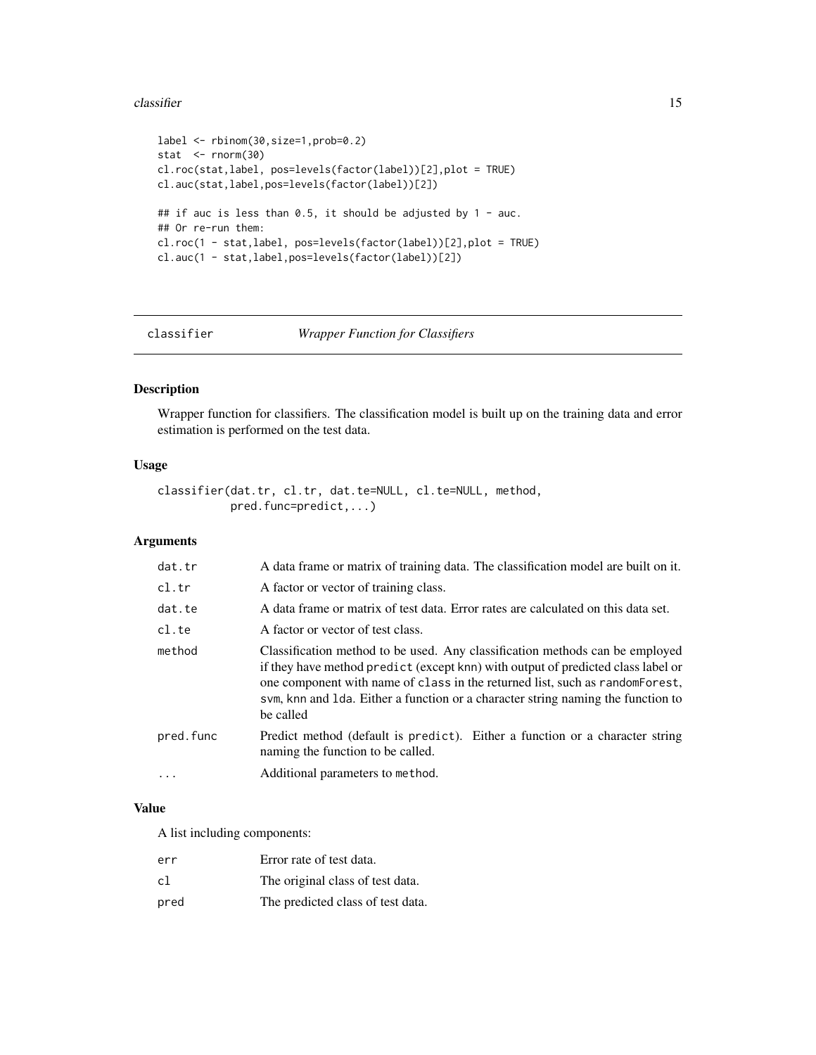```
label <- rbinom(30,size=1,prob=0.2)
stat  <- rnorm(30)
cl.roc(stat,label, pos=levels(factor(label))[2],plot = TRUE)
cl.auc(stat,label,pos=levels(factor(label))[2])

## if auc is less than 0.5, it should be adjusted by 1 - auc.
## Or re-run them:
cl.roc(1 - stat,label, pos=levels(factor(label))[2],plot = TRUE)
cl.auc(1 - stat,label,pos=levels(factor(label))[2])
```

---

## classifier *Wrapper Function for Classifiers*

### Description

Wrapper function for classifiers. The classification model is built up on the training data and error estimation is performed on the test data.

### Usage

```
classifier(dat.tr, cl.tr, dat.te=NULL, cl.te=NULL, method,
           pred.func=predict,...)
```

### Arguments

| | |
|---|---|
| `dat.tr` | A data frame or matrix of training data. The classification model are built on it. |
| `cl.tr` | A factor or vector of training class. |
| `dat.te` | A data frame or matrix of test data. Error rates are calculated on this data set. |
| `cl.te` | A factor or vector of test class. |
| `method` | Classification method to be used. Any classification methods can be employed if they have method `predict` (except `knn`) with output of predicted class label or one component with name of `class` in the returned list, such as `randomForest`, `svm`, `knn` and `lda`. Either a function or a character string naming the function to be called |
| `pred.func` | Predict method (default is `predict`). Either a function or a character string naming the function to be called. |
| `...` | Additional parameters to `method`. |

### Value

A list including components:

| | |
|---|---|
| `err` | Error rate of test data. |
| `cl` | The original class of test data. |
| `pred` | The predicted class of test data. |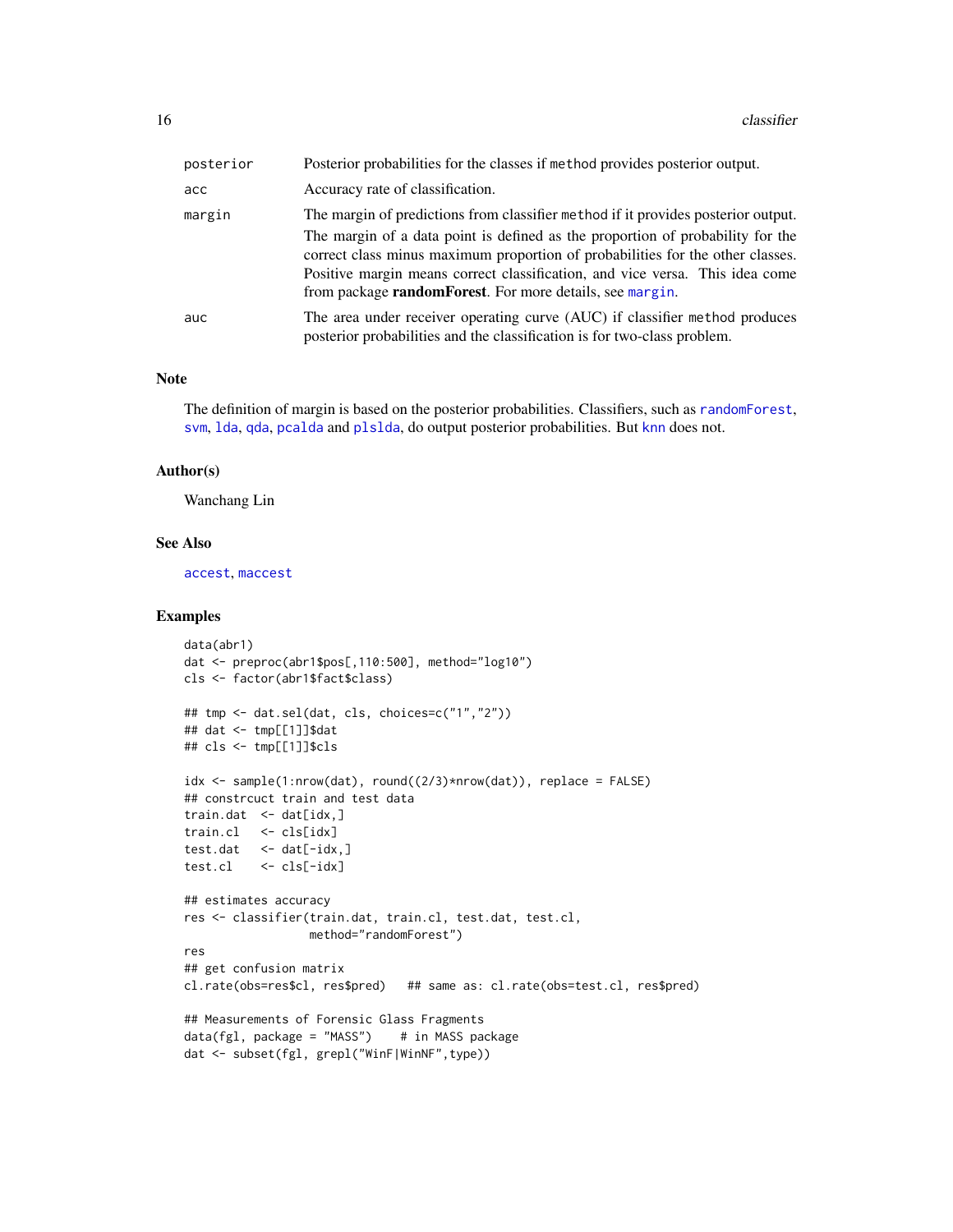| | |
|---|---|
| `posterior` | Posterior probabilities for the classes if `method` provides posterior output. |
| `acc` | Accuracy rate of classification. |
| `margin` | The margin of predictions from classifier `method` if it provides posterior output. The margin of a data point is defined as the proportion of probability for the correct class minus maximum proportion of probabilities for the other classes. Positive margin means correct classification, and vice versa. This idea come from package **randomForest**. For more details, see margin. |
| `auc` | The area under receiver operating curve (AUC) if classifier `method` produces posterior probabilities and the classification is for two-class problem. |

## Note

The definition of margin is based on the posterior probabilities. Classifiers, such as randomForest, svm, lda, qda, pcalda and plslda, do output posterior probabilities. But knn does not.

## Author(s)

Wanchang Lin

## See Also

accest, maccest

## Examples

```
data(abr1)
dat <- preproc(abr1$pos[,110:500], method="log10")
cls <- factor(abr1$fact$class)

## tmp <- dat.sel(dat, cls, choices=c("1","2"))
## dat <- tmp[[1]]$dat
## cls <- tmp[[1]]$cls

idx <- sample(1:nrow(dat), round((2/3)*nrow(dat)), replace = FALSE)
## constrcuct train and test data
train.dat  <- dat[idx,]
train.cl   <- cls[idx]
test.dat   <- dat[-idx,]
test.cl    <- cls[-idx]

## estimates accuracy
res <- classifier(train.dat, train.cl, test.dat, test.cl,
                  method="randomForest")
res
## get confusion matrix
cl.rate(obs=res$cl, res$pred)   ## same as: cl.rate(obs=test.cl, res$pred)

## Measurements of Forensic Glass Fragments
data(fgl, package = "MASS")    # in MASS package
dat <- subset(fgl, grepl("WinF|WinNF",type))
```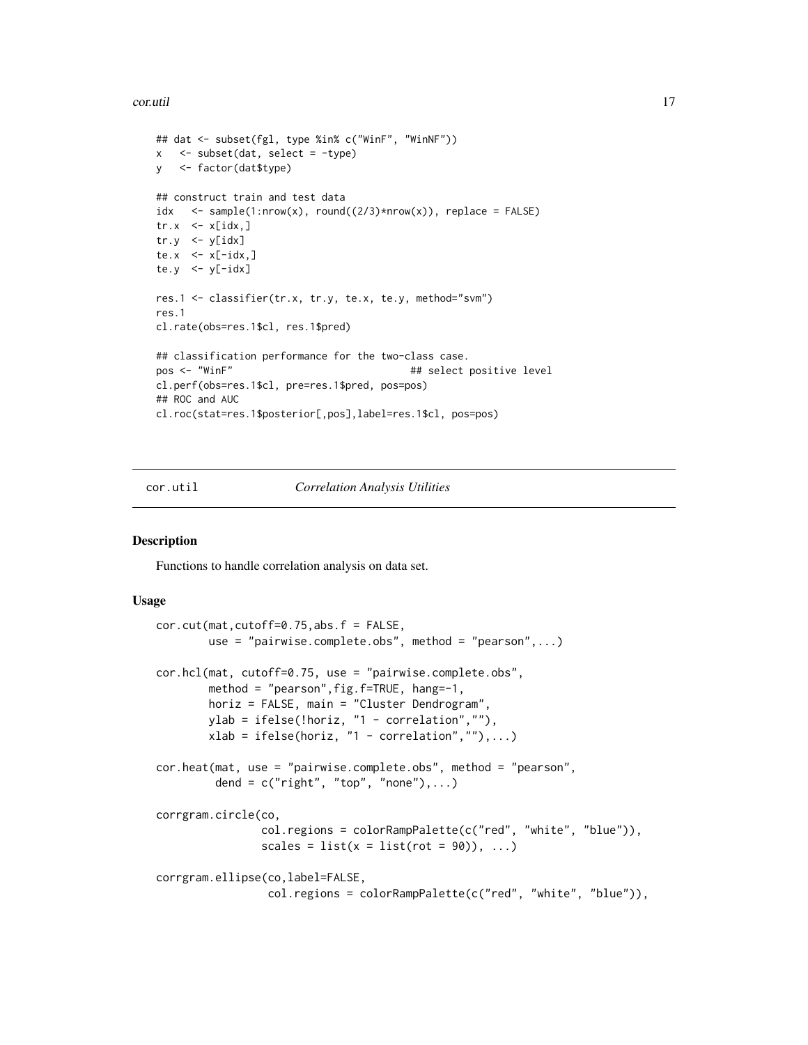```
## dat <- subset(fgl, type %in% c("WinF", "WinNF"))
x   <- subset(dat, select = -type)
y   <- factor(dat$type)

## construct train and test data
idx   <- sample(1:nrow(x), round((2/3)*nrow(x)), replace = FALSE)
tr.x  <- x[idx,]
tr.y  <- y[idx]
te.x  <- x[-idx,]
te.y  <- y[-idx]

res.1 <- classifier(tr.x, tr.y, te.x, te.y, method="svm")
res.1
cl.rate(obs=res.1$cl, res.1$pred)

## classification performance for the two-class case.
pos <- "WinF"                              ## select positive level
cl.perf(obs=res.1$cl, pre=res.1$pred, pos=pos)
## ROC and AUC
cl.roc(stat=res.1$posterior[,pos],label=res.1$cl, pos=pos)
```

---

`cor.util` *Correlation Analysis Utilities*

---

### Description

Functions to handle correlation analysis on data set.

### Usage

```
cor.cut(mat,cutoff=0.75,abs.f = FALSE,
        use = "pairwise.complete.obs", method = "pearson",...)

cor.hcl(mat, cutoff=0.75, use = "pairwise.complete.obs",
        method = "pearson",fig.f=TRUE, hang=-1,
        horiz = FALSE, main = "Cluster Dendrogram",
        ylab = ifelse(!horiz, "1 - correlation",""),
        xlab = ifelse(horiz, "1 - correlation",""),...)

cor.heat(mat, use = "pairwise.complete.obs", method = "pearson",
         dend = c("right", "top", "none"),...)

corrgram.circle(co,
                col.regions = colorRampPalette(c("red", "white", "blue")),
                scales = list(x = list(rot = 90)), ...)

corrgram.ellipse(co,label=FALSE,
                 col.regions = colorRampPalette(c("red", "white", "blue")),
```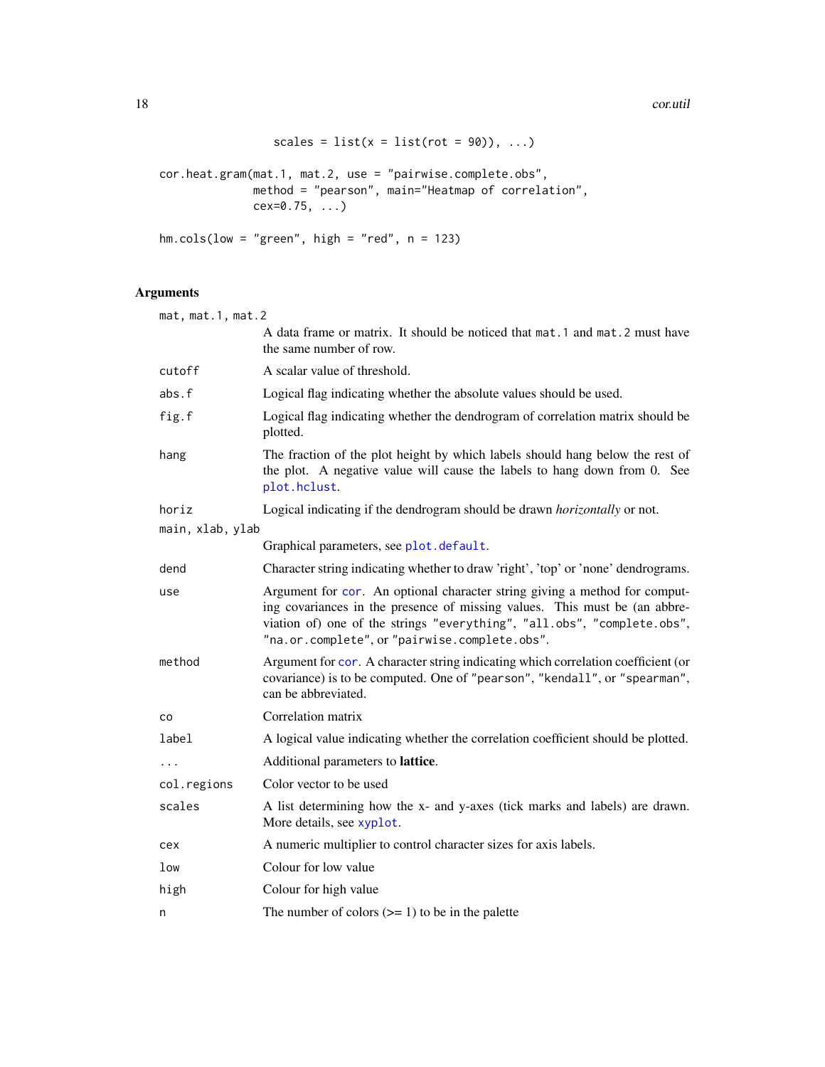```
                  scales = list(x = list(rot = 90)), ...)

cor.heat.gram(mat.1, mat.2, use = "pairwise.complete.obs",
              method = "pearson", main="Heatmap of correlation",
              cex=0.75, ...)

hm.cols(low = "green", high = "red", n = 123)
```

## Arguments

| Argument | Description |
|---|---|
| `mat, mat.1, mat.2` | A data frame or matrix. It should be noticed that `mat.1` and `mat.2` must have the same number of row. |
| `cutoff` | A scalar value of threshold. |
| `abs.f` | Logical flag indicating whether the absolute values should be used. |
| `fig.f` | Logical flag indicating whether the dendrogram of correlation matrix should be plotted. |
| `hang` | The fraction of the plot height by which labels should hang below the rest of the plot. A negative value will cause the labels to hang down from 0. See `plot.hclust`. |
| `horiz` | Logical indicating if the dendrogram should be drawn *horizontally* or not. |
| `main, xlab, ylab` | Graphical parameters, see `plot.default`. |
| `dend` | Character string indicating whether to draw 'right', 'top' or 'none' dendrograms. |
| `use` | Argument for `cor`. An optional character string giving a method for computing covariances in the presence of missing values. This must be (an abbreviation of) one of the strings `"everything"`, `"all.obs"`, `"complete.obs"`, `"na.or.complete"`, or `"pairwise.complete.obs"`. |
| `method` | Argument for `cor`. A character string indicating which correlation coefficient (or covariance) is to be computed. One of `"pearson"`, `"kendall"`, or `"spearman"`, can be abbreviated. |
| `co` | Correlation matrix |
| `label` | A logical value indicating whether the correlation coefficient should be plotted. |
| `...` | Additional parameters to **lattice**. |
| `col.regions` | Color vector to be used |
| `scales` | A list determining how the x- and y-axes (tick marks and labels) are drawn. More details, see `xyplot`. |
| `cex` | A numeric multiplier to control character sizes for axis labels. |
| `low` | Colour for low value |
| `high` | Colour for high value |
| `n` | The number of colors (>= 1) to be in the palette |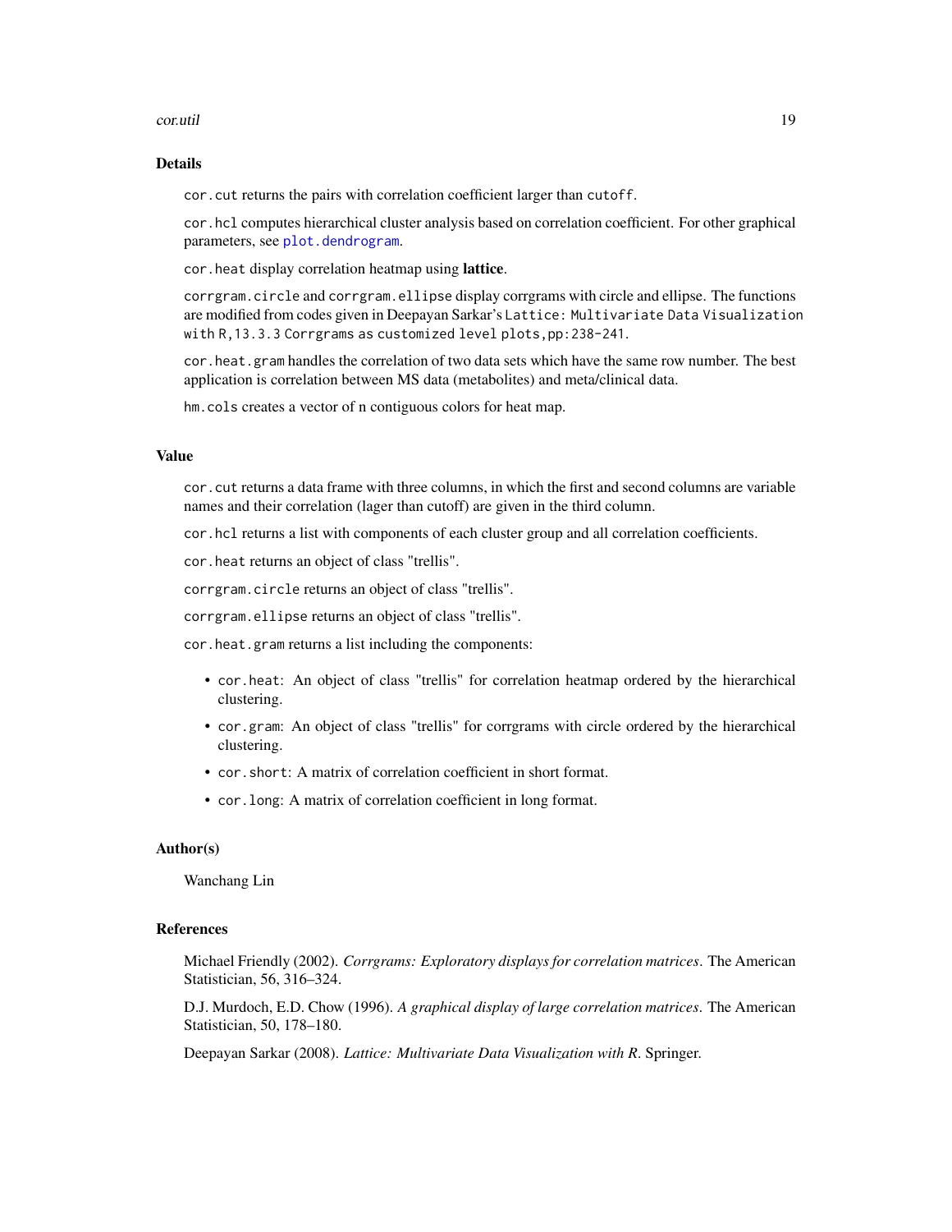## Details

`cor.cut` returns the pairs with correlation coefficient larger than `cutoff`.

`cor.hcl` computes hierarchical cluster analysis based on correlation coefficient. For other graphical parameters, see `plot.dendrogram`.

`cor.heat` display correlation heatmap using **lattice**.

`corrgram.circle` and `corrgram.ellipse` display corrgrams with circle and ellipse. The functions are modified from codes given in Deepayan Sarkar's `Lattice: Multivariate Data Visualization with R,13.3.3 Corrgrams as customized level plots,pp:238-241`.

`cor.heat.gram` handles the correlation of two data sets which have the same row number. The best application is correlation between MS data (metabolites) and meta/clinical data.

`hm.cols` creates a vector of n contiguous colors for heat map.

## Value

`cor.cut` returns a data frame with three columns, in which the first and second columns are variable names and their correlation (lager than cutoff) are given in the third column.

`cor.hcl` returns a list with components of each cluster group and all correlation coefficients.

`cor.heat` returns an object of class "trellis".

`corrgram.circle` returns an object of class "trellis".

`corrgram.ellipse` returns an object of class "trellis".

`cor.heat.gram` returns a list including the components:

- `cor.heat`: An object of class "trellis" for correlation heatmap ordered by the hierarchical clustering.
- `cor.gram`: An object of class "trellis" for corrgrams with circle ordered by the hierarchical clustering.
- `cor.short`: A matrix of correlation coefficient in short format.
- `cor.long`: A matrix of correlation coefficient in long format.

## Author(s)

Wanchang Lin

## References

Michael Friendly (2002). *Corrgrams: Exploratory displays for correlation matrices*. The American Statistician, 56, 316–324.

D.J. Murdoch, E.D. Chow (1996). *A graphical display of large correlation matrices*. The American Statistician, 50, 178–180.

Deepayan Sarkar (2008). *Lattice: Multivariate Data Visualization with R*. Springer.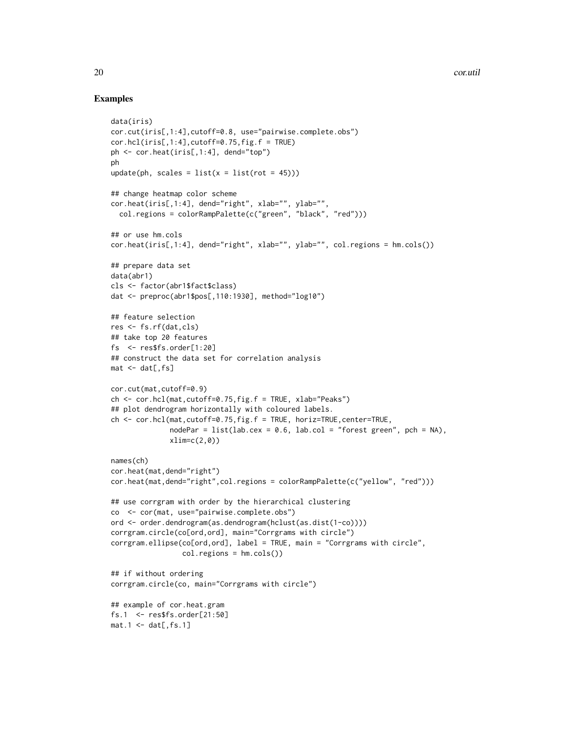## Examples

```
data(iris)
cor.cut(iris[,1:4],cutoff=0.8, use="pairwise.complete.obs")
cor.hcl(iris[,1:4],cutoff=0.75,fig.f = TRUE)
ph <- cor.heat(iris[,1:4], dend="top")
ph
update(ph, scales = list(x = list(rot = 45)))

## change heatmap color scheme
cor.heat(iris[,1:4], dend="right", xlab="", ylab="",
  col.regions = colorRampPalette(c("green", "black", "red")))

## or use hm.cols
cor.heat(iris[,1:4], dend="right", xlab="", ylab="", col.regions = hm.cols())

## prepare data set
data(abr1)
cls <- factor(abr1$fact$class)
dat <- preproc(abr1$pos[,110:1930], method="log10")

## feature selection
res <- fs.rf(dat,cls)
## take top 20 features
fs  <- res$fs.order[1:20]
## construct the data set for correlation analysis
mat <- dat[,fs]

cor.cut(mat,cutoff=0.9)
ch <- cor.hcl(mat,cutoff=0.75,fig.f = TRUE, xlab="Peaks")
## plot dendrogram horizontally with coloured labels.
ch <- cor.hcl(mat,cutoff=0.75,fig.f = TRUE, horiz=TRUE,center=TRUE,
              nodePar = list(lab.cex = 0.6, lab.col = "forest green", pch = NA),
              xlim=c(2,0))

names(ch)
cor.heat(mat,dend="right")
cor.heat(mat,dend="right",col.regions = colorRampPalette(c("yellow", "red")))

## use corrgram with order by the hierarchical clustering
co  <- cor(mat, use="pairwise.complete.obs")
ord <- order.dendrogram(as.dendrogram(hclust(as.dist(1-co))))
corrgram.circle(co[ord,ord], main="Corrgrams with circle")
corrgram.ellipse(co[ord,ord], label = TRUE, main = "Corrgrams with circle",
                 col.regions = hm.cols())

## if without ordering
corrgram.circle(co, main="Corrgrams with circle")

## example of cor.heat.gram
fs.1  <- res$fs.order[21:50]
mat.1 <- dat[,fs.1]
```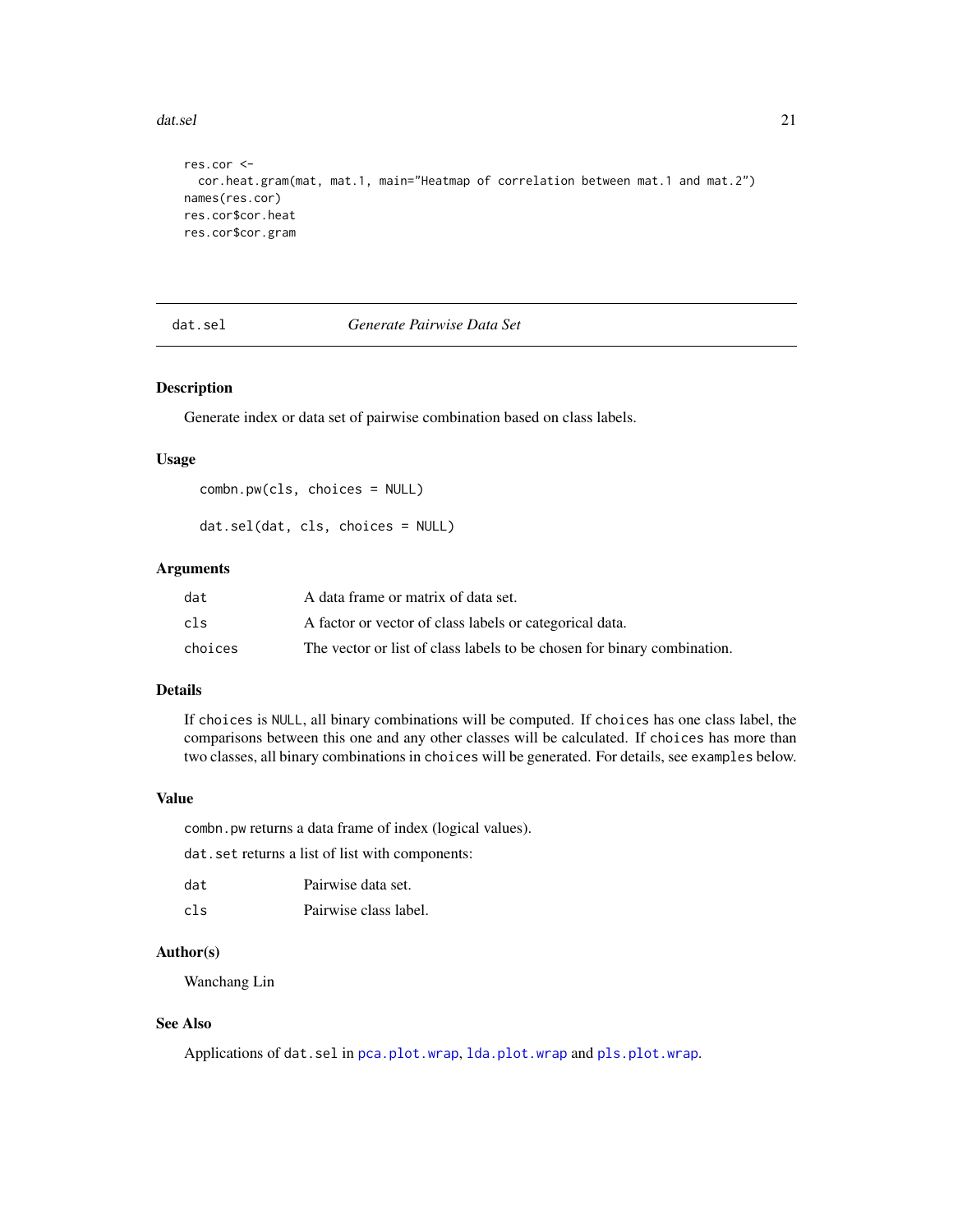```
res.cor <-
  cor.heat.gram(mat, mat.1, main="Heatmap of correlation between mat.1 and mat.2")
names(res.cor)
res.cor$cor.heat
res.cor$cor.gram
```

## dat.sel    *Generate Pairwise Data Set*

### Description

Generate index or data set of pairwise combination based on class labels.

### Usage

```
combn.pw(cls, choices = NULL)

dat.sel(dat, cls, choices = NULL)
```

### Arguments

| | |
|---|---|
| `dat` | A data frame or matrix of data set. |
| `cls` | A factor or vector of class labels or categorical data. |
| `choices` | The vector or list of class labels to be chosen for binary combination. |

### Details

If `choices` is `NULL`, all binary combinations will be computed. If `choices` has one class label, the comparisons between this one and any other classes will be calculated. If `choices` has more than two classes, all binary combinations in `choices` will be generated. For details, see `examples` below.

### Value

`combn.pw` returns a data frame of index (logical values).

`dat.set` returns a list of list with components:

| | |
|---|---|
| `dat` | Pairwise data set. |
| `cls` | Pairwise class label. |

### Author(s)

Wanchang Lin

### See Also

Applications of `dat.sel` in `pca.plot.wrap`, `lda.plot.wrap` and `pls.plot.wrap`.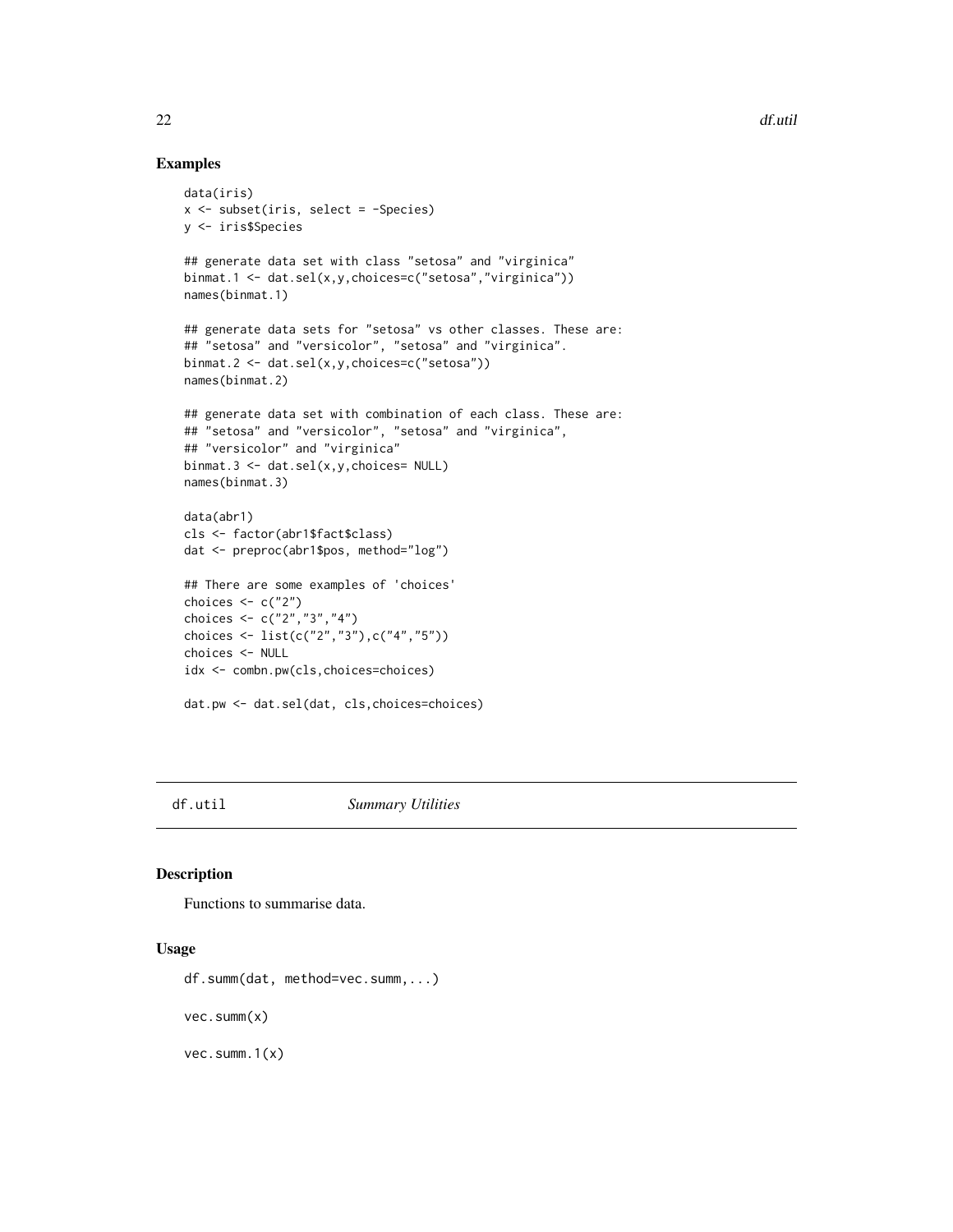## Examples

```
data(iris)
x <- subset(iris, select = -Species)
y <- iris$Species

## generate data set with class "setosa" and "virginica"
binmat.1 <- dat.sel(x,y,choices=c("setosa","virginica"))
names(binmat.1)

## generate data sets for "setosa" vs other classes. These are:
## "setosa" and "versicolor", "setosa" and "virginica".
binmat.2 <- dat.sel(x,y,choices=c("setosa"))
names(binmat.2)

## generate data set with combination of each class. These are:
## "setosa" and "versicolor", "setosa" and "virginica",
## "versicolor" and "virginica"
binmat.3 <- dat.sel(x,y,choices= NULL)
names(binmat.3)

data(abr1)
cls <- factor(abr1$fact$class)
dat <- preproc(abr1$pos, method="log")

## There are some examples of 'choices'
choices <- c("2")
choices <- c("2","3","4")
choices <- list(c("2","3"),c("4","5"))
choices <- NULL
idx <- combn.pw(cls,choices=choices)

dat.pw <- dat.sel(dat, cls,choices=choices)
```

---

# df.util *Summary Utilities*

---

## Description

Functions to summarise data.

## Usage

```
df.summ(dat, method=vec.summ,...)

vec.summ(x)

vec.summ.1(x)
```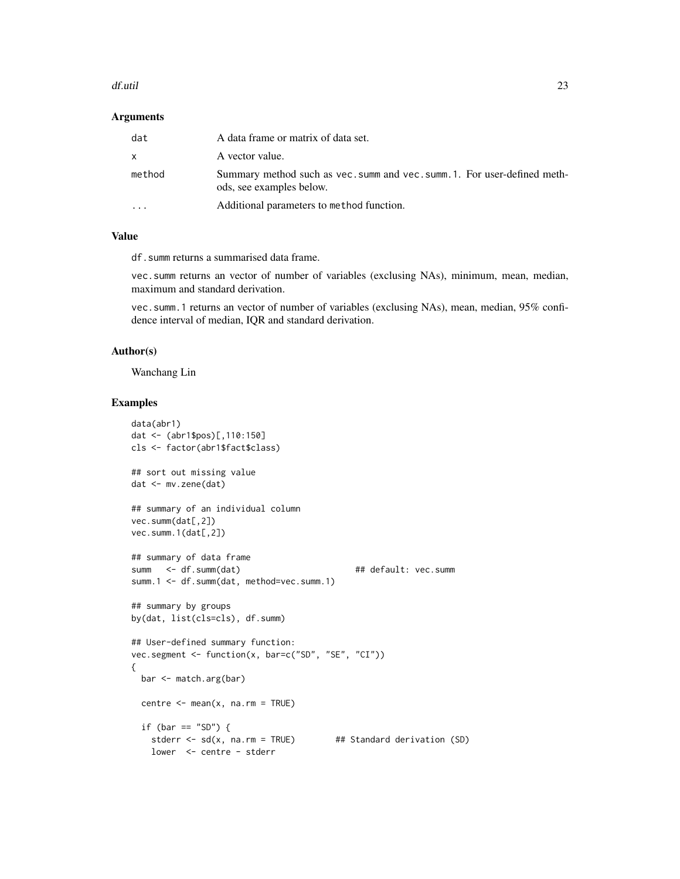## Arguments

| | |
|---|---|
| dat | A data frame or matrix of data set. |
| x | A vector value. |
| method | Summary method such as `vec.summ` and `vec.summ.1`. For user-defined methods, see examples below. |
| ... | Additional parameters to `method` function. |

## Value

`df.summ` returns a summarised data frame.

`vec.summ` returns an vector of number of variables (exclusing NAs), minimum, mean, median, maximum and standard derivation.

`vec.summ.1` returns an vector of number of variables (exclusing NAs), mean, median, 95% confidence interval of median, IQR and standard derivation.

## Author(s)

Wanchang Lin

## Examples

```
data(abr1)
dat <- (abr1$pos)[,110:150]
cls <- factor(abr1$fact$class)

## sort out missing value
dat <- mv.zene(dat)

## summary of an individual column
vec.summ(dat[,2])
vec.summ.1(dat[,2])

## summary of data frame
summ   <- df.summ(dat)                       ## default: vec.summ
summ.1 <- df.summ(dat, method=vec.summ.1)

## summary by groups
by(dat, list(cls=cls), df.summ)

## User-defined summary function:
vec.segment <- function(x, bar=c("SD", "SE", "CI"))
{
  bar <- match.arg(bar)

  centre <- mean(x, na.rm = TRUE)

  if (bar == "SD") {
    stderr <- sd(x, na.rm = TRUE)        ## Standard derivation (SD)
    lower  <- centre - stderr
```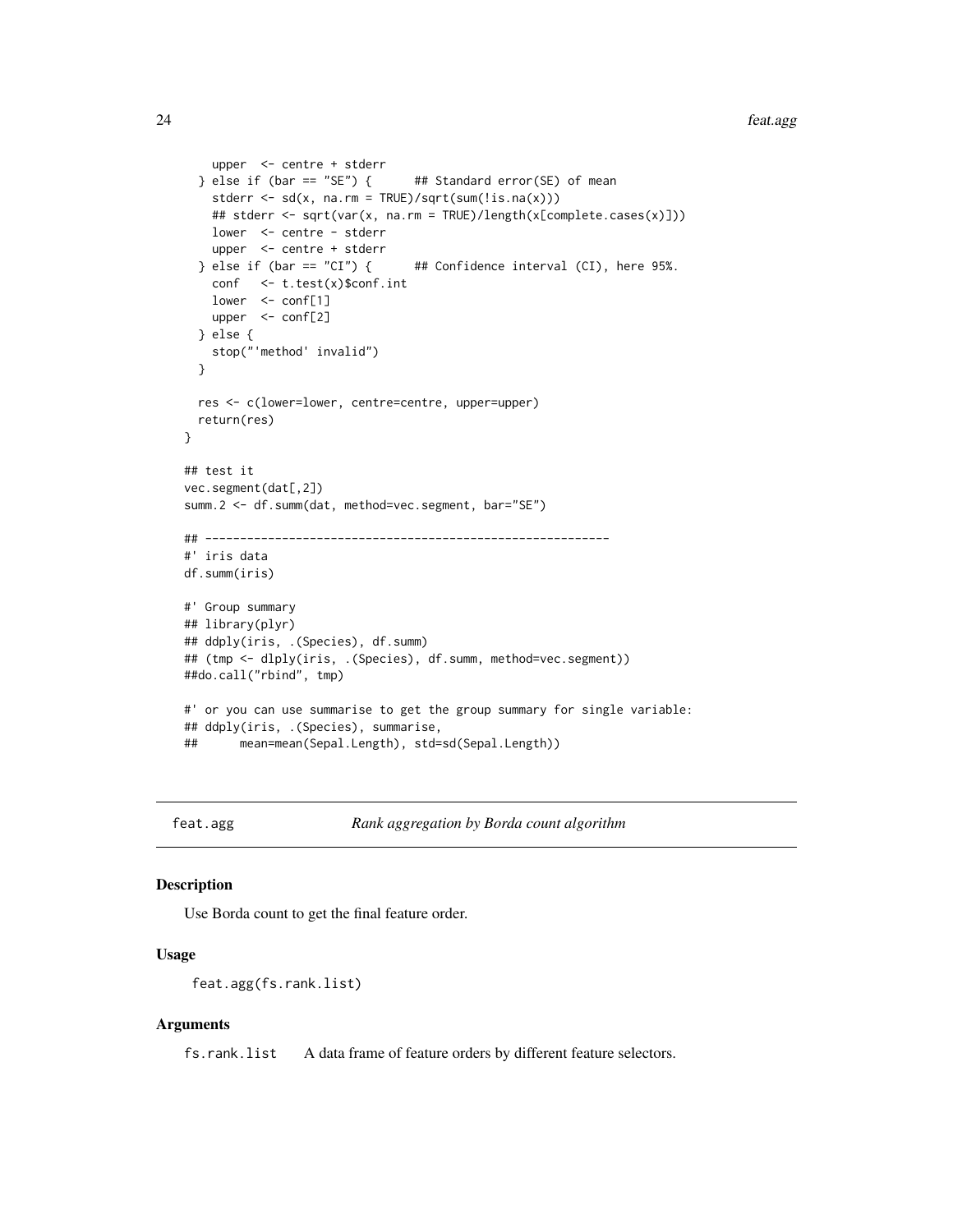```
    upper  <- centre + stderr
  } else if (bar == "SE") {      ## Standard error(SE) of mean
    stderr <- sd(x, na.rm = TRUE)/sqrt(sum(!is.na(x)))
    ## stderr <- sqrt(var(x, na.rm = TRUE)/length(x[complete.cases(x)]))
    lower  <- centre - stderr
    upper  <- centre + stderr
  } else if (bar == "CI") {      ## Confidence interval (CI), here 95%.
    conf   <- t.test(x)$conf.int
    lower  <- conf[1]
    upper  <- conf[2]
  } else {
    stop("'method' invalid")
  }

  res <- c(lower=lower, centre=centre, upper=upper)
  return(res)
}

## test it
vec.segment(dat[,2])
summ.2 <- df.summ(dat, method=vec.segment, bar="SE")

## ----------------------------------------------------------
#' iris data
df.summ(iris)

#' Group summary
## library(plyr)
## ddply(iris, .(Species), df.summ)
## (tmp <- dlply(iris, .(Species), df.summ, method=vec.segment))
##do.call("rbind", tmp)

#' or you can use summarise to get the group summary for single variable:
## ddply(iris, .(Species), summarise,
##      mean=mean(Sepal.Length), std=sd(Sepal.Length))
```

---

## feat.agg *Rank aggregation by Borda count algorithm*

### Description

Use Borda count to get the final feature order.

### Usage

```
feat.agg(fs.rank.list)
```

### Arguments

`fs.rank.list` A data frame of feature orders by different feature selectors.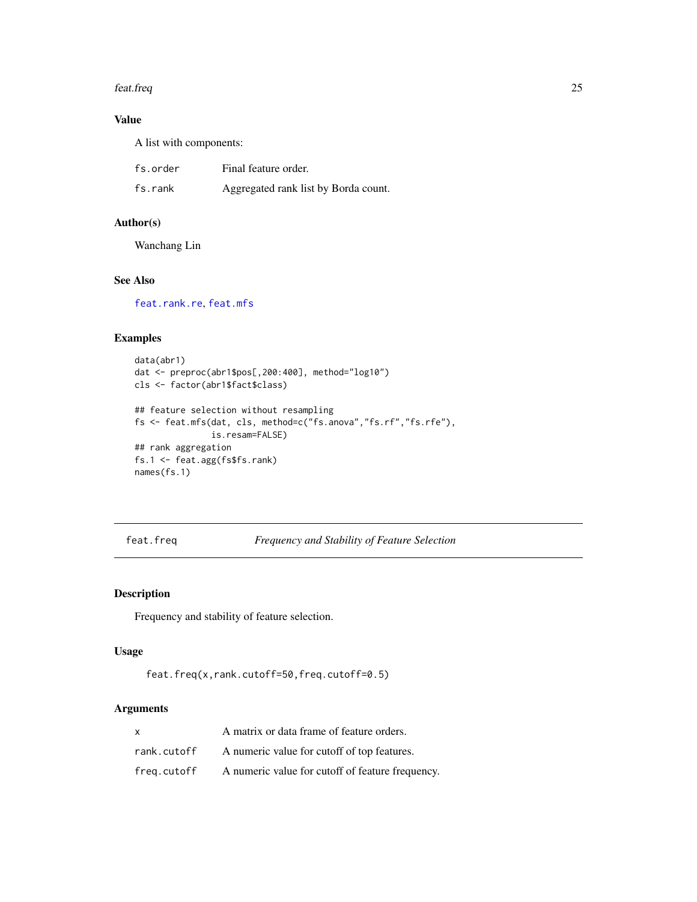### Value

A list with components:

| | |
|---|---|
| fs.order | Final feature order. |
| fs.rank | Aggregated rank list by Borda count. |

### Author(s)

Wanchang Lin

### See Also

feat.rank.re, feat.mfs

### Examples

```
data(abr1)
dat <- preproc(abr1$pos[,200:400], method="log10")
cls <- factor(abr1$fact$class)

## feature selection without resampling
fs <- feat.mfs(dat, cls, method=c("fs.anova","fs.rf","fs.rfe"),
               is.resam=FALSE)
## rank aggregation
fs.1 <- feat.agg(fs$fs.rank)
names(fs.1)
```

---

## feat.freq — *Frequency and Stability of Feature Selection*

### Description

Frequency and stability of feature selection.

### Usage

```
feat.freq(x,rank.cutoff=50,freq.cutoff=0.5)
```

### Arguments

| | |
|---|---|
| x | A matrix or data frame of feature orders. |
| rank.cutoff | A numeric value for cutoff of top features. |
| freq.cutoff | A numeric value for cutoff of feature frequency. |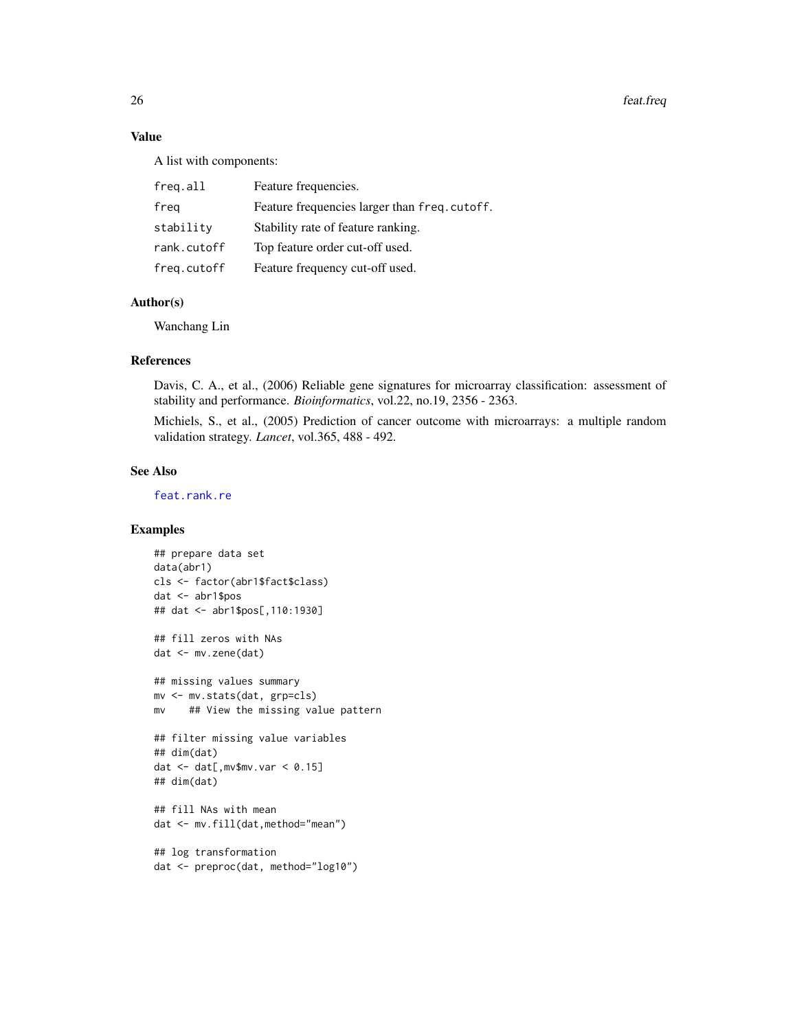## Value

A list with components:

| | |
|---|---|
| `freq.all` | Feature frequencies. |
| `freq` | Feature frequencies larger than `freq.cutoff`. |
| `stability` | Stability rate of feature ranking. |
| `rank.cutoff` | Top feature order cut-off used. |
| `freq.cutoff` | Feature frequency cut-off used. |

## Author(s)

Wanchang Lin

## References

Davis, C. A., et al., (2006) Reliable gene signatures for microarray classification: assessment of stability and performance. *Bioinformatics*, vol.22, no.19, 2356 - 2363.

Michiels, S., et al., (2005) Prediction of cancer outcome with microarrays: a multiple random validation strategy. *Lancet*, vol.365, 488 - 492.

## See Also

`feat.rank.re`

## Examples

```
## prepare data set
data(abr1)
cls <- factor(abr1$fact$class)
dat <- abr1$pos
## dat <- abr1$pos[,110:1930]

## fill zeros with NAs
dat <- mv.zene(dat)

## missing values summary
mv <- mv.stats(dat, grp=cls)
mv    ## View the missing value pattern

## filter missing value variables
## dim(dat)
dat <- dat[,mv$mv.var < 0.15]
## dim(dat)

## fill NAs with mean
dat <- mv.fill(dat,method="mean")

## log transformation
dat <- preproc(dat, method="log10")
```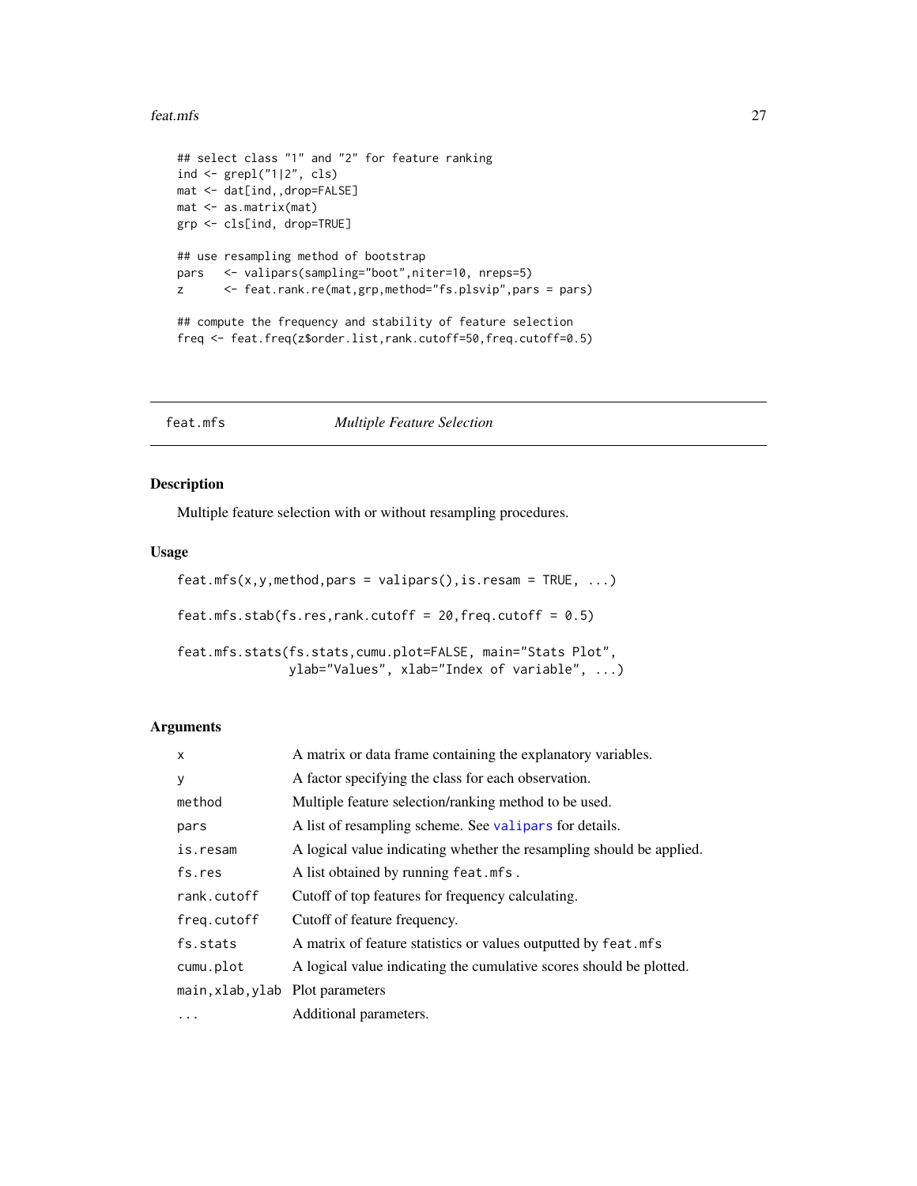```
## select class "1" and "2" for feature ranking
ind <- grepl("1|2", cls)
mat <- dat[ind,,drop=FALSE]
mat <- as.matrix(mat)
grp <- cls[ind, drop=TRUE]

## use resampling method of bootstrap
pars   <- valipars(sampling="boot",niter=10, nreps=5)
z      <- feat.rank.re(mat,grp,method="fs.plsvip",pars = pars)

## compute the frequency and stability of feature selection
freq <- feat.freq(z$order.list,rank.cutoff=50,freq.cutoff=0.5)
```

---

## feat.mfs *Multiple Feature Selection*

### Description

Multiple feature selection with or without resampling procedures.

### Usage

```
feat.mfs(x,y,method,pars = valipars(),is.resam = TRUE, ...)

feat.mfs.stab(fs.res,rank.cutoff = 20,freq.cutoff = 0.5)

feat.mfs.stats(fs.stats,cumu.plot=FALSE, main="Stats Plot",
               ylab="Values", xlab="Index of variable", ...)
```

### Arguments

| | |
|---|---|
| `x` | A matrix or data frame containing the explanatory variables. |
| `y` | A factor specifying the class for each observation. |
| `method` | Multiple feature selection/ranking method to be used. |
| `pars` | A list of resampling scheme. See `valipars` for details. |
| `is.resam` | A logical value indicating whether the resampling should be applied. |
| `fs.res` | A list obtained by running `feat.mfs` . |
| `rank.cutoff` | Cutoff of top features for frequency calculating. |
| `freq.cutoff` | Cutoff of feature frequency. |
| `fs.stats` | A matrix of feature statistics or values outputted by `feat.mfs` |
| `cumu.plot` | A logical value indicating the cumulative scores should be plotted. |
| `main,xlab,ylab` | Plot parameters |
| `...` | Additional parameters. |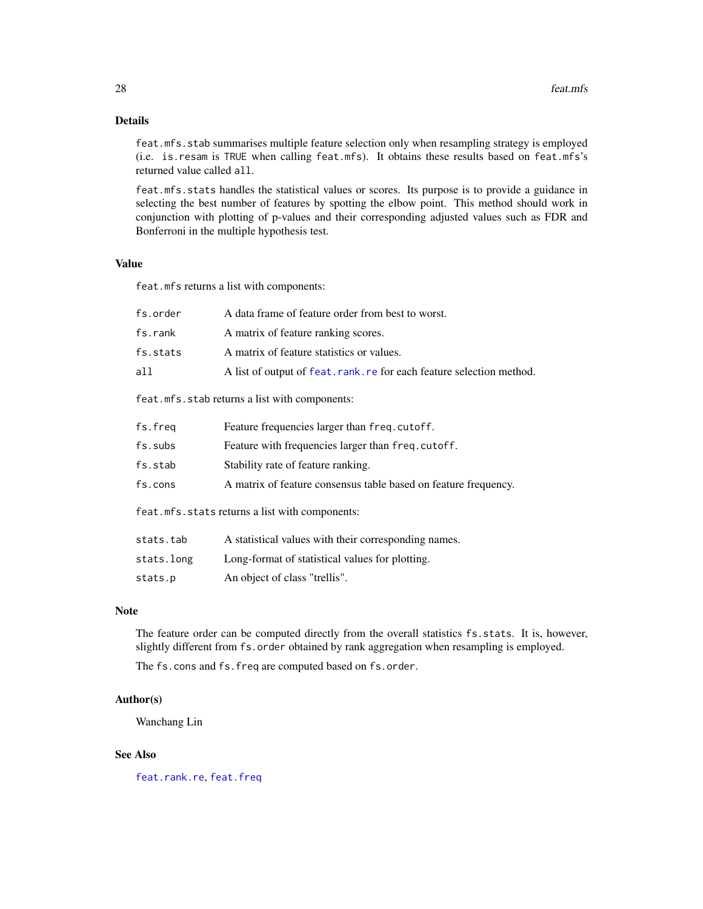## Details

`feat.mfs.stab` summarises multiple feature selection only when resampling strategy is employed (i.e. `is.resam` is `TRUE` when calling `feat.mfs`). It obtains these results based on `feat.mfs`'s returned value called `all`.

`feat.mfs.stats` handles the statistical values or scores. Its purpose is to provide a guidance in selecting the best number of features by spotting the elbow point. This method should work in conjunction with plotting of p-values and their corresponding adjusted values such as FDR and Bonferroni in the multiple hypothesis test.

## Value

`feat.mfs` returns a list with components:

| | |
|---|---|
| `fs.order` | A data frame of feature order from best to worst. |
| `fs.rank` | A matrix of feature ranking scores. |
| `fs.stats` | A matrix of feature statistics or values. |
| `all` | A list of output of `feat.rank.re` for each feature selection method. |

`feat.mfs.stab` returns a list with components:

| | |
|---|---|
| `fs.freq` | Feature frequencies larger than `freq.cutoff`. |
| `fs.subs` | Feature with frequencies larger than `freq.cutoff`. |
| `fs.stab` | Stability rate of feature ranking. |
| `fs.cons` | A matrix of feature consensus table based on feature frequency. |

`feat.mfs.stats` returns a list with components:

| | |
|---|---|
| `stats.tab` | A statistical values with their corresponding names. |
| `stats.long` | Long-format of statistical values for plotting. |
| `stats.p` | An object of class "trellis". |

## Note

The feature order can be computed directly from the overall statistics `fs.stats`. It is, however, slightly different from `fs.order` obtained by rank aggregation when resampling is employed.

The `fs.cons` and `fs.freq` are computed based on `fs.order`.

## Author(s)

Wanchang Lin

## See Also

`feat.rank.re`, `feat.freq`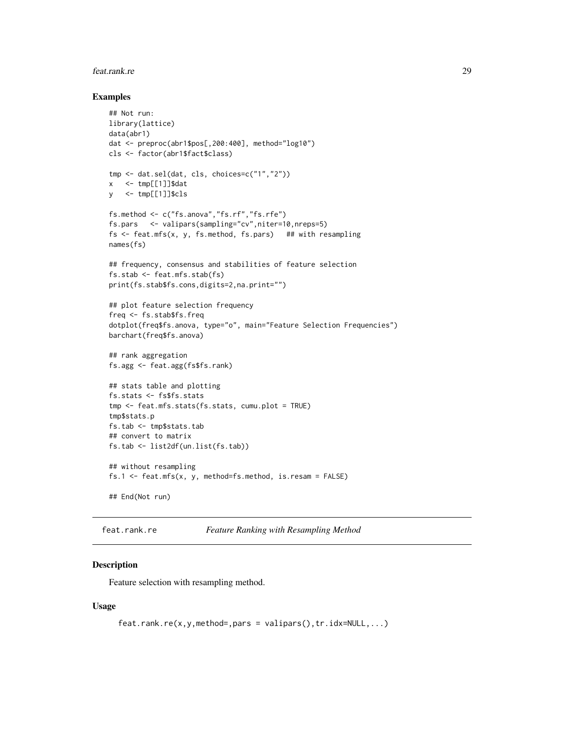### Examples

```
## Not run:
library(lattice)
data(abr1)
dat <- preproc(abr1$pos[,200:400], method="log10")
cls <- factor(abr1$fact$class)

tmp <- dat.sel(dat, cls, choices=c("1","2"))
x   <- tmp[[1]]$dat
y   <- tmp[[1]]$cls

fs.method <- c("fs.anova","fs.rf","fs.rfe")
fs.pars   <- valipars(sampling="cv",niter=10,nreps=5)
fs <- feat.mfs(x, y, fs.method, fs.pars)   ## with resampling
names(fs)

## frequency, consensus and stabilities of feature selection
fs.stab <- feat.mfs.stab(fs)
print(fs.stab$fs.cons,digits=2,na.print="")

## plot feature selection frequency
freq <- fs.stab$fs.freq
dotplot(freq$fs.anova, type="o", main="Feature Selection Frequencies")
barchart(freq$fs.anova)

## rank aggregation
fs.agg <- feat.agg(fs$fs.rank)

## stats table and plotting
fs.stats <- fs$fs.stats
tmp <- feat.mfs.stats(fs.stats, cumu.plot = TRUE)
tmp$stats.p
fs.tab <- tmp$stats.tab
## convert to matrix
fs.tab <- list2df(un.list(fs.tab))

## without resampling
fs.1 <- feat.mfs(x, y, method=fs.method, is.resam = FALSE)

## End(Not run)
```

---

## feat.rank.re    *Feature Ranking with Resampling Method*

### Description

Feature selection with resampling method.

### Usage

```
feat.rank.re(x,y,method=,pars = valipars(),tr.idx=NULL,...)
```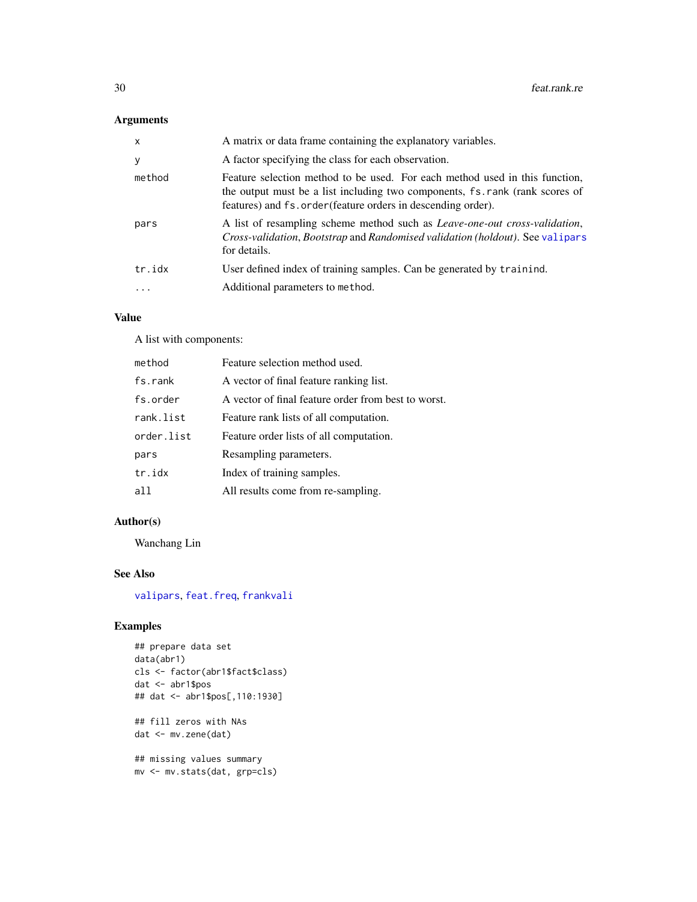## Arguments

| | |
|---|---|
| `x` | A matrix or data frame containing the explanatory variables. |
| `y` | A factor specifying the class for each observation. |
| `method` | Feature selection method to be used. For each method used in this function, the output must be a list including two components, `fs.rank` (rank scores of features) and `fs.order`(feature orders in descending order). |
| `pars` | A list of resampling scheme method such as *Leave-one-out cross-validation*, *Cross-validation*, *Bootstrap* and *Randomised validation (holdout)*. See `valipars` for details. |
| `tr.idx` | User defined index of training samples. Can be generated by `trainind`. |
| `...` | Additional parameters to `method`. |

## Value

A list with components:

| | |
|---|---|
| `method` | Feature selection method used. |
| `fs.rank` | A vector of final feature ranking list. |
| `fs.order` | A vector of final feature order from best to worst. |
| `rank.list` | Feature rank lists of all computation. |
| `order.list` | Feature order lists of all computation. |
| `pars` | Resampling parameters. |
| `tr.idx` | Index of training samples. |
| `all` | All results come from re-sampling. |

## Author(s)

Wanchang Lin

## See Also

`valipars`, `feat.freq`, `frankvali`

## Examples

```
## prepare data set
data(abr1)
cls <- factor(abr1$fact$class)
dat <- abr1$pos
## dat <- abr1$pos[,110:1930]

## fill zeros with NAs
dat <- mv.zene(dat)

## missing values summary
mv <- mv.stats(dat, grp=cls)
```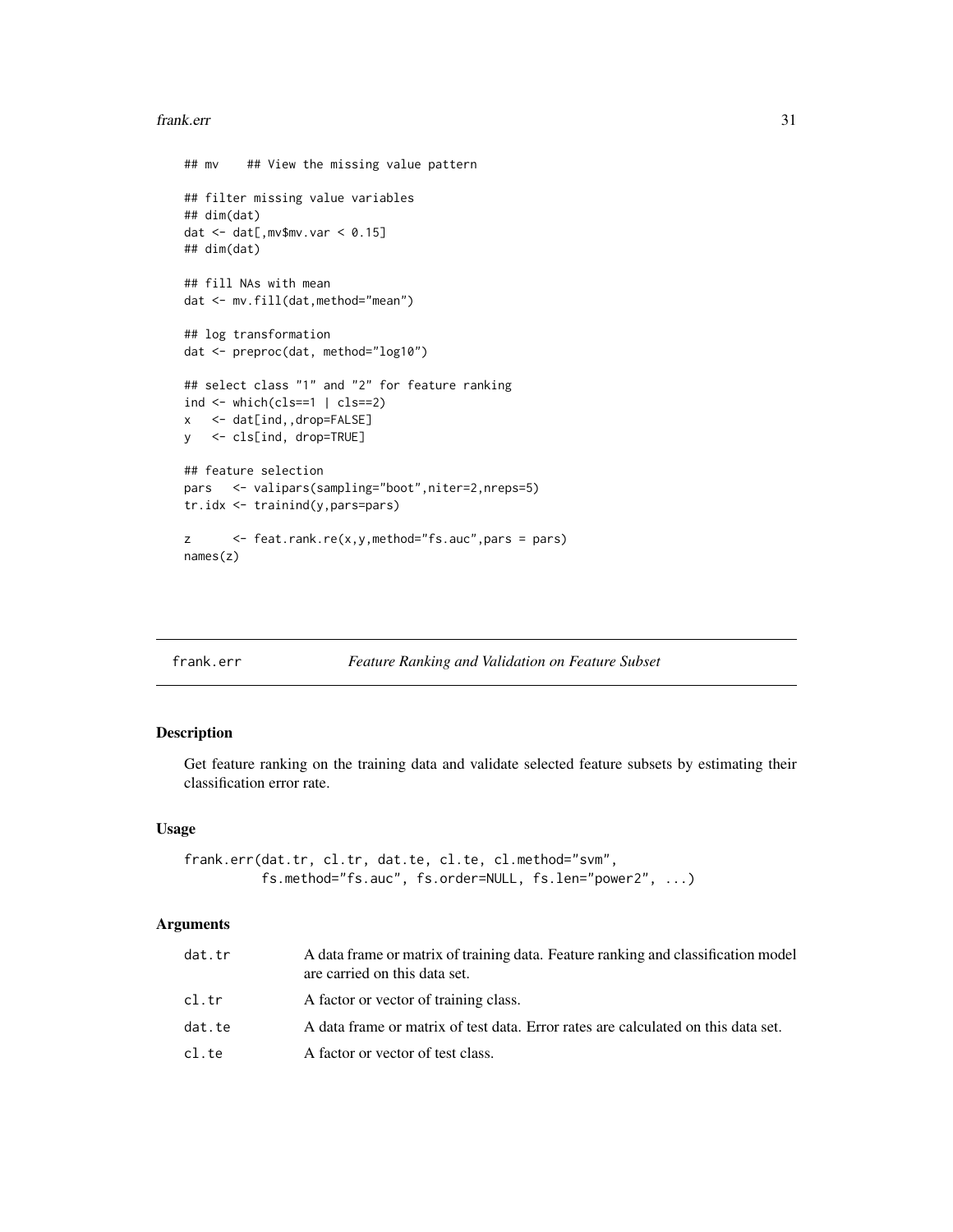```
## mv    ## View the missing value pattern

## filter missing value variables
## dim(dat)
dat <- dat[,mv$mv.var < 0.15]
## dim(dat)

## fill NAs with mean
dat <- mv.fill(dat,method="mean")

## log transformation
dat <- preproc(dat, method="log10")

## select class "1" and "2" for feature ranking
ind <- which(cls==1 | cls==2)
x   <- dat[ind,,drop=FALSE]
y   <- cls[ind, drop=TRUE]

## feature selection
pars   <- valipars(sampling="boot",niter=2,nreps=5)
tr.idx <- trainind(y,pars=pars)

z      <- feat.rank.re(x,y,method="fs.auc",pars = pars)
names(z)
```

---

## frank.err — *Feature Ranking and Validation on Feature Subset*

### Description

Get feature ranking on the training data and validate selected feature subsets by estimating their classification error rate.

### Usage

```
frank.err(dat.tr, cl.tr, dat.te, cl.te, cl.method="svm",
          fs.method="fs.auc", fs.order=NULL, fs.len="power2", ...)
```

### Arguments

| | |
|---|---|
| `dat.tr` | A data frame or matrix of training data. Feature ranking and classification model are carried on this data set. |
| `cl.tr` | A factor or vector of training class. |
| `dat.te` | A data frame or matrix of test data. Error rates are calculated on this data set. |
| `cl.te` | A factor or vector of test class. |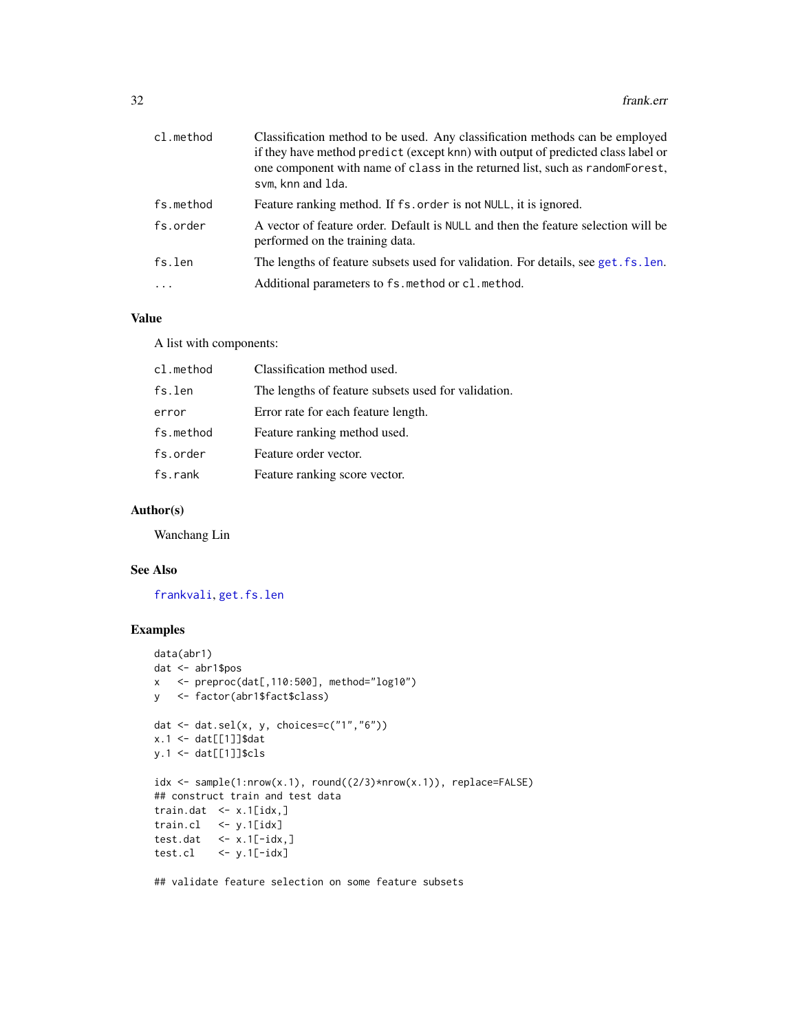| | |
|---|---|
| cl.method | Classification method to be used. Any classification methods can be employed if they have method predict (except knn) with output of predicted class label or one component with name of class in the returned list, such as randomForest, svm, knn and lda. |
| fs.method | Feature ranking method. If fs.order is not NULL, it is ignored. |
| fs.order | A vector of feature order. Default is NULL and then the feature selection will be performed on the training data. |
| fs.len | The lengths of feature subsets used for validation. For details, see get.fs.len. |
| ... | Additional parameters to fs.method or cl.method. |

## Value

A list with components:

| | |
|---|---|
| cl.method | Classification method used. |
| fs.len | The lengths of feature subsets used for validation. |
| error | Error rate for each feature length. |
| fs.method | Feature ranking method used. |
| fs.order | Feature order vector. |
| fs.rank | Feature ranking score vector. |

## Author(s)

Wanchang Lin

## See Also

frankvali, get.fs.len

## Examples

```
data(abr1)
dat <- abr1$pos
x   <- preproc(dat[,110:500], method="log10")
y   <- factor(abr1$fact$class)

dat <- dat.sel(x, y, choices=c("1","6"))
x.1 <- dat[[1]]$dat
y.1 <- dat[[1]]$cls

idx <- sample(1:nrow(x.1), round((2/3)*nrow(x.1)), replace=FALSE)
## construct train and test data
train.dat  <- x.1[idx,]
train.cl   <- y.1[idx]
test.dat   <- x.1[-idx,]
test.cl    <- y.1[-idx]

## validate feature selection on some feature subsets
```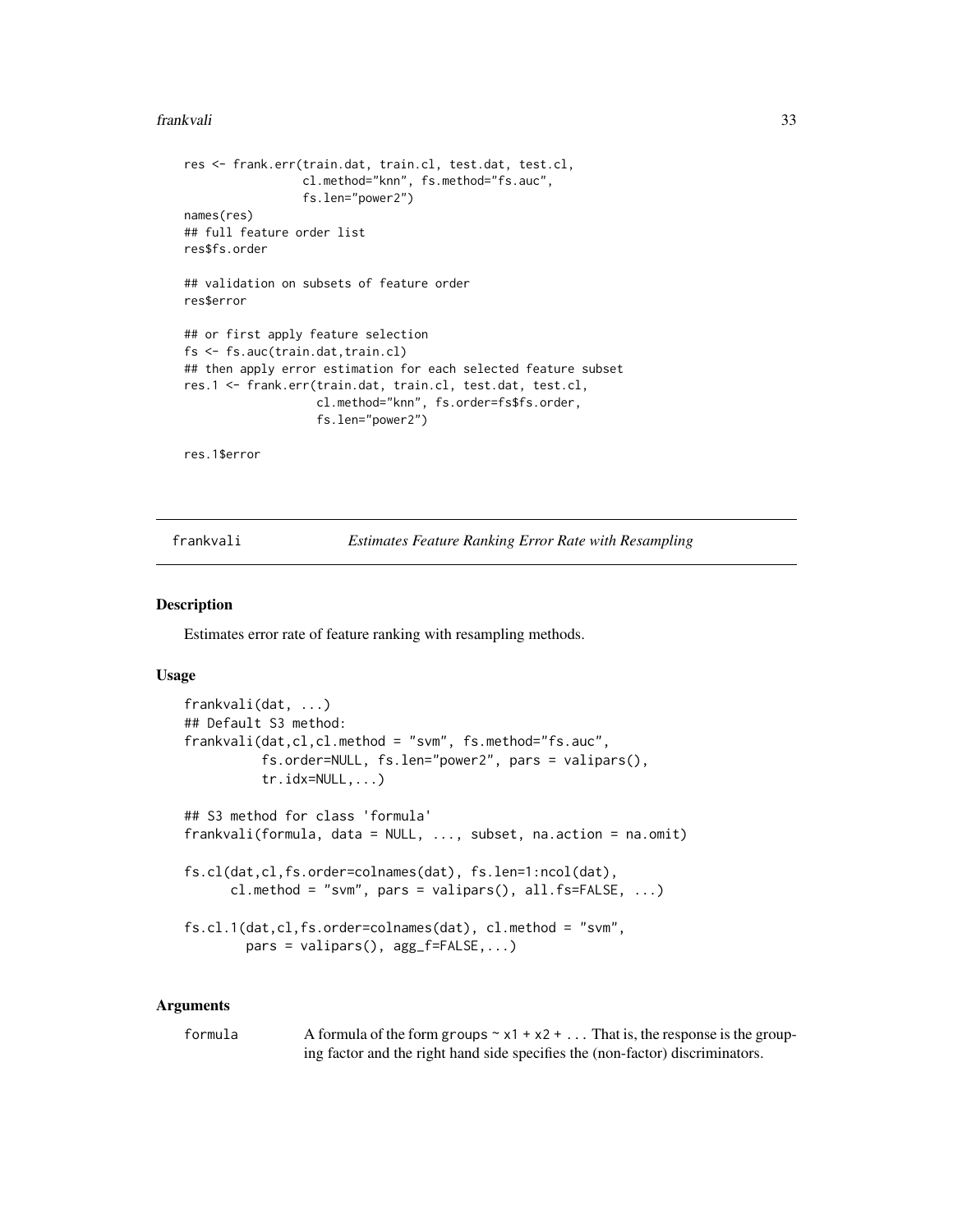```
res <- frank.err(train.dat, train.cl, test.dat, test.cl,
                 cl.method="knn", fs.method="fs.auc",
                 fs.len="power2")
names(res)
## full feature order list
res$fs.order

## validation on subsets of feature order
res$error

## or first apply feature selection
fs <- fs.auc(train.dat,train.cl)
## then apply error estimation for each selected feature subset
res.1 <- frank.err(train.dat, train.cl, test.dat, test.cl,
                   cl.method="knn", fs.order=fs$fs.order,
                   fs.len="power2")

res.1$error
```

## frankvali — *Estimates Feature Ranking Error Rate with Resampling*

### Description

Estimates error rate of feature ranking with resampling methods.

### Usage

```
frankvali(dat, ...)
## Default S3 method:
frankvali(dat,cl,cl.method = "svm", fs.method="fs.auc",
          fs.order=NULL, fs.len="power2", pars = valipars(),
          tr.idx=NULL,...)

## S3 method for class 'formula'
frankvali(formula, data = NULL, ..., subset, na.action = na.omit)

fs.cl(dat,cl,fs.order=colnames(dat), fs.len=1:ncol(dat),
      cl.method = "svm", pars = valipars(), all.fs=FALSE, ...)

fs.cl.1(dat,cl,fs.order=colnames(dat), cl.method = "svm",
        pars = valipars(), agg_f=FALSE,...)
```

### Arguments

| | |
|---|---|
| `formula` | A formula of the form `groups ~ x1 + x2 + ...` That is, the response is the grouping factor and the right hand side specifies the (non-factor) discriminators. |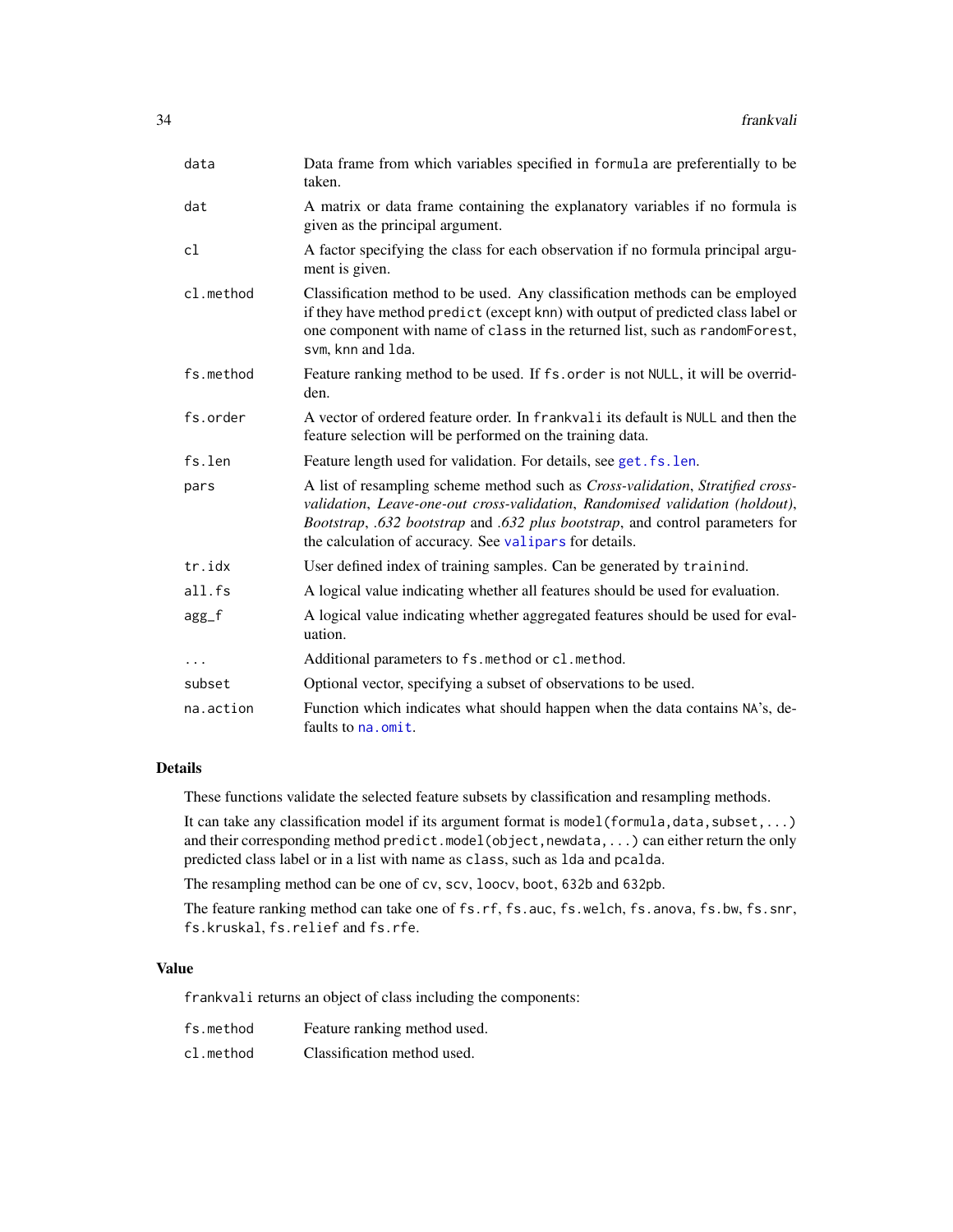| | |
|---|---|
| `data` | Data frame from which variables specified in `formula` are preferentially to be taken. |
| `dat` | A matrix or data frame containing the explanatory variables if no formula is given as the principal argument. |
| `cl` | A factor specifying the class for each observation if no formula principal argument is given. |
| `cl.method` | Classification method to be used. Any classification methods can be employed if they have method `predict` (except `knn`) with output of predicted class label or one component with name of `class` in the returned list, such as `randomForest`, `svm`, `knn` and `lda`. |
| `fs.method` | Feature ranking method to be used. If `fs.order` is not `NULL`, it will be overridden. |
| `fs.order` | A vector of ordered feature order. In `frankvali` its default is `NULL` and then the feature selection will be performed on the training data. |
| `fs.len` | Feature length used for validation. For details, see `get.fs.len`. |
| `pars` | A list of resampling scheme method such as *Cross-validation*, *Stratified cross-validation*, *Leave-one-out cross-validation*, *Randomised validation (holdout)*, *Bootstrap*, *.632 bootstrap* and *.632 plus bootstrap*, and control parameters for the calculation of accuracy. See `valipars` for details. |
| `tr.idx` | User defined index of training samples. Can be generated by `trainind`. |
| `all.fs` | A logical value indicating whether all features should be used for evaluation. |
| `agg_f` | A logical value indicating whether aggregated features should be used for evaluation. |
| `...` | Additional parameters to `fs.method` or `cl.method`. |
| `subset` | Optional vector, specifying a subset of observations to be used. |
| `na.action` | Function which indicates what should happen when the data contains `NA`'s, defaults to `na.omit`. |

## Details

These functions validate the selected feature subsets by classification and resampling methods.

It can take any classification model if its argument format is `model(formula,data,subset,...)` and their corresponding method `predict.model(object,newdata,...)` can either return the only predicted class label or in a list with name as `class`, such as `lda` and `pcalda`.

The resampling method can be one of `cv`, `scv`, `loocv`, `boot`, `632b` and `632pb`.

The feature ranking method can take one of `fs.rf`, `fs.auc`, `fs.welch`, `fs.anova`, `fs.bw`, `fs.snr`, `fs.kruskal`, `fs.relief` and `fs.rfe`.

## Value

`frankvali` returns an object of class including the components:

| | |
|---|---|
| `fs.method` | Feature ranking method used. |
| `cl.method` | Classification method used. |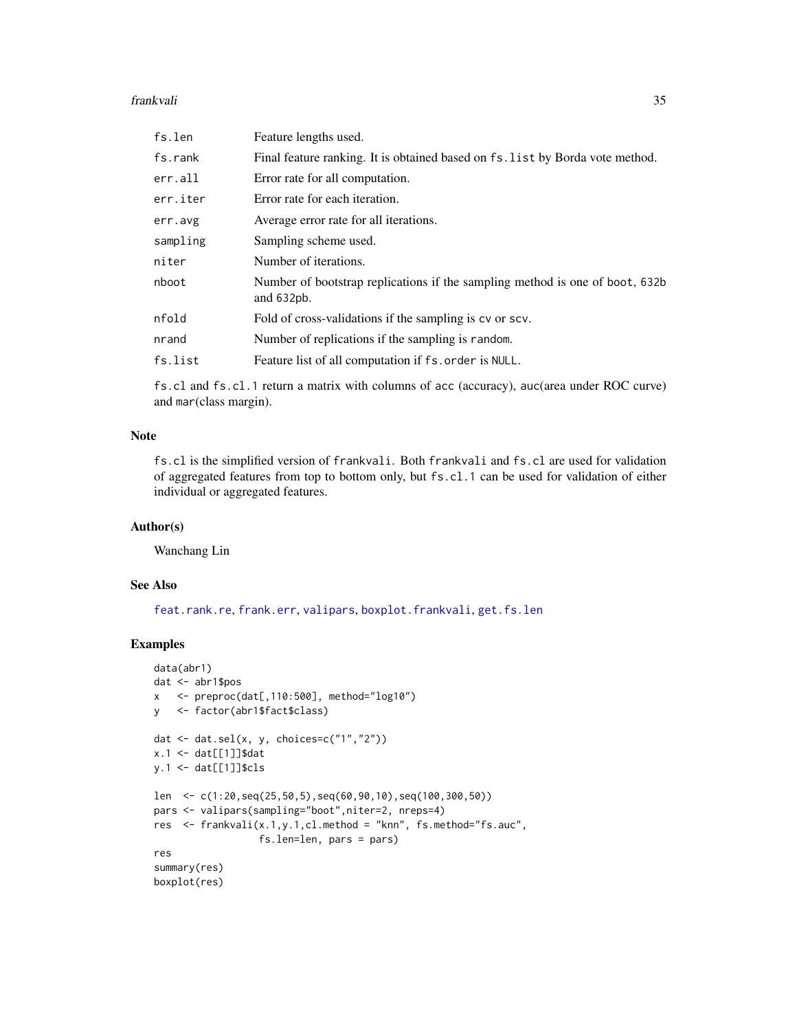| | |
|---|---|
| fs.len | Feature lengths used. |
| fs.rank | Final feature ranking. It is obtained based on fs.list by Borda vote method. |
| err.all | Error rate for all computation. |
| err.iter | Error rate for each iteration. |
| err.avg | Average error rate for all iterations. |
| sampling | Sampling scheme used. |
| niter | Number of iterations. |
| nboot | Number of bootstrap replications if the sampling method is one of boot, 632b and 632pb. |
| nfold | Fold of cross-validations if the sampling is cv or scv. |
| nrand | Number of replications if the sampling is random. |
| fs.list | Feature list of all computation if fs.order is NULL. |

fs.cl and fs.cl.1 return a matrix with columns of acc (accuracy), auc(area under ROC curve) and mar(class margin).

## Note

fs.cl is the simplified version of frankvali. Both frankvali and fs.cl are used for validation of aggregated features from top to bottom only, but fs.cl.1 can be used for validation of either individual or aggregated features.

## Author(s)

Wanchang Lin

## See Also

feat.rank.re, frank.err, valipars, boxplot.frankvali, get.fs.len

## Examples

```
data(abr1)
dat <- abr1$pos
x   <- preproc(dat[,110:500], method="log10")
y   <- factor(abr1$fact$class)

dat <- dat.sel(x, y, choices=c("1","2"))
x.1 <- dat[[1]]$dat
y.1 <- dat[[1]]$cls

len  <- c(1:20,seq(25,50,5),seq(60,90,10),seq(100,300,50))
pars <- valipars(sampling="boot",niter=2, nreps=4)
res  <- frankvali(x.1,y.1,cl.method = "knn", fs.method="fs.auc",
                  fs.len=len, pars = pars)
res
summary(res)
boxplot(res)
```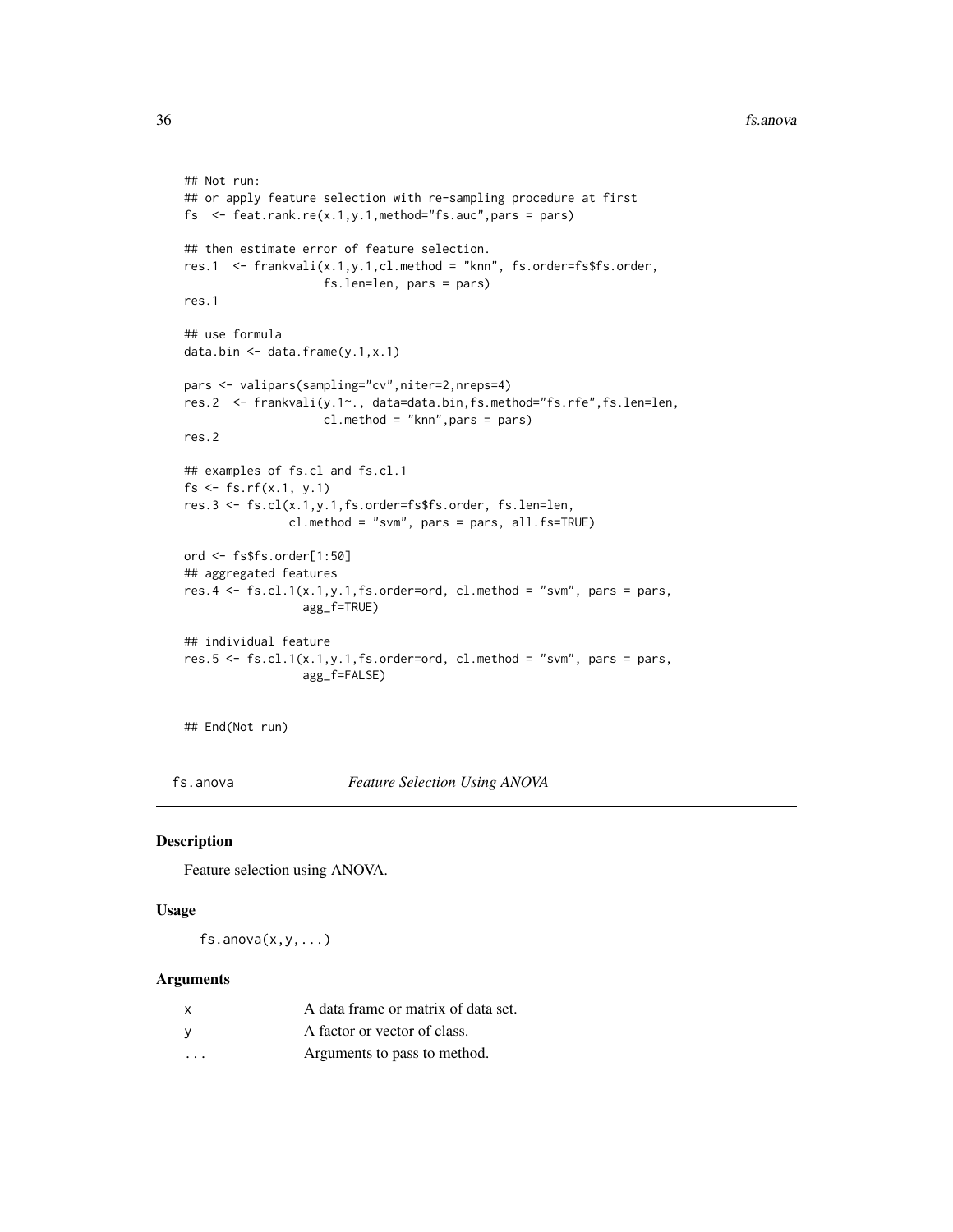```
## Not run:
## or apply feature selection with re-sampling procedure at first
fs  <- feat.rank.re(x.1,y.1,method="fs.auc",pars = pars)

## then estimate error of feature selection.
res.1  <- frankvali(x.1,y.1,cl.method = "knn", fs.order=fs$fs.order,
                    fs.len=len, pars = pars)
res.1

## use formula
data.bin <- data.frame(y.1,x.1)

pars <- valipars(sampling="cv",niter=2,nreps=4)
res.2  <- frankvali(y.1~., data=data.bin,fs.method="fs.rfe",fs.len=len,
                    cl.method = "knn",pars = pars)
res.2

## examples of fs.cl and fs.cl.1
fs <- fs.rf(x.1, y.1)
res.3 <- fs.cl(x.1,y.1,fs.order=fs$fs.order, fs.len=len,
               cl.method = "svm", pars = pars, all.fs=TRUE)

ord <- fs$fs.order[1:50]
## aggregated features
res.4 <- fs.cl.1(x.1,y.1,fs.order=ord, cl.method = "svm", pars = pars,
                 agg_f=TRUE)

## individual feature
res.5 <- fs.cl.1(x.1,y.1,fs.order=ord, cl.method = "svm", pars = pars,
                 agg_f=FALSE)


## End(Not run)
```

---

## fs.anova — *Feature Selection Using ANOVA*

---

### Description

Feature selection using ANOVA.

### Usage

```
fs.anova(x,y,...)
```

### Arguments

| | |
|---|---|
| x | A data frame or matrix of data set. |
| y | A factor or vector of class. |
| ... | Arguments to pass to method. |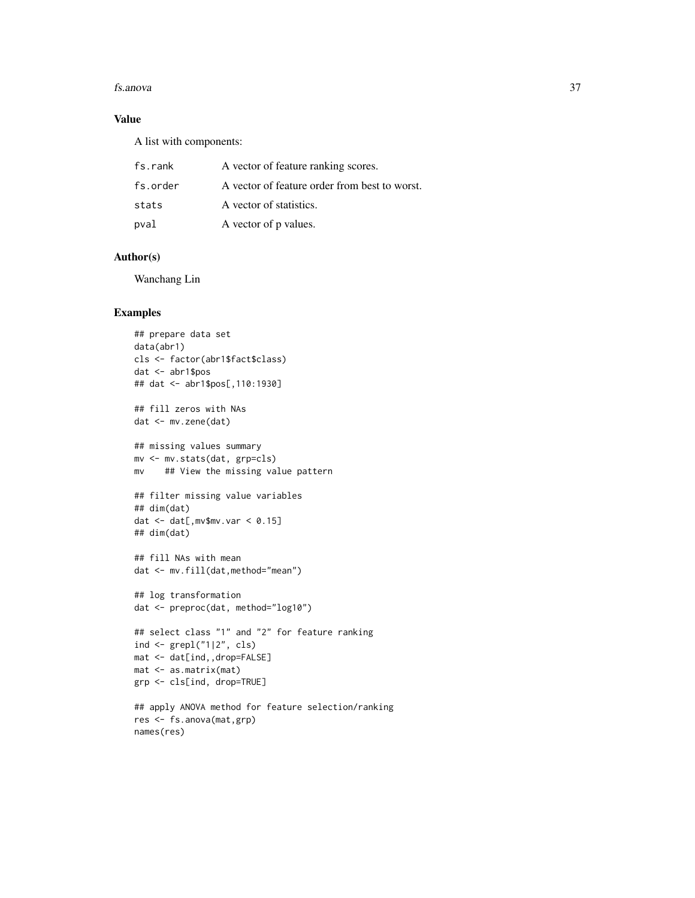## Value

A list with components:

| | |
|---|---|
| `fs.rank` | A vector of feature ranking scores. |
| `fs.order` | A vector of feature order from best to worst. |
| `stats` | A vector of statistics. |
| `pval` | A vector of p values. |

## Author(s)

Wanchang Lin

## Examples

```
## prepare data set
data(abr1)
cls <- factor(abr1$fact$class)
dat <- abr1$pos
## dat <- abr1$pos[,110:1930]

## fill zeros with NAs
dat <- mv.zene(dat)

## missing values summary
mv <- mv.stats(dat, grp=cls)
mv    ## View the missing value pattern

## filter missing value variables
## dim(dat)
dat <- dat[,mv$mv.var < 0.15]
## dim(dat)

## fill NAs with mean
dat <- mv.fill(dat,method="mean")

## log transformation
dat <- preproc(dat, method="log10")

## select class "1" and "2" for feature ranking
ind <- grepl("1|2", cls)
mat <- dat[ind,,drop=FALSE]
mat <- as.matrix(mat)
grp <- cls[ind, drop=TRUE]

## apply ANOVA method for feature selection/ranking
res <- fs.anova(mat,grp)
names(res)
```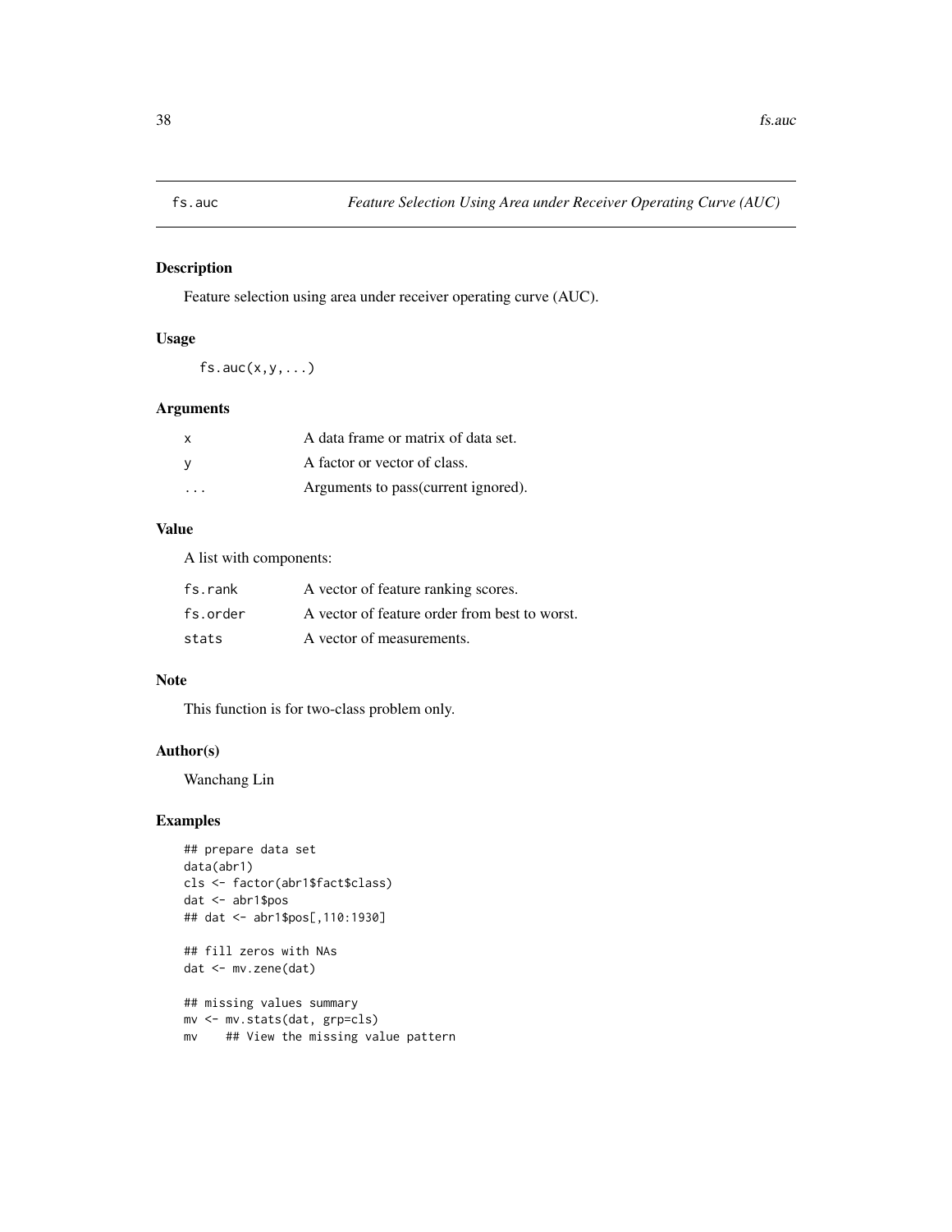## fs.auc *Feature Selection Using Area under Receiver Operating Curve (AUC)*

### Description

Feature selection using area under receiver operating curve (AUC).

### Usage

```
fs.auc(x,y,...)
```

### Arguments

| | |
|---|---|
| `x` | A data frame or matrix of data set. |
| `y` | A factor or vector of class. |
| `...` | Arguments to pass(current ignored). |

### Value

A list with components:

| | |
|---|---|
| `fs.rank` | A vector of feature ranking scores. |
| `fs.order` | A vector of feature order from best to worst. |
| `stats` | A vector of measurements. |

### Note

This function is for two-class problem only.

### Author(s)

Wanchang Lin

### Examples

```
## prepare data set
data(abr1)
cls <- factor(abr1$fact$class)
dat <- abr1$pos
## dat <- abr1$pos[,110:1930]

## fill zeros with NAs
dat <- mv.zene(dat)

## missing values summary
mv <- mv.stats(dat, grp=cls)
mv    ## View the missing value pattern
```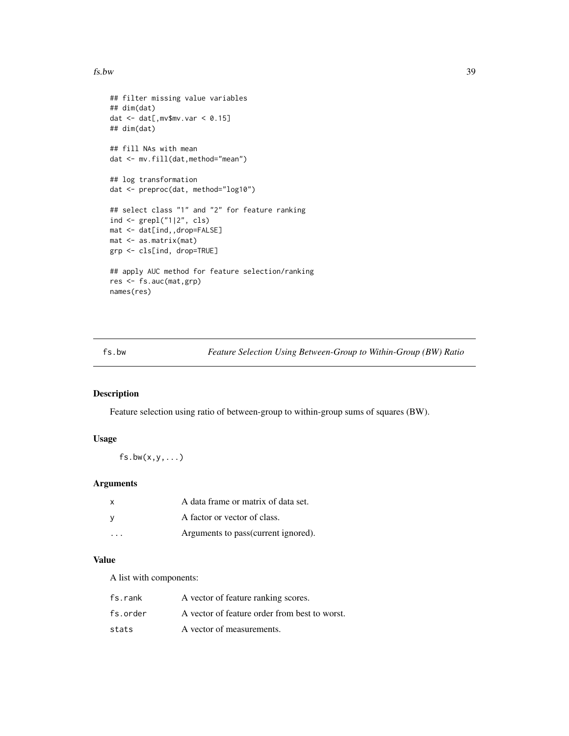```
## filter missing value variables
## dim(dat)
dat <- dat[,mv$mv.var < 0.15]
## dim(dat)

## fill NAs with mean
dat <- mv.fill(dat,method="mean")

## log transformation
dat <- preproc(dat, method="log10")

## select class "1" and "2" for feature ranking
ind <- grepl("1|2", cls)
mat <- dat[ind,,drop=FALSE]
mat <- as.matrix(mat)
grp <- cls[ind, drop=TRUE]

## apply AUC method for feature selection/ranking
res <- fs.auc(mat,grp)
names(res)
```

---

## fs.bw — *Feature Selection Using Between-Group to Within-Group (BW) Ratio*

### Description

Feature selection using ratio of between-group to within-group sums of squares (BW).

### Usage

```
fs.bw(x,y,...)
```

### Arguments

| | |
|---|---|
| `x` | A data frame or matrix of data set. |
| `y` | A factor or vector of class. |
| `...` | Arguments to pass(current ignored). |

### Value

A list with components:

| | |
|---|---|
| `fs.rank` | A vector of feature ranking scores. |
| `fs.order` | A vector of feature order from best to worst. |
| `stats` | A vector of measurements. |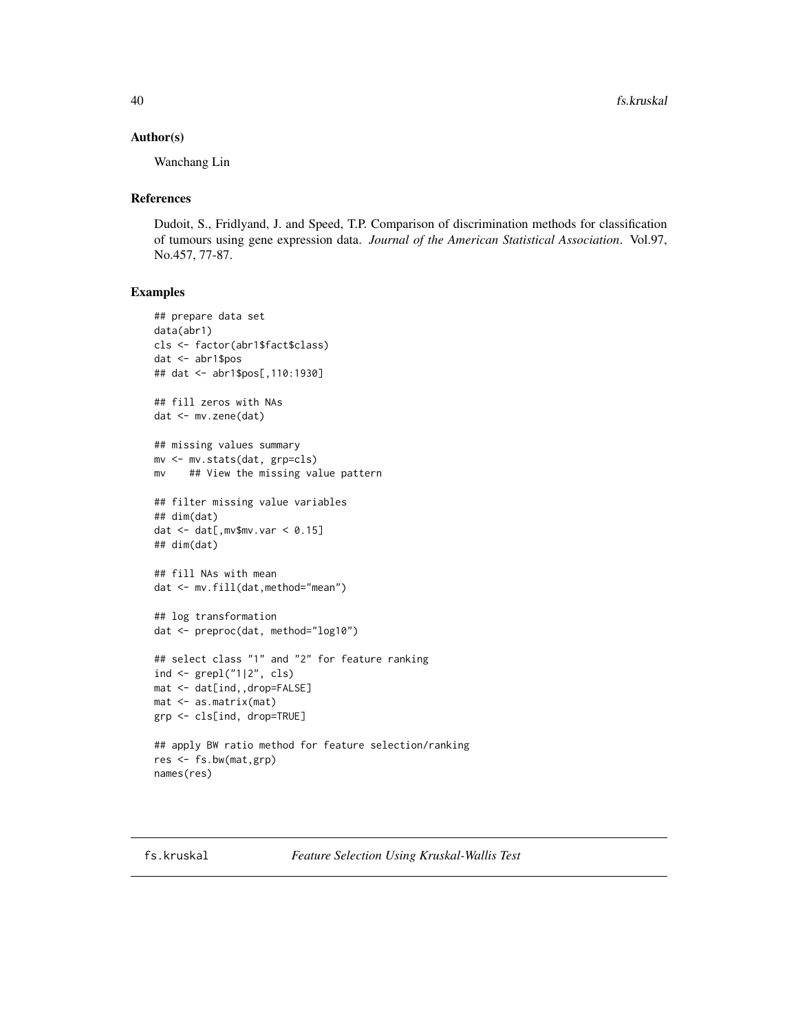### Author(s)

Wanchang Lin

### References

Dudoit, S., Fridlyand, J. and Speed, T.P. Comparison of discrimination methods for classification of tumours using gene expression data. *Journal of the American Statistical Association*. Vol.97, No.457, 77-87.

### Examples

```
## prepare data set
data(abr1)
cls <- factor(abr1$fact$class)
dat <- abr1$pos
## dat <- abr1$pos[,110:1930]

## fill zeros with NAs
dat <- mv.zene(dat)

## missing values summary
mv <- mv.stats(dat, grp=cls)
mv    ## View the missing value pattern

## filter missing value variables
## dim(dat)
dat <- dat[,mv$mv.var < 0.15]
## dim(dat)

## fill NAs with mean
dat <- mv.fill(dat,method="mean")

## log transformation
dat <- preproc(dat, method="log10")

## select class "1" and "2" for feature ranking
ind <- grepl("1|2", cls)
mat <- dat[ind,,drop=FALSE]
mat <- as.matrix(mat)
grp <- cls[ind, drop=TRUE]

## apply BW ratio method for feature selection/ranking
res <- fs.bw(mat,grp)
names(res)
```

---

## fs.kruskal *Feature Selection Using Kruskal-Wallis Test*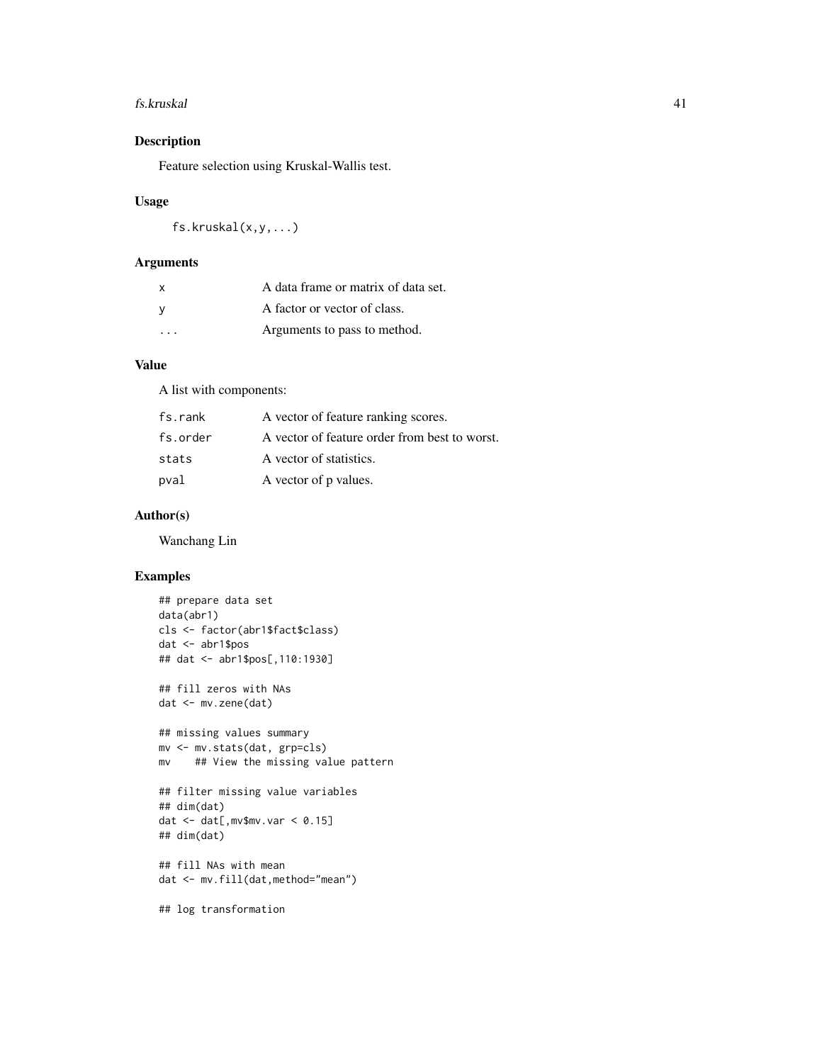## Description

Feature selection using Kruskal-Wallis test.

## Usage

```
fs.kruskal(x,y,...)
```

## Arguments

| | |
|---|---|
| `x` | A data frame or matrix of data set. |
| `y` | A factor or vector of class. |
| `...` | Arguments to pass to method. |

## Value

A list with components:

| | |
|---|---|
| `fs.rank` | A vector of feature ranking scores. |
| `fs.order` | A vector of feature order from best to worst. |
| `stats` | A vector of statistics. |
| `pval` | A vector of p values. |

## Author(s)

Wanchang Lin

## Examples

```
## prepare data set
data(abr1)
cls <- factor(abr1$fact$class)
dat <- abr1$pos
## dat <- abr1$pos[,110:1930]

## fill zeros with NAs
dat <- mv.zene(dat)

## missing values summary
mv <- mv.stats(dat, grp=cls)
mv    ## View the missing value pattern

## filter missing value variables
## dim(dat)
dat <- dat[,mv$mv.var < 0.15]
## dim(dat)

## fill NAs with mean
dat <- mv.fill(dat,method="mean")

## log transformation
```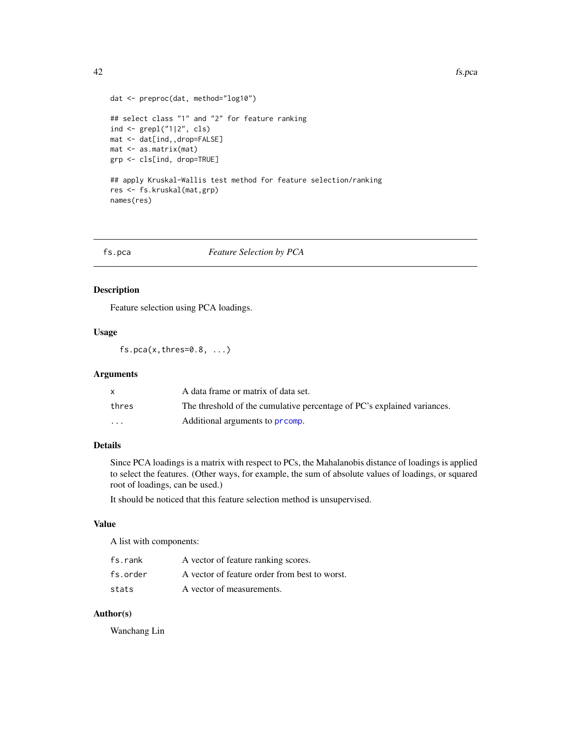```
dat <- preproc(dat, method="log10")

## select class "1" and "2" for feature ranking
ind <- grepl("1|2", cls)
mat <- dat[ind,,drop=FALSE]
mat <- as.matrix(mat)
grp <- cls[ind, drop=TRUE]

## apply Kruskal-Wallis test method for feature selection/ranking
res <- fs.kruskal(mat,grp)
names(res)
```

---

## fs.pca — *Feature Selection by PCA*

### Description

Feature selection using PCA loadings.

### Usage

```
fs.pca(x,thres=0.8, ...)
```

### Arguments

| | |
|---|---|
| x | A data frame or matrix of data set. |
| thres | The threshold of the cumulative percentage of PC's explained variances. |
| ... | Additional arguments to prcomp. |

### Details

Since PCA loadings is a matrix with respect to PCs, the Mahalanobis distance of loadings is applied to select the features. (Other ways, for example, the sum of absolute values of loadings, or squared root of loadings, can be used.)

It should be noticed that this feature selection method is unsupervised.

### Value

A list with components:

| | |
|---|---|
| fs.rank | A vector of feature ranking scores. |
| fs.order | A vector of feature order from best to worst. |
| stats | A vector of measurements. |

### Author(s)

Wanchang Lin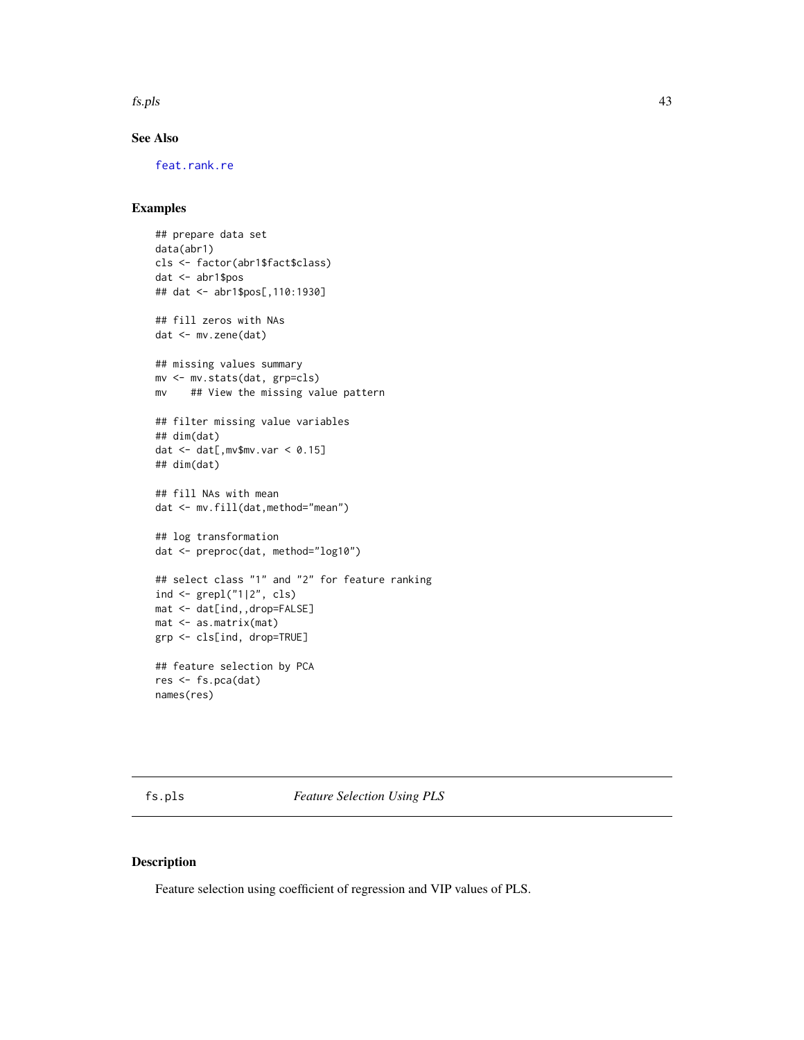## See Also

feat.rank.re

## Examples

```
## prepare data set
data(abr1)
cls <- factor(abr1$fact$class)
dat <- abr1$pos
## dat <- abr1$pos[,110:1930]

## fill zeros with NAs
dat <- mv.zene(dat)

## missing values summary
mv <- mv.stats(dat, grp=cls)
mv    ## View the missing value pattern

## filter missing value variables
## dim(dat)
dat <- dat[,mv$mv.var < 0.15]
## dim(dat)

## fill NAs with mean
dat <- mv.fill(dat,method="mean")

## log transformation
dat <- preproc(dat, method="log10")

## select class "1" and "2" for feature ranking
ind <- grepl("1|2", cls)
mat <- dat[ind,,drop=FALSE]
mat <- as.matrix(mat)
grp <- cls[ind, drop=TRUE]

## feature selection by PCA
res <- fs.pca(dat)
names(res)
```

---

# fs.pls    *Feature Selection Using PLS*

## Description

Feature selection using coefficient of regression and VIP values of PLS.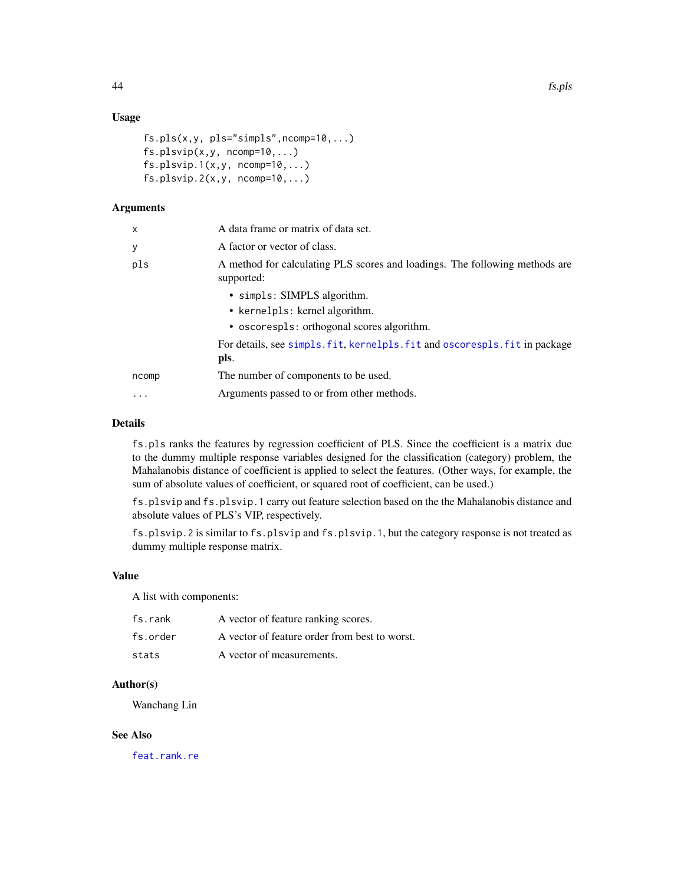### Usage

```
fs.pls(x,y, pls="simpls",ncomp=10,...)
fs.plsvip(x,y, ncomp=10,...)
fs.plsvip.1(x,y, ncomp=10,...)
fs.plsvip.2(x,y, ncomp=10,...)
```

### Arguments

| | |
|---|---|
| `x` | A data frame or matrix of data set. |
| `y` | A factor or vector of class. |
| `pls` | A method for calculating PLS scores and loadings. The following methods are supported:<br>• `simpls`: SIMPLS algorithm.<br>• `kernelpls`: kernel algorithm.<br>• `oscorespls`: orthogonal scores algorithm.<br>For details, see `simpls.fit`, `kernelpls.fit` and `oscorespls.fit` in package **pls**. |
| `ncomp` | The number of components to be used. |
| `...` | Arguments passed to or from other methods. |

### Details

`fs.pls` ranks the features by regression coefficient of PLS. Since the coefficient is a matrix due to the dummy multiple response variables designed for the classification (category) problem, the Mahalanobis distance of coefficient is applied to select the features. (Other ways, for example, the sum of absolute values of coefficient, or squared root of coefficient, can be used.)

`fs.plsvip` and `fs.plsvip.1` carry out feature selection based on the the Mahalanobis distance and absolute values of PLS's VIP, respectively.

`fs.plsvip.2` is similar to `fs.plsvip` and `fs.plsvip.1`, but the category response is not treated as dummy multiple response matrix.

### Value

A list with components:

| | |
|---|---|
| `fs.rank` | A vector of feature ranking scores. |
| `fs.order` | A vector of feature order from best to worst. |
| `stats` | A vector of measurements. |

### Author(s)

Wanchang Lin

### See Also

`feat.rank.re`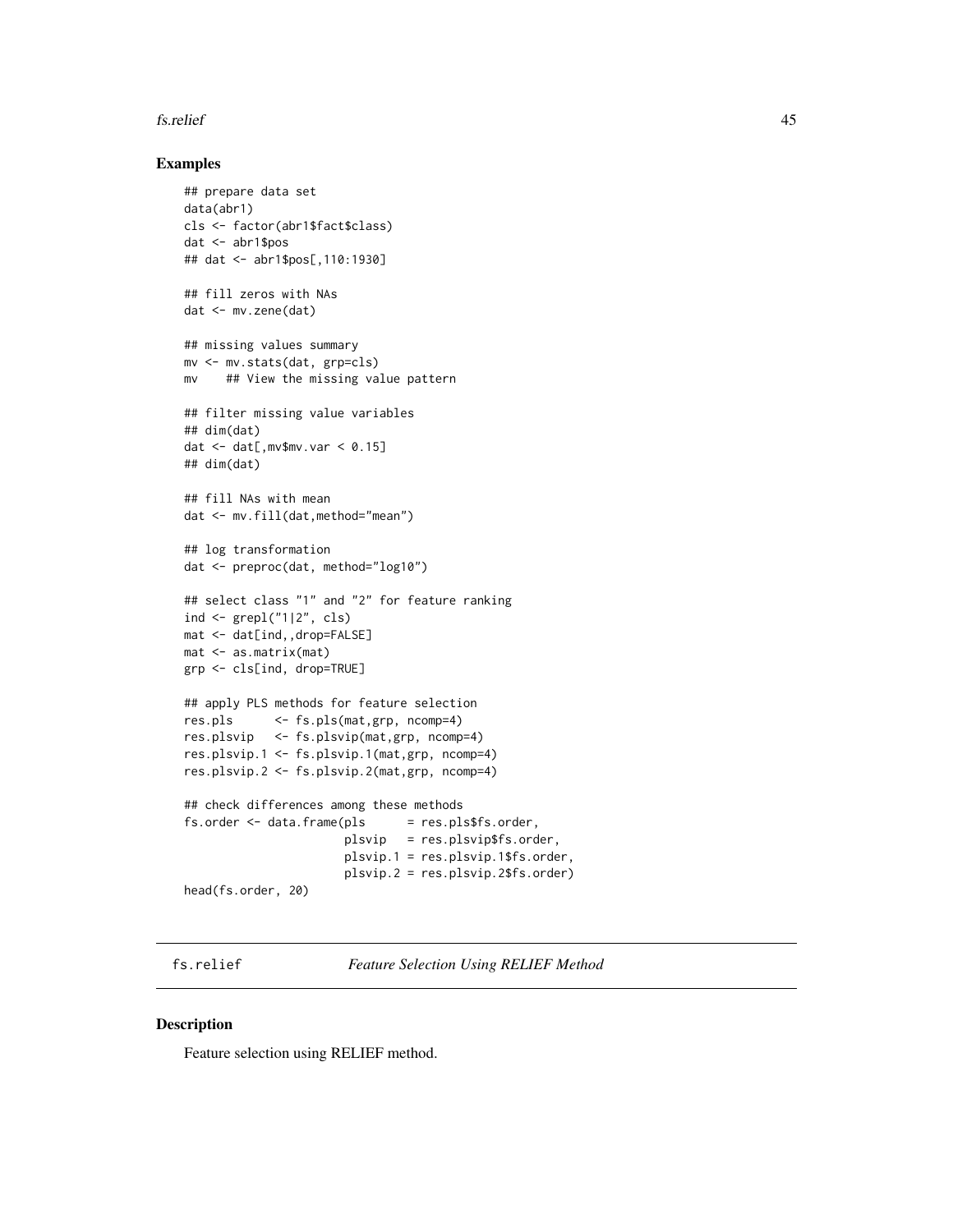## Examples

```
## prepare data set
data(abr1)
cls <- factor(abr1$fact$class)
dat <- abr1$pos
## dat <- abr1$pos[,110:1930]

## fill zeros with NAs
dat <- mv.zene(dat)

## missing values summary
mv <- mv.stats(dat, grp=cls)
mv    ## View the missing value pattern

## filter missing value variables
## dim(dat)
dat <- dat[,mv$mv.var < 0.15]
## dim(dat)

## fill NAs with mean
dat <- mv.fill(dat,method="mean")

## log transformation
dat <- preproc(dat, method="log10")

## select class "1" and "2" for feature ranking
ind <- grepl("1|2", cls)
mat <- dat[ind,,drop=FALSE]
mat <- as.matrix(mat)
grp <- cls[ind, drop=TRUE]

## apply PLS methods for feature selection
res.pls      <- fs.pls(mat,grp, ncomp=4)
res.plsvip   <- fs.plsvip(mat,grp, ncomp=4)
res.plsvip.1 <- fs.plsvip.1(mat,grp, ncomp=4)
res.plsvip.2 <- fs.plsvip.2(mat,grp, ncomp=4)

## check differences among these methods
fs.order <- data.frame(pls      = res.pls$fs.order,
                       plsvip   = res.plsvip$fs.order,
                       plsvip.1 = res.plsvip.1$fs.order,
                       plsvip.2 = res.plsvip.2$fs.order)
head(fs.order, 20)
```

---

# fs.relief    *Feature Selection Using RELIEF Method*

---

## Description

Feature selection using RELIEF method.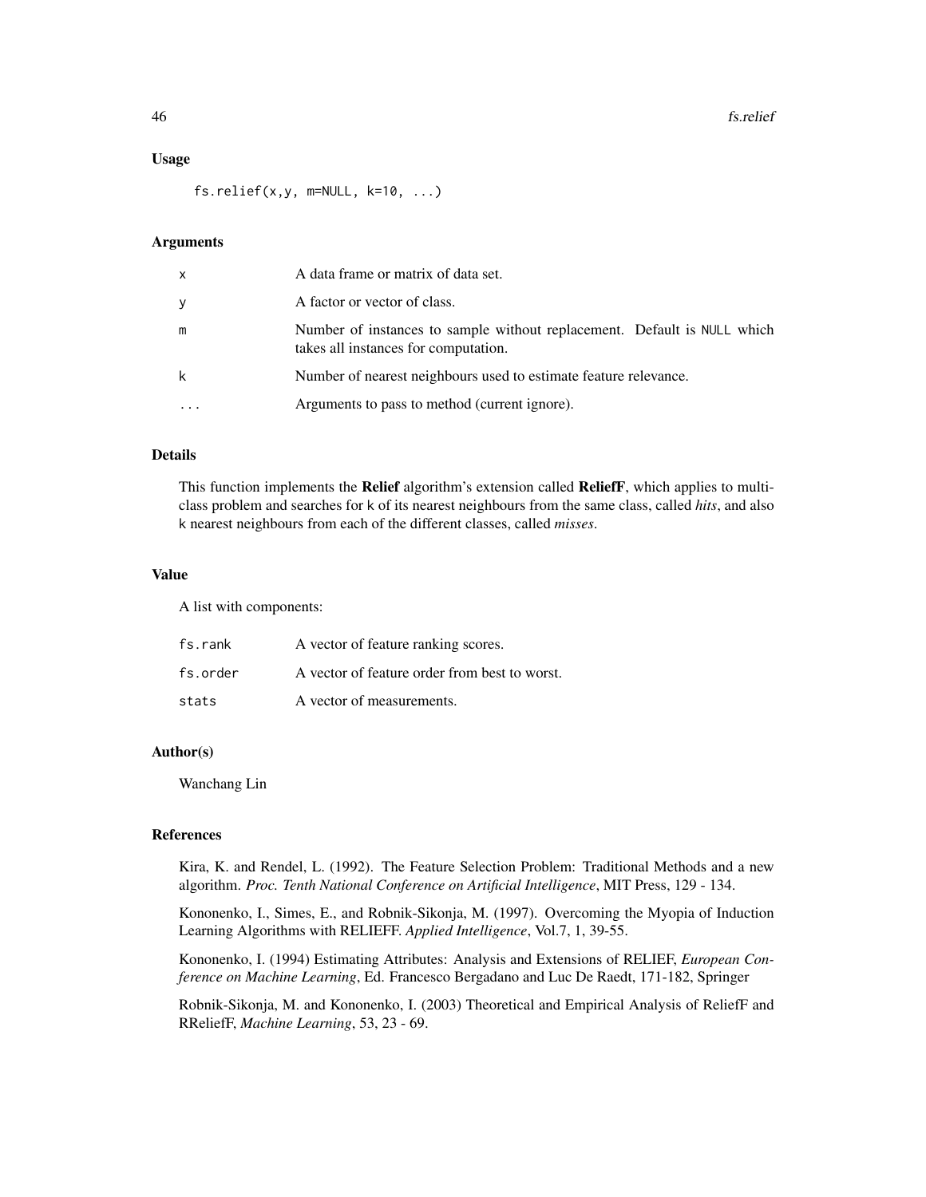### Usage

```
fs.relief(x,y, m=NULL, k=10, ...)
```

### Arguments

| | |
|---|---|
| x | A data frame or matrix of data set. |
| y | A factor or vector of class. |
| m | Number of instances to sample without replacement. Default is NULL which takes all instances for computation. |
| k | Number of nearest neighbours used to estimate feature relevance. |
| ... | Arguments to pass to method (current ignore). |

### Details

This function implements the **Relief** algorithm's extension called **ReliefF**, which applies to multi-class problem and searches for k of its nearest neighbours from the same class, called *hits*, and also k nearest neighbours from each of the different classes, called *misses*.

### Value

A list with components:

| | |
|---|---|
| fs.rank | A vector of feature ranking scores. |
| fs.order | A vector of feature order from best to worst. |
| stats | A vector of measurements. |

### Author(s)

Wanchang Lin

### References

Kira, K. and Rendel, L. (1992). The Feature Selection Problem: Traditional Methods and a new algorithm. *Proc. Tenth National Conference on Artificial Intelligence*, MIT Press, 129 - 134.

Kononenko, I., Simes, E., and Robnik-Sikonja, M. (1997). Overcoming the Myopia of Induction Learning Algorithms with RELIEFF. *Applied Intelligence*, Vol.7, 1, 39-55.

Kononenko, I. (1994) Estimating Attributes: Analysis and Extensions of RELIEF, *European Conference on Machine Learning*, Ed. Francesco Bergadano and Luc De Raedt, 171-182, Springer

Robnik-Sikonja, M. and Kononenko, I. (2003) Theoretical and Empirical Analysis of ReliefF and RReliefF, *Machine Learning*, 53, 23 - 69.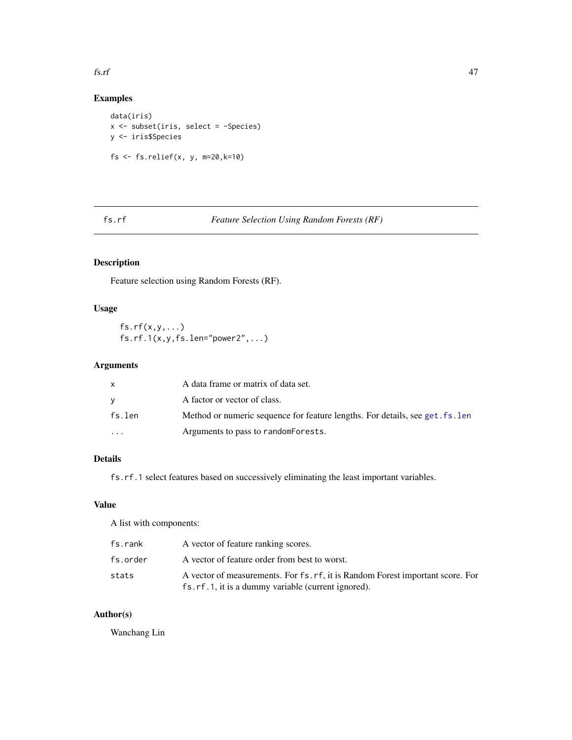## Examples

```
data(iris)
x <- subset(iris, select = -Species)
y <- iris$Species

fs <- fs.relief(x, y, m=20,k=10)
```

---

fs.rf *Feature Selection Using Random Forests (RF)*

---

## Description

Feature selection using Random Forests (RF).

## Usage

```
fs.rf(x,y,...)
fs.rf.1(x,y,fs.len="power2",...)
```

## Arguments

| | |
|---|---|
| x | A data frame or matrix of data set. |
| y | A factor or vector of class. |
| fs.len | Method or numeric sequence for feature lengths. For details, see `get.fs.len` |
| ... | Arguments to pass to `randomForests`. |

## Details

`fs.rf.1` select features based on successively eliminating the least important variables.

## Value

A list with components:

| | |
|---|---|
| fs.rank | A vector of feature ranking scores. |
| fs.order | A vector of feature order from best to worst. |
| stats | A vector of measurements. For `fs.rf`, it is Random Forest important score. For `fs.rf.1`, it is a dummy variable (current ignored). |

## Author(s)

Wanchang Lin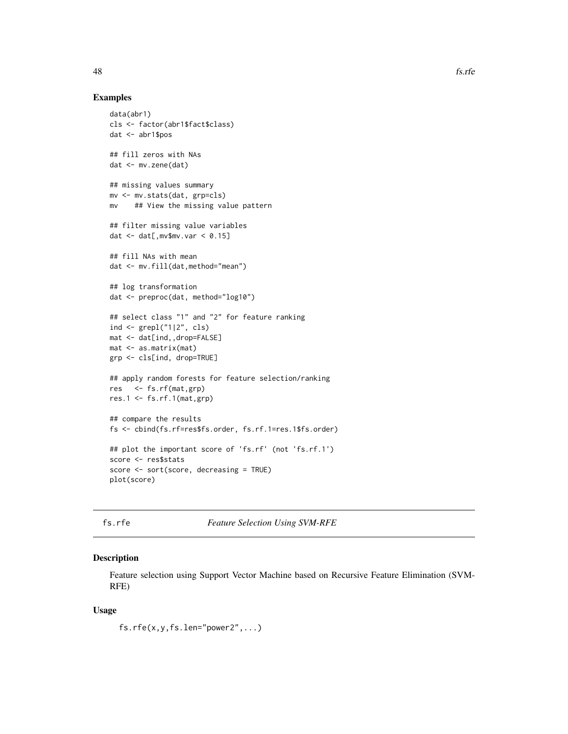## Examples

```
data(abr1)
cls <- factor(abr1$fact$class)
dat <- abr1$pos

## fill zeros with NAs
dat <- mv.zene(dat)

## missing values summary
mv <- mv.stats(dat, grp=cls)
mv    ## View the missing value pattern

## filter missing value variables
dat <- dat[,mv$mv.var < 0.15]

## fill NAs with mean
dat <- mv.fill(dat,method="mean")

## log transformation
dat <- preproc(dat, method="log10")

## select class "1" and "2" for feature ranking
ind <- grepl("1|2", cls)
mat <- dat[ind,,drop=FALSE]
mat <- as.matrix(mat)
grp <- cls[ind, drop=TRUE]

## apply random forests for feature selection/ranking
res   <- fs.rf(mat,grp)
res.1 <- fs.rf.1(mat,grp)

## compare the results
fs <- cbind(fs.rf=res$fs.order, fs.rf.1=res.1$fs.order)

## plot the important score of 'fs.rf' (not 'fs.rf.1')
score <- res$stats
score <- sort(score, decreasing = TRUE)
plot(score)
```

---

# fs.rfe — *Feature Selection Using SVM-RFE*

## Description

Feature selection using Support Vector Machine based on Recursive Feature Elimination (SVM-RFE)

## Usage

```
fs.rfe(x,y,fs.len="power2",...)
```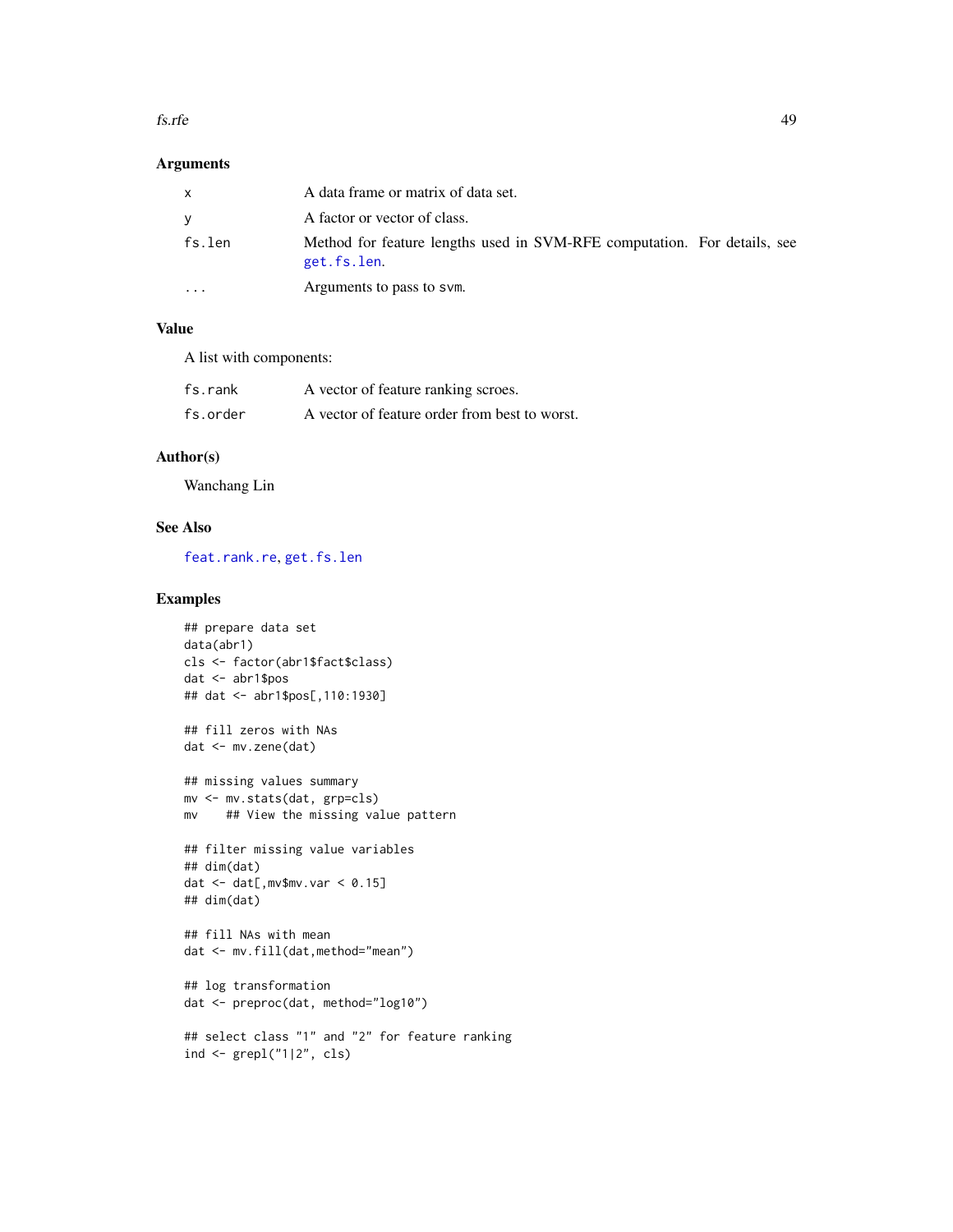### Arguments

| | |
|---|---|
| x | A data frame or matrix of data set. |
| y | A factor or vector of class. |
| fs.len | Method for feature lengths used in SVM-RFE computation. For details, see get.fs.len. |
| ... | Arguments to pass to svm. |

### Value

A list with components:

| | |
|---|---|
| fs.rank | A vector of feature ranking scroes. |
| fs.order | A vector of feature order from best to worst. |

### Author(s)

Wanchang Lin

### See Also

feat.rank.re, get.fs.len

### Examples

```
## prepare data set
data(abr1)
cls <- factor(abr1$fact$class)
dat <- abr1$pos
## dat <- abr1$pos[,110:1930]

## fill zeros with NAs
dat <- mv.zene(dat)

## missing values summary
mv <- mv.stats(dat, grp=cls)
mv    ## View the missing value pattern

## filter missing value variables
## dim(dat)
dat <- dat[,mv$mv.var < 0.15]
## dim(dat)

## fill NAs with mean
dat <- mv.fill(dat,method="mean")

## log transformation
dat <- preproc(dat, method="log10")

## select class "1" and "2" for feature ranking
ind <- grepl("1|2", cls)
```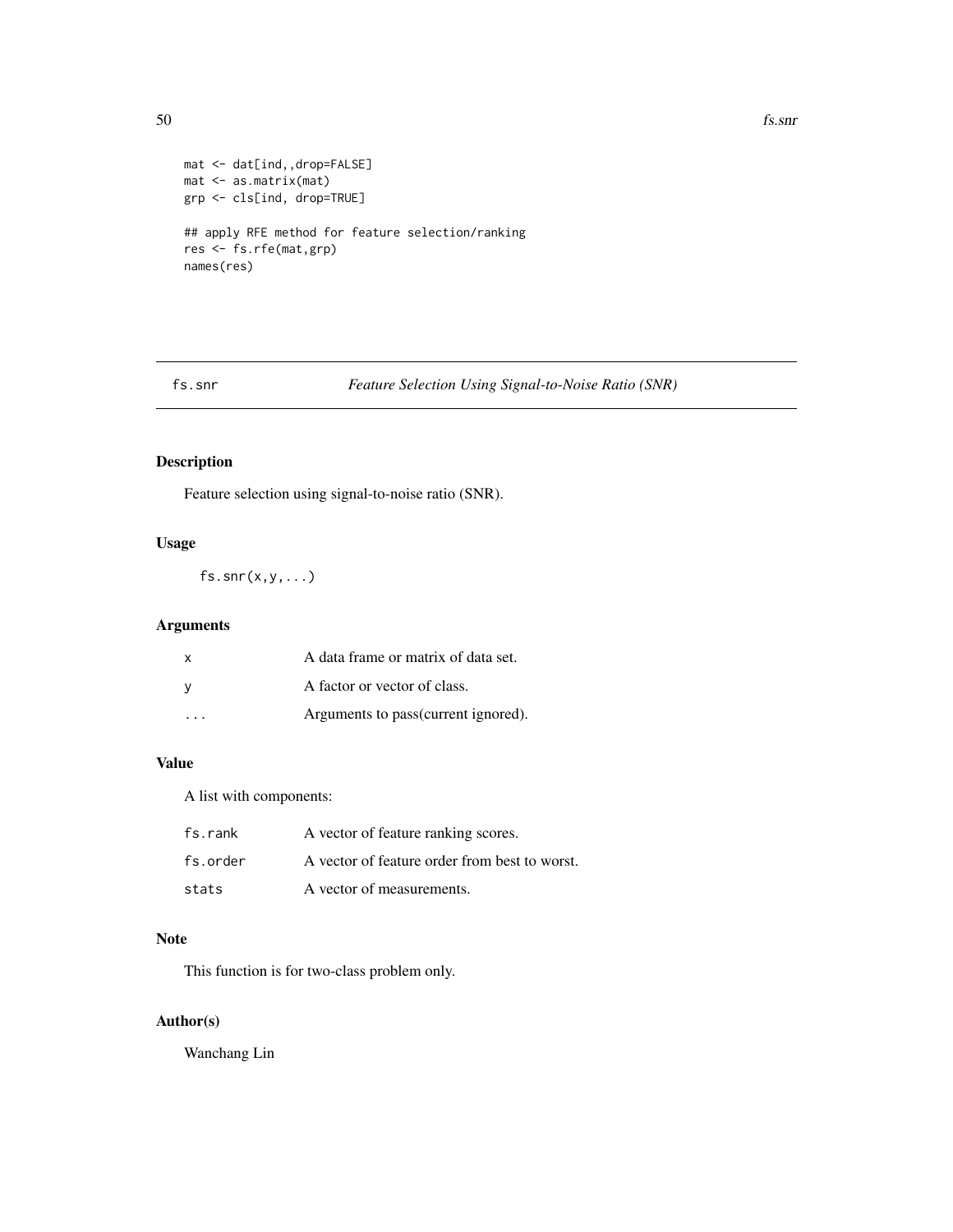```
mat <- dat[ind,,drop=FALSE]
mat <- as.matrix(mat)
grp <- cls[ind, drop=TRUE]

## apply RFE method for feature selection/ranking
res <- fs.rfe(mat,grp)
names(res)
```

---

fs.snr *Feature Selection Using Signal-to-Noise Ratio (SNR)*

---

## Description

Feature selection using signal-to-noise ratio (SNR).

## Usage

```
fs.snr(x,y,...)
```

## Arguments

| | |
|---|---|
| x | A data frame or matrix of data set. |
| y | A factor or vector of class. |
| ... | Arguments to pass(current ignored). |

## Value

A list with components:

| | |
|---|---|
| fs.rank | A vector of feature ranking scores. |
| fs.order | A vector of feature order from best to worst. |
| stats | A vector of measurements. |

## Note

This function is for two-class problem only.

## Author(s)

Wanchang Lin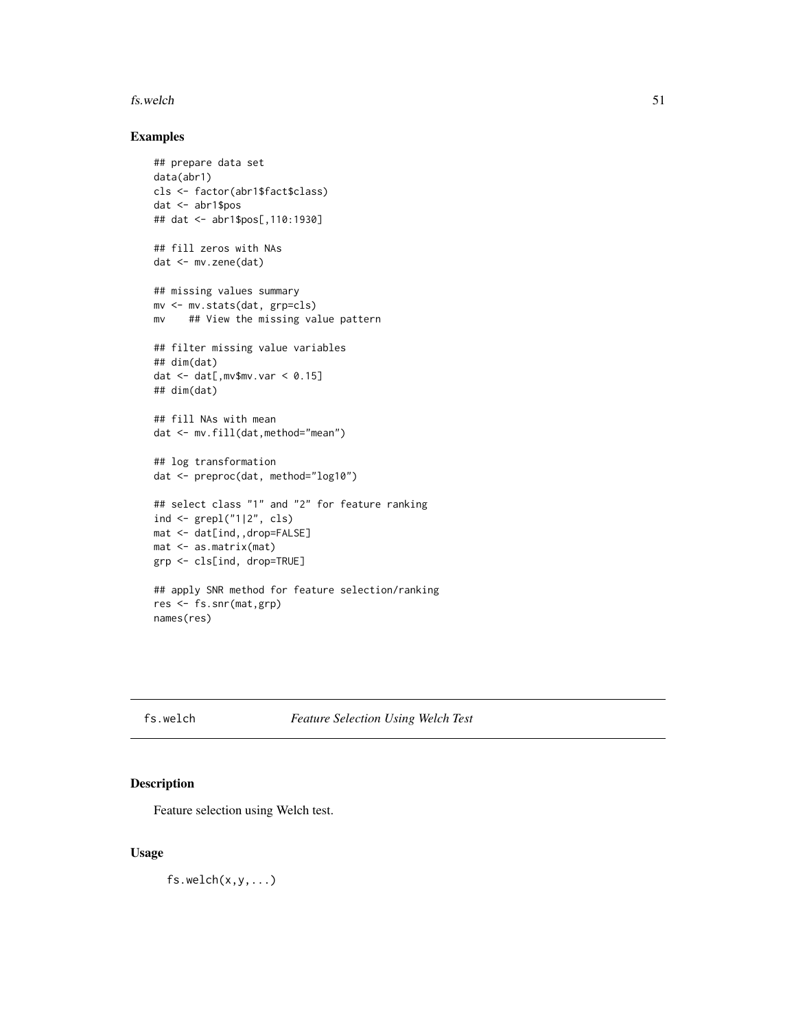## Examples

```
## prepare data set
data(abr1)
cls <- factor(abr1$fact$class)
dat <- abr1$pos
## dat <- abr1$pos[,110:1930]

## fill zeros with NAs
dat <- mv.zene(dat)

## missing values summary
mv <- mv.stats(dat, grp=cls)
mv    ## View the missing value pattern

## filter missing value variables
## dim(dat)
dat <- dat[,mv$mv.var < 0.15]
## dim(dat)

## fill NAs with mean
dat <- mv.fill(dat,method="mean")

## log transformation
dat <- preproc(dat, method="log10")

## select class "1" and "2" for feature ranking
ind <- grepl("1|2", cls)
mat <- dat[ind,,drop=FALSE]
mat <- as.matrix(mat)
grp <- cls[ind, drop=TRUE]

## apply SNR method for feature selection/ranking
res <- fs.snr(mat,grp)
names(res)
```

---

# fs.welch *Feature Selection Using Welch Test*

## Description

Feature selection using Welch test.

## Usage

```
fs.welch(x,y,...)
```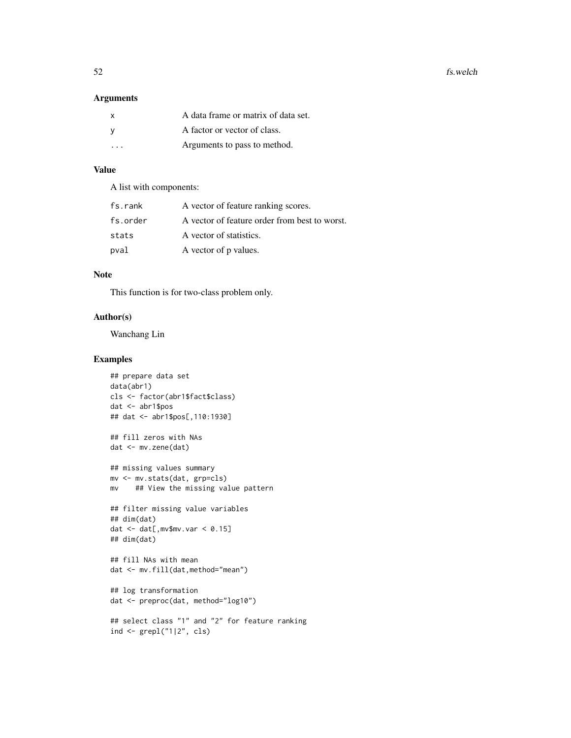## Arguments

| | |
|---|---|
| x | A data frame or matrix of data set. |
| y | A factor or vector of class. |
| ... | Arguments to pass to method. |

## Value

A list with components:

| | |
|---|---|
| fs.rank | A vector of feature ranking scores. |
| fs.order | A vector of feature order from best to worst. |
| stats | A vector of statistics. |
| pval | A vector of p values. |

## Note

This function is for two-class problem only.

## Author(s)

Wanchang Lin

## Examples

```
## prepare data set
data(abr1)
cls <- factor(abr1$fact$class)
dat <- abr1$pos
## dat <- abr1$pos[,110:1930]

## fill zeros with NAs
dat <- mv.zene(dat)

## missing values summary
mv <- mv.stats(dat, grp=cls)
mv    ## View the missing value pattern

## filter missing value variables
## dim(dat)
dat <- dat[,mv$mv.var < 0.15]
## dim(dat)

## fill NAs with mean
dat <- mv.fill(dat,method="mean")

## log transformation
dat <- preproc(dat, method="log10")

## select class "1" and "2" for feature ranking
ind <- grepl("1|2", cls)
```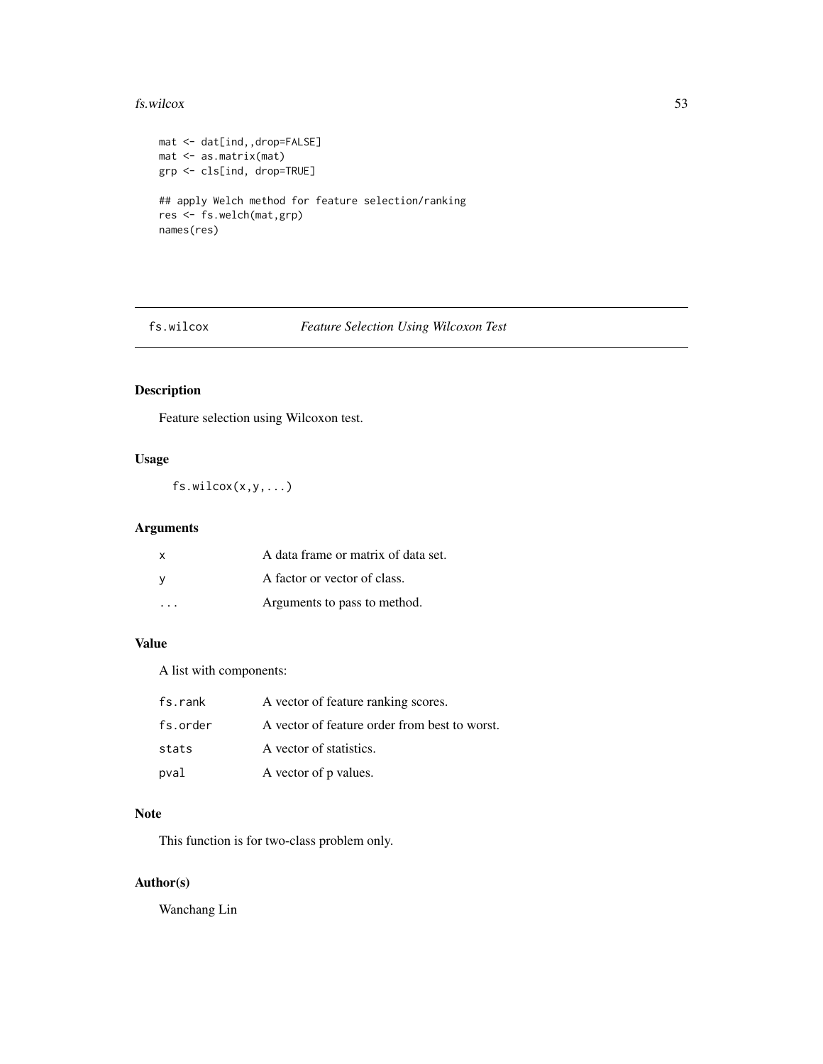```
mat <- dat[ind,,drop=FALSE]
mat <- as.matrix(mat)
grp <- cls[ind, drop=TRUE]

## apply Welch method for feature selection/ranking
res <- fs.welch(mat,grp)
names(res)
```

---

## fs.wilcox — *Feature Selection Using Wilcoxon Test*

### Description

Feature selection using Wilcoxon test.

### Usage

```
fs.wilcox(x,y,...)
```

### Arguments

| | |
|---|---|
| `x` | A data frame or matrix of data set. |
| `y` | A factor or vector of class. |
| `...` | Arguments to pass to method. |

### Value

A list with components:

| | |
|---|---|
| `fs.rank` | A vector of feature ranking scores. |
| `fs.order` | A vector of feature order from best to worst. |
| `stats` | A vector of statistics. |
| `pval` | A vector of p values. |

### Note

This function is for two-class problem only.

### Author(s)

Wanchang Lin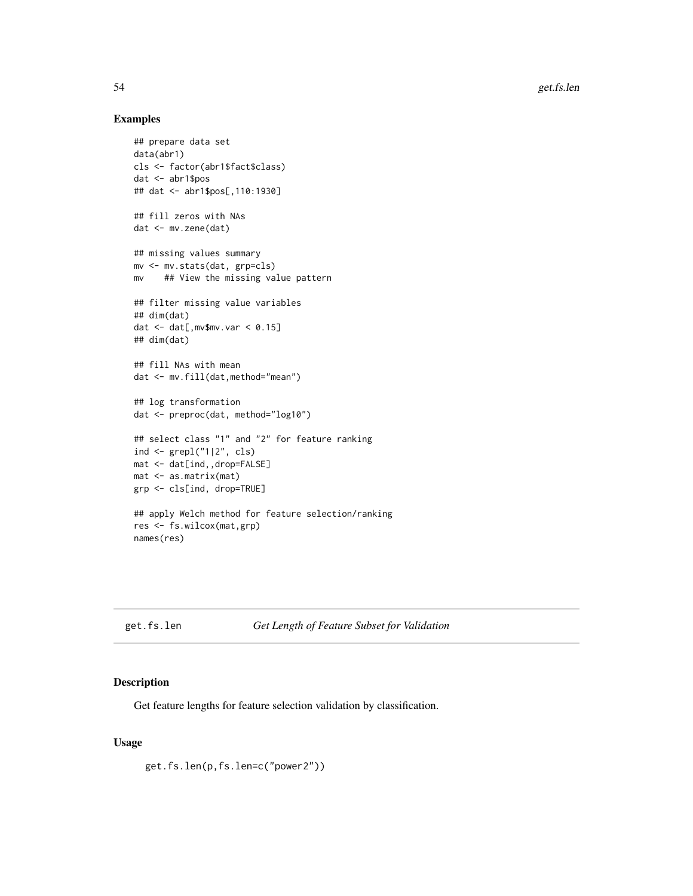## Examples

```
## prepare data set
data(abr1)
cls <- factor(abr1$fact$class)
dat <- abr1$pos
## dat <- abr1$pos[,110:1930]

## fill zeros with NAs
dat <- mv.zene(dat)

## missing values summary
mv <- mv.stats(dat, grp=cls)
mv    ## View the missing value pattern

## filter missing value variables
## dim(dat)
dat <- dat[,mv$mv.var < 0.15]
## dim(dat)

## fill NAs with mean
dat <- mv.fill(dat,method="mean")

## log transformation
dat <- preproc(dat, method="log10")

## select class "1" and "2" for feature ranking
ind <- grepl("1|2", cls)
mat <- dat[ind,,drop=FALSE]
mat <- as.matrix(mat)
grp <- cls[ind, drop=TRUE]

## apply Welch method for feature selection/ranking
res <- fs.wilcox(mat,grp)
names(res)
```

---

# get.fs.len *Get Length of Feature Subset for Validation*

## Description

Get feature lengths for feature selection validation by classification.

## Usage

```
get.fs.len(p,fs.len=c("power2"))
```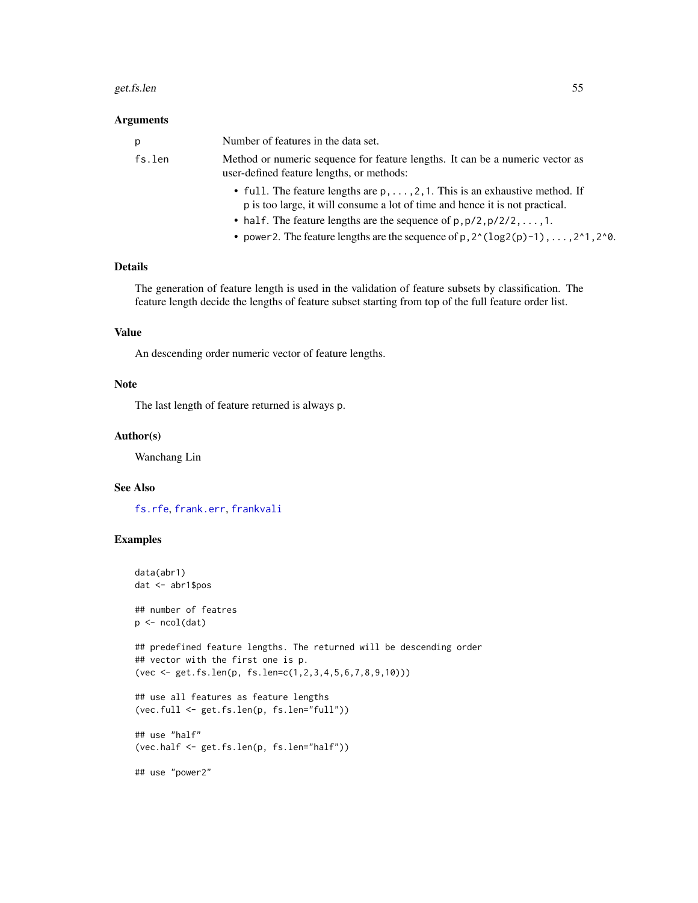### Arguments

| | |
|---|---|
| p | Number of features in the data set. |
| fs.len | Method or numeric sequence for feature lengths. It can be a numeric vector as user-defined feature lengths, or methods: |

- `full`. The feature lengths are `p,...,2,1`. This is an exhaustive method. If `p` is too large, it will consume a lot of time and hence it is not practical.
- `half`. The feature lengths are the sequence of `p,p/2,p/2/2,...,1`.
- `power2`. The feature lengths are the sequence of `p,2^(log2(p)-1),...,2^1,2^0`.

### Details

The generation of feature length is used in the validation of feature subsets by classification. The feature length decide the lengths of feature subset starting from top of the full feature order list.

### Value

An descending order numeric vector of feature lengths.

### Note

The last length of feature returned is always `p`.

### Author(s)

Wanchang Lin

### See Also

`fs.rfe`, `frank.err`, `frankvali`

### Examples

```
data(abr1)
dat <- abr1$pos

## number of featres
p <- ncol(dat)

## predefined feature lengths. The returned will be descending order
## vector with the first one is p.
(vec <- get.fs.len(p, fs.len=c(1,2,3,4,5,6,7,8,9,10)))

## use all features as feature lengths
(vec.full <- get.fs.len(p, fs.len="full"))

## use "half"
(vec.half <- get.fs.len(p, fs.len="half"))

## use "power2"
```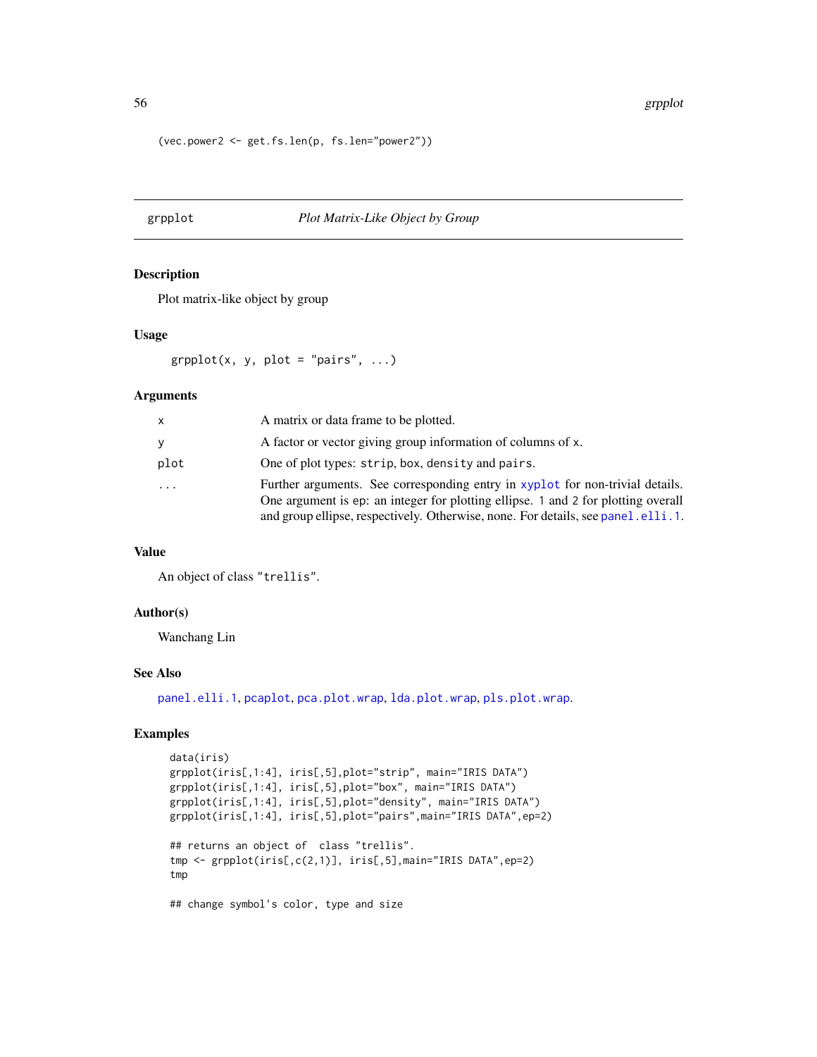```
(vec.power2 <- get.fs.len(p, fs.len="power2"))
```

---

## grpplot — *Plot Matrix-Like Object by Group*

### Description

Plot matrix-like object by group

### Usage

```
grpplot(x, y, plot = "pairs", ...)
```

### Arguments

| | |
|---|---|
| x | A matrix or data frame to be plotted. |
| y | A factor or vector giving group information of columns of x. |
| plot | One of plot types: strip, box, density and pairs. |
| ... | Further arguments. See corresponding entry in xyplot for non-trivial details. One argument is ep: an integer for plotting ellipse. 1 and 2 for plotting overall and group ellipse, respectively. Otherwise, none. For details, see panel.elli.1. |

### Value

An object of class "trellis".

### Author(s)

Wanchang Lin

### See Also

panel.elli.1, pcaplot, pca.plot.wrap, lda.plot.wrap, pls.plot.wrap.

### Examples

```
data(iris)
grpplot(iris[,1:4], iris[,5],plot="strip", main="IRIS DATA")
grpplot(iris[,1:4], iris[,5],plot="box", main="IRIS DATA")
grpplot(iris[,1:4], iris[,5],plot="density", main="IRIS DATA")
grpplot(iris[,1:4], iris[,5],plot="pairs",main="IRIS DATA",ep=2)

## returns an object of  class "trellis".
tmp <- grpplot(iris[,c(2,1)], iris[,5],main="IRIS DATA",ep=2)
tmp

## change symbol's color, type and size
```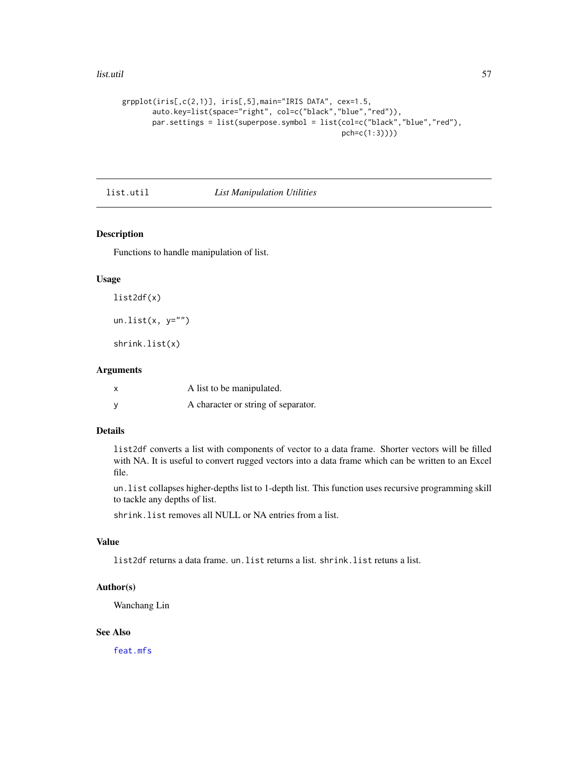```
grpplot(iris[,c(2,1)], iris[,5],main="IRIS DATA", cex=1.5,
        auto.key=list(space="right", col=c("black","blue","red")),
        par.settings = list(superpose.symbol = list(col=c("black","blue","red"),
                                                    pch=c(1:3))))
```

## list.util    *List Manipulation Utilities*

### Description

Functions to handle manipulation of list.

### Usage

```
list2df(x)

un.list(x, y="")

shrink.list(x)
```

### Arguments

| | |
|---|---|
| x | A list to be manipulated. |
| y | A character or string of separator. |

### Details

`list2df` converts a list with components of vector to a data frame. Shorter vectors will be filled with NA. It is useful to convert rugged vectors into a data frame which can be written to an Excel file.

`un.list` collapses higher-depths list to 1-depth list. This function uses recursive programming skill to tackle any depths of list.

`shrink.list` removes all NULL or NA entries from a list.

### Value

`list2df` returns a data frame. `un.list` returns a list. `shrink.list` retuns a list.

### Author(s)

Wanchang Lin

### See Also

`feat.mfs`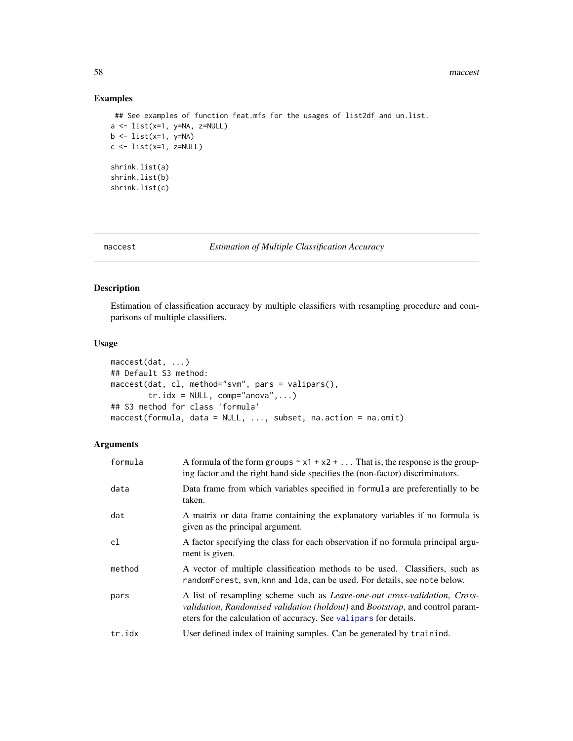## Examples

```
 ## See examples of function feat.mfs for the usages of list2df and un.list.
a <- list(x=1, y=NA, z=NULL)
b <- list(x=1, y=NA)
c <- list(x=1, z=NULL)

shrink.list(a)
shrink.list(b)
shrink.list(c)
```

---

# maccest — *Estimation of Multiple Classification Accuracy*

## Description

Estimation of classification accuracy by multiple classifiers with resampling procedure and comparisons of multiple classifiers.

## Usage

```
maccest(dat, ...)
## Default S3 method:
maccest(dat, cl, method="svm", pars = valipars(),
        tr.idx = NULL, comp="anova",...)
## S3 method for class 'formula'
maccest(formula, data = NULL, ..., subset, na.action = na.omit)
```

## Arguments

| | |
|---|---|
| `formula` | A formula of the form `groups ~ x1 + x2 + ...` That is, the response is the grouping factor and the right hand side specifies the (non-factor) discriminators. |
| `data` | Data frame from which variables specified in `formula` are preferentially to be taken. |
| `dat` | A matrix or data frame containing the explanatory variables if no formula is given as the principal argument. |
| `cl` | A factor specifying the class for each observation if no formula principal argument is given. |
| `method` | A vector of multiple classification methods to be used. Classifiers, such as `randomForest`, `svm`, `knn` and `lda`, can be used. For details, see `note` below. |
| `pars` | A list of resampling scheme such as *Leave-one-out cross-validation*, *Cross-validation*, *Randomised validation (holdout)* and *Bootstrap*, and control parameters for the calculation of accuracy. See `valipars` for details. |
| `tr.idx` | User defined index of training samples. Can be generated by `trainind`. |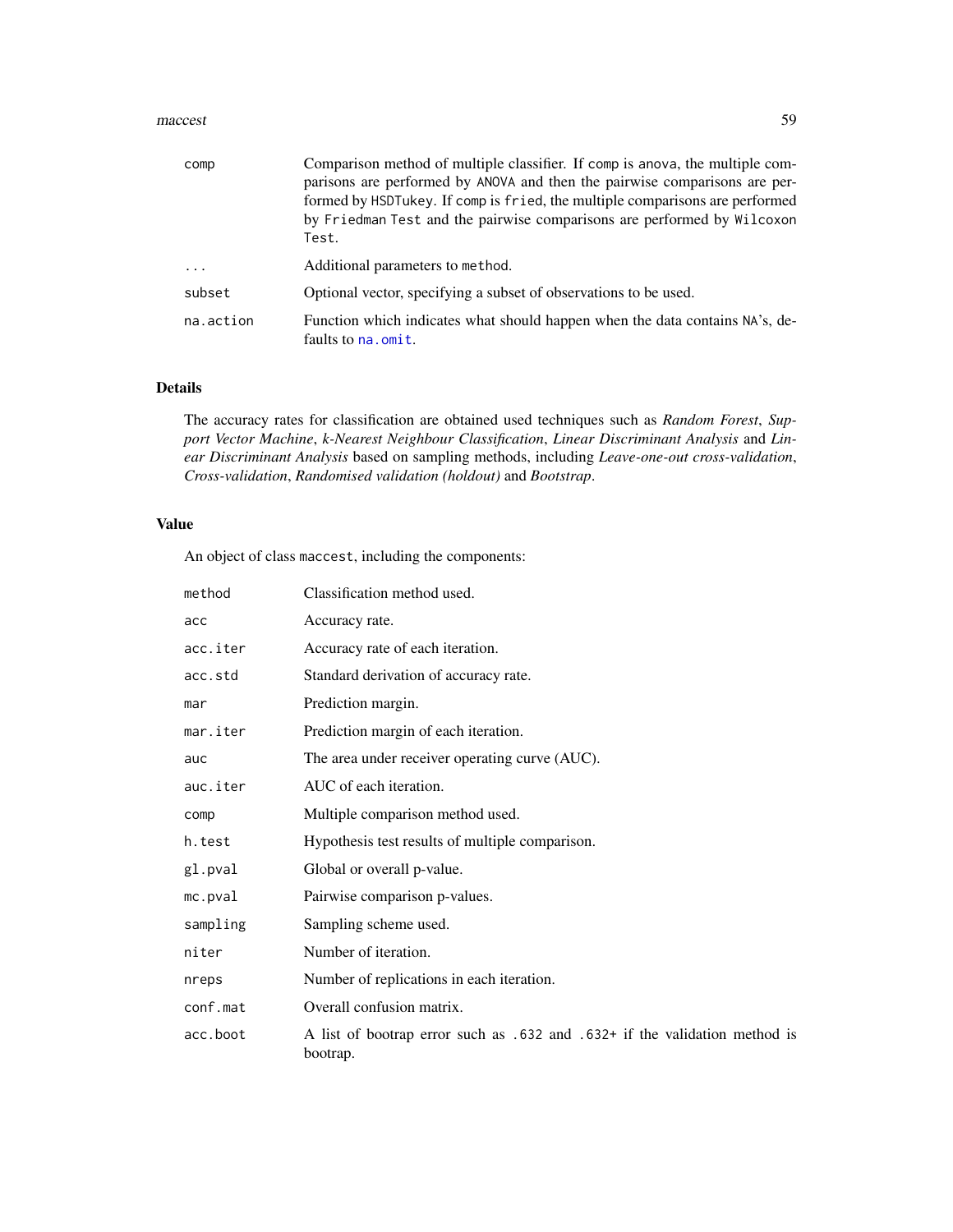| | |
|---|---|
| `comp` | Comparison method of multiple classifier. If `comp` is `anova`, the multiple comparisons are performed by `ANOVA` and then the pairwise comparisons are performed by `HSDTukey`. If `comp` is `fried`, the multiple comparisons are performed by `Friedman Test` and the pairwise comparisons are performed by `Wilcoxon Test`. |
| `...` | Additional parameters to `method`. |
| `subset` | Optional vector, specifying a subset of observations to be used. |
| `na.action` | Function which indicates what should happen when the data contains `NA`'s, defaults to `na.omit`. |

## Details

The accuracy rates for classification are obtained used techniques such as *Random Forest*, *Support Vector Machine*, *k-Nearest Neighbour Classification*, *Linear Discriminant Analysis* and *Linear Discriminant Analysis* based on sampling methods, including *Leave-one-out cross-validation*, *Cross-validation*, *Randomised validation (holdout)* and *Bootstrap*.

## Value

An object of class `maccest`, including the components:

| | |
|---|---|
| `method` | Classification method used. |
| `acc` | Accuracy rate. |
| `acc.iter` | Accuracy rate of each iteration. |
| `acc.std` | Standard derivation of accuracy rate. |
| `mar` | Prediction margin. |
| `mar.iter` | Prediction margin of each iteration. |
| `auc` | The area under receiver operating curve (AUC). |
| `auc.iter` | AUC of each iteration. |
| `comp` | Multiple comparison method used. |
| `h.test` | Hypothesis test results of multiple comparison. |
| `gl.pval` | Global or overall p-value. |
| `mc.pval` | Pairwise comparison p-values. |
| `sampling` | Sampling scheme used. |
| `niter` | Number of iteration. |
| `nreps` | Number of replications in each iteration. |
| `conf.mat` | Overall confusion matrix. |
| `acc.boot` | A list of bootrap error such as `.632` and `.632+` if the validation method is bootrap. |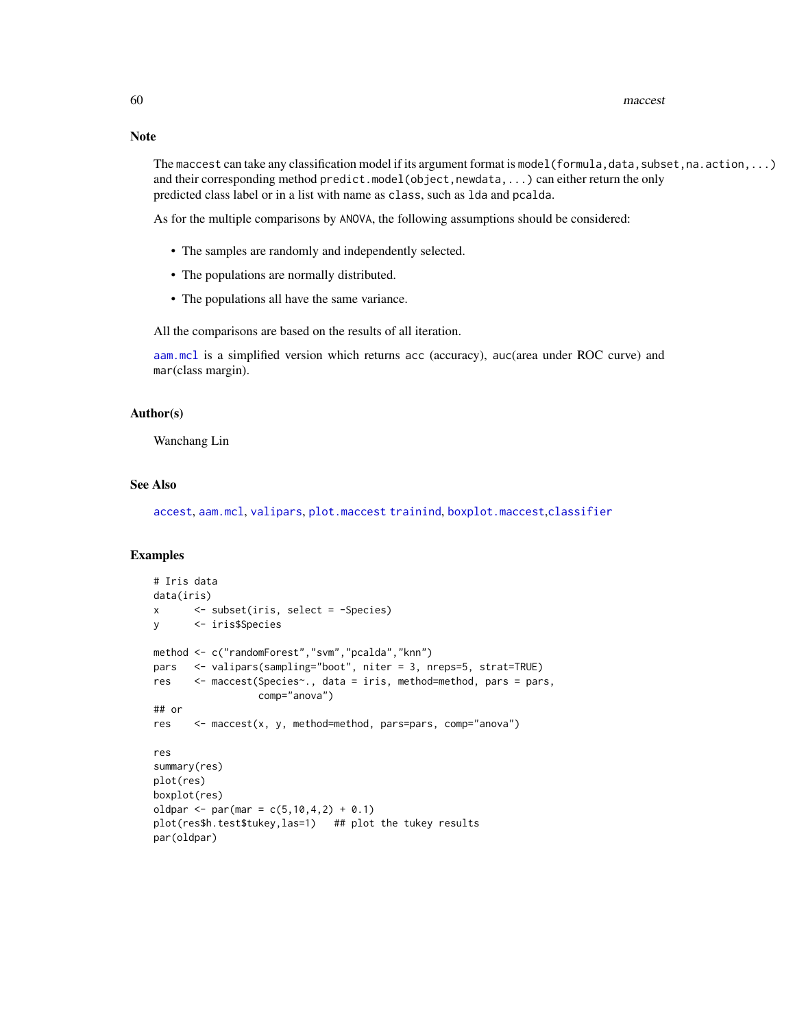## Note

The `maccest` can take any classification model if its argument format is `model(formula,data,subset,na.action,...)` and their corresponding method `predict.model(object,newdata,...)` can either return the only predicted class label or in a list with name as `class`, such as `lda` and `pcalda`.

As for the multiple comparisons by `ANOVA`, the following assumptions should be considered:

- The samples are randomly and independently selected.
- The populations are normally distributed.
- The populations all have the same variance.

All the comparisons are based on the results of all iteration.

`aam.mcl` is a simplified version which returns `acc` (accuracy), `auc`(area under ROC curve) and `mar`(class margin).

## Author(s)

Wanchang Lin

## See Also

`accest`, `aam.mcl`, `valipars`, `plot.maccest` `trainind`, `boxplot.maccest`,`classifier`

## Examples

```
# Iris data
data(iris)
x      <- subset(iris, select = -Species)
y      <- iris$Species

method <- c("randomForest","svm","pcalda","knn")
pars   <- valipars(sampling="boot", niter = 3, nreps=5, strat=TRUE)
res    <- maccest(Species~., data = iris, method=method, pars = pars,
                  comp="anova")
## or
res    <- maccest(x, y, method=method, pars=pars, comp="anova")

res
summary(res)
plot(res)
boxplot(res)
oldpar <- par(mar = c(5,10,4,2) + 0.1)
plot(res$h.test$tukey,las=1)   ## plot the tukey results
par(oldpar)
```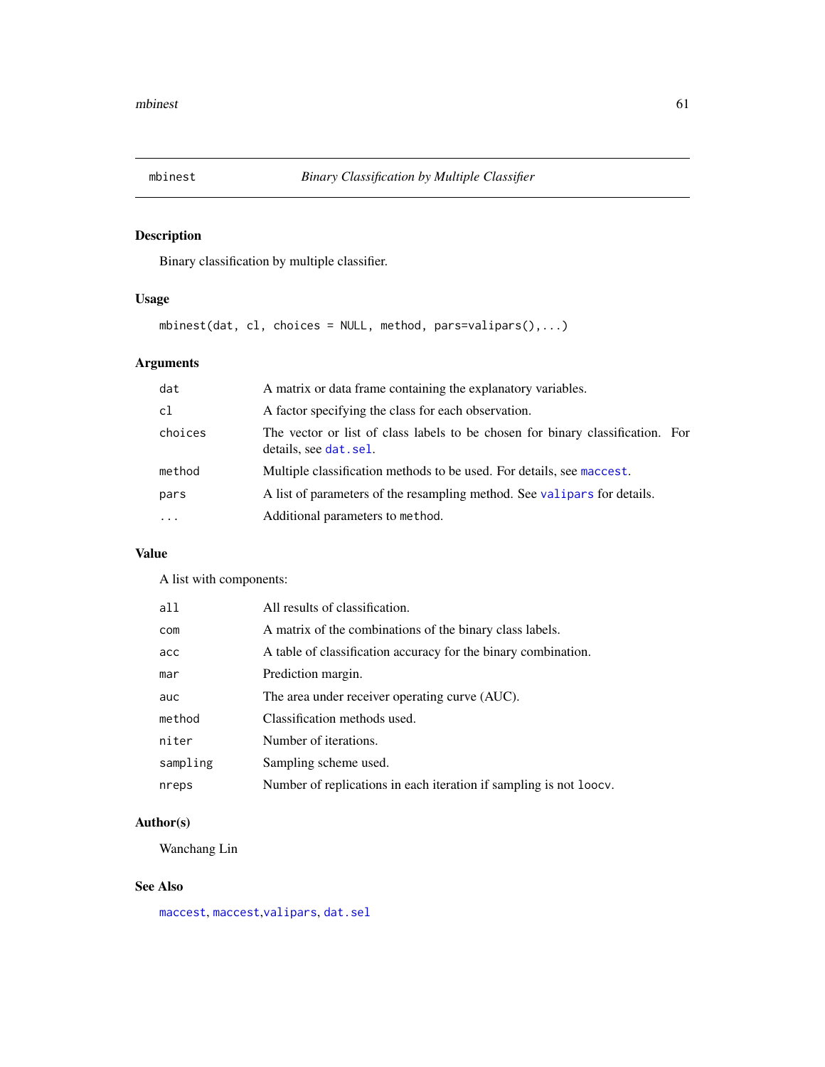## mbinest — *Binary Classification by Multiple Classifier*

### Description

Binary classification by multiple classifier.

### Usage

```
mbinest(dat, cl, choices = NULL, method, pars=valipars(),...)
```

### Arguments

| | |
|---|---|
| `dat` | A matrix or data frame containing the explanatory variables. |
| `cl` | A factor specifying the class for each observation. |
| `choices` | The vector or list of class labels to be chosen for binary classification. For details, see `dat.sel`. |
| `method` | Multiple classification methods to be used. For details, see `maccest`. |
| `pars` | A list of parameters of the resampling method. See `valipars` for details. |
| `...` | Additional parameters to `method`. |

### Value

A list with components:

| | |
|---|---|
| `all` | All results of classification. |
| `com` | A matrix of the combinations of the binary class labels. |
| `acc` | A table of classification accuracy for the binary combination. |
| `mar` | Prediction margin. |
| `auc` | The area under receiver operating curve (AUC). |
| `method` | Classification methods used. |
| `niter` | Number of iterations. |
| `sampling` | Sampling scheme used. |
| `nreps` | Number of replications in each iteration if sampling is not `loocv`. |

### Author(s)

Wanchang Lin

### See Also

`maccest`, `maccest`,`valipars`, `dat.sel`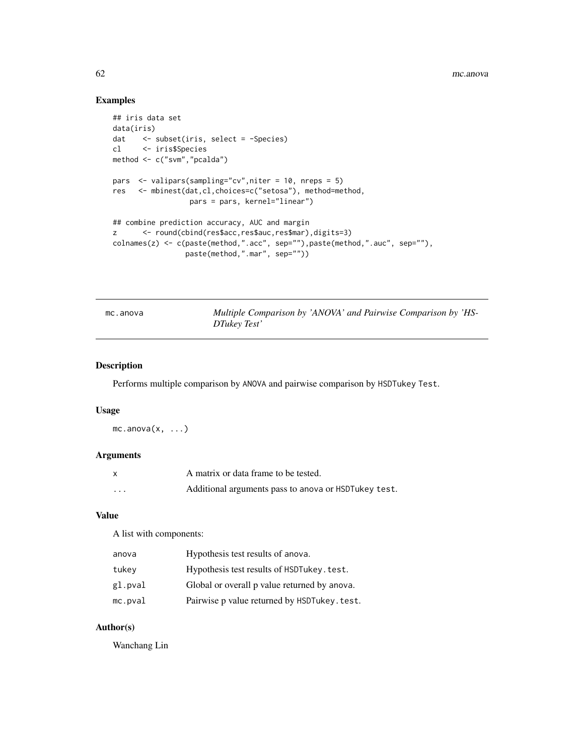## Examples

```
## iris data set
data(iris)
dat    <- subset(iris, select = -Species)
cl     <- iris$Species
method <- c("svm","pcalda")

pars  <- valipars(sampling="cv",niter = 10, nreps = 5)
res   <- mbinest(dat,cl,choices=c("setosa"), method=method,
                 pars = pars, kernel="linear")

## combine prediction accuracy, AUC and margin
z      <- round(cbind(res$acc,res$auc,res$mar),digits=3)
colnames(z) <- c(paste(method,".acc", sep=""),paste(method,".auc", sep=""),
                 paste(method,".mar", sep=""))
```

---

# mc.anova — *Multiple Comparison by 'ANOVA' and Pairwise Comparison by 'HSDTukey Test'*

## Description

Performs multiple comparison by ANOVA and pairwise comparison by HSDTukey Test.

## Usage

```
mc.anova(x, ...)
```

## Arguments

| | |
|---|---|
| x | A matrix or data frame to be tested. |
| ... | Additional arguments pass to anova or HSDTukey test. |

## Value

A list with components:

| | |
|---|---|
| anova | Hypothesis test results of anova. |
| tukey | Hypothesis test results of HSDTukey.test. |
| gl.pval | Global or overall p value returned by anova. |
| mc.pval | Pairwise p value returned by HSDTukey.test. |

## Author(s)

Wanchang Lin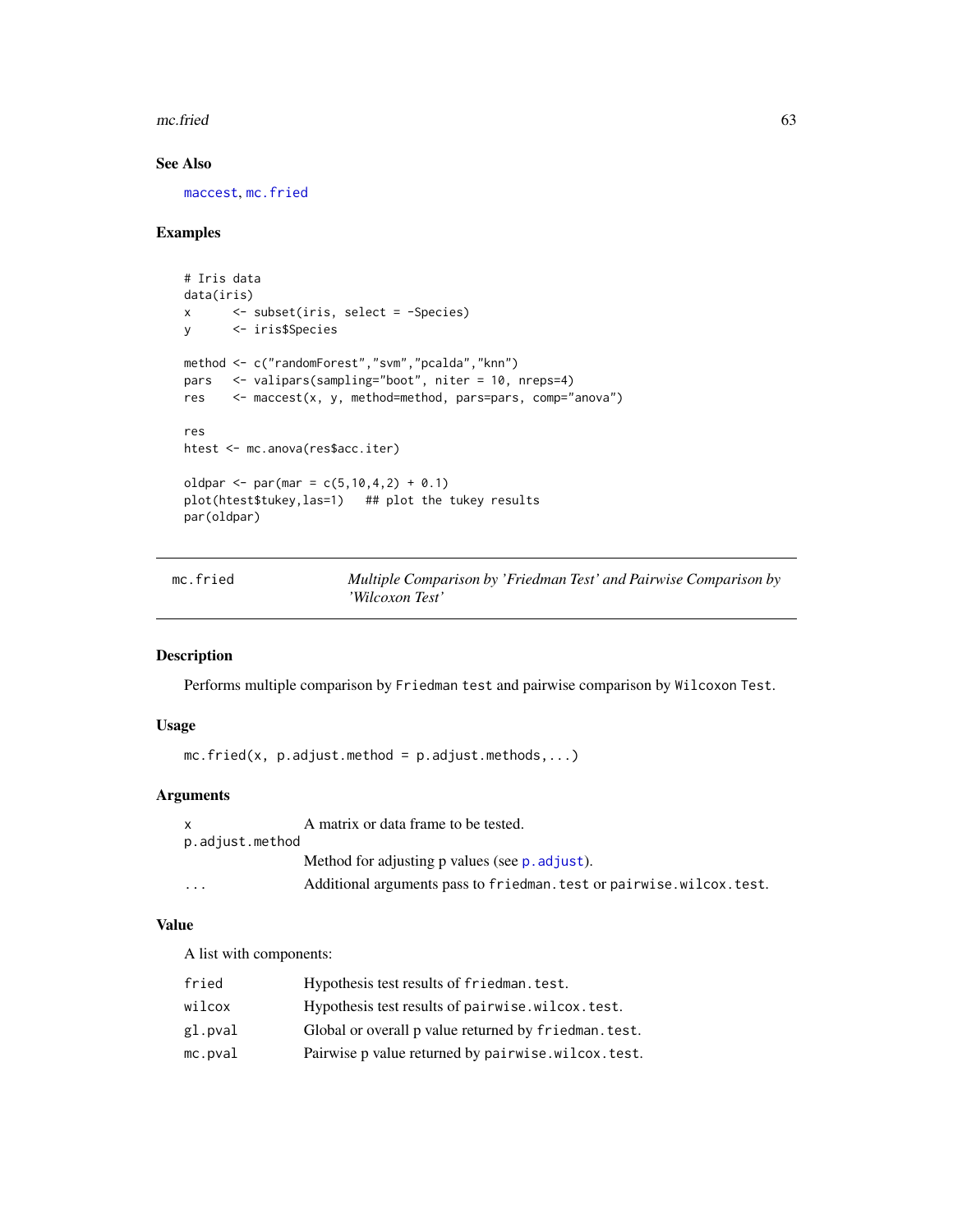### See Also

maccest, mc.fried

### Examples

```
# Iris data
data(iris)
x      <- subset(iris, select = -Species)
y      <- iris$Species

method <- c("randomForest","svm","pcalda","knn")
pars   <- valipars(sampling="boot", niter = 10, nreps=4)
res    <- maccest(x, y, method=method, pars=pars, comp="anova")

res
htest <- mc.anova(res$acc.iter)

oldpar <- par(mar = c(5,10,4,2) + 0.1)
plot(htest$tukey,las=1)   ## plot the tukey results
par(oldpar)
```

---

## mc.fried — *Multiple Comparison by 'Friedman Test' and Pairwise Comparison by 'Wilcoxon Test'*

---

### Description

Performs multiple comparison by `Friedman test` and pairwise comparison by `Wilcoxon Test`.

### Usage

```
mc.fried(x, p.adjust.method = p.adjust.methods,...)
```

### Arguments

| | |
|---|---|
| `x` | A matrix or data frame to be tested. |
| `p.adjust.method` | Method for adjusting p values (see `p.adjust`). |
| `...` | Additional arguments pass to `friedman.test` or `pairwise.wilcox.test`. |

### Value

A list with components:

| | |
|---|---|
| `fried` | Hypothesis test results of `friedman.test`. |
| `wilcox` | Hypothesis test results of `pairwise.wilcox.test`. |
| `gl.pval` | Global or overall p value returned by `friedman.test`. |
| `mc.pval` | Pairwise p value returned by `pairwise.wilcox.test`. |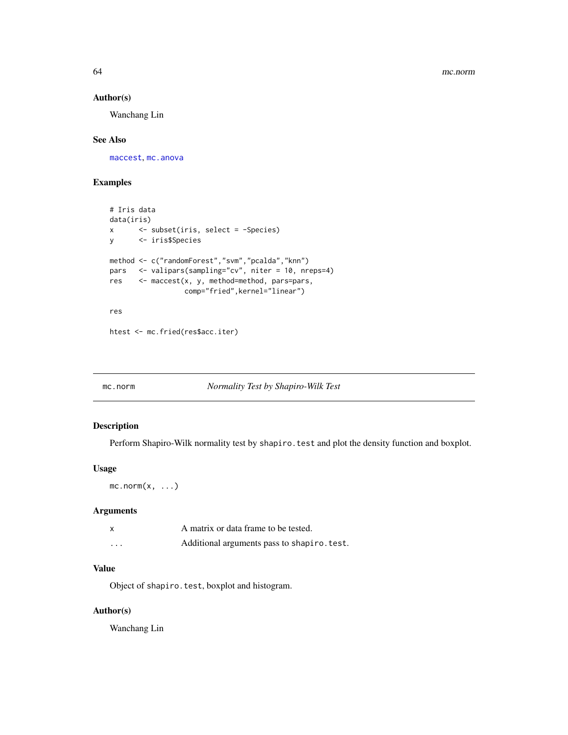## Author(s)

Wanchang Lin

## See Also

maccest, mc.anova

## Examples

```
# Iris data
data(iris)
x      <- subset(iris, select = -Species)
y      <- iris$Species

method <- c("randomForest","svm","pcalda","knn")
pars   <- valipars(sampling="cv", niter = 10, nreps=4)
res    <- maccest(x, y, method=method, pars=pars,
                  comp="fried",kernel="linear")

res

htest <- mc.fried(res$acc.iter)
```

---

# mc.norm — *Normality Test by Shapiro-Wilk Test*

## Description

Perform Shapiro-Wilk normality test by `shapiro.test` and plot the density function and boxplot.

## Usage

```
mc.norm(x, ...)
```

## Arguments

| | |
|---|---|
| `x` | A matrix or data frame to be tested. |
| `...` | Additional arguments pass to `shapiro.test`. |

## Value

Object of `shapiro.test`, boxplot and histogram.

## Author(s)

Wanchang Lin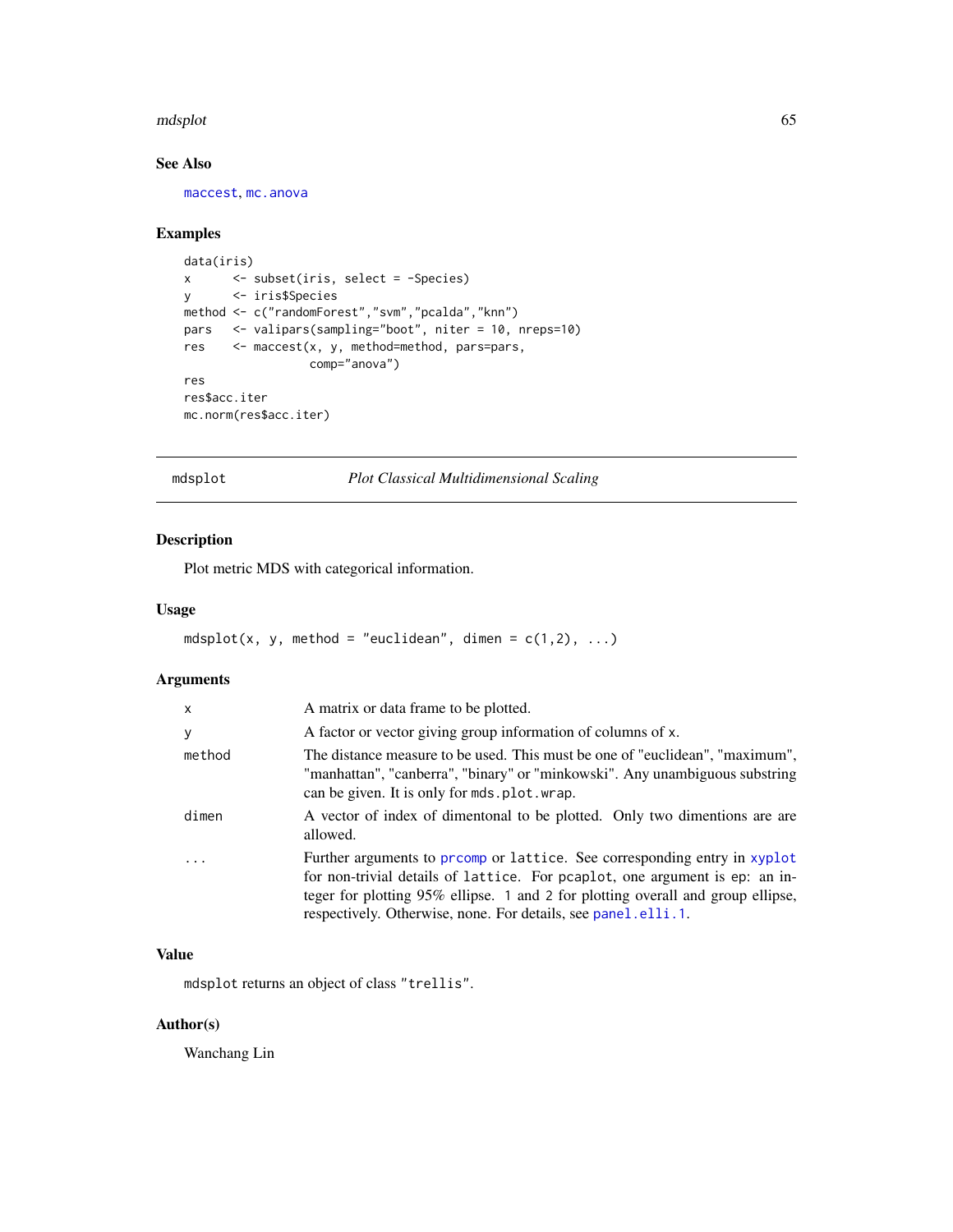### See Also

maccest, mc.anova

### Examples

```
data(iris)
x      <- subset(iris, select = -Species)
y      <- iris$Species
method <- c("randomForest","svm","pcalda","knn")
pars   <- valipars(sampling="boot", niter = 10, nreps=10)
res    <- maccest(x, y, method=method, pars=pars,
                  comp="anova")
res
res$acc.iter
mc.norm(res$acc.iter)
```

---

## mdsplot — *Plot Classical Multidimensional Scaling*

### Description

Plot metric MDS with categorical information.

### Usage

```
mdsplot(x, y, method = "euclidean", dimen = c(1,2), ...)
```

### Arguments

| | |
|---|---|
| x | A matrix or data frame to be plotted. |
| y | A factor or vector giving group information of columns of x. |
| method | The distance measure to be used. This must be one of "euclidean", "maximum", "manhattan", "canberra", "binary" or "minkowski". Any unambiguous substring can be given. It is only for mds.plot.wrap. |
| dimen | A vector of index of dimentonal to be plotted. Only two dimentions are are allowed. |
| ... | Further arguments to prcomp or lattice. See corresponding entry in xyplot for non-trivial details of lattice. For pcaplot, one argument is ep: an integer for plotting 95% ellipse. 1 and 2 for plotting overall and group ellipse, respectively. Otherwise, none. For details, see panel.elli.1. |

### Value

mdsplot returns an object of class "trellis".

### Author(s)

Wanchang Lin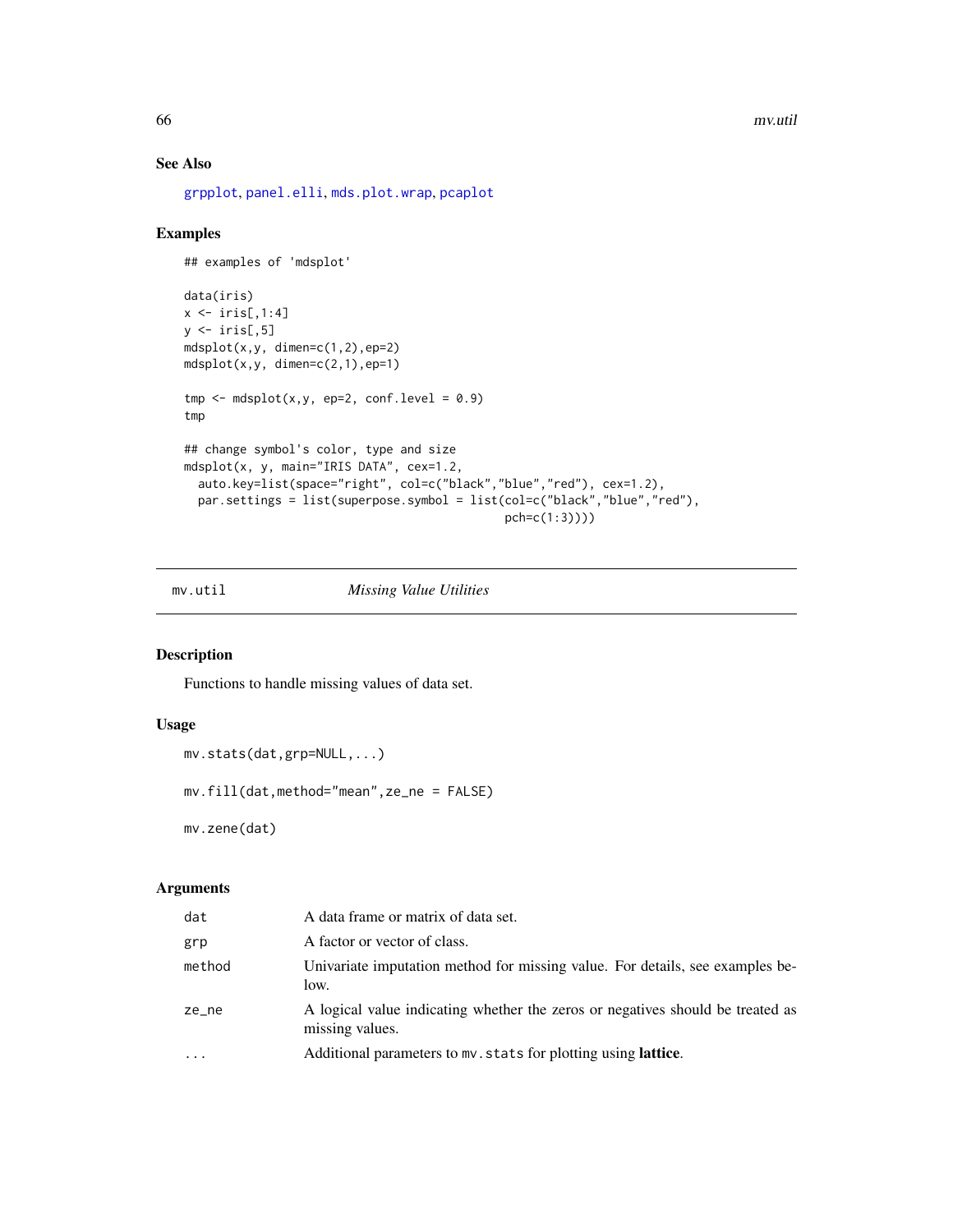## See Also

grpplot, panel.elli, mds.plot.wrap, pcaplot

## Examples

```
## examples of 'mdsplot'

data(iris)
x <- iris[,1:4]
y <- iris[,5]
mdsplot(x,y, dimen=c(1,2),ep=2)
mdsplot(x,y, dimen=c(2,1),ep=1)

tmp <- mdsplot(x,y, ep=2, conf.level = 0.9)
tmp

## change symbol's color, type and size
mdsplot(x, y, main="IRIS DATA", cex=1.2,
  auto.key=list(space="right", col=c("black","blue","red"), cex=1.2),
  par.settings = list(superpose.symbol = list(col=c("black","blue","red"),
                                              pch=c(1:3))))
```

---

mv.util *Missing Value Utilities*

---

## Description

Functions to handle missing values of data set.

## Usage

```
mv.stats(dat,grp=NULL,...)

mv.fill(dat,method="mean",ze_ne = FALSE)

mv.zene(dat)
```

## Arguments

| | |
|---|---|
| dat | A data frame or matrix of data set. |
| grp | A factor or vector of class. |
| method | Univariate imputation method for missing value. For details, see examples below. |
| ze_ne | A logical value indicating whether the zeros or negatives should be treated as missing values. |
| ... | Additional parameters to mv.stats for plotting using **lattice**. |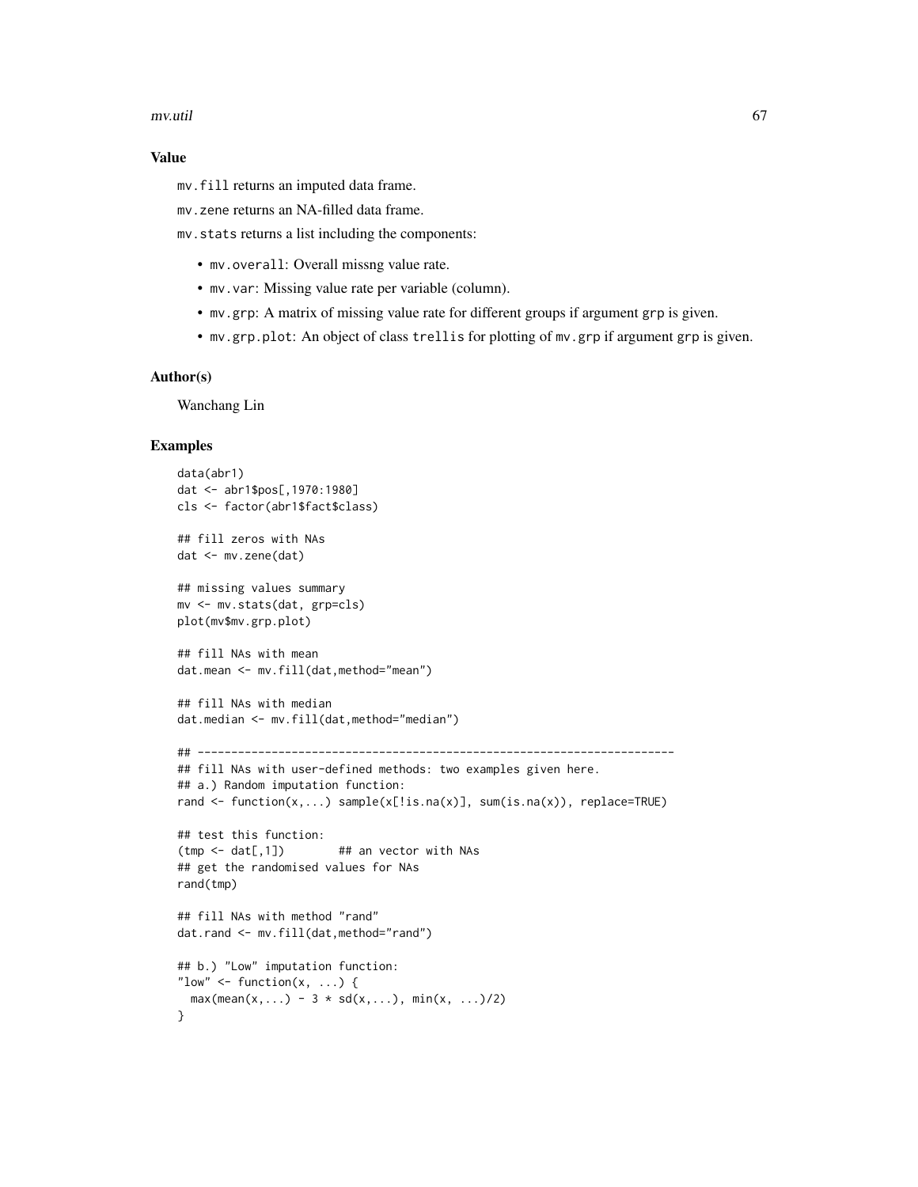### Value

`mv.fill` returns an imputed data frame.

`mv.zene` returns an NA-filled data frame.

`mv.stats` returns a list including the components:

- `mv.overall`: Overall missng value rate.
- `mv.var`: Missing value rate per variable (column).
- `mv.grp`: A matrix of missing value rate for different groups if argument `grp` is given.
- `mv.grp.plot`: An object of class `trellis` for plotting of `mv.grp` if argument `grp` is given.

### Author(s)

Wanchang Lin

### Examples

```
data(abr1)
dat <- abr1$pos[,1970:1980]
cls <- factor(abr1$fact$class)

## fill zeros with NAs
dat <- mv.zene(dat)

## missing values summary
mv <- mv.stats(dat, grp=cls)
plot(mv$mv.grp.plot)

## fill NAs with mean
dat.mean <- mv.fill(dat,method="mean")

## fill NAs with median
dat.median <- mv.fill(dat,method="median")

## -----------------------------------------------------------------------
## fill NAs with user-defined methods: two examples given here.
## a.) Random imputation function:
rand <- function(x,...) sample(x[!is.na(x)], sum(is.na(x)), replace=TRUE)

## test this function:
(tmp <- dat[,1])        ## an vector with NAs
## get the randomised values for NAs
rand(tmp)

## fill NAs with method "rand"
dat.rand <- mv.fill(dat,method="rand")

## b.) "Low" imputation function:
"low" <- function(x, ...) {
  max(mean(x,...) - 3 * sd(x,...), min(x, ...)/2)
}
```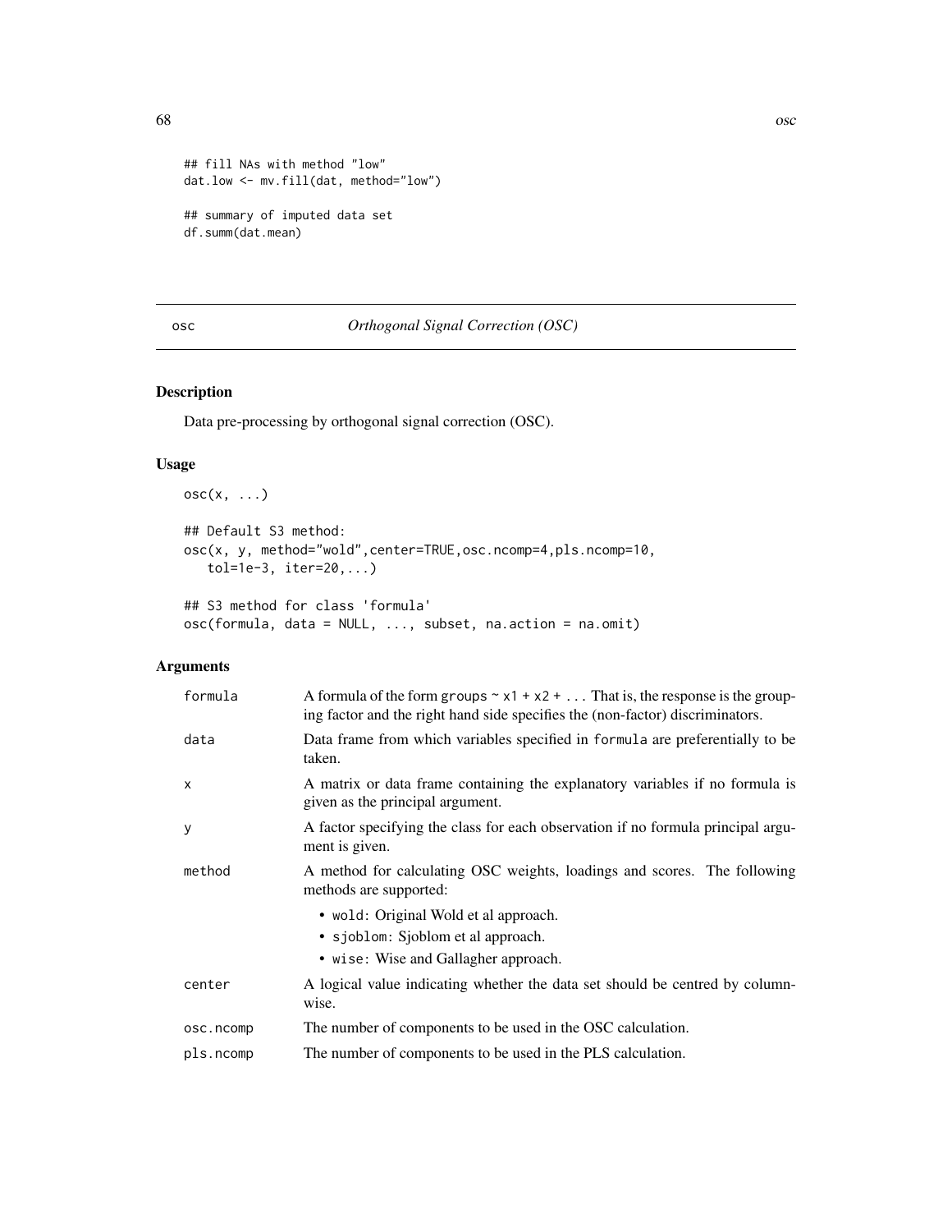```
## fill NAs with method "low"
dat.low <- mv.fill(dat, method="low")

## summary of imputed data set
df.summ(dat.mean)
```

---

osc — *Orthogonal Signal Correction (OSC)*

---

## Description

Data pre-processing by orthogonal signal correction (OSC).

## Usage

```
osc(x, ...)

## Default S3 method:
osc(x, y, method="wold",center=TRUE,osc.ncomp=4,pls.ncomp=10,
   tol=1e-3, iter=20,...)

## S3 method for class 'formula'
osc(formula, data = NULL, ..., subset, na.action = na.omit)
```

## Arguments

| | |
|---|---|
| formula | A formula of the form `groups ~ x1 + x2 + ...` That is, the response is the grouping factor and the right hand side specifies the (non-factor) discriminators. |
| data | Data frame from which variables specified in `formula` are preferentially to be taken. |
| x | A matrix or data frame containing the explanatory variables if no formula is given as the principal argument. |
| y | A factor specifying the class for each observation if no formula principal argument is given. |
| method | A method for calculating OSC weights, loadings and scores. The following methods are supported:<br>• `wold`: Original Wold et al approach.<br>• `sjoblom`: Sjoblom et al approach.<br>• `wise`: Wise and Gallagher approach. |
| center | A logical value indicating whether the data set should be centred by column-wise. |
| osc.ncomp | The number of components to be used in the OSC calculation. |
| pls.ncomp | The number of components to be used in the PLS calculation. |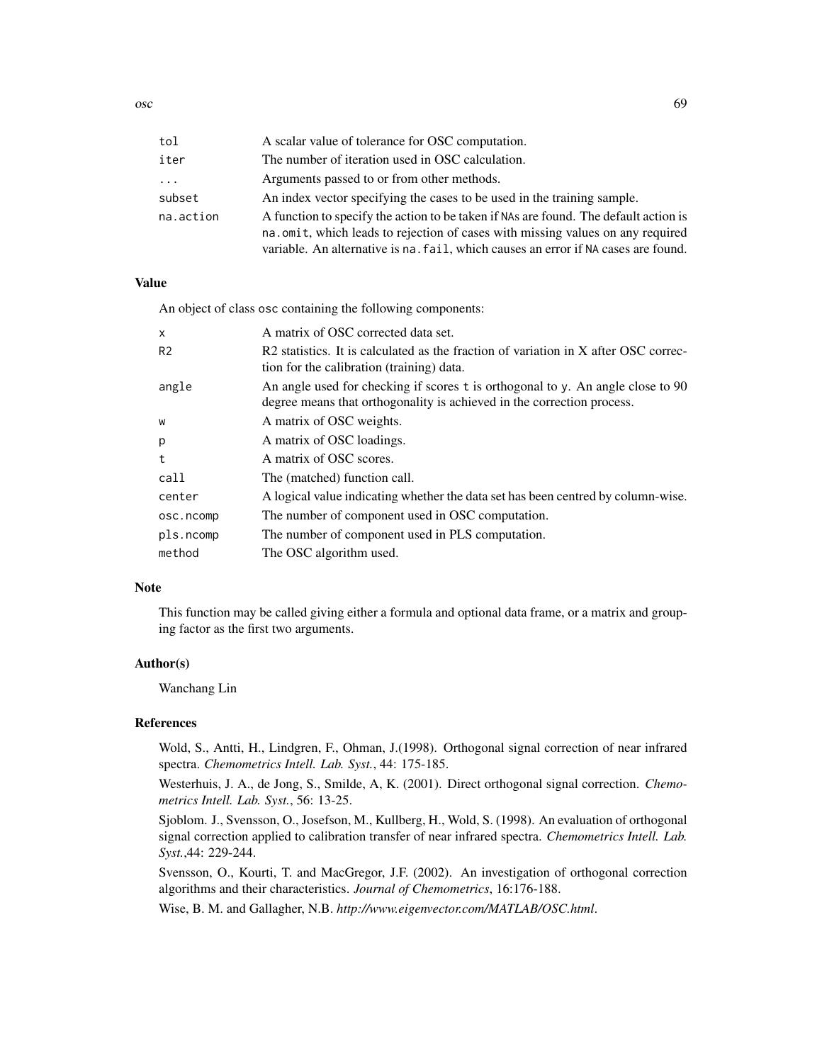| | |
|---|---|
| `tol` | A scalar value of tolerance for OSC computation. |
| `iter` | The number of iteration used in OSC calculation. |
| `...` | Arguments passed to or from other methods. |
| `subset` | An index vector specifying the cases to be used in the training sample. |
| `na.action` | A function to specify the action to be taken if `NA`s are found. The default action is `na.omit`, which leads to rejection of cases with missing values on any required variable. An alternative is `na.fail`, which causes an error if `NA` cases are found. |

### Value

An object of class `osc` containing the following components:

| | |
|---|---|
| `x` | A matrix of OSC corrected data set. |
| `R2` | R2 statistics. It is calculated as the fraction of variation in X after OSC correction for the calibration (training) data. |
| `angle` | An angle used for checking if scores `t` is orthogonal to `y`. An angle close to 90 degree means that orthogonality is achieved in the correction process. |
| `w` | A matrix of OSC weights. |
| `p` | A matrix of OSC loadings. |
| `t` | A matrix of OSC scores. |
| `call` | The (matched) function call. |
| `center` | A logical value indicating whether the data set has been centred by column-wise. |
| `osc.ncomp` | The number of component used in OSC computation. |
| `pls.ncomp` | The number of component used in PLS computation. |
| `method` | The OSC algorithm used. |

### Note

This function may be called giving either a formula and optional data frame, or a matrix and grouping factor as the first two arguments.

### Author(s)

Wanchang Lin

### References

Wold, S., Antti, H., Lindgren, F., Ohman, J.(1998). Orthogonal signal correction of near infrared spectra. *Chemometrics Intell. Lab. Syst.*, 44: 175-185.

Westerhuis, J. A., de Jong, S., Smilde, A, K. (2001). Direct orthogonal signal correction. *Chemometrics Intell. Lab. Syst.*, 56: 13-25.

Sjoblom. J., Svensson, O., Josefson, M., Kullberg, H., Wold, S. (1998). An evaluation of orthogonal signal correction applied to calibration transfer of near infrared spectra. *Chemometrics Intell. Lab. Syst.*,44: 229-244.

Svensson, O., Kourti, T. and MacGregor, J.F. (2002). An investigation of orthogonal correction algorithms and their characteristics. *Journal of Chemometrics*, 16:176-188.

Wise, B. M. and Gallagher, N.B. *http://www.eigenvector.com/MATLAB/OSC.html*.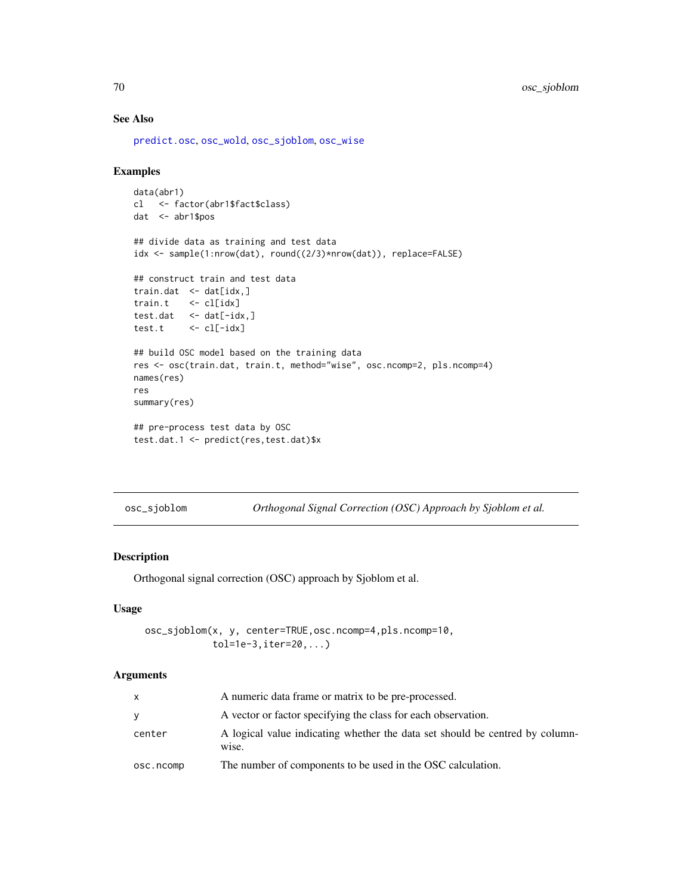## See Also

predict.osc, osc_wold, osc_sjoblom, osc_wise

## Examples

```
data(abr1)
cl   <- factor(abr1$fact$class)
dat  <- abr1$pos

## divide data as training and test data
idx <- sample(1:nrow(dat), round((2/3)*nrow(dat)), replace=FALSE)

## construct train and test data
train.dat  <- dat[idx,]
train.t    <- cl[idx]
test.dat   <- dat[-idx,]
test.t     <- cl[-idx]

## build OSC model based on the training data
res <- osc(train.dat, train.t, method="wise", osc.ncomp=2, pls.ncomp=4)
names(res)
res
summary(res)

## pre-process test data by OSC
test.dat.1 <- predict(res,test.dat)$x
```

---

# osc_sjoblom — *Orthogonal Signal Correction (OSC) Approach by Sjoblom et al.*

## Description

Orthogonal signal correction (OSC) approach by Sjoblom et al.

## Usage

```
osc_sjoblom(x, y, center=TRUE,osc.ncomp=4,pls.ncomp=10,
            tol=1e-3,iter=20,...)
```

## Arguments

| | |
|---|---|
| `x` | A numeric data frame or matrix to be pre-processed. |
| `y` | A vector or factor specifying the class for each observation. |
| `center` | A logical value indicating whether the data set should be centred by column-wise. |
| `osc.ncomp` | The number of components to be used in the OSC calculation. |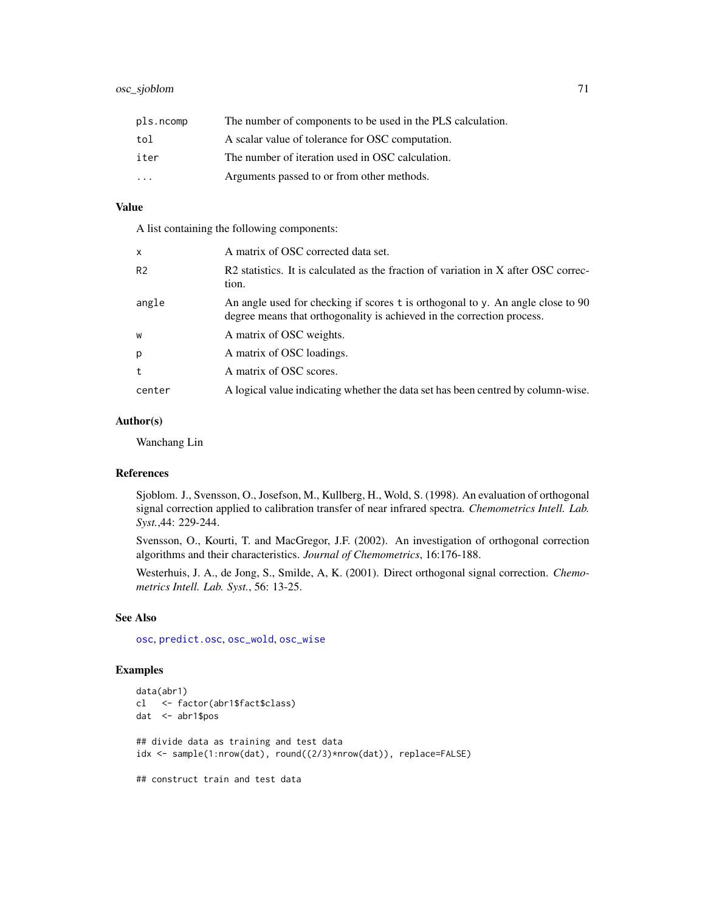| | |
|---|---|
| pls.ncomp | The number of components to be used in the PLS calculation. |
| tol | A scalar value of tolerance for OSC computation. |
| iter | The number of iteration used in OSC calculation. |
| ... | Arguments passed to or from other methods. |

## Value

A list containing the following components:

| | |
|---|---|
| x | A matrix of OSC corrected data set. |
| R2 | R2 statistics. It is calculated as the fraction of variation in X after OSC correction. |
| angle | An angle used for checking if scores t is orthogonal to y. An angle close to 90 degree means that orthogonality is achieved in the correction process. |
| w | A matrix of OSC weights. |
| p | A matrix of OSC loadings. |
| t | A matrix of OSC scores. |
| center | A logical value indicating whether the data set has been centred by column-wise. |

## Author(s)

Wanchang Lin

## References

Sjoblom. J., Svensson, O., Josefson, M., Kullberg, H., Wold, S. (1998). An evaluation of orthogonal signal correction applied to calibration transfer of near infrared spectra. *Chemometrics Intell. Lab. Syst.*,44: 229-244.

Svensson, O., Kourti, T. and MacGregor, J.F. (2002). An investigation of orthogonal correction algorithms and their characteristics. *Journal of Chemometrics*, 16:176-188.

Westerhuis, J. A., de Jong, S., Smilde, A, K. (2001). Direct orthogonal signal correction. *Chemometrics Intell. Lab. Syst.*, 56: 13-25.

## See Also

osc, predict.osc, osc_wold, osc_wise

## Examples

```
data(abr1)
cl   <- factor(abr1$fact$class)
dat  <- abr1$pos

## divide data as training and test data
idx <- sample(1:nrow(dat), round((2/3)*nrow(dat)), replace=FALSE)

## construct train and test data
```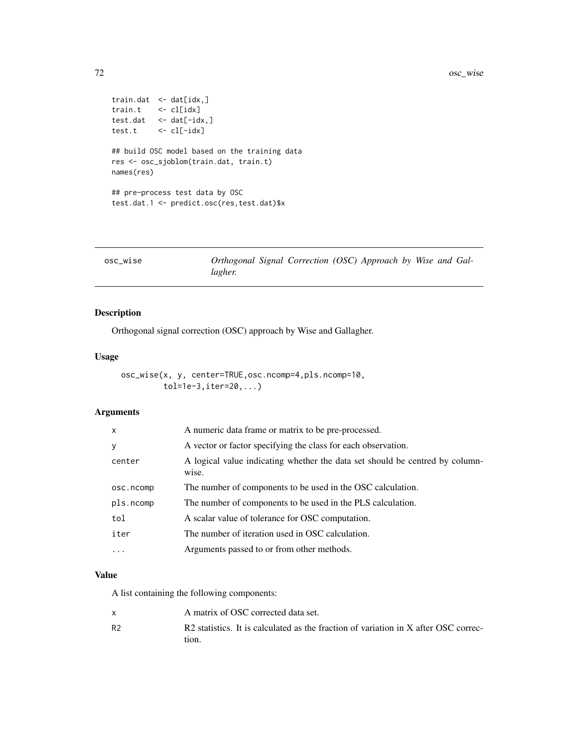```
train.dat  <- dat[idx,]
train.t    <- cl[idx]
test.dat   <- dat[-idx,]
test.t     <- cl[-idx]

## build OSC model based on the training data
res <- osc_sjoblom(train.dat, train.t)
names(res)

## pre-process test data by OSC
test.dat.1 <- predict.osc(res,test.dat)$x
```

---

## osc_wise — *Orthogonal Signal Correction (OSC) Approach by Wise and Gallagher.*

---

### Description

Orthogonal signal correction (OSC) approach by Wise and Gallagher.

### Usage

```
osc_wise(x, y, center=TRUE,osc.ncomp=4,pls.ncomp=10,
         tol=1e-3,iter=20,...)
```

### Arguments

| | |
|---|---|
| `x` | A numeric data frame or matrix to be pre-processed. |
| `y` | A vector or factor specifying the class for each observation. |
| `center` | A logical value indicating whether the data set should be centred by column-wise. |
| `osc.ncomp` | The number of components to be used in the OSC calculation. |
| `pls.ncomp` | The number of components to be used in the PLS calculation. |
| `tol` | A scalar value of tolerance for OSC computation. |
| `iter` | The number of iteration used in OSC calculation. |
| `...` | Arguments passed to or from other methods. |

### Value

A list containing the following components:

| | |
|---|---|
| `x` | A matrix of OSC corrected data set. |
| `R2` | R2 statistics. It is calculated as the fraction of variation in X after OSC correction. |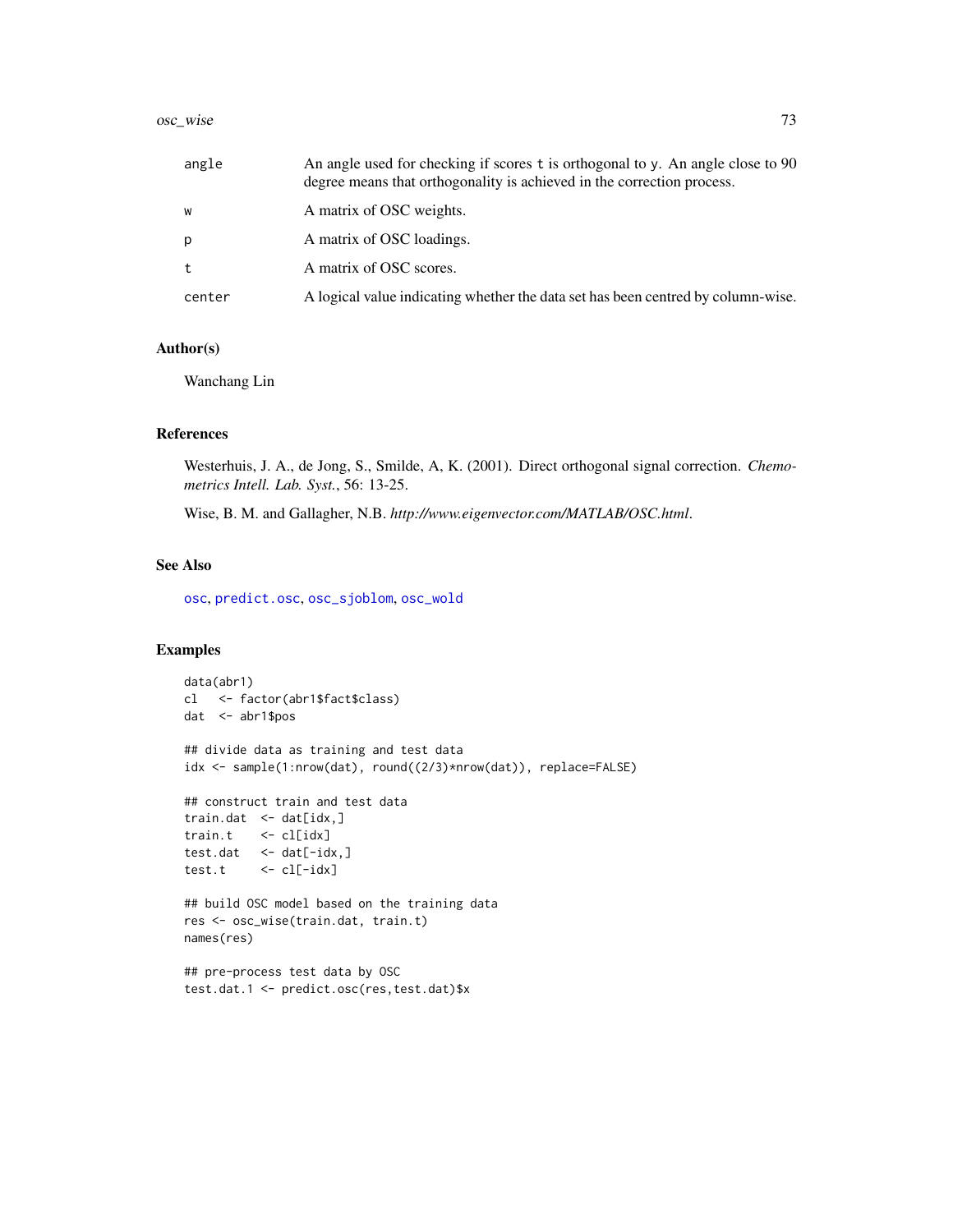| | |
|---|---|
| angle | An angle used for checking if scores t is orthogonal to y. An angle close to 90 degree means that orthogonality is achieved in the correction process. |
| w | A matrix of OSC weights. |
| p | A matrix of OSC loadings. |
| t | A matrix of OSC scores. |
| center | A logical value indicating whether the data set has been centred by column-wise. |

## Author(s)

Wanchang Lin

## References

Westerhuis, J. A., de Jong, S., Smilde, A, K. (2001). Direct orthogonal signal correction. *Chemometrics Intell. Lab. Syst.*, 56: 13-25.

Wise, B. M. and Gallagher, N.B. *http://www.eigenvector.com/MATLAB/OSC.html*.

## See Also

osc, predict.osc, osc_sjoblom, osc_wold

## Examples

```
data(abr1)
cl   <- factor(abr1$fact$class)
dat  <- abr1$pos

## divide data as training and test data
idx <- sample(1:nrow(dat), round((2/3)*nrow(dat)), replace=FALSE)

## construct train and test data
train.dat  <- dat[idx,]
train.t    <- cl[idx]
test.dat   <- dat[-idx,]
test.t     <- cl[-idx]

## build OSC model based on the training data
res <- osc_wise(train.dat, train.t)
names(res)

## pre-process test data by OSC
test.dat.1 <- predict.osc(res,test.dat)$x
```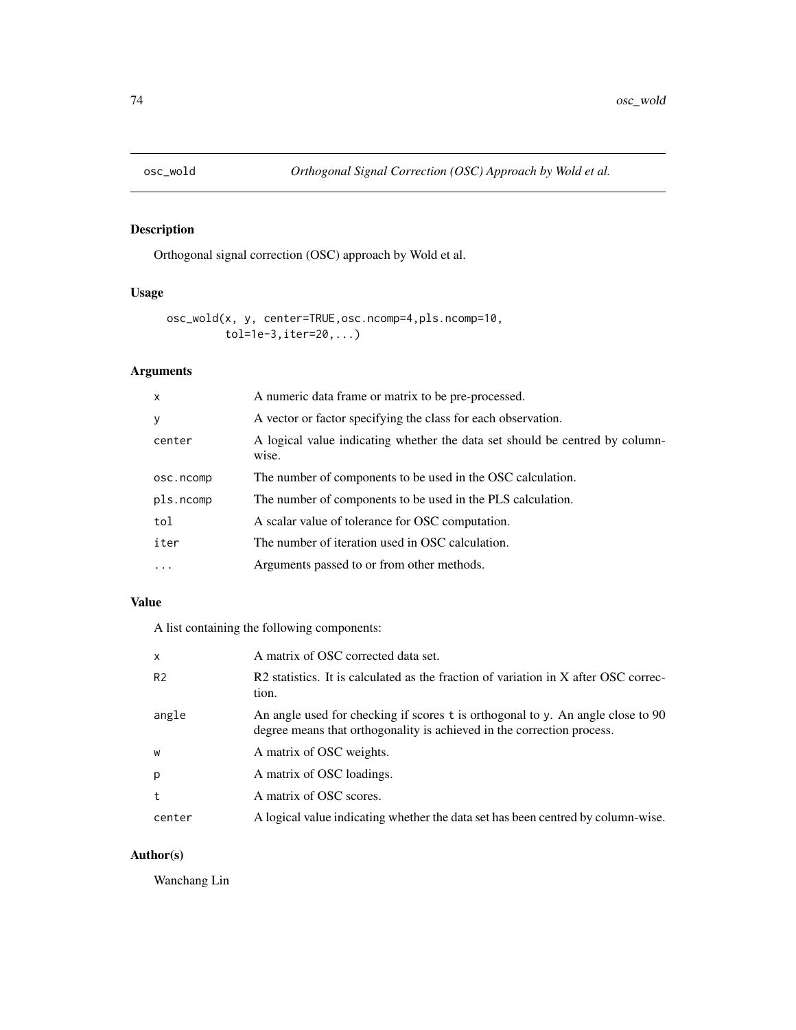# osc_wold — *Orthogonal Signal Correction (OSC) Approach by Wold et al.*

## Description

Orthogonal signal correction (OSC) approach by Wold et al.

## Usage

```
osc_wold(x, y, center=TRUE,osc.ncomp=4,pls.ncomp=10,
         tol=1e-3,iter=20,...)
```

## Arguments

| | |
|---|---|
| `x` | A numeric data frame or matrix to be pre-processed. |
| `y` | A vector or factor specifying the class for each observation. |
| `center` | A logical value indicating whether the data set should be centred by column-wise. |
| `osc.ncomp` | The number of components to be used in the OSC calculation. |
| `pls.ncomp` | The number of components to be used in the PLS calculation. |
| `tol` | A scalar value of tolerance for OSC computation. |
| `iter` | The number of iteration used in OSC calculation. |
| `...` | Arguments passed to or from other methods. |

## Value

A list containing the following components:

| | |
|---|---|
| `x` | A matrix of OSC corrected data set. |
| `R2` | R2 statistics. It is calculated as the fraction of variation in X after OSC correction. |
| `angle` | An angle used for checking if scores `t` is orthogonal to `y`. An angle close to 90 degree means that orthogonality is achieved in the correction process. |
| `w` | A matrix of OSC weights. |
| `p` | A matrix of OSC loadings. |
| `t` | A matrix of OSC scores. |
| `center` | A logical value indicating whether the data set has been centred by column-wise. |

## Author(s)

Wanchang Lin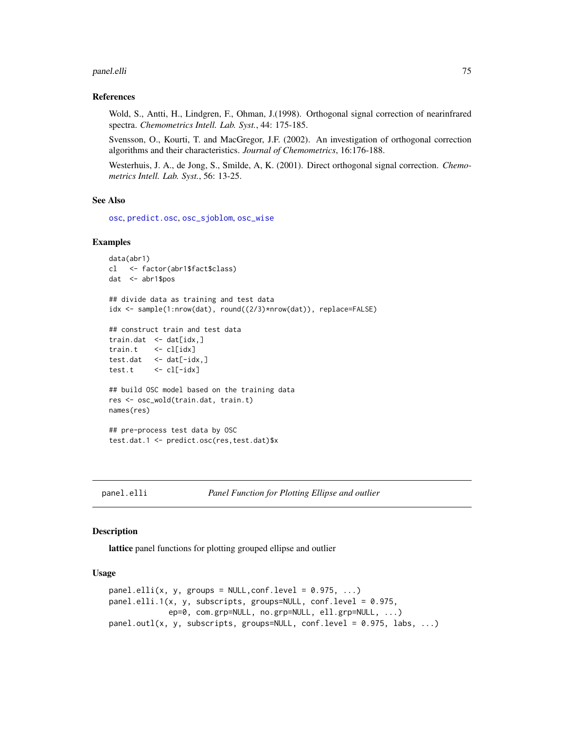## References

Wold, S., Antti, H., Lindgren, F., Ohman, J.(1998). Orthogonal signal correction of nearinfrared spectra. *Chemometrics Intell. Lab. Syst.*, 44: 175-185.

Svensson, O., Kourti, T. and MacGregor, J.F. (2002). An investigation of orthogonal correction algorithms and their characteristics. *Journal of Chemometrics*, 16:176-188.

Westerhuis, J. A., de Jong, S., Smilde, A, K. (2001). Direct orthogonal signal correction. *Chemometrics Intell. Lab. Syst.*, 56: 13-25.

## See Also

`osc`, `predict.osc`, `osc_sjoblom`, `osc_wise`

## Examples

```
data(abr1)
cl   <- factor(abr1$fact$class)
dat  <- abr1$pos

## divide data as training and test data
idx <- sample(1:nrow(dat), round((2/3)*nrow(dat)), replace=FALSE)

## construct train and test data
train.dat  <- dat[idx,]
train.t    <- cl[idx]
test.dat   <- dat[-idx,]
test.t     <- cl[-idx]

## build OSC model based on the training data
res <- osc_wold(train.dat, train.t)
names(res)

## pre-process test data by OSC
test.dat.1 <- predict.osc(res,test.dat)$x
```

---

# panel.elli — *Panel Function for Plotting Ellipse and outlier*

## Description

**lattice** panel functions for plotting grouped ellipse and outlier

## Usage

```
panel.elli(x, y, groups = NULL,conf.level = 0.975, ...)
panel.elli.1(x, y, subscripts, groups=NULL, conf.level = 0.975,
             ep=0, com.grp=NULL, no.grp=NULL, ell.grp=NULL, ...)
panel.outl(x, y, subscripts, groups=NULL, conf.level = 0.975, labs, ...)
```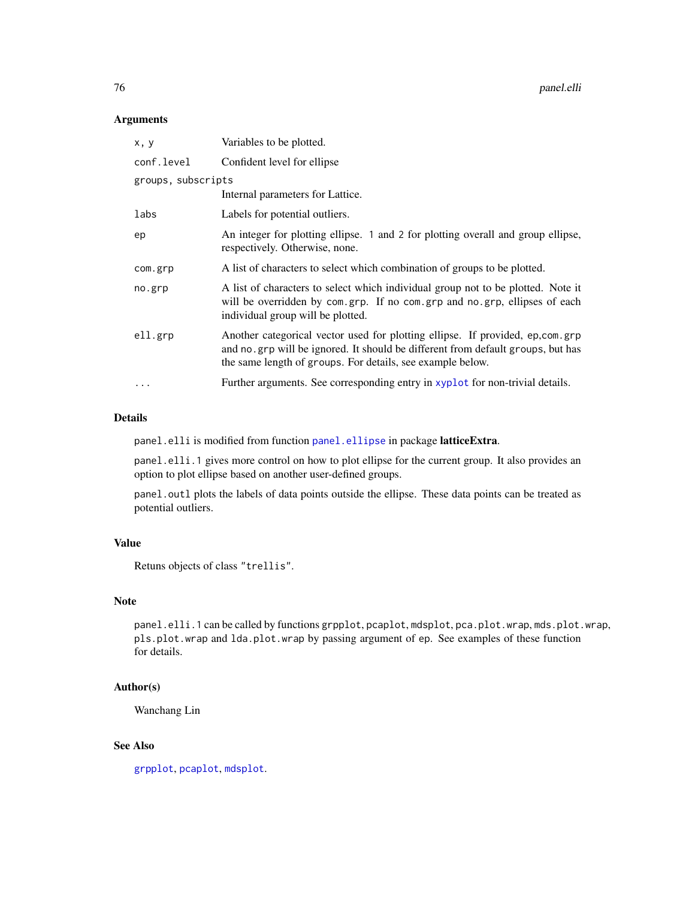### Arguments

| | |
|---|---|
| `x, y` | Variables to be plotted. |
| `conf.level` | Confident level for ellipse |
| `groups, subscripts` | Internal parameters for Lattice. |
| `labs` | Labels for potential outliers. |
| `ep` | An integer for plotting ellipse. 1 and 2 for plotting overall and group ellipse, respectively. Otherwise, none. |
| `com.grp` | A list of characters to select which combination of groups to be plotted. |
| `no.grp` | A list of characters to select which individual group not to be plotted. Note it will be overridden by `com.grp`. If no `com.grp` and `no.grp`, ellipses of each individual group will be plotted. |
| `ell.grp` | Another categorical vector used for plotting ellipse. If provided, `ep`,`com.grp` and `no.grp` will be ignored. It should be different from default `groups`, but has the same length of `groups`. For details, see example below. |
| `...` | Further arguments. See corresponding entry in `xyplot` for non-trivial details. |

### Details

`panel.elli` is modified from function `panel.ellipse` in package **latticeExtra**.

`panel.elli.1` gives more control on how to plot ellipse for the current group. It also provides an option to plot ellipse based on another user-defined groups.

`panel.outl` plots the labels of data points outside the ellipse. These data points can be treated as potential outliers.

### Value

Retuns objects of class `"trellis"`.

### Note

`panel.elli.1` can be called by functions `grpplot`, `pcaplot`, `mdsplot`, `pca.plot.wrap`, `mds.plot.wrap`, `pls.plot.wrap` and `lda.plot.wrap` by passing argument of `ep`. See examples of these function for details.

### Author(s)

Wanchang Lin

### See Also

`grpplot`, `pcaplot`, `mdsplot`.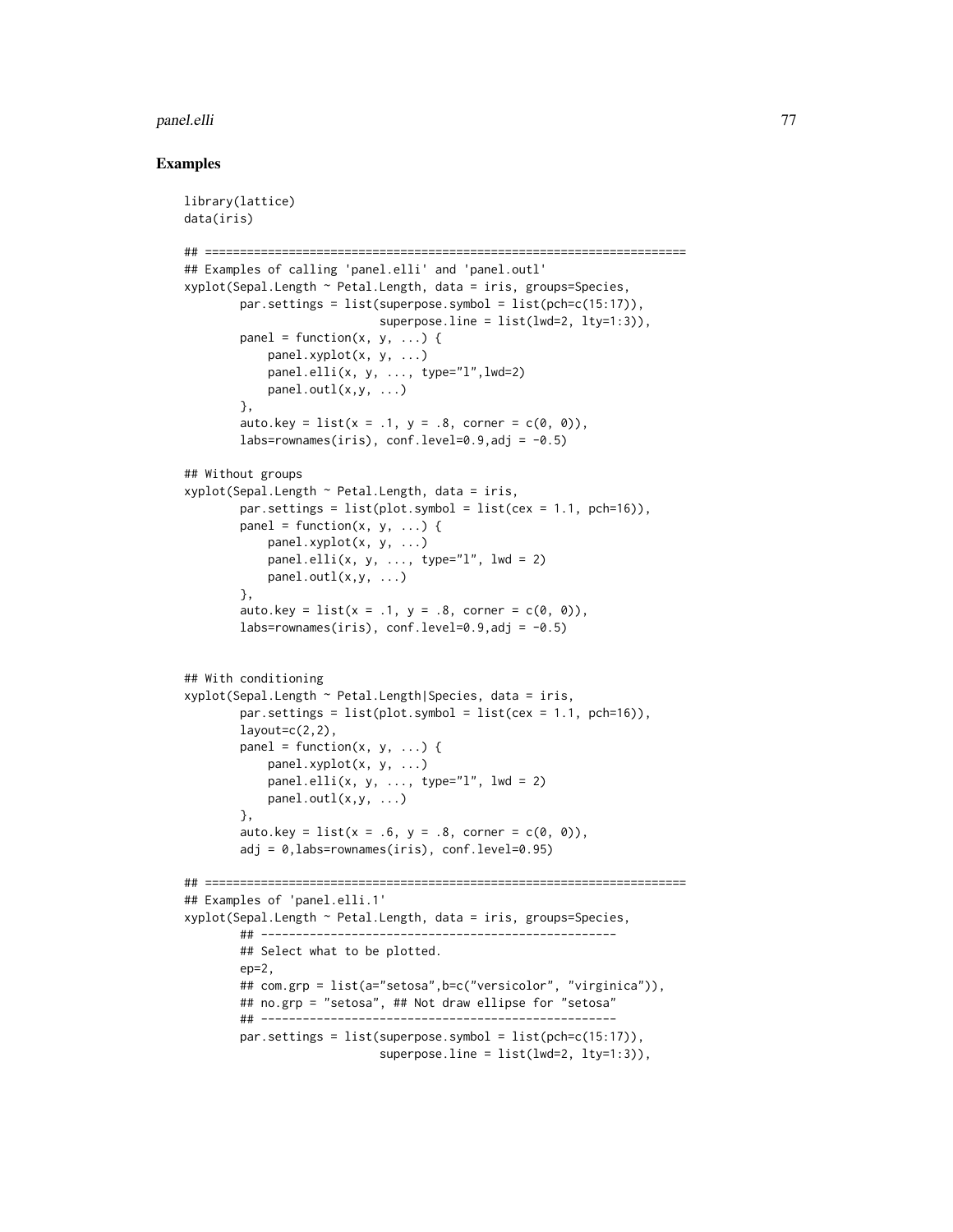## Examples

```
library(lattice)
data(iris)

## =====================================================================
## Examples of calling 'panel.elli' and 'panel.outl'
xyplot(Sepal.Length ~ Petal.Length, data = iris, groups=Species,
        par.settings = list(superpose.symbol = list(pch=c(15:17)),
                            superpose.line = list(lwd=2, lty=1:3)),
        panel = function(x, y, ...) {
            panel.xyplot(x, y, ...)
            panel.elli(x, y, ..., type="l",lwd=2)
            panel.outl(x,y, ...)
        },
        auto.key = list(x = .1, y = .8, corner = c(0, 0)),
        labs=rownames(iris), conf.level=0.9,adj = -0.5)

## Without groups
xyplot(Sepal.Length ~ Petal.Length, data = iris,
        par.settings = list(plot.symbol = list(cex = 1.1, pch=16)),
        panel = function(x, y, ...) {
            panel.xyplot(x, y, ...)
            panel.elli(x, y, ..., type="l", lwd = 2)
            panel.outl(x,y, ...)
        },
        auto.key = list(x = .1, y = .8, corner = c(0, 0)),
        labs=rownames(iris), conf.level=0.9,adj = -0.5)


## With conditioning
xyplot(Sepal.Length ~ Petal.Length|Species, data = iris,
        par.settings = list(plot.symbol = list(cex = 1.1, pch=16)),
        layout=c(2,2),
        panel = function(x, y, ...) {
            panel.xyplot(x, y, ...)
            panel.elli(x, y, ..., type="l", lwd = 2)
            panel.outl(x,y, ...)
        },
        auto.key = list(x = .6, y = .8, corner = c(0, 0)),
        adj = 0,labs=rownames(iris), conf.level=0.95)

## =====================================================================
## Examples of 'panel.elli.1'
xyplot(Sepal.Length ~ Petal.Length, data = iris, groups=Species,
        ## --------------------------------------------------
        ## Select what to be plotted.
        ep=2,
        ## com.grp = list(a="setosa",b=c("versicolor", "virginica")),
        ## no.grp = "setosa", ## Not draw ellipse for "setosa"
        ## --------------------------------------------------
        par.settings = list(superpose.symbol = list(pch=c(15:17)),
                            superpose.line = list(lwd=2, lty=1:3)),
```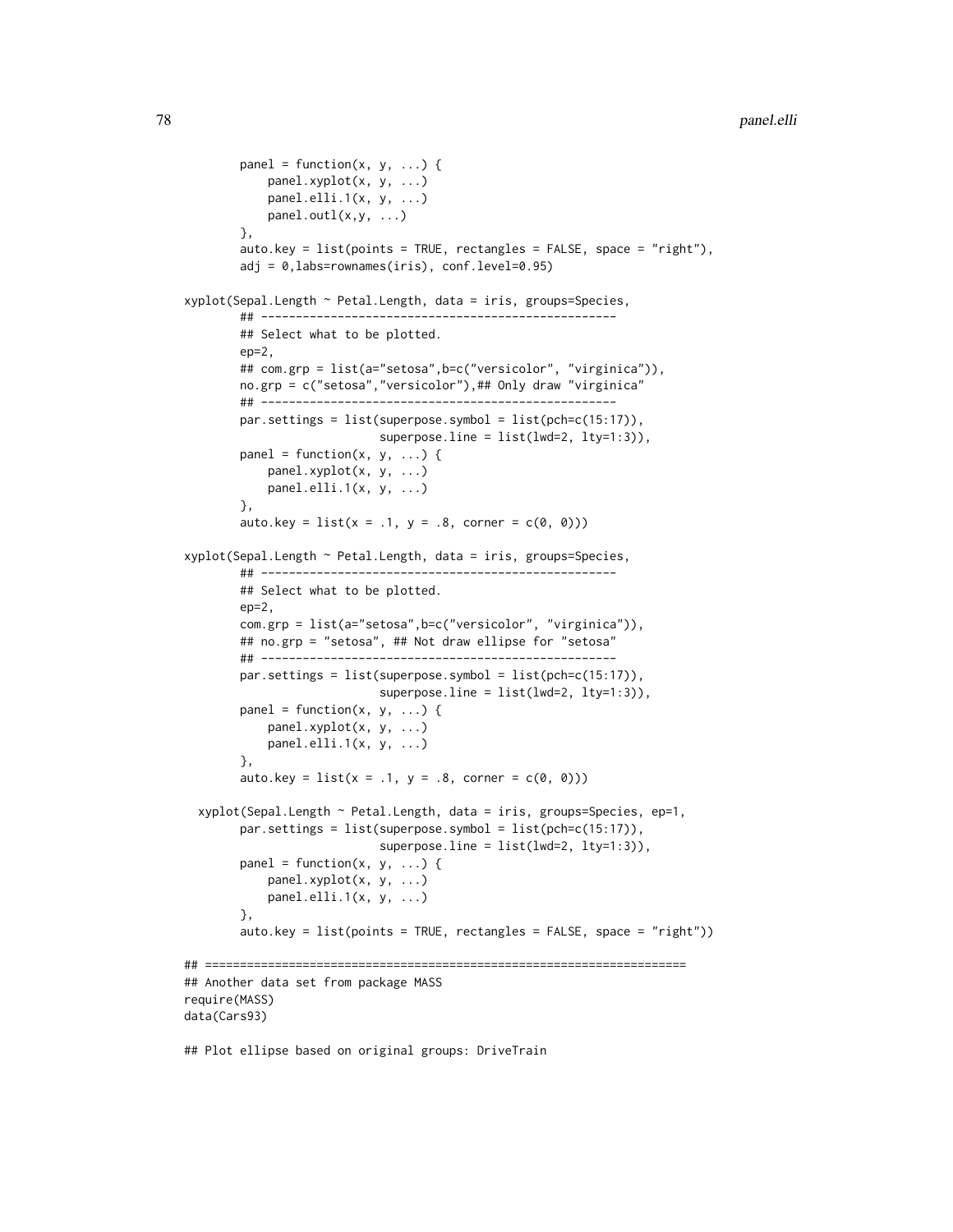```
        panel = function(x, y, ...) {
            panel.xyplot(x, y, ...)
            panel.elli.1(x, y, ...)
            panel.outl(x,y, ...)
        },
        auto.key = list(points = TRUE, rectangles = FALSE, space = "right"),
        adj = 0,labs=rownames(iris), conf.level=0.95)

xyplot(Sepal.Length ~ Petal.Length, data = iris, groups=Species,
        ## --------------------------------------------------
        ## Select what to be plotted.
        ep=2,
        ## com.grp = list(a="setosa",b=c("versicolor", "virginica")),
        no.grp = c("setosa","versicolor"),## Only draw "virginica"
        ## --------------------------------------------------
        par.settings = list(superpose.symbol = list(pch=c(15:17)),
                            superpose.line = list(lwd=2, lty=1:3)),
        panel = function(x, y, ...) {
            panel.xyplot(x, y, ...)
            panel.elli.1(x, y, ...)
        },
        auto.key = list(x = .1, y = .8, corner = c(0, 0)))

xyplot(Sepal.Length ~ Petal.Length, data = iris, groups=Species,
        ## --------------------------------------------------
        ## Select what to be plotted.
        ep=2,
        com.grp = list(a="setosa",b=c("versicolor", "virginica")),
        ## no.grp = "setosa", ## Not draw ellipse for "setosa"
        ## --------------------------------------------------
        par.settings = list(superpose.symbol = list(pch=c(15:17)),
                            superpose.line = list(lwd=2, lty=1:3)),
        panel = function(x, y, ...) {
            panel.xyplot(x, y, ...)
            panel.elli.1(x, y, ...)
        },
        auto.key = list(x = .1, y = .8, corner = c(0, 0)))

  xyplot(Sepal.Length ~ Petal.Length, data = iris, groups=Species, ep=1,
        par.settings = list(superpose.symbol = list(pch=c(15:17)),
                            superpose.line = list(lwd=2, lty=1:3)),
        panel = function(x, y, ...) {
            panel.xyplot(x, y, ...)
            panel.elli.1(x, y, ...)
        },
        auto.key = list(points = TRUE, rectangles = FALSE, space = "right"))

## ===================================================================
## Another data set from package MASS
require(MASS)
data(Cars93)

## Plot ellipse based on original groups: DriveTrain
```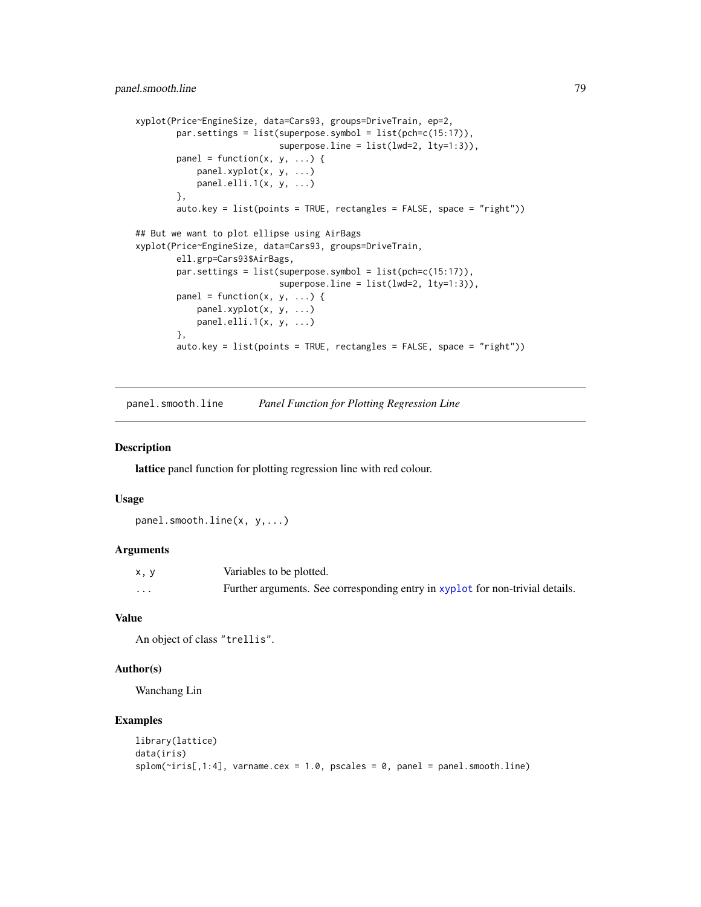```
xyplot(Price~EngineSize, data=Cars93, groups=DriveTrain, ep=2,
        par.settings = list(superpose.symbol = list(pch=c(15:17)),
                            superpose.line = list(lwd=2, lty=1:3)),
        panel = function(x, y, ...) {
            panel.xyplot(x, y, ...)
            panel.elli.1(x, y, ...)
        },
        auto.key = list(points = TRUE, rectangles = FALSE, space = "right"))

## But we want to plot ellipse using AirBags
xyplot(Price~EngineSize, data=Cars93, groups=DriveTrain,
        ell.grp=Cars93$AirBags,
        par.settings = list(superpose.symbol = list(pch=c(15:17)),
                            superpose.line = list(lwd=2, lty=1:3)),
        panel = function(x, y, ...) {
            panel.xyplot(x, y, ...)
            panel.elli.1(x, y, ...)
        },
        auto.key = list(points = TRUE, rectangles = FALSE, space = "right"))
```

## panel.smooth.line — *Panel Function for Plotting Regression Line*

### Description

**lattice** panel function for plotting regression line with red colour.

### Usage

```
panel.smooth.line(x, y,...)
```

### Arguments

| | |
|---|---|
| x, y | Variables to be plotted. |
| ... | Further arguments. See corresponding entry in xyplot for non-trivial details. |

### Value

An object of class "trellis".

### Author(s)

Wanchang Lin

### Examples

```
library(lattice)
data(iris)
splom(~iris[,1:4], varname.cex = 1.0, pscales = 0, panel = panel.smooth.line)
```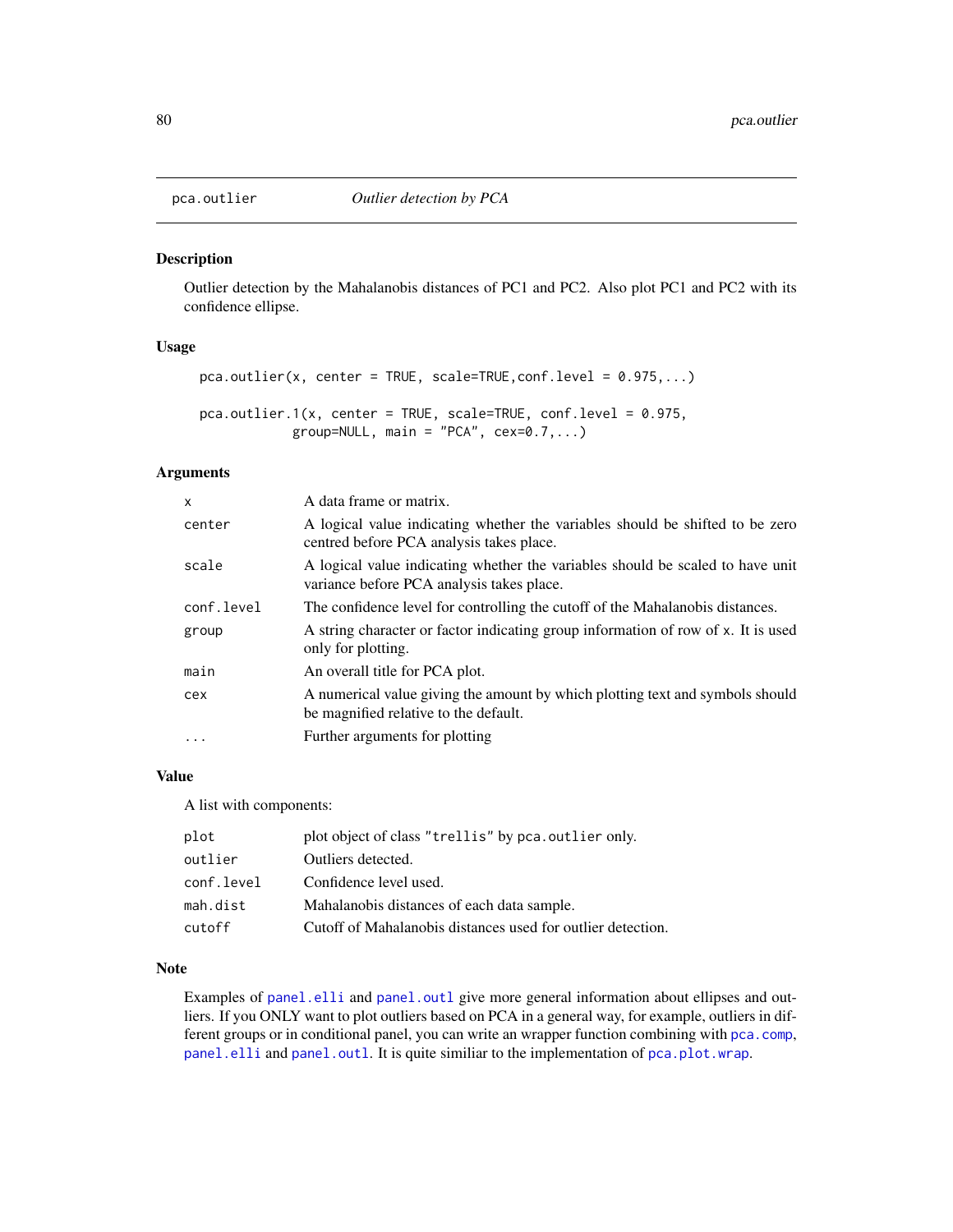# pca.outlier — *Outlier detection by PCA*

## Description

Outlier detection by the Mahalanobis distances of PC1 and PC2. Also plot PC1 and PC2 with its confidence ellipse.

## Usage

```
pca.outlier(x, center = TRUE, scale=TRUE,conf.level = 0.975,...)

pca.outlier.1(x, center = TRUE, scale=TRUE, conf.level = 0.975,
            group=NULL, main = "PCA", cex=0.7,...)
```

## Arguments

| | |
|---|---|
| `x` | A data frame or matrix. |
| `center` | A logical value indicating whether the variables should be shifted to be zero centred before PCA analysis takes place. |
| `scale` | A logical value indicating whether the variables should be scaled to have unit variance before PCA analysis takes place. |
| `conf.level` | The confidence level for controlling the cutoff of the Mahalanobis distances. |
| `group` | A string character or factor indicating group information of row of `x`. It is used only for plotting. |
| `main` | An overall title for PCA plot. |
| `cex` | A numerical value giving the amount by which plotting text and symbols should be magnified relative to the default. |
| `...` | Further arguments for plotting |

## Value

A list with components:

| | |
|---|---|
| `plot` | plot object of class `"trellis"` by `pca.outlier` only. |
| `outlier` | Outliers detected. |
| `conf.level` | Confidence level used. |
| `mah.dist` | Mahalanobis distances of each data sample. |
| `cutoff` | Cutoff of Mahalanobis distances used for outlier detection. |

## Note

Examples of `panel.elli` and `panel.outl` give more general information about ellipses and outliers. If you ONLY want to plot outliers based on PCA in a general way, for example, outliers in different groups or in conditional panel, you can write an wrapper function combining with `pca.comp`, `panel.elli` and `panel.outl`. It is quite similiar to the implementation of `pca.plot.wrap`.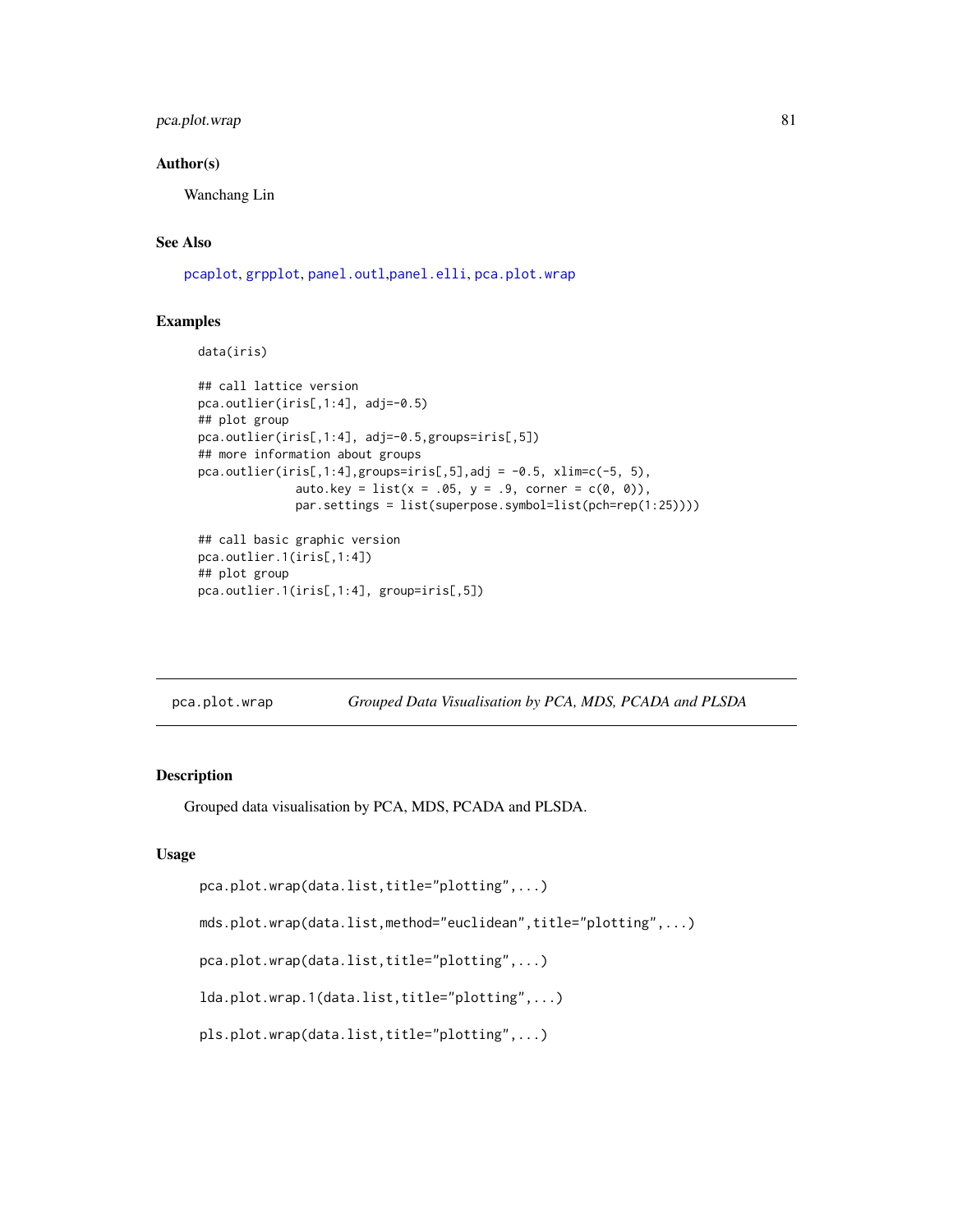### Author(s)

Wanchang Lin

### See Also

`pcaplot`, `grpplot`, `panel.outl`,`panel.elli`, `pca.plot.wrap`

### Examples

```
data(iris)

## call lattice version
pca.outlier(iris[,1:4], adj=-0.5)
## plot group
pca.outlier(iris[,1:4], adj=-0.5,groups=iris[,5])
## more information about groups
pca.outlier(iris[,1:4],groups=iris[,5],adj = -0.5, xlim=c(-5, 5),
            auto.key = list(x = .05, y = .9, corner = c(0, 0)),
            par.settings = list(superpose.symbol=list(pch=rep(1:25))))

## call basic graphic version
pca.outlier.1(iris[,1:4])
## plot group
pca.outlier.1(iris[,1:4], group=iris[,5])
```

---

## pca.plot.wrap — *Grouped Data Visualisation by PCA, MDS, PCADA and PLSDA*

### Description

Grouped data visualisation by PCA, MDS, PCADA and PLSDA.

### Usage

```
pca.plot.wrap(data.list,title="plotting",...)

mds.plot.wrap(data.list,method="euclidean",title="plotting",...)

pca.plot.wrap(data.list,title="plotting",...)

lda.plot.wrap.1(data.list,title="plotting",...)

pls.plot.wrap(data.list,title="plotting",...)
```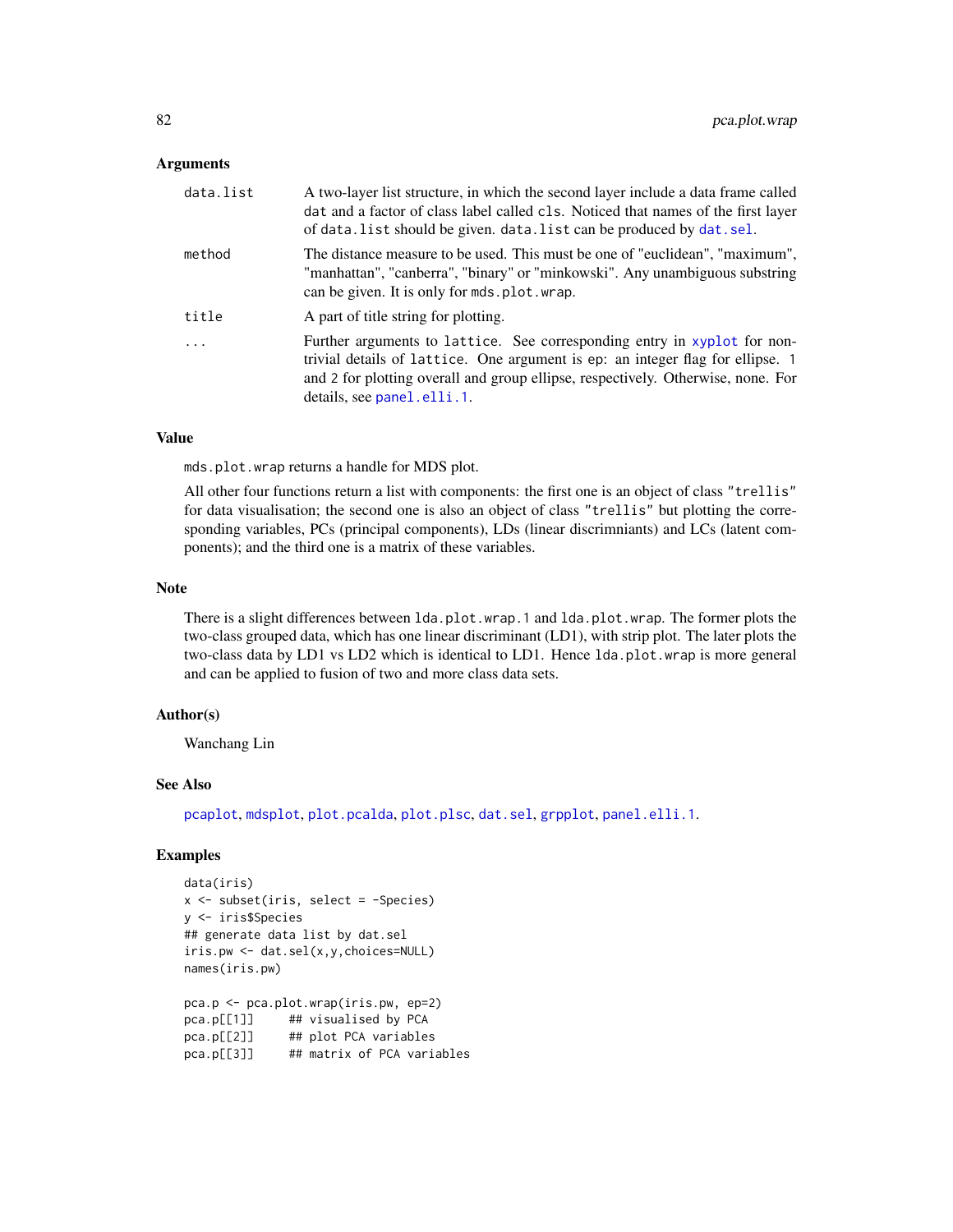## Arguments

| | |
|---|---|
| data.list | A two-layer list structure, in which the second layer include a data frame called `dat` and a factor of class label called `cls`. Noticed that names of the first layer of `data.list` should be given. `data.list` can be produced by `dat.sel`. |
| method | The distance measure to be used. This must be one of "euclidean", "maximum", "manhattan", "canberra", "binary" or "minkowski". Any unambiguous substring can be given. It is only for `mds.plot.wrap`. |
| title | A part of title string for plotting. |
| ... | Further arguments to `lattice`. See corresponding entry in `xyplot` for non-trivial details of `lattice`. One argument is `ep`: an integer flag for ellipse. `1` and `2` for plotting overall and group ellipse, respectively. Otherwise, none. For details, see `panel.elli.1`. |

## Value

`mds.plot.wrap` returns a handle for MDS plot.

All other four functions return a list with components: the first one is an object of class `"trellis"` for data visualisation; the second one is also an object of class `"trellis"` but plotting the corresponding variables, PCs (principal components), LDs (linear discrimniants) and LCs (latent components); and the third one is a matrix of these variables.

## Note

There is a slight differences between `lda.plot.wrap.1` and `lda.plot.wrap`. The former plots the two-class grouped data, which has one linear discriminant (LD1), with strip plot. The later plots the two-class data by LD1 vs LD2 which is identical to LD1. Hence `lda.plot.wrap` is more general and can be applied to fusion of two and more class data sets.

## Author(s)

Wanchang Lin

## See Also

`pcaplot`, `mdsplot`, `plot.pcalda`, `plot.plsc`, `dat.sel`, `grpplot`, `panel.elli.1`.

## Examples

```
data(iris)
x <- subset(iris, select = -Species)
y <- iris$Species
## generate data list by dat.sel
iris.pw <- dat.sel(x,y,choices=NULL)
names(iris.pw)

pca.p <- pca.plot.wrap(iris.pw, ep=2)
pca.p[[1]]     ## visualised by PCA
pca.p[[2]]     ## plot PCA variables
pca.p[[3]]     ## matrix of PCA variables
```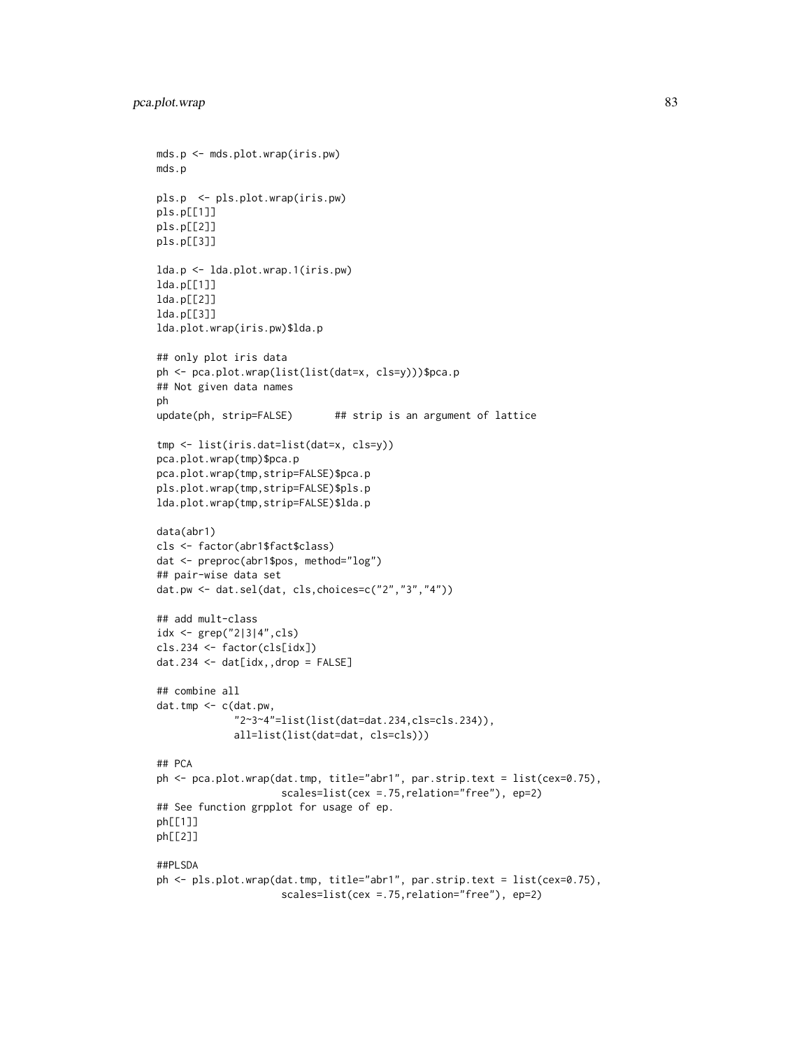```
mds.p <- mds.plot.wrap(iris.pw)
mds.p

pls.p  <- pls.plot.wrap(iris.pw)
pls.p[[1]]
pls.p[[2]]
pls.p[[3]]

lda.p <- lda.plot.wrap.1(iris.pw)
lda.p[[1]]
lda.p[[2]]
lda.p[[3]]
lda.plot.wrap(iris.pw)$lda.p

## only plot iris data
ph <- pca.plot.wrap(list(list(dat=x, cls=y)))$pca.p
## Not given data names
ph
update(ph, strip=FALSE)       ## strip is an argument of lattice

tmp <- list(iris.dat=list(dat=x, cls=y))
pca.plot.wrap(tmp)$pca.p
pca.plot.wrap(tmp,strip=FALSE)$pca.p
pls.plot.wrap(tmp,strip=FALSE)$pls.p
lda.plot.wrap(tmp,strip=FALSE)$lda.p

data(abr1)
cls <- factor(abr1$fact$class)
dat <- preproc(abr1$pos, method="log")
## pair-wise data set
dat.pw <- dat.sel(dat, cls,choices=c("2","3","4"))

## add mult-class
idx <- grep("2|3|4",cls)
cls.234 <- factor(cls[idx])
dat.234 <- dat[idx,,drop = FALSE]

## combine all
dat.tmp <- c(dat.pw,
             "2~3~4"=list(list(dat=dat.234,cls=cls.234)),
             all=list(list(dat=dat, cls=cls)))

## PCA
ph <- pca.plot.wrap(dat.tmp, title="abr1", par.strip.text = list(cex=0.75),
                    scales=list(cex =.75,relation="free"), ep=2)
## See function grpplot for usage of ep.
ph[[1]]
ph[[2]]

##PLSDA
ph <- pls.plot.wrap(dat.tmp, title="abr1", par.strip.text = list(cex=0.75),
                    scales=list(cex =.75,relation="free"), ep=2)
```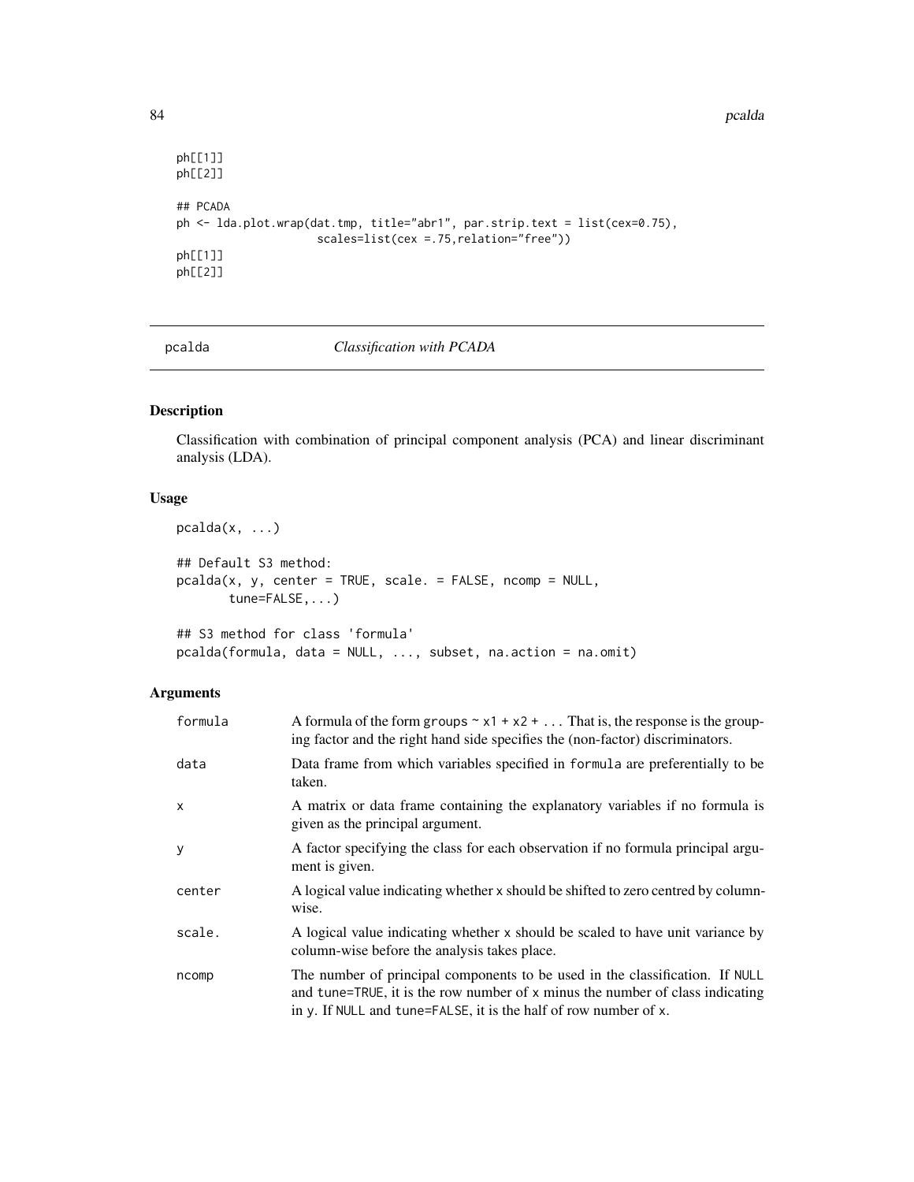```
ph[[1]]
ph[[2]]

## PCADA
ph <- lda.plot.wrap(dat.tmp, title="abr1", par.strip.text = list(cex=0.75),
                    scales=list(cex =.75,relation="free"))
ph[[1]]
ph[[2]]
```

## pcalda    *Classification with PCADA*

### Description

Classification with combination of principal component analysis (PCA) and linear discriminant analysis (LDA).

### Usage

```
pcalda(x, ...)

## Default S3 method:
pcalda(x, y, center = TRUE, scale. = FALSE, ncomp = NULL,
       tune=FALSE,...)

## S3 method for class 'formula'
pcalda(formula, data = NULL, ..., subset, na.action = na.omit)
```

### Arguments

| | |
|---|---|
| formula | A formula of the form `groups ~ x1 + x2 + ...` That is, the response is the grouping factor and the right hand side specifies the (non-factor) discriminators. |
| data | Data frame from which variables specified in `formula` are preferentially to be taken. |
| x | A matrix or data frame containing the explanatory variables if no formula is given as the principal argument. |
| y | A factor specifying the class for each observation if no formula principal argument is given. |
| center | A logical value indicating whether `x` should be shifted to zero centred by column-wise. |
| scale. | A logical value indicating whether `x` should be scaled to have unit variance by column-wise before the analysis takes place. |
| ncomp | The number of principal components to be used in the classification. If `NULL` and `tune=TRUE`, it is the row number of `x` minus the number of class indicating in `y`. If `NULL` and `tune=FALSE`, it is the half of row number of `x`. |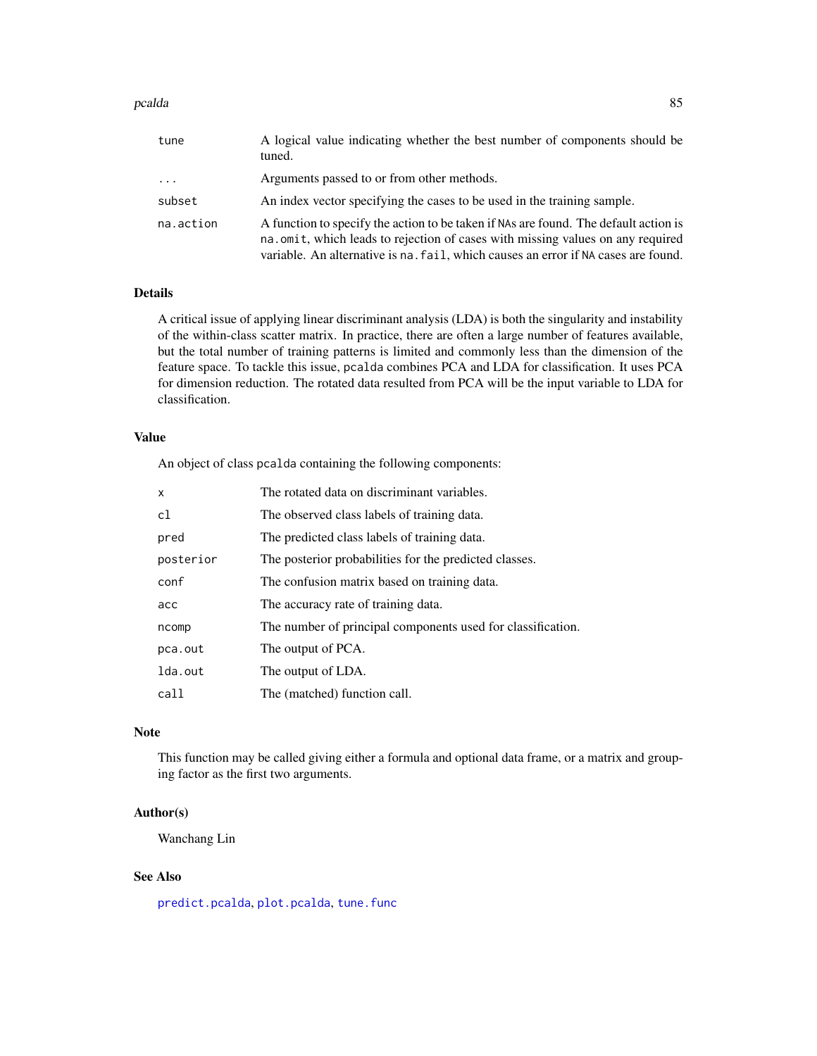| | |
|---|---|
| `tune` | A logical value indicating whether the best number of components should be tuned. |
| `...` | Arguments passed to or from other methods. |
| `subset` | An index vector specifying the cases to be used in the training sample. |
| `na.action` | A function to specify the action to be taken if `NA`s are found. The default action is `na.omit`, which leads to rejection of cases with missing values on any required variable. An alternative is `na.fail`, which causes an error if `NA` cases are found. |

## Details

A critical issue of applying linear discriminant analysis (LDA) is both the singularity and instability of the within-class scatter matrix. In practice, there are often a large number of features available, but the total number of training patterns is limited and commonly less than the dimension of the feature space. To tackle this issue, `pcalda` combines PCA and LDA for classification. It uses PCA for dimension reduction. The rotated data resulted from PCA will be the input variable to LDA for classification.

## Value

An object of class `pcalda` containing the following components:

| | |
|---|---|
| `x` | The rotated data on discriminant variables. |
| `cl` | The observed class labels of training data. |
| `pred` | The predicted class labels of training data. |
| `posterior` | The posterior probabilities for the predicted classes. |
| `conf` | The confusion matrix based on training data. |
| `acc` | The accuracy rate of training data. |
| `ncomp` | The number of principal components used for classification. |
| `pca.out` | The output of PCA. |
| `lda.out` | The output of LDA. |
| `call` | The (matched) function call. |

## Note

This function may be called giving either a formula and optional data frame, or a matrix and grouping factor as the first two arguments.

## Author(s)

Wanchang Lin

## See Also

`predict.pcalda`, `plot.pcalda`, `tune.func`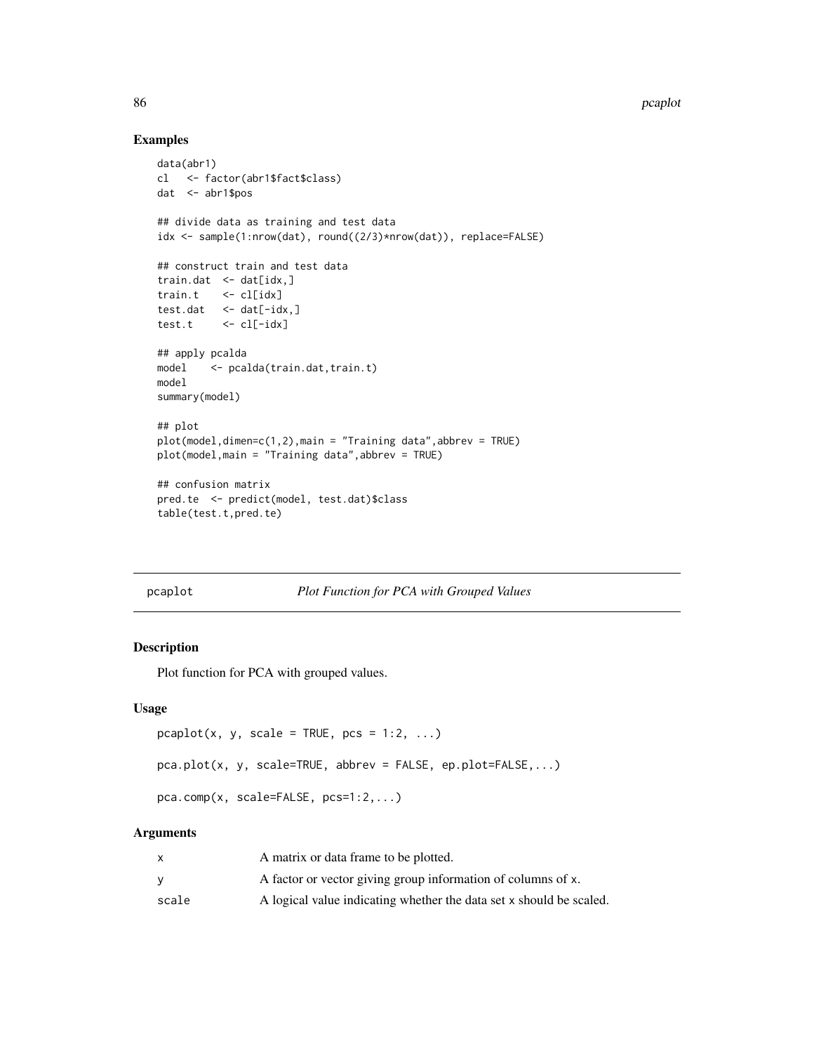## Examples

```
data(abr1)
cl   <- factor(abr1$fact$class)
dat  <- abr1$pos

## divide data as training and test data
idx <- sample(1:nrow(dat), round((2/3)*nrow(dat)), replace=FALSE)

## construct train and test data
train.dat  <- dat[idx,]
train.t    <- cl[idx]
test.dat   <- dat[-idx,]
test.t     <- cl[-idx]

## apply pcalda
model    <- pcalda(train.dat,train.t)
model
summary(model)

## plot
plot(model,dimen=c(1,2),main = "Training data",abbrev = TRUE)
plot(model,main = "Training data",abbrev = TRUE)

## confusion matrix
pred.te  <- predict(model, test.dat)$class
table(test.t,pred.te)
```

---

# pcaplot *Plot Function for PCA with Grouped Values*

---

## Description

Plot function for PCA with grouped values.

## Usage

```
pcaplot(x, y, scale = TRUE, pcs = 1:2, ...)

pca.plot(x, y, scale=TRUE, abbrev = FALSE, ep.plot=FALSE,...)

pca.comp(x, scale=FALSE, pcs=1:2,...)
```

## Arguments

| | |
|---|---|
| `x` | A matrix or data frame to be plotted. |
| `y` | A factor or vector giving group information of columns of `x`. |
| `scale` | A logical value indicating whether the data set `x` should be scaled. |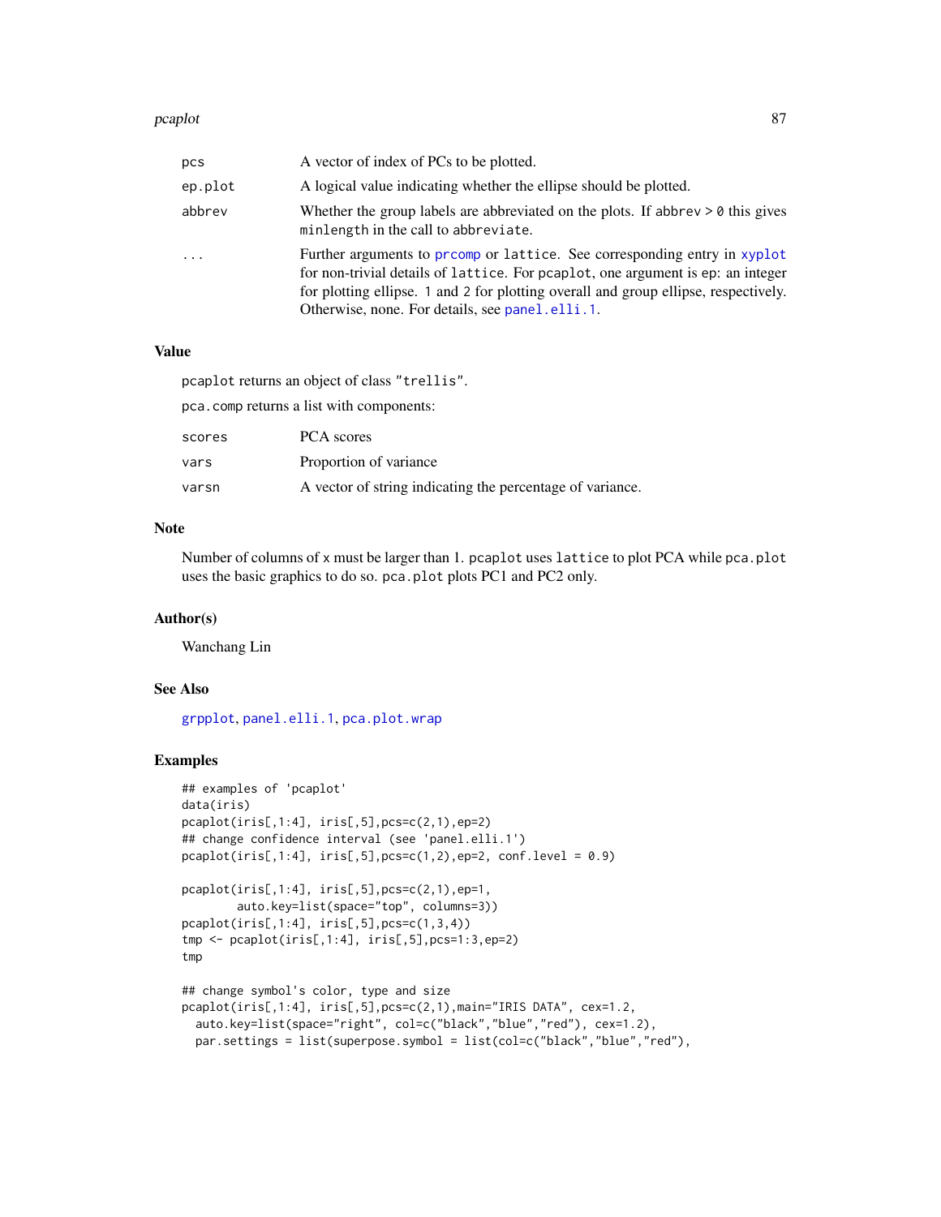| | |
|---|---|
| pcs | A vector of index of PCs to be plotted. |
| ep.plot | A logical value indicating whether the ellipse should be plotted. |
| abbrev | Whether the group labels are abbreviated on the plots. If abbrev > 0 this gives minlength in the call to abbreviate. |
| ... | Further arguments to prcomp or lattice. See corresponding entry in xyplot for non-trivial details of lattice. For pcaplot, one argument is ep: an integer for plotting ellipse. 1 and 2 for plotting overall and group ellipse, respectively. Otherwise, none. For details, see panel.elli.1. |

## Value

pcaplot returns an object of class "trellis".

pca.comp returns a list with components:

| | |
|---|---|
| scores | PCA scores |
| vars | Proportion of variance |
| varsn | A vector of string indicating the percentage of variance. |

## Note

Number of columns of x must be larger than 1. pcaplot uses lattice to plot PCA while pca.plot uses the basic graphics to do so. pca.plot plots PC1 and PC2 only.

## Author(s)

Wanchang Lin

## See Also

grpplot, panel.elli.1, pca.plot.wrap

## Examples

```
## examples of 'pcaplot'
data(iris)
pcaplot(iris[,1:4], iris[,5],pcs=c(2,1),ep=2)
## change confidence interval (see 'panel.elli.1')
pcaplot(iris[,1:4], iris[,5],pcs=c(1,2),ep=2, conf.level = 0.9)

pcaplot(iris[,1:4], iris[,5],pcs=c(2,1),ep=1,
        auto.key=list(space="top", columns=3))
pcaplot(iris[,1:4], iris[,5],pcs=c(1,3,4))
tmp <- pcaplot(iris[,1:4], iris[,5],pcs=1:3,ep=2)
tmp

## change symbol's color, type and size
pcaplot(iris[,1:4], iris[,5],pcs=c(2,1),main="IRIS DATA", cex=1.2,
  auto.key=list(space="right", col=c("black","blue","red"), cex=1.2),
  par.settings = list(superpose.symbol = list(col=c("black","blue","red"),
```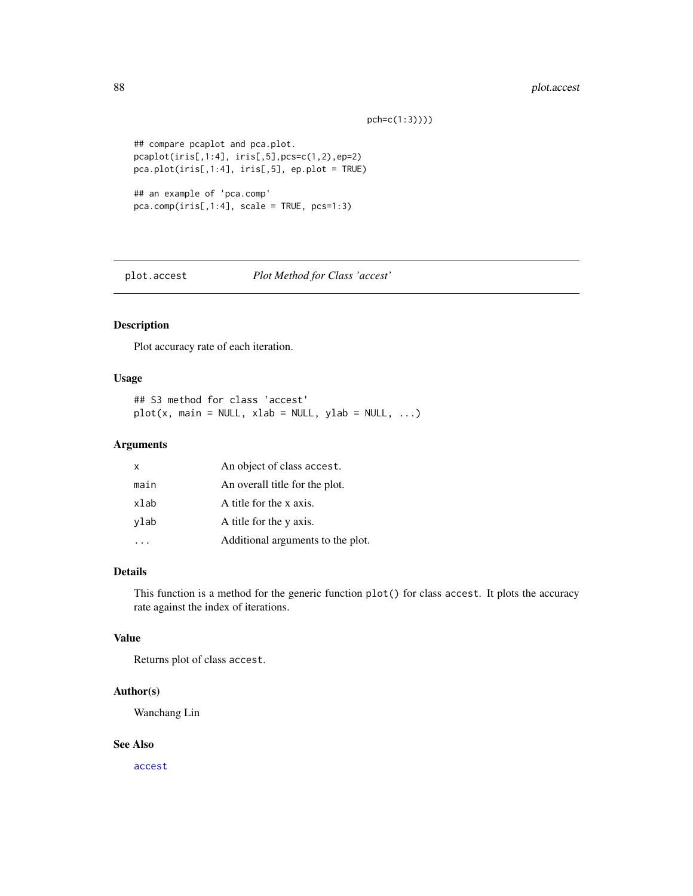```
                                          pch=c(1:3))))

## compare pcaplot and pca.plot.
pcaplot(iris[,1:4], iris[,5],pcs=c(1,2),ep=2)
pca.plot(iris[,1:4], iris[,5], ep.plot = TRUE)

## an example of 'pca.comp'
pca.comp(iris[,1:4], scale = TRUE, pcs=1:3)
```

---

## plot.accest — *Plot Method for Class 'accest'*

---

### Description

Plot accuracy rate of each iteration.

### Usage

```
## S3 method for class 'accest'
plot(x, main = NULL, xlab = NULL, ylab = NULL, ...)
```

### Arguments

| | |
|---|---|
| `x` | An object of class `accest`. |
| `main` | An overall title for the plot. |
| `xlab` | A title for the x axis. |
| `ylab` | A title for the y axis. |
| `...` | Additional arguments to the plot. |

### Details

This function is a method for the generic function `plot()` for class `accest`. It plots the accuracy rate against the index of iterations.

### Value

Returns plot of class `accest`.

### Author(s)

Wanchang Lin

### See Also

`accest`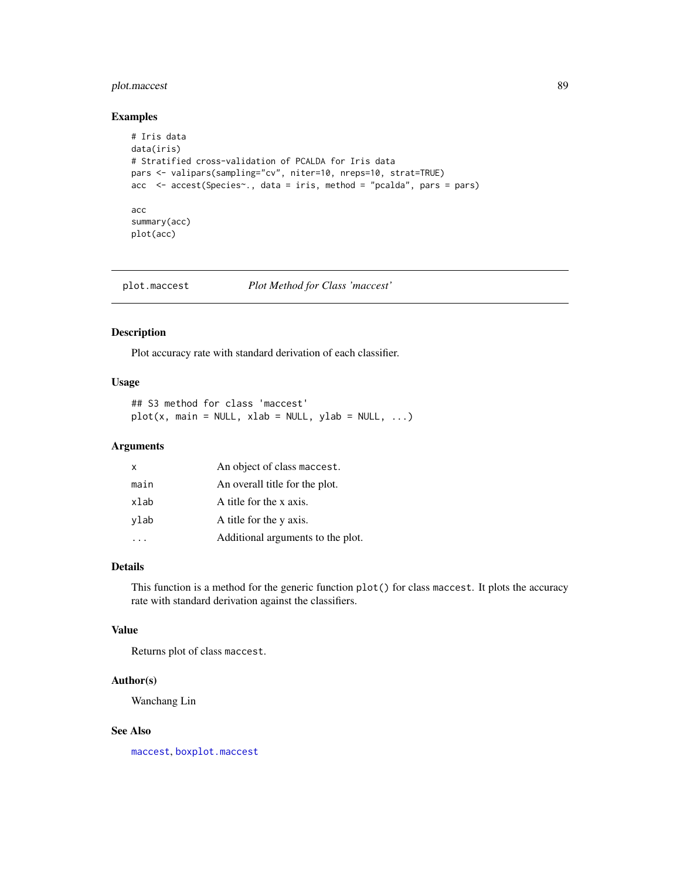## Examples

```
# Iris data
data(iris)
# Stratified cross-validation of PCALDA for Iris data
pars <- valipars(sampling="cv", niter=10, nreps=10, strat=TRUE)
acc  <- accest(Species~., data = iris, method = "pcalda", pars = pars)

acc
summary(acc)
plot(acc)
```

---

# plot.maccest — *Plot Method for Class 'maccest'*

## Description

Plot accuracy rate with standard derivation of each classifier.

## Usage

```
## S3 method for class 'maccest'
plot(x, main = NULL, xlab = NULL, ylab = NULL, ...)
```

## Arguments

| | |
|---|---|
| `x` | An object of class `maccest`. |
| `main` | An overall title for the plot. |
| `xlab` | A title for the x axis. |
| `ylab` | A title for the y axis. |
| `...` | Additional arguments to the plot. |

## Details

This function is a method for the generic function `plot()` for class `maccest`. It plots the accuracy rate with standard derivation against the classifiers.

## Value

Returns plot of class `maccest`.

## Author(s)

Wanchang Lin

## See Also

`maccest`, `boxplot.maccest`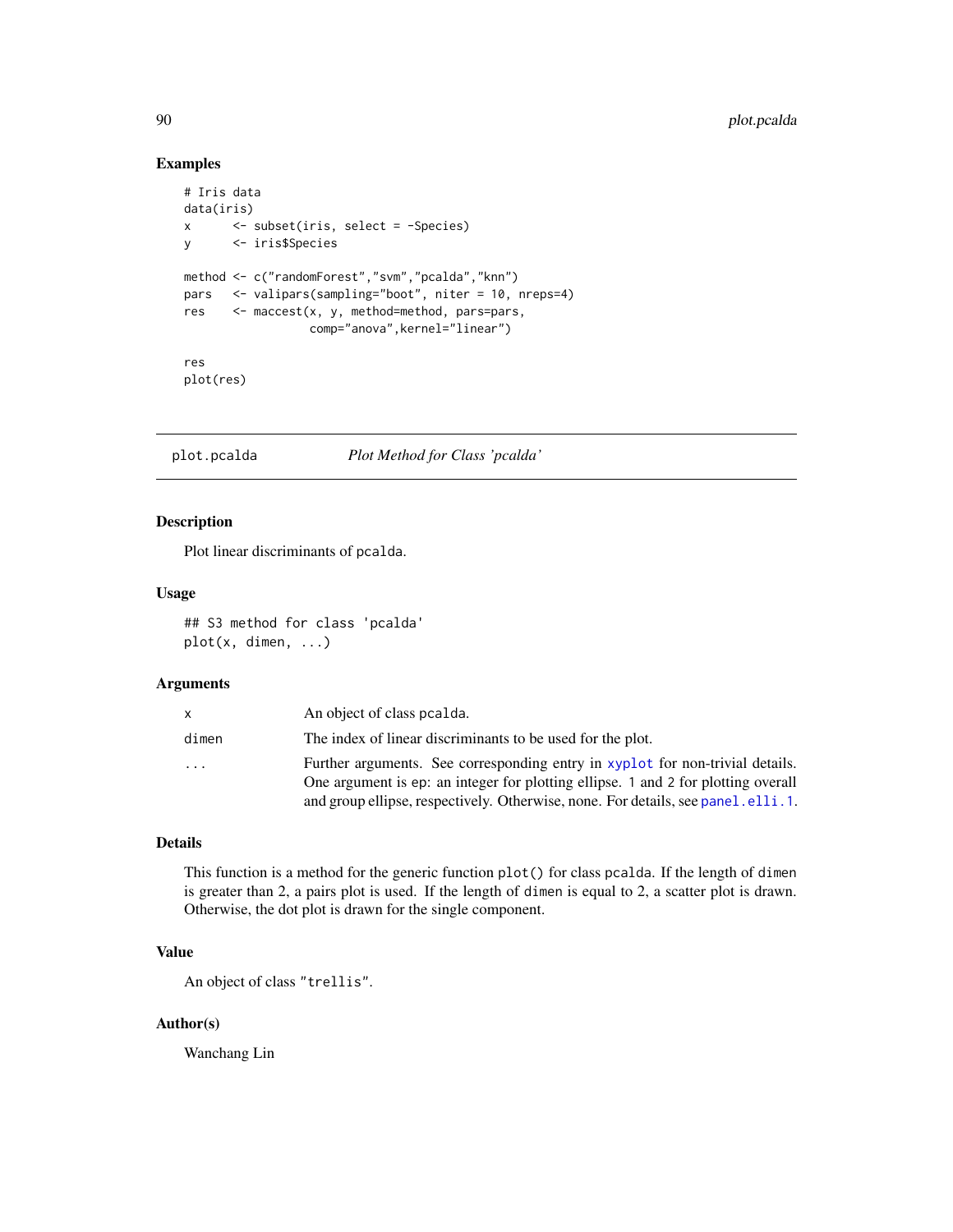### Examples

```
# Iris data
data(iris)
x      <- subset(iris, select = -Species)
y      <- iris$Species

method <- c("randomForest","svm","pcalda","knn")
pars   <- valipars(sampling="boot", niter = 10, nreps=4)
res    <- maccest(x, y, method=method, pars=pars,
                  comp="anova",kernel="linear")

res
plot(res)
```

---

## plot.pcalda — *Plot Method for Class 'pcalda'*

### Description

Plot linear discriminants of `pcalda`.

### Usage

```
## S3 method for class 'pcalda'
plot(x, dimen, ...)
```

### Arguments

| | |
|---|---|
| `x` | An object of class `pcalda`. |
| `dimen` | The index of linear discriminants to be used for the plot. |
| `...` | Further arguments. See corresponding entry in `xyplot` for non-trivial details. One argument is `ep`: an integer for plotting ellipse. `1` and `2` for plotting overall and group ellipse, respectively. Otherwise, none. For details, see `panel.elli.1`. |

### Details

This function is a method for the generic function `plot()` for class `pcalda`. If the length of `dimen` is greater than 2, a pairs plot is used. If the length of `dimen` is equal to 2, a scatter plot is drawn. Otherwise, the dot plot is drawn for the single component.

### Value

An object of class `"trellis"`.

### Author(s)

Wanchang Lin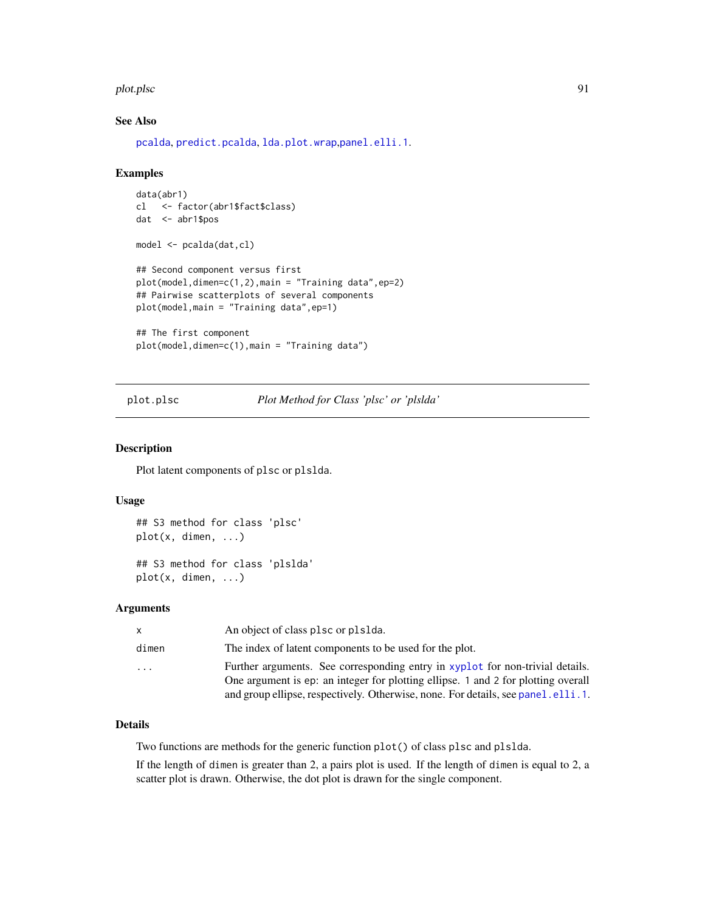## See Also

pcalda, predict.pcalda, lda.plot.wrap, panel.elli.1.

## Examples

```
data(abr1)
cl   <- factor(abr1$fact$class)
dat  <- abr1$pos

model <- pcalda(dat,cl)

## Second component versus first
plot(model,dimen=c(1,2),main = "Training data",ep=2)
## Pairwise scatterplots of several components
plot(model,main = "Training data",ep=1)

## The first component
plot(model,dimen=c(1),main = "Training data")
```

---

# plot.plsc — *Plot Method for Class 'plsc' or 'plslda'*

## Description

Plot latent components of plsc or plslda.

## Usage

```
## S3 method for class 'plsc'
plot(x, dimen, ...)

## S3 method for class 'plslda'
plot(x, dimen, ...)
```

## Arguments

| | |
|---|---|
| x | An object of class plsc or plslda. |
| dimen | The index of latent components to be used for the plot. |
| ... | Further arguments. See corresponding entry in xyplot for non-trivial details. One argument is ep: an integer for plotting ellipse. 1 and 2 for plotting overall and group ellipse, respectively. Otherwise, none. For details, see panel.elli.1. |

## Details

Two functions are methods for the generic function plot() of class plsc and plslda.

If the length of dimen is greater than 2, a pairs plot is used. If the length of dimen is equal to 2, a scatter plot is drawn. Otherwise, the dot plot is drawn for the single component.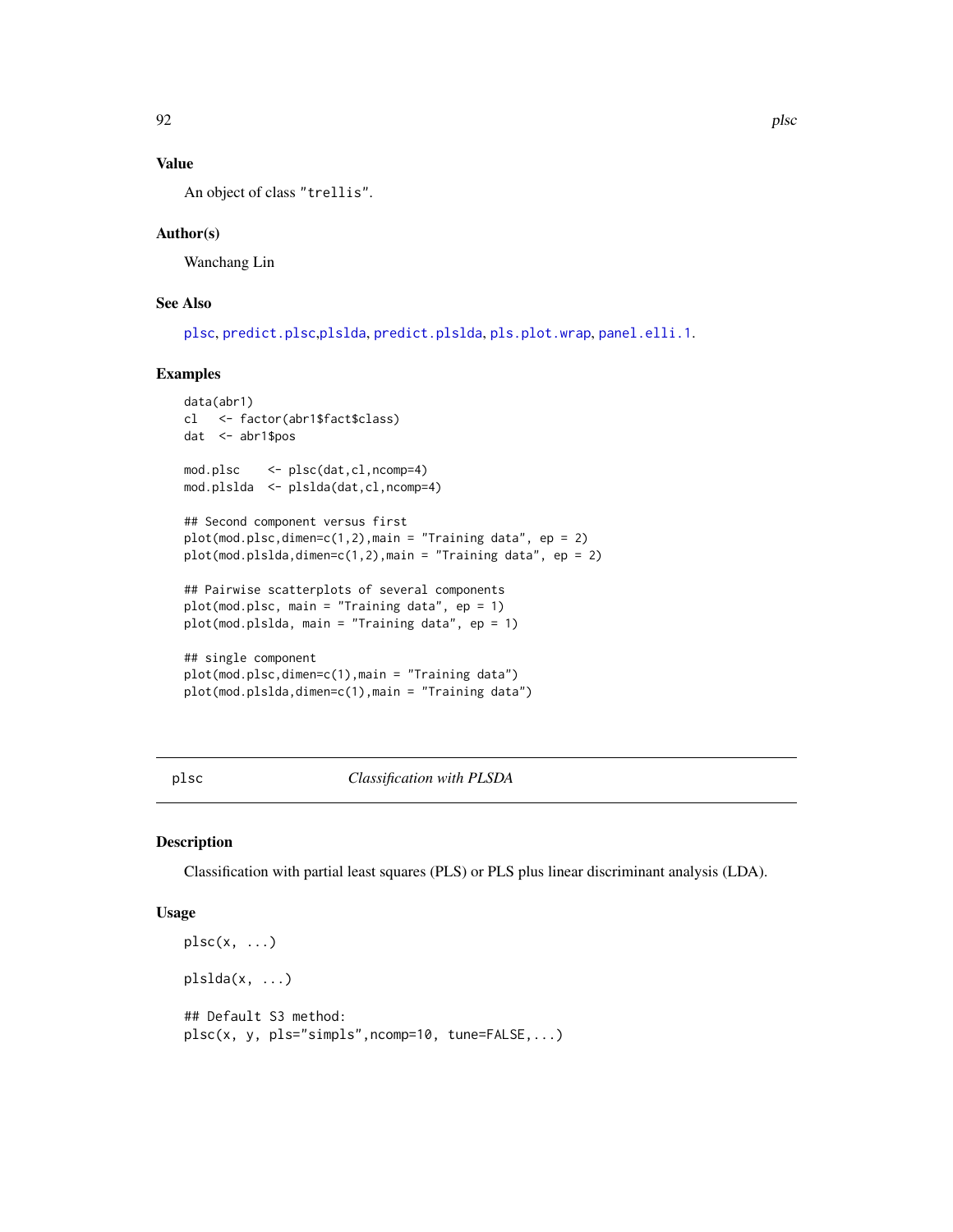### Value

An object of class "trellis".

### Author(s)

Wanchang Lin

### See Also

plsc, predict.plsc,plslda, predict.plslda, pls.plot.wrap, panel.elli.1.

### Examples

```
data(abr1)
cl   <- factor(abr1$fact$class)
dat  <- abr1$pos

mod.plsc    <- plsc(dat,cl,ncomp=4)
mod.plslda  <- plslda(dat,cl,ncomp=4)

## Second component versus first
plot(mod.plsc,dimen=c(1,2),main = "Training data", ep = 2)
plot(mod.plslda,dimen=c(1,2),main = "Training data", ep = 2)

## Pairwise scatterplots of several components
plot(mod.plsc, main = "Training data", ep = 1)
plot(mod.plslda, main = "Training data", ep = 1)

## single component
plot(mod.plsc,dimen=c(1),main = "Training data")
plot(mod.plslda,dimen=c(1),main = "Training data")
```

---

## plsc — *Classification with PLSDA*

### Description

Classification with partial least squares (PLS) or PLS plus linear discriminant analysis (LDA).

### Usage

```
plsc(x, ...)

plslda(x, ...)

## Default S3 method:
plsc(x, y, pls="simpls",ncomp=10, tune=FALSE,...)
```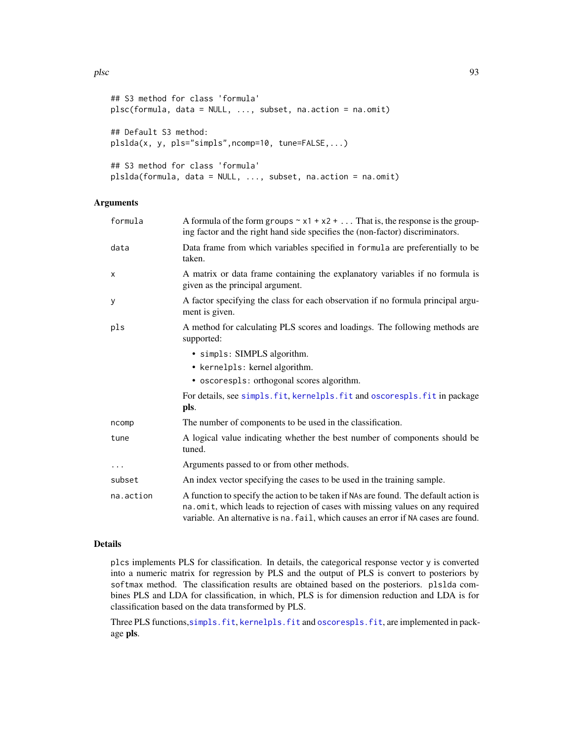```
## S3 method for class 'formula'
plsc(formula, data = NULL, ..., subset, na.action = na.omit)

## Default S3 method:
plslda(x, y, pls="simpls",ncomp=10, tune=FALSE,...)

## S3 method for class 'formula'
plslda(formula, data = NULL, ..., subset, na.action = na.omit)
```

### Arguments

| | |
|---|---|
| `formula` | A formula of the form `groups ~ x1 + x2 + ...` That is, the response is the grouping factor and the right hand side specifies the (non-factor) discriminators. |
| `data` | Data frame from which variables specified in `formula` are preferentially to be taken. |
| `x` | A matrix or data frame containing the explanatory variables if no formula is given as the principal argument. |
| `y` | A factor specifying the class for each observation if no formula principal argument is given. |
| `pls` | A method for calculating PLS scores and loadings. The following methods are supported:<br>• `simpls`: SIMPLS algorithm.<br>• `kernelpls`: kernel algorithm.<br>• `oscorespls`: orthogonal scores algorithm.<br>For details, see `simpls.fit`, `kernelpls.fit` and `oscorespls.fit` in package **pls**. |
| `ncomp` | The number of components to be used in the classification. |
| `tune` | A logical value indicating whether the best number of components should be tuned. |
| `...` | Arguments passed to or from other methods. |
| `subset` | An index vector specifying the cases to be used in the training sample. |
| `na.action` | A function to specify the action to be taken if NAs are found. The default action is `na.omit`, which leads to rejection of cases with missing values on any required variable. An alternative is `na.fail`, which causes an error if NA cases are found. |

### Details

`plcs` implements PLS for classification. In details, the categorical response vector `y` is converted into a numeric matrix for regression by PLS and the output of PLS is convert to posteriors by `softmax` method. The classification results are obtained based on the posteriors. `plslda` combines PLS and LDA for classification, in which, PLS is for dimension reduction and LDA is for classification based on the data transformed by PLS.

Three PLS functions,`simpls.fit`, `kernelpls.fit` and `oscorespls.fit`, are implemented in package **pls**.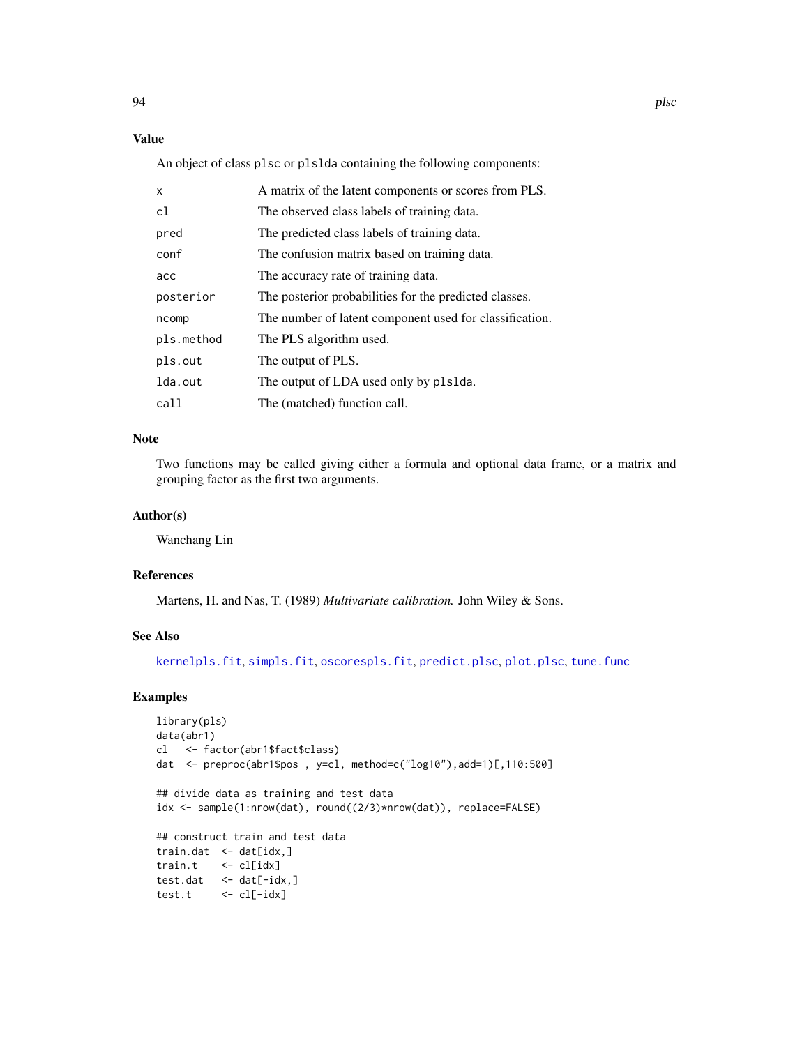## Value

An object of class `plsc` or `plslda` containing the following components:

| | |
|---|---|
| `x` | A matrix of the latent components or scores from PLS. |
| `cl` | The observed class labels of training data. |
| `pred` | The predicted class labels of training data. |
| `conf` | The confusion matrix based on training data. |
| `acc` | The accuracy rate of training data. |
| `posterior` | The posterior probabilities for the predicted classes. |
| `ncomp` | The number of latent component used for classification. |
| `pls.method` | The PLS algorithm used. |
| `pls.out` | The output of PLS. |
| `lda.out` | The output of LDA used only by `plslda`. |
| `call` | The (matched) function call. |

## Note

Two functions may be called giving either a formula and optional data frame, or a matrix and grouping factor as the first two arguments.

## Author(s)

Wanchang Lin

## References

Martens, H. and Nas, T. (1989) *Multivariate calibration.* John Wiley & Sons.

## See Also

`kernelpls.fit`, `simpls.fit`, `oscorespls.fit`, `predict.plsc`, `plot.plsc`, `tune.func`

## Examples

```
library(pls)
data(abr1)
cl   <- factor(abr1$fact$class)
dat  <- preproc(abr1$pos , y=cl, method=c("log10"),add=1)[,110:500]

## divide data as training and test data
idx <- sample(1:nrow(dat), round((2/3)*nrow(dat)), replace=FALSE)

## construct train and test data
train.dat  <- dat[idx,]
train.t    <- cl[idx]
test.dat   <- dat[-idx,]
test.t     <- cl[-idx]
```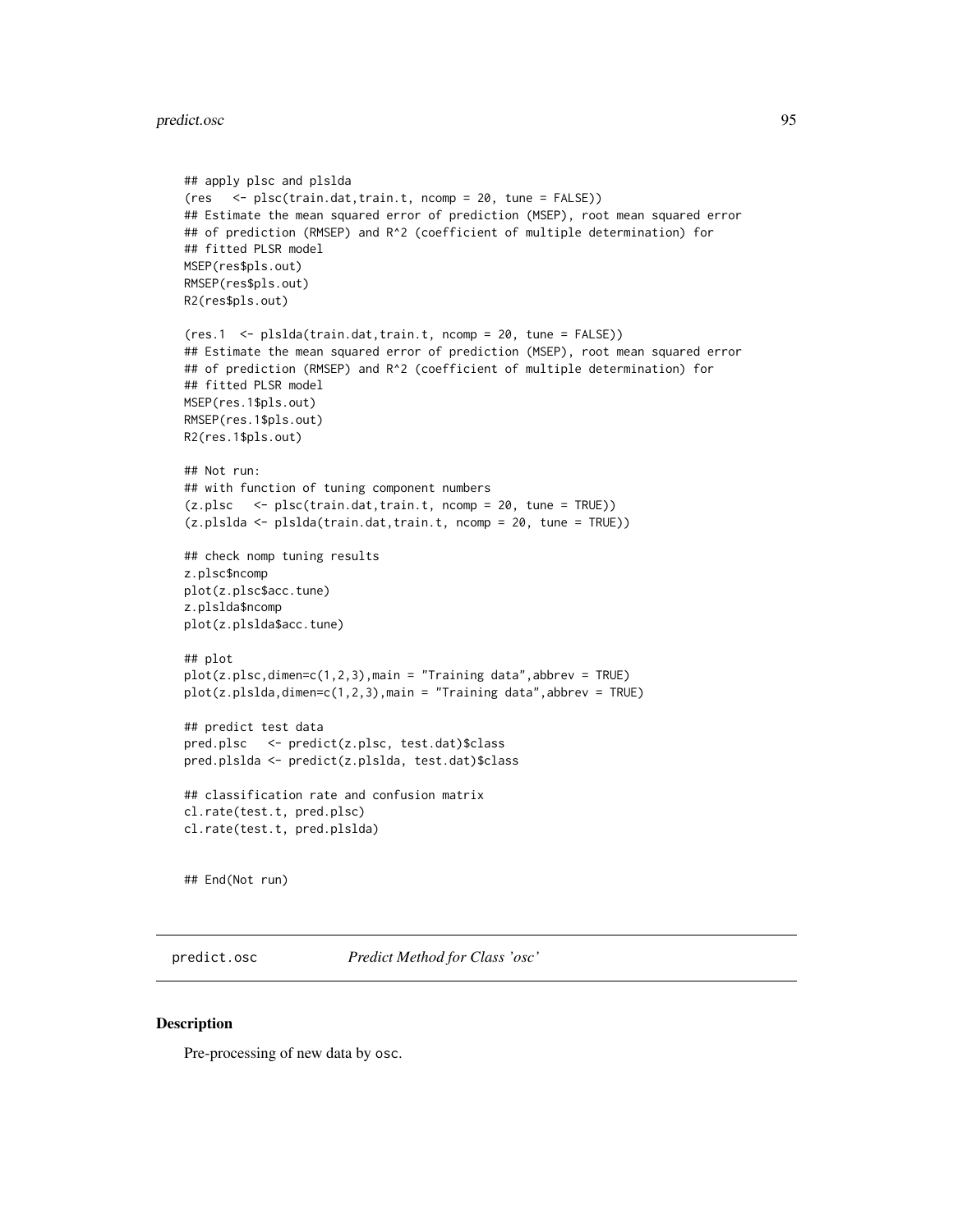```
## apply plsc and plslda
(res   <- plsc(train.dat,train.t, ncomp = 20, tune = FALSE))
## Estimate the mean squared error of prediction (MSEP), root mean squared error
## of prediction (RMSEP) and R^2 (coefficient of multiple determination) for
## fitted PLSR model
MSEP(res$pls.out)
RMSEP(res$pls.out)
R2(res$pls.out)

(res.1  <- plslda(train.dat,train.t, ncomp = 20, tune = FALSE))
## Estimate the mean squared error of prediction (MSEP), root mean squared error
## of prediction (RMSEP) and R^2 (coefficient of multiple determination) for
## fitted PLSR model
MSEP(res.1$pls.out)
RMSEP(res.1$pls.out)
R2(res.1$pls.out)

## Not run:
## with function of tuning component numbers
(z.plsc   <- plsc(train.dat,train.t, ncomp = 20, tune = TRUE))
(z.plslda <- plslda(train.dat,train.t, ncomp = 20, tune = TRUE))

## check nomp tuning results
z.plsc$ncomp
plot(z.plsc$acc.tune)
z.plslda$ncomp
plot(z.plslda$acc.tune)

## plot
plot(z.plsc,dimen=c(1,2,3),main = "Training data",abbrev = TRUE)
plot(z.plslda,dimen=c(1,2,3),main = "Training data",abbrev = TRUE)

## predict test data
pred.plsc   <- predict(z.plsc, test.dat)$class
pred.plslda <- predict(z.plslda, test.dat)$class

## classification rate and confusion matrix
cl.rate(test.t, pred.plsc)
cl.rate(test.t, pred.plslda)


## End(Not run)
```

## predict.osc — *Predict Method for Class 'osc'*

### Description

Pre-processing of new data by osc.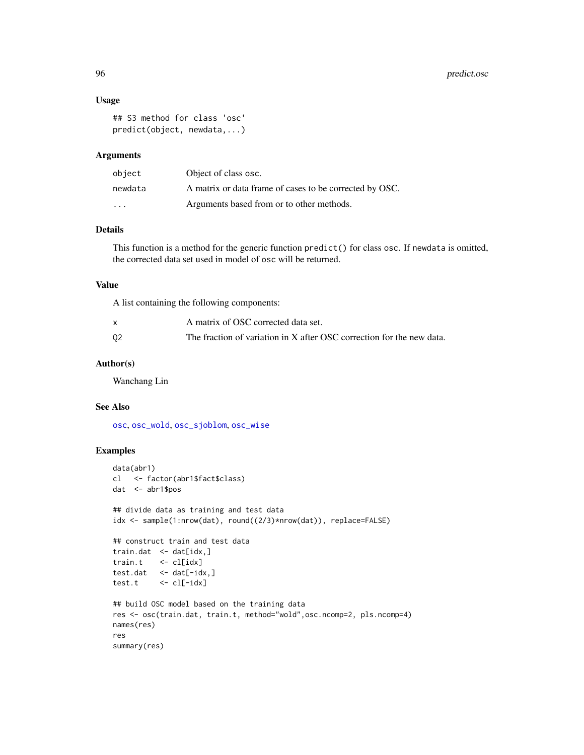## Usage

```
## S3 method for class 'osc'
predict(object, newdata,...)
```

## Arguments

| | |
|---|---|
| `object` | Object of class osc. |
| `newdata` | A matrix or data frame of cases to be corrected by OSC. |
| `...` | Arguments based from or to other methods. |

## Details

This function is a method for the generic function `predict()` for class `osc`. If `newdata` is omitted, the corrected data set used in model of `osc` will be returned.

## Value

A list containing the following components:

| | |
|---|---|
| `x` | A matrix of OSC corrected data set. |
| `Q2` | The fraction of variation in X after OSC correction for the new data. |

## Author(s)

Wanchang Lin

## See Also

`osc`, `osc_wold`, `osc_sjoblom`, `osc_wise`

## Examples

```
data(abr1)
cl   <- factor(abr1$fact$class)
dat  <- abr1$pos

## divide data as training and test data
idx <- sample(1:nrow(dat), round((2/3)*nrow(dat)), replace=FALSE)

## construct train and test data
train.dat  <- dat[idx,]
train.t    <- cl[idx]
test.dat   <- dat[-idx,]
test.t     <- cl[-idx]

## build OSC model based on the training data
res <- osc(train.dat, train.t, method="wold",osc.ncomp=2, pls.ncomp=4)
names(res)
res
summary(res)
```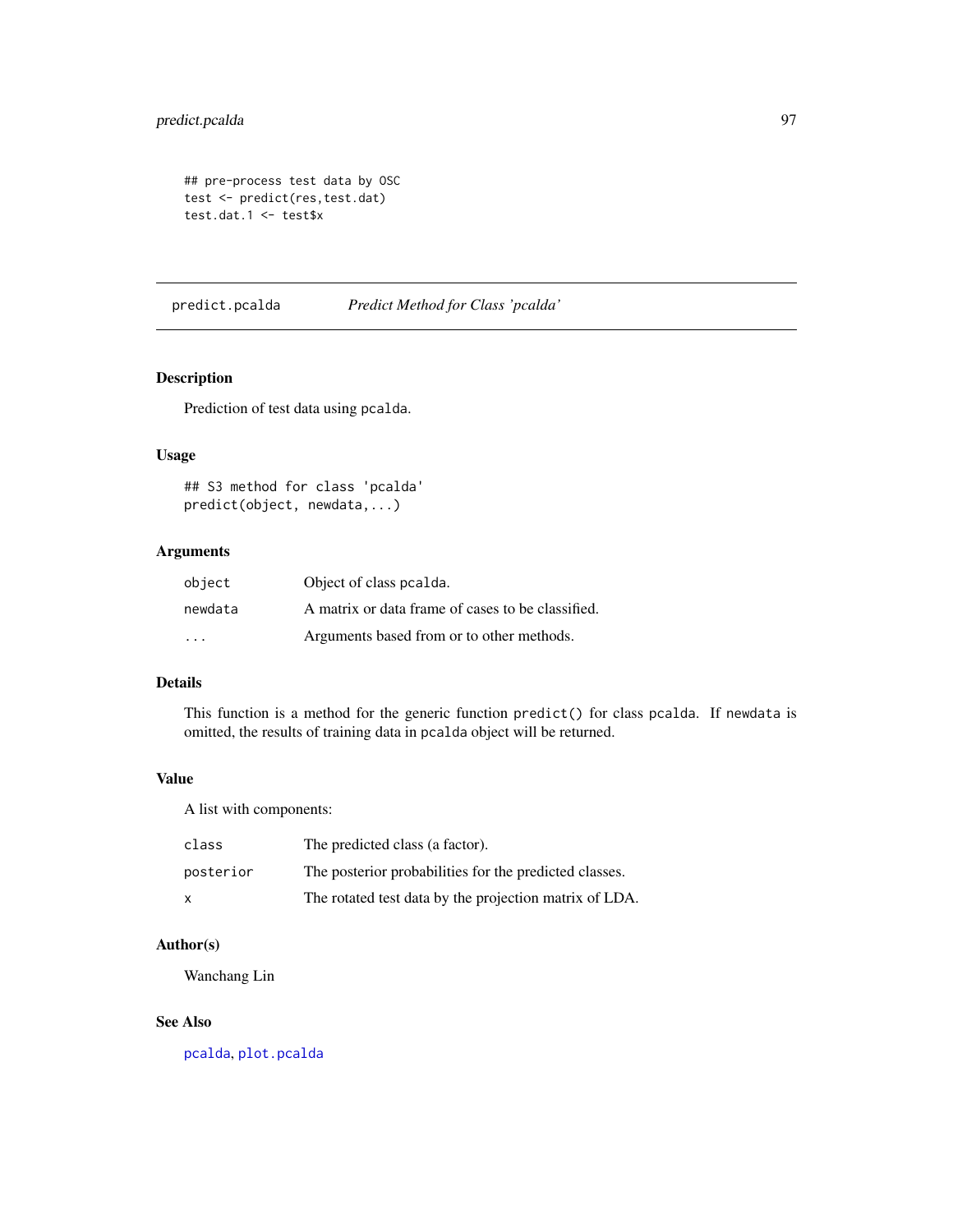```
## pre-process test data by OSC
test <- predict(res,test.dat)
test.dat.1 <- test$x
```

---

# predict.pcalda — *Predict Method for Class 'pcalda'*

---

## Description

Prediction of test data using pcalda.

## Usage

```
## S3 method for class 'pcalda'
predict(object, newdata,...)
```

## Arguments

| | |
|---|---|
| object | Object of class pcalda. |
| newdata | A matrix or data frame of cases to be classified. |
| ... | Arguments based from or to other methods. |

## Details

This function is a method for the generic function `predict()` for class pcalda. If newdata is omitted, the results of training data in pcalda object will be returned.

## Value

A list with components:

| | |
|---|---|
| class | The predicted class (a factor). |
| posterior | The posterior probabilities for the predicted classes. |
| x | The rotated test data by the projection matrix of LDA. |

## Author(s)

Wanchang Lin

## See Also

pcalda, plot.pcalda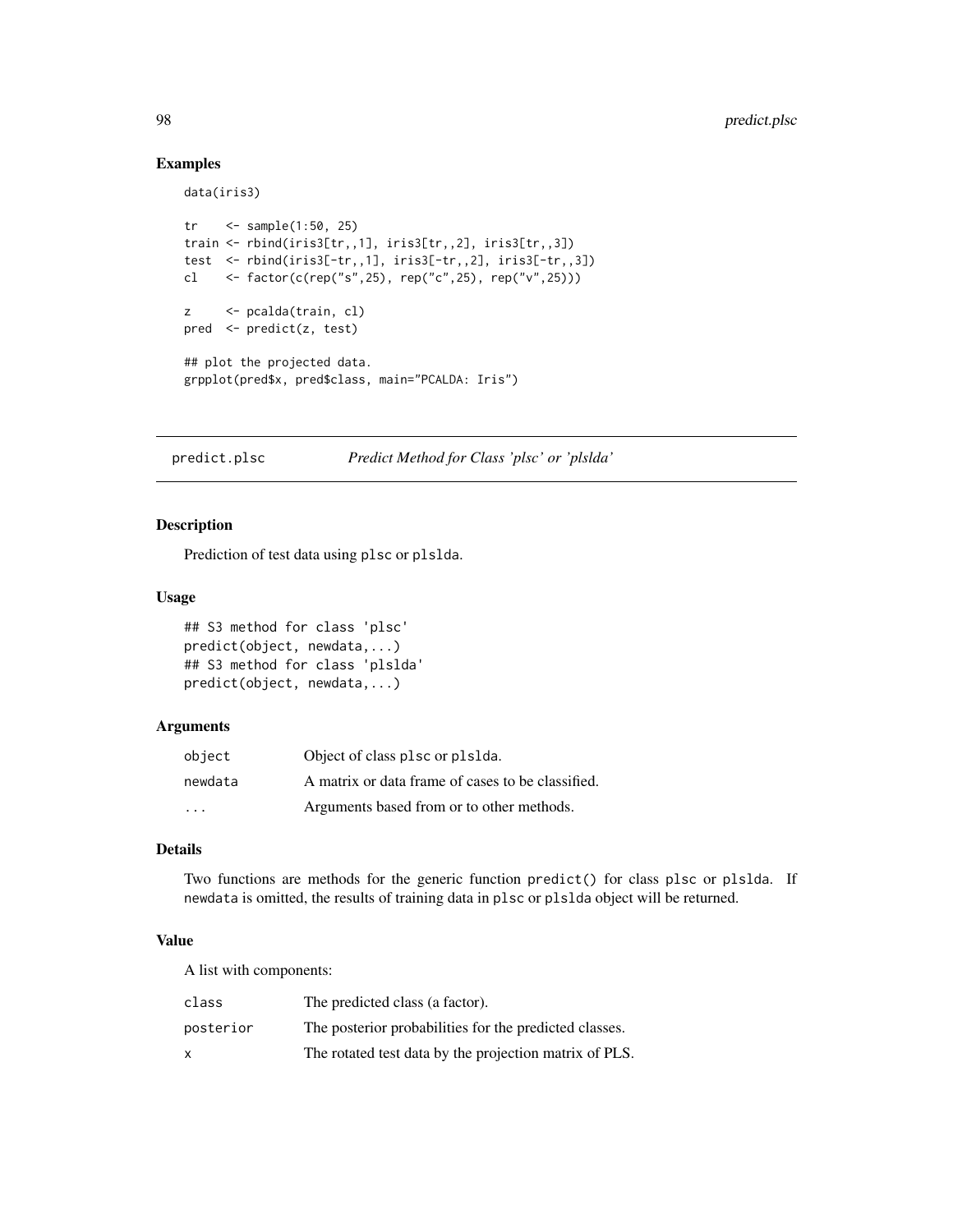## Examples

```
data(iris3)

tr    <- sample(1:50, 25)
train <- rbind(iris3[tr,,1], iris3[tr,,2], iris3[tr,,3])
test  <- rbind(iris3[-tr,,1], iris3[-tr,,2], iris3[-tr,,3])
cl    <- factor(c(rep("s",25), rep("c",25), rep("v",25)))

z     <- pcalda(train, cl)
pred  <- predict(z, test)

## plot the projected data.
grpplot(pred$x, pred$class, main="PCALDA: Iris")
```

---

# predict.plsc — *Predict Method for Class 'plsc' or 'plslda'*

## Description

Prediction of test data using plsc or plslda.

## Usage

```
## S3 method for class 'plsc'
predict(object, newdata,...)
## S3 method for class 'plslda'
predict(object, newdata,...)
```

## Arguments

| | |
|---|---|
| object | Object of class plsc or plslda. |
| newdata | A matrix or data frame of cases to be classified. |
| ... | Arguments based from or to other methods. |

## Details

Two functions are methods for the generic function predict() for class plsc or plslda. If newdata is omitted, the results of training data in plsc or plslda object will be returned.

## Value

A list with components:

| | |
|---|---|
| class | The predicted class (a factor). |
| posterior | The posterior probabilities for the predicted classes. |
| x | The rotated test data by the projection matrix of PLS. |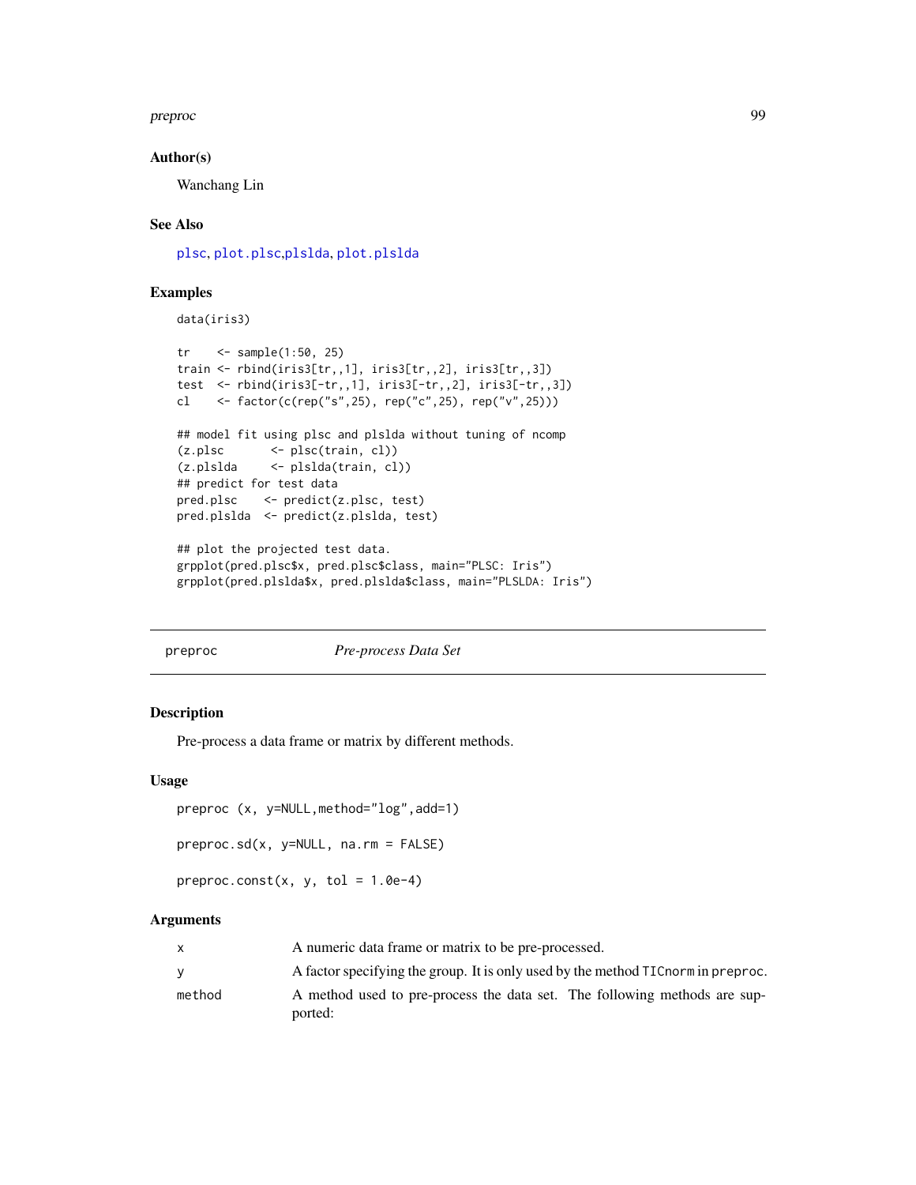### Author(s)

Wanchang Lin

### See Also

plsc, plot.plsc, plslda, plot.plslda

### Examples

```
data(iris3)

tr    <- sample(1:50, 25)
train <- rbind(iris3[tr,,1], iris3[tr,,2], iris3[tr,,3])
test  <- rbind(iris3[-tr,,1], iris3[-tr,,2], iris3[-tr,,3])
cl    <- factor(c(rep("s",25), rep("c",25), rep("v",25)))

## model fit using plsc and plslda without tuning of ncomp
(z.plsc       <- plsc(train, cl))
(z.plslda     <- plslda(train, cl))
## predict for test data
pred.plsc    <- predict(z.plsc, test)
pred.plslda  <- predict(z.plslda, test)

## plot the projected test data.
grpplot(pred.plsc$x, pred.plsc$class, main="PLSC: Iris")
grpplot(pred.plslda$x, pred.plslda$class, main="PLSLDA: Iris")
```

---

## preproc — *Pre-process Data Set*

### Description

Pre-process a data frame or matrix by different methods.

### Usage

```
preproc (x, y=NULL,method="log",add=1)

preproc.sd(x, y=NULL, na.rm = FALSE)

preproc.const(x, y, tol = 1.0e-4)
```

### Arguments

| | |
|---|---|
| x | A numeric data frame or matrix to be pre-processed. |
| y | A factor specifying the group. It is only used by the method `TICnorm` in `preproc`. |
| method | A method used to pre-process the data set. The following methods are supported: |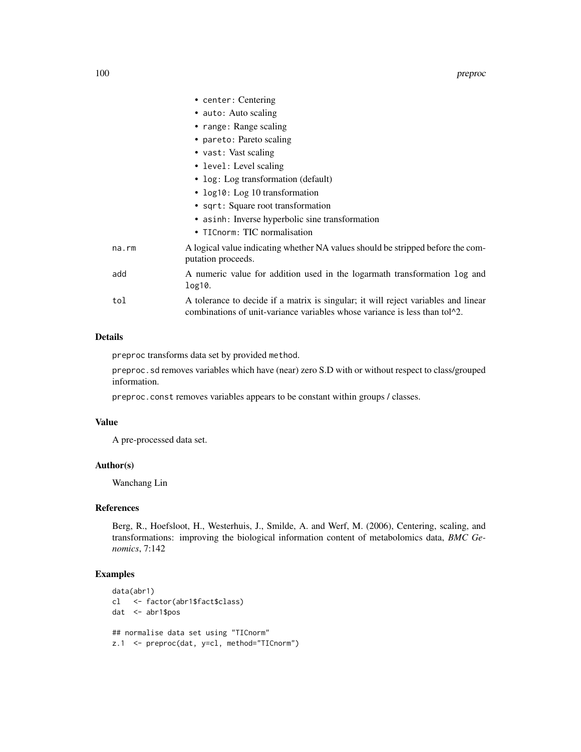- `center`: Centering
- `auto`: Auto scaling
- `range`: Range scaling
- `pareto`: Pareto scaling
- `vast`: Vast scaling
- `level`: Level scaling
- `log`: Log transformation (default)
- `log10`: Log 10 transformation
- `sqrt`: Square root transformation
- `asinh`: Inverse hyperbolic sine transformation
- `TICnorm`: TIC normalisation

| | |
|---|---|
| `na.rm` | A logical value indicating whether NA values should be stripped before the computation proceeds. |
| `add` | A numeric value for addition used in the logarmath transformation `log` and `log10`. |
| `tol` | A tolerance to decide if a matrix is singular; it will reject variables and linear combinations of unit-variance variables whose variance is less than tol^2. |

## Details

`preproc` transforms data set by provided `method`.

`preproc.sd` removes variables which have (near) zero S.D with or without respect to class/grouped information.

`preproc.const` removes variables appears to be constant within groups / classes.

## Value

A pre-processed data set.

## Author(s)

Wanchang Lin

## References

Berg, R., Hoefsloot, H., Westerhuis, J., Smilde, A. and Werf, M. (2006), Centering, scaling, and transformations: improving the biological information content of metabolomics data, *BMC Genomics*, 7:142

## Examples

```
data(abr1)
cl   <- factor(abr1$fact$class)
dat  <- abr1$pos

## normalise data set using "TICnorm"
z.1  <- preproc(dat, y=cl, method="TICnorm")
```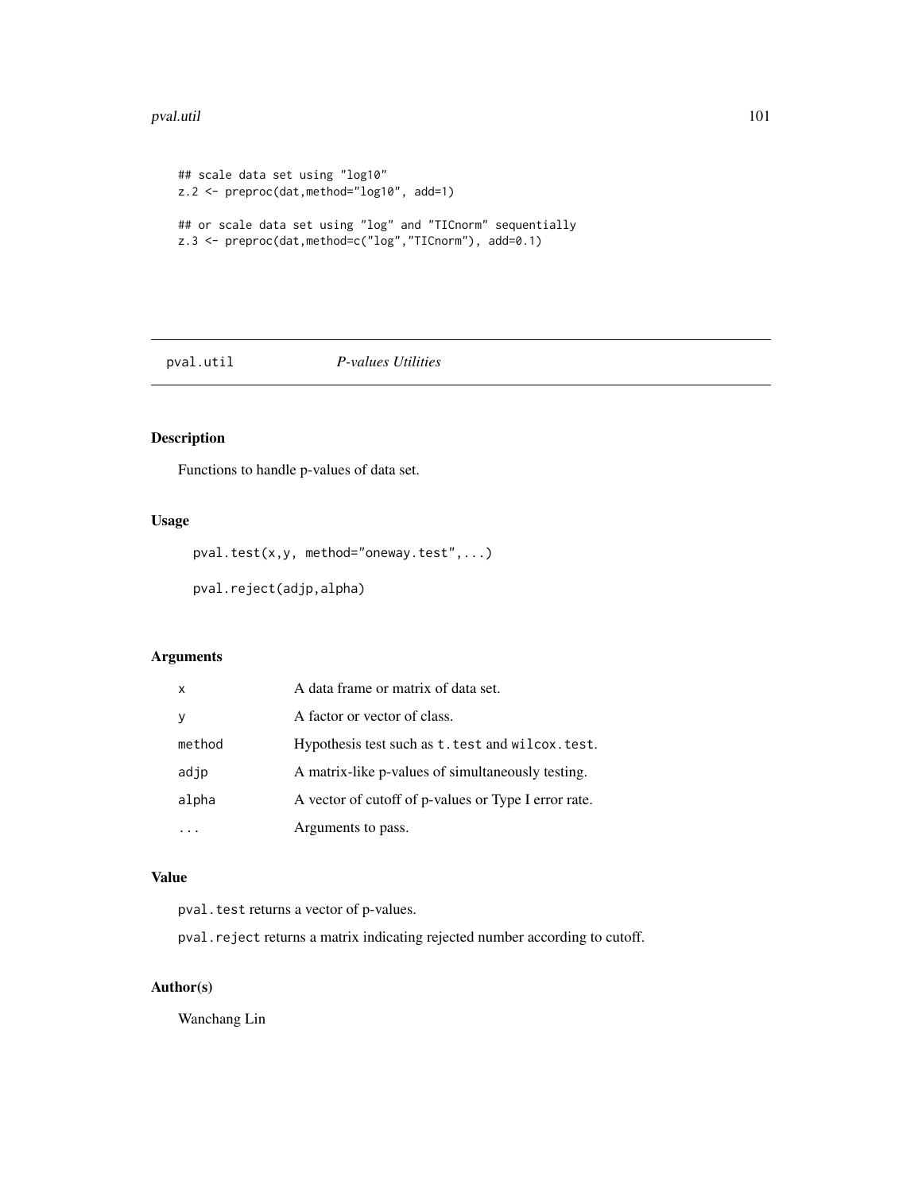```
## scale data set using "log10"
z.2 <- preproc(dat,method="log10", add=1)

## or scale data set using "log" and "TICnorm" sequentially
z.3 <- preproc(dat,method=c("log","TICnorm"), add=0.1)
```

---

`pval.util` *P-values Utilities*

---

## Description

Functions to handle p-values of data set.

## Usage

```
pval.test(x,y, method="oneway.test",...)

pval.reject(adjp,alpha)
```

## Arguments

| | |
|---|---|
| `x` | A data frame or matrix of data set. |
| `y` | A factor or vector of class. |
| `method` | Hypothesis test such as `t.test` and `wilcox.test`. |
| `adjp` | A matrix-like p-values of simultaneously testing. |
| `alpha` | A vector of cutoff of p-values or Type I error rate. |
| `...` | Arguments to pass. |

## Value

`pval.test` returns a vector of p-values.

`pval.reject` returns a matrix indicating rejected number according to cutoff.

## Author(s)

Wanchang Lin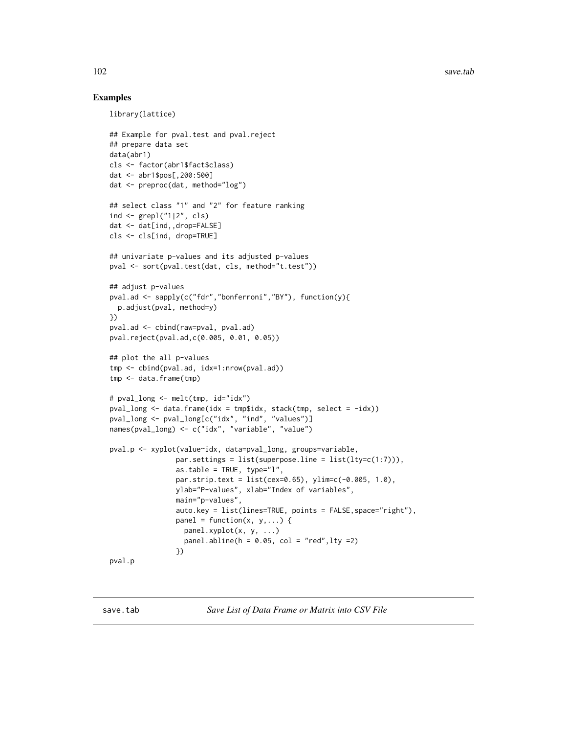## Examples

```
library(lattice)

## Example for pval.test and pval.reject
## prepare data set
data(abr1)
cls <- factor(abr1$fact$class)
dat <- abr1$pos[,200:500]
dat <- preproc(dat, method="log")

## select class "1" and "2" for feature ranking
ind <- grepl("1|2", cls)
dat <- dat[ind,,drop=FALSE]
cls <- cls[ind, drop=TRUE]

## univariate p-values and its adjusted p-values
pval <- sort(pval.test(dat, cls, method="t.test"))

## adjust p-values
pval.ad <- sapply(c("fdr","bonferroni","BY"), function(y){
  p.adjust(pval, method=y)
})
pval.ad <- cbind(raw=pval, pval.ad)
pval.reject(pval.ad,c(0.005, 0.01, 0.05))

## plot the all p-values
tmp <- cbind(pval.ad, idx=1:nrow(pval.ad))
tmp <- data.frame(tmp)

# pval_long <- melt(tmp, id="idx")
pval_long <- data.frame(idx = tmp$idx, stack(tmp, select = -idx))
pval_long <- pval_long[c("idx", "ind", "values")]
names(pval_long) <- c("idx", "variable", "value")

pval.p <- xyplot(value~idx, data=pval_long, groups=variable,
                par.settings = list(superpose.line = list(lty=c(1:7))),
                as.table = TRUE, type="l",
                par.strip.text = list(cex=0.65), ylim=c(-0.005, 1.0),
                ylab="P-values", xlab="Index of variables",
                main="p-values",
                auto.key = list(lines=TRUE, points = FALSE,space="right"),
                panel = function(x, y,...) {
                  panel.xyplot(x, y, ...)
                  panel.abline(h = 0.05, col = "red",lty =2)
                })
pval.p
```

---

save.tab &nbsp;&nbsp;&nbsp;&nbsp; *Save List of Data Frame or Matrix into CSV File*

---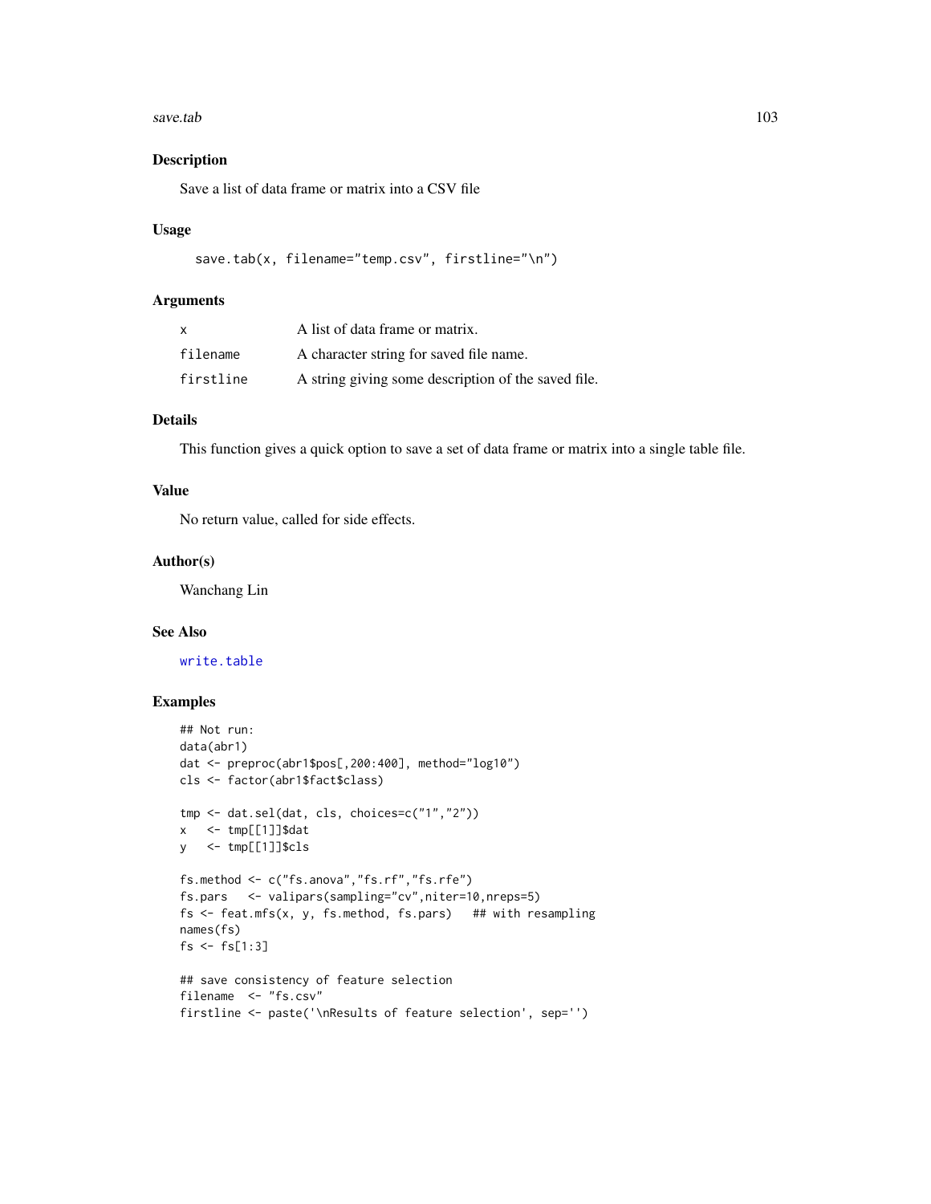## Description

Save a list of data frame or matrix into a CSV file

## Usage

```
save.tab(x, filename="temp.csv", firstline="\n")
```

## Arguments

| | |
|---|---|
| x | A list of data frame or matrix. |
| filename | A character string for saved file name. |
| firstline | A string giving some description of the saved file. |

## Details

This function gives a quick option to save a set of data frame or matrix into a single table file.

## Value

No return value, called for side effects.

## Author(s)

Wanchang Lin

## See Also

write.table

## Examples

```
## Not run:
data(abr1)
dat <- preproc(abr1$pos[,200:400], method="log10")
cls <- factor(abr1$fact$class)

tmp <- dat.sel(dat, cls, choices=c("1","2"))
x   <- tmp[[1]]$dat
y   <- tmp[[1]]$cls

fs.method <- c("fs.anova","fs.rf","fs.rfe")
fs.pars   <- valipars(sampling="cv",niter=10,nreps=5)
fs <- feat.mfs(x, y, fs.method, fs.pars)   ## with resampling
names(fs)
fs <- fs[1:3]

## save consistency of feature selection
filename  <- "fs.csv"
firstline <- paste('\nResults of feature selection', sep='')
```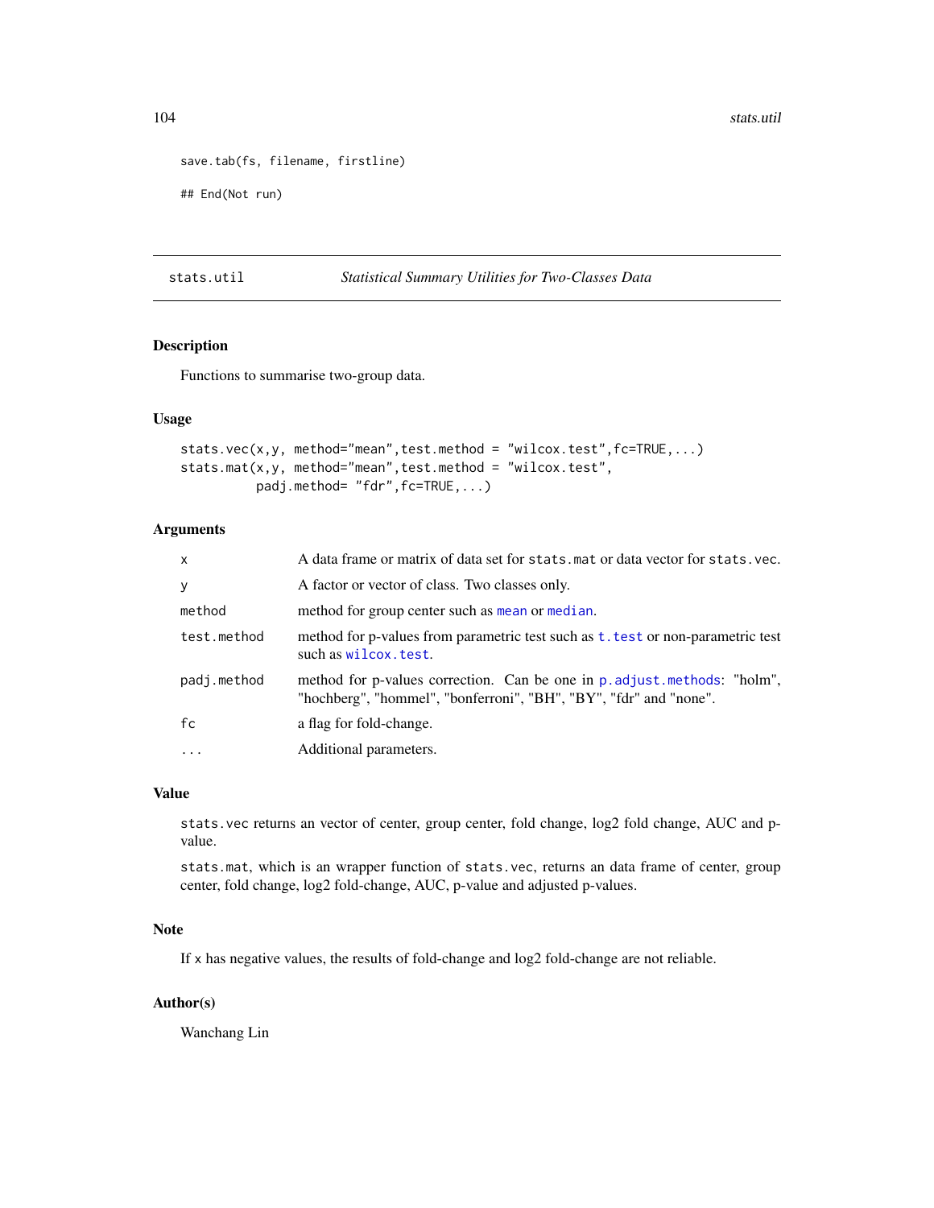```
save.tab(fs, filename, firstline)

## End(Not run)
```

---

## stats.util — *Statistical Summary Utilities for Two-Classes Data*

---

### Description

Functions to summarise two-group data.

### Usage

```
stats.vec(x,y, method="mean",test.method = "wilcox.test",fc=TRUE,...)
stats.mat(x,y, method="mean",test.method = "wilcox.test",
          padj.method= "fdr",fc=TRUE,...)
```

### Arguments

| | |
|---|---|
| `x` | A data frame or matrix of data set for `stats.mat` or data vector for `stats.vec`. |
| `y` | A factor or vector of class. Two classes only. |
| `method` | method for group center such as `mean` or `median`. |
| `test.method` | method for p-values from parametric test such as `t.test` or non-parametric test such as `wilcox.test`. |
| `padj.method` | method for p-values correction. Can be one in `p.adjust.methods`: "holm", "hochberg", "hommel", "bonferroni", "BH", "BY", "fdr" and "none". |
| `fc` | a flag for fold-change. |
| `...` | Additional parameters. |

### Value

`stats.vec` returns an vector of center, group center, fold change, log2 fold change, AUC and p-value.

`stats.mat`, which is an wrapper function of `stats.vec`, returns an data frame of center, group center, fold change, log2 fold-change, AUC, p-value and adjusted p-values.

### Note

If `x` has negative values, the results of fold-change and log2 fold-change are not reliable.

### Author(s)

Wanchang Lin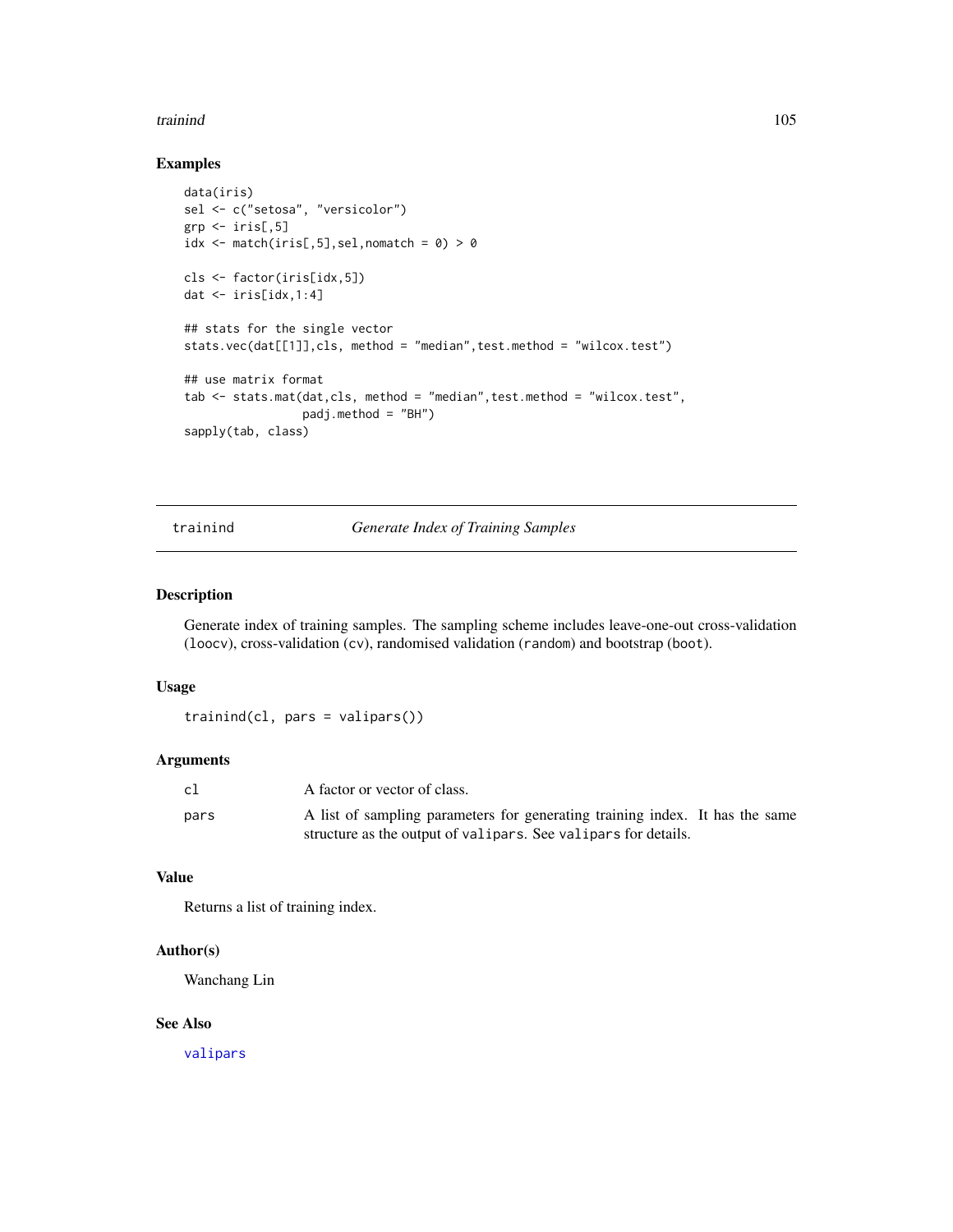## Examples

```
data(iris)
sel <- c("setosa", "versicolor")
grp <- iris[,5]
idx <- match(iris[,5],sel,nomatch = 0) > 0

cls <- factor(iris[idx,5])
dat <- iris[idx,1:4]

## stats for the single vector
stats.vec(dat[[1]],cls, method = "median",test.method = "wilcox.test")

## use matrix format
tab <- stats.mat(dat,cls, method = "median",test.method = "wilcox.test",
                 padj.method = "BH")
sapply(tab, class)
```

---

# trainind — *Generate Index of Training Samples*

---

## Description

Generate index of training samples. The sampling scheme includes leave-one-out cross-validation (`loocv`), cross-validation (`cv`), randomised validation (`random`) and bootstrap (`boot`).

## Usage

```
trainind(cl, pars = valipars())
```

## Arguments

| | |
|---|---|
| `cl` | A factor or vector of class. |
| `pars` | A list of sampling parameters for generating training index. It has the same structure as the output of `valipars`. See `valipars` for details. |

## Value

Returns a list of training index.

## Author(s)

Wanchang Lin

## See Also

`valipars`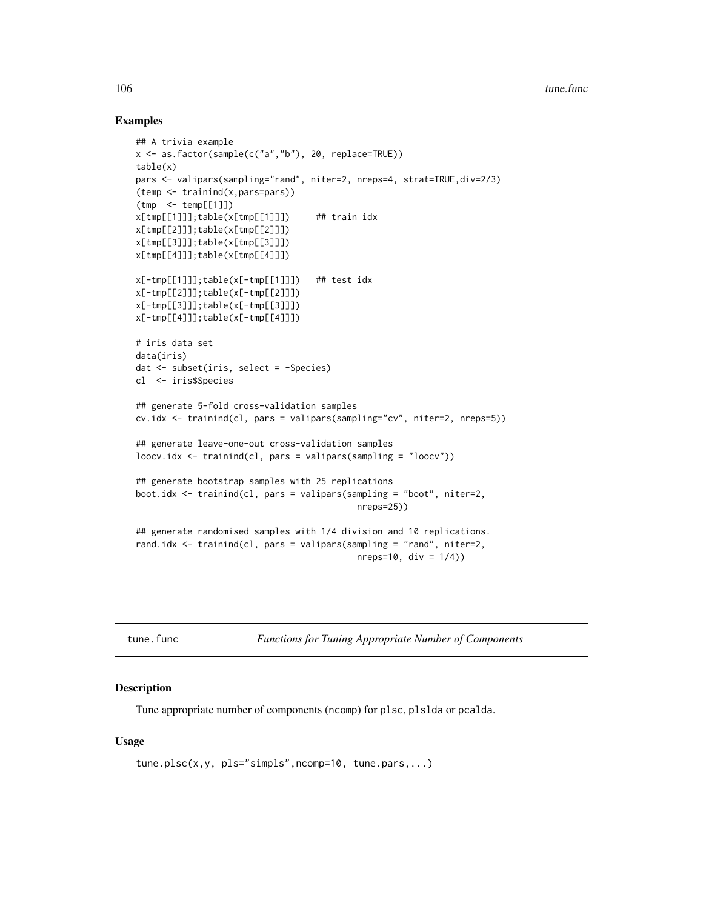## Examples

```
## A trivia example
x <- as.factor(sample(c("a","b"), 20, replace=TRUE))
table(x)
pars <- valipars(sampling="rand", niter=2, nreps=4, strat=TRUE,div=2/3)
(temp <- trainind(x,pars=pars))
(tmp  <- temp[[1]])
x[tmp[[1]]];table(x[tmp[[1]]])     ## train idx
x[tmp[[2]]];table(x[tmp[[2]]])
x[tmp[[3]]];table(x[tmp[[3]]])
x[tmp[[4]]];table(x[tmp[[4]]])

x[-tmp[[1]]];table(x[-tmp[[1]]])   ## test idx
x[-tmp[[2]]];table(x[-tmp[[2]]])
x[-tmp[[3]]];table(x[-tmp[[3]]])
x[-tmp[[4]]];table(x[-tmp[[4]]])

# iris data set
data(iris)
dat <- subset(iris, select = -Species)
cl  <- iris$Species

## generate 5-fold cross-validation samples
cv.idx <- trainind(cl, pars = valipars(sampling="cv", niter=2, nreps=5))

## generate leave-one-out cross-validation samples
loocv.idx <- trainind(cl, pars = valipars(sampling = "loocv"))

## generate bootstrap samples with 25 replications
boot.idx <- trainind(cl, pars = valipars(sampling = "boot", niter=2,
                                         nreps=25))

## generate randomised samples with 1/4 division and 10 replications.
rand.idx <- trainind(cl, pars = valipars(sampling = "rand", niter=2,
                                         nreps=10, div = 1/4))
```

---

# tune.func    *Functions for Tuning Appropriate Number of Components*

## Description

Tune appropriate number of components (ncomp) for plsc, plslda or pcalda.

## Usage

```
tune.plsc(x,y, pls="simpls",ncomp=10, tune.pars,...)
```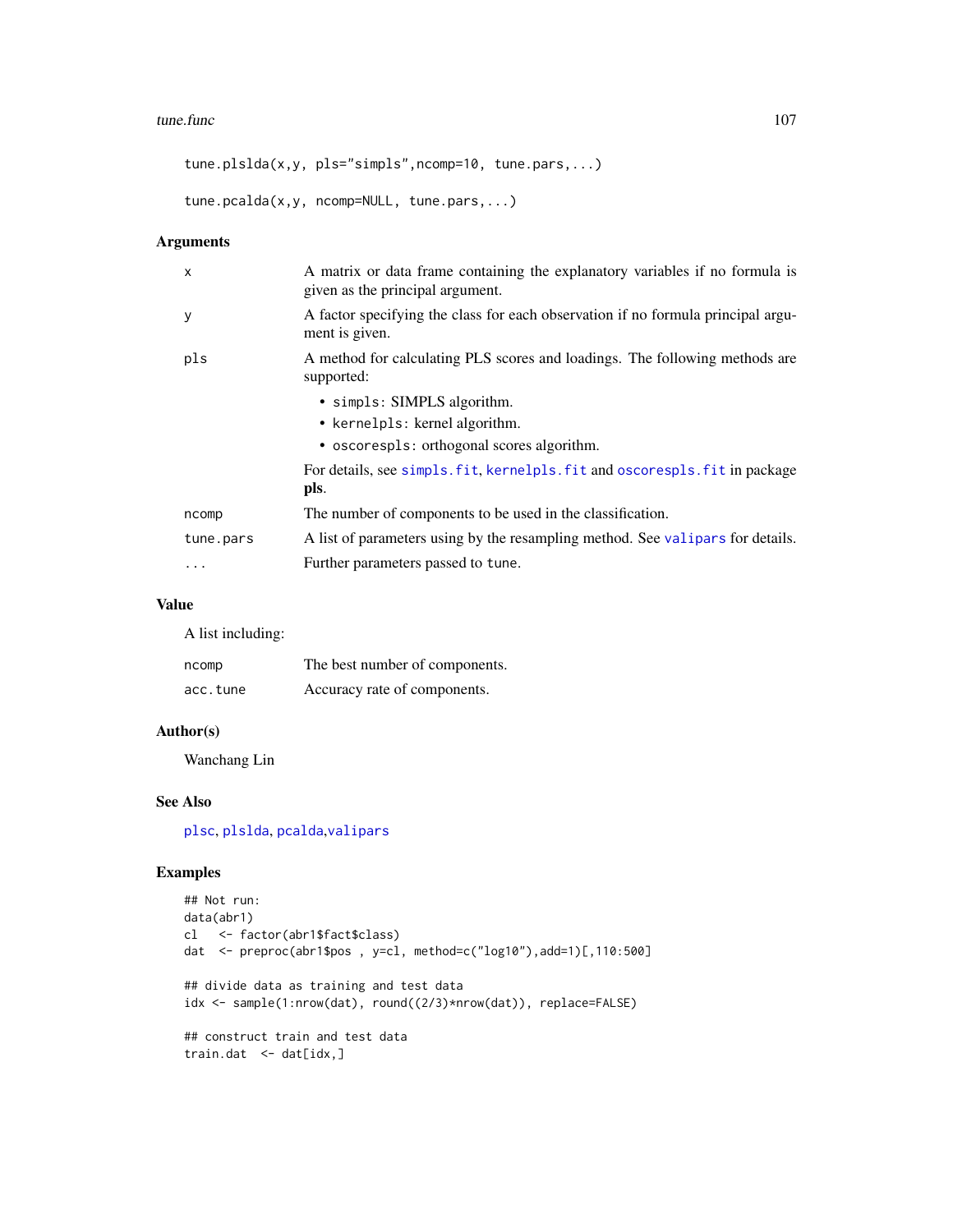```
tune.plslda(x,y, pls="simpls",ncomp=10, tune.pars,...)

tune.pcalda(x,y, ncomp=NULL, tune.pars,...)
```

## Arguments

| | |
|---|---|
| x | A matrix or data frame containing the explanatory variables if no formula is given as the principal argument. |
| y | A factor specifying the class for each observation if no formula principal argument is given. |
| pls | A method for calculating PLS scores and loadings. The following methods are supported: <br>• simpls: SIMPLS algorithm.<br>• kernelpls: kernel algorithm.<br>• oscorespls: orthogonal scores algorithm.<br>For details, see simpls.fit, kernelpls.fit and oscorespls.fit in package **pls**. |
| ncomp | The number of components to be used in the classification. |
| tune.pars | A list of parameters using by the resampling method. See valipars for details. |
| ... | Further parameters passed to tune. |

## Value

A list including:

| | |
|---|---|
| ncomp | The best number of components. |
| acc.tune | Accuracy rate of components. |

## Author(s)

Wanchang Lin

## See Also

plsc, plslda, pcalda,valipars

## Examples

```
## Not run:
data(abr1)
cl   <- factor(abr1$fact$class)
dat  <- preproc(abr1$pos , y=cl, method=c("log10"),add=1)[,110:500]

## divide data as training and test data
idx <- sample(1:nrow(dat), round((2/3)*nrow(dat)), replace=FALSE)

## construct train and test data
train.dat  <- dat[idx,]
```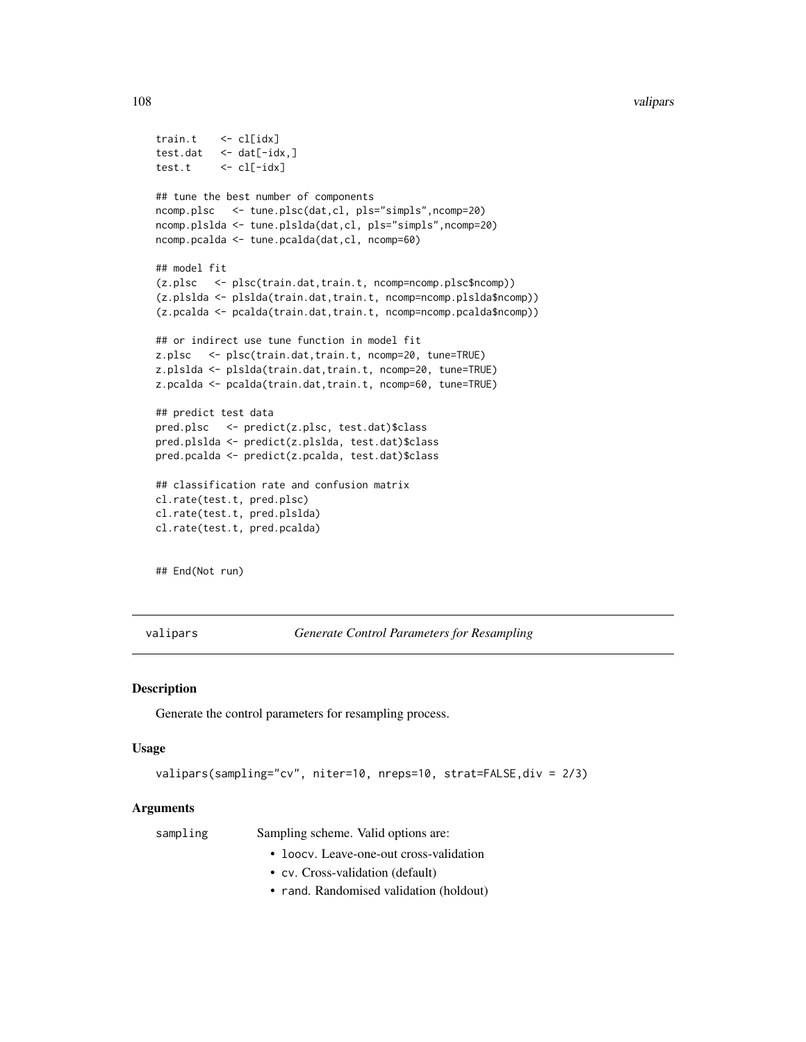```
train.t    <- cl[idx]
test.dat   <- dat[-idx,]
test.t     <- cl[-idx]

## tune the best number of components
ncomp.plsc   <- tune.plsc(dat,cl, pls="simpls",ncomp=20)
ncomp.plslda <- tune.plslda(dat,cl, pls="simpls",ncomp=20)
ncomp.pcalda <- tune.pcalda(dat,cl, ncomp=60)

## model fit
(z.plsc   <- plsc(train.dat,train.t, ncomp=ncomp.plsc$ncomp))
(z.plslda <- plslda(train.dat,train.t, ncomp=ncomp.plslda$ncomp))
(z.pcalda <- pcalda(train.dat,train.t, ncomp=ncomp.pcalda$ncomp))

## or indirect use tune function in model fit
z.plsc   <- plsc(train.dat,train.t, ncomp=20, tune=TRUE)
z.plslda <- plslda(train.dat,train.t, ncomp=20, tune=TRUE)
z.pcalda <- pcalda(train.dat,train.t, ncomp=60, tune=TRUE)

## predict test data
pred.plsc   <- predict(z.plsc, test.dat)$class
pred.plslda <- predict(z.plslda, test.dat)$class
pred.pcalda <- predict(z.pcalda, test.dat)$class

## classification rate and confusion matrix
cl.rate(test.t, pred.plsc)
cl.rate(test.t, pred.plslda)
cl.rate(test.t, pred.pcalda)


## End(Not run)
```

## valipars *Generate Control Parameters for Resampling*

### Description

Generate the control parameters for resampling process.

### Usage

```
valipars(sampling="cv", niter=10, nreps=10, strat=FALSE,div = 2/3)
```

### Arguments

sampling — Sampling scheme. Valid options are:

- loocv. Leave-one-out cross-validation
- cv. Cross-validation (default)
- rand. Randomised validation (holdout)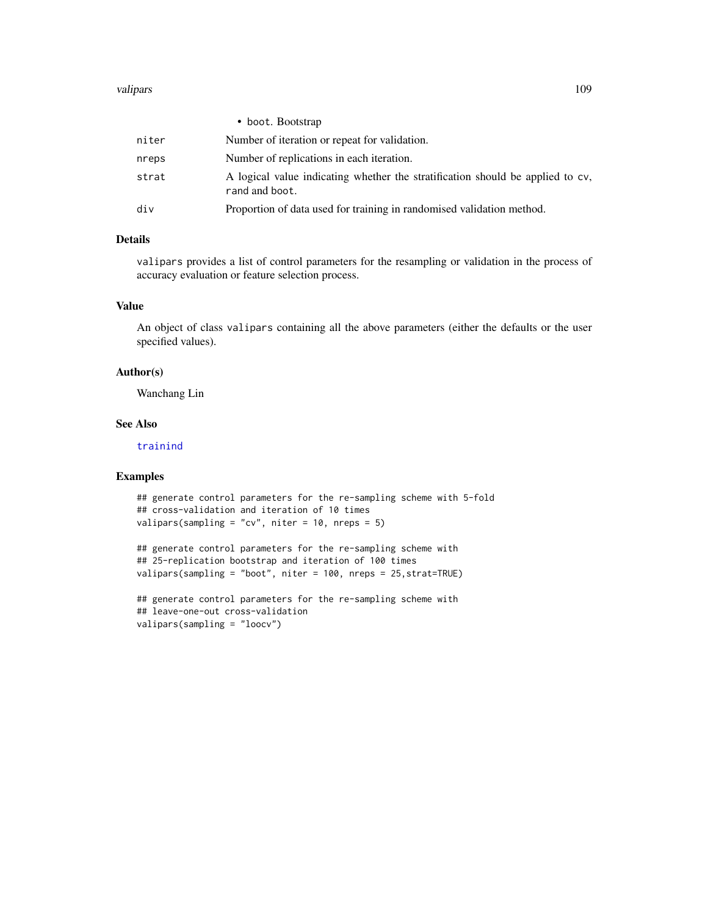- boot. Bootstrap

| | |
|---|---|
| niter | Number of iteration or repeat for validation. |
| nreps | Number of replications in each iteration. |
| strat | A logical value indicating whether the stratification should be applied to cv, rand and boot. |
| div | Proportion of data used for training in randomised validation method. |

## Details

valipars provides a list of control parameters for the resampling or validation in the process of accuracy evaluation or feature selection process.

## Value

An object of class valipars containing all the above parameters (either the defaults or the user specified values).

## Author(s)

Wanchang Lin

## See Also

trainind

## Examples

```
## generate control parameters for the re-sampling scheme with 5-fold
## cross-validation and iteration of 10 times
valipars(sampling = "cv", niter = 10, nreps = 5)

## generate control parameters for the re-sampling scheme with
## 25-replication bootstrap and iteration of 100 times
valipars(sampling = "boot", niter = 100, nreps = 25,strat=TRUE)

## generate control parameters for the re-sampling scheme with
## leave-one-out cross-validation
valipars(sampling = "loocv")
```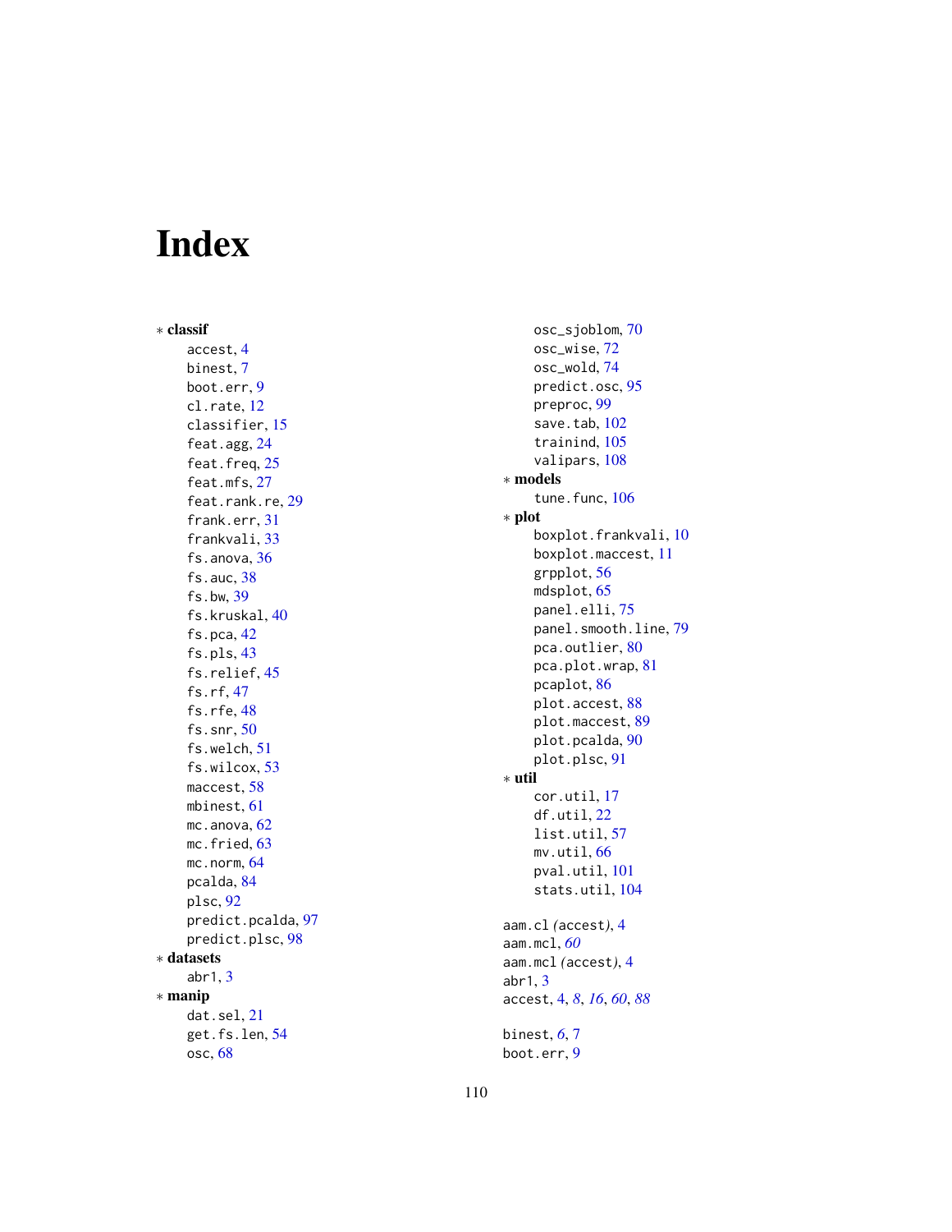# Index

∗ **classif**
- accest, 4
- binest, 7
- boot.err, 9
- cl.rate, 12
- classifier, 15
- feat.agg, 24
- feat.freq, 25
- feat.mfs, 27
- feat.rank.re, 29
- frank.err, 31
- frankvali, 33
- fs.anova, 36
- fs.auc, 38
- fs.bw, 39
- fs.kruskal, 40
- fs.pca, 42
- fs.pls, 43
- fs.relief, 45
- fs.rf, 47
- fs.rfe, 48
- fs.snr, 50
- fs.welch, 51
- fs.wilcox, 53
- maccest, 58
- mbinest, 61
- mc.anova, 62
- mc.fried, 63
- mc.norm, 64
- pcalda, 84
- plsc, 92
- predict.pcalda, 97
- predict.plsc, 98

∗ **datasets**
- abr1, 3

∗ **manip**
- dat.sel, 21
- get.fs.len, 54
- osc, 68
- osc_sjoblom, 70
- osc_wise, 72
- osc_wold, 74
- predict.osc, 95
- preproc, 99
- save.tab, 102
- trainind, 105
- valipars, 108

∗ **models**
- tune.func, 106

∗ **plot**
- boxplot.frankvali, 10
- boxplot.maccest, 11
- grpplot, 56
- mdsplot, 65
- panel.elli, 75
- panel.smooth.line, 79
- pca.outlier, 80
- pca.plot.wrap, 81
- pcaplot, 86
- plot.accest, 88
- plot.maccest, 89
- plot.pcalda, 90
- plot.plsc, 91

∗ **util**
- cor.util, 17
- df.util, 22
- list.util, 57
- mv.util, 66
- pval.util, 101
- stats.util, 104

aam.cl *(accest)*, 4
aam.mcl, *60*
aam.mcl *(accest)*, 4
abr1, 3
accest, 4, *8*, *16*, *60*, *88*

binest, *6*, 7
boot.err, 9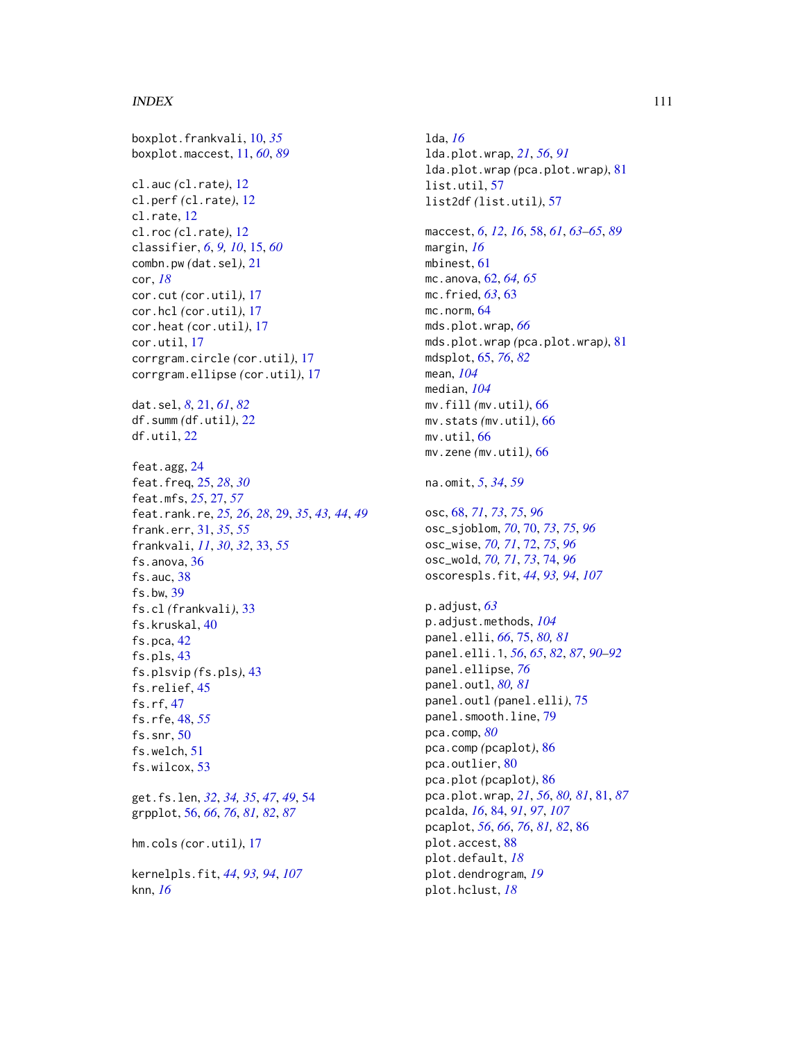boxplot.frankvali, 10, *35*
boxplot.maccest, 11, *60*, *89*

cl.auc (cl.rate), 12
cl.perf (cl.rate), 12
cl.rate, 12
cl.roc (cl.rate), 12
classifier, *6*, *9, 10*, 15, *60*
combn.pw (dat.sel), 21
cor, *18*
cor.cut (cor.util), 17
cor.hcl (cor.util), 17
cor.heat (cor.util), 17
cor.util, 17
corrgram.circle (cor.util), 17
corrgram.ellipse (cor.util), 17

dat.sel, *8*, 21, *61*, *82*
df.summ (df.util), 22
df.util, 22

feat.agg, 24
feat.freq, 25, *28*, *30*
feat.mfs, *25*, 27, *57*
feat.rank.re, *25, 26*, *28*, 29, *35*, *43, 44*, *49*
frank.err, 31, *35*, *55*
frankvali, *11*, *30*, *32*, 33, *55*
fs.anova, 36
fs.auc, 38
fs.bw, 39
fs.cl (frankvali), 33
fs.kruskal, 40
fs.pca, 42
fs.pls, 43
fs.plsvip (fs.pls), 43
fs.relief, 45
fs.rf, 47
fs.rfe, 48, *55*
fs.snr, 50
fs.welch, 51
fs.wilcox, 53

get.fs.len, *32*, *34, 35*, *47*, *49*, 54
grpplot, 56, *66*, *76*, *81, 82*, *87*

hm.cols (cor.util), 17

kernelpls.fit, *44*, *93, 94*, *107*
knn, *16*

lda, *16*
lda.plot.wrap, *21*, *56*, *91*
lda.plot.wrap (pca.plot.wrap), 81
list.util, 57
list2df (list.util), 57

maccest, *6*, *12*, *16*, 58, *61*, *63–65*, *89*
margin, *16*
mbinest, 61
mc.anova, 62, *64, 65*
mc.fried, *63*, 63
mc.norm, 64
mds.plot.wrap, *66*
mds.plot.wrap (pca.plot.wrap), 81
mdsplot, 65, *76*, *82*
mean, *104*
median, *104*
mv.fill (mv.util), 66
mv.stats (mv.util), 66
mv.util, 66
mv.zene (mv.util), 66

na.omit, *5*, *34*, *59*

osc, 68, *71*, *73*, *75*, *96*
osc_sjoblom, *70*, 70, *73*, *75*, *96*
osc_wise, *70, 71*, 72, *75*, *96*
osc_wold, *70, 71*, *73*, 74, *96*
oscorespls.fit, *44*, *93, 94*, *107*

p.adjust, *63*
p.adjust.methods, *104*
panel.elli, *66*, 75, *80, 81*
panel.elli.1, *56*, *65*, *82*, *87*, *90–92*
panel.ellipse, *76*
panel.outl, *80, 81*
panel.outl (panel.elli), 75
panel.smooth.line, 79
pca.comp, *80*
pca.comp (pcaplot), 86
pca.outlier, 80
pca.plot (pcaplot), 86
pca.plot.wrap, *21*, *56*, *80, 81*, 81, *87*
pcalda, *16*, 84, *91*, *97*, *107*
pcaplot, *56*, *66*, *76*, *81, 82*, 86
plot.accest, 88
plot.default, *18*
plot.dendrogram, *19*
plot.hclust, *18*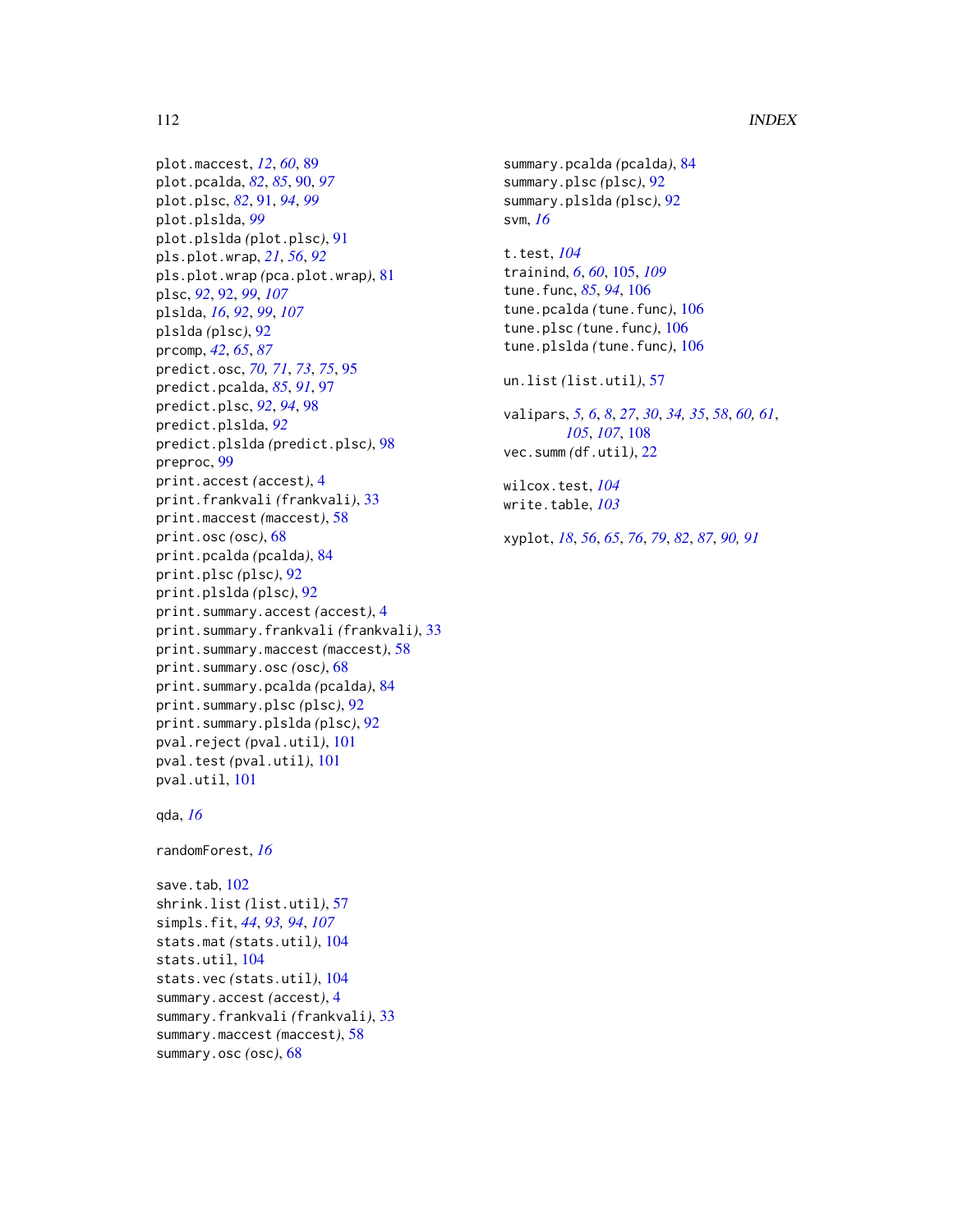plot.maccest, *12*, *60*, 89
plot.pcalda, *82*, *85*, 90, *97*
plot.plsc, *82*, 91, *94*, *99*
plot.plslda, *99*
plot.plslda (plot.plsc), 91
pls.plot.wrap, *21*, *56*, *92*
pls.plot.wrap (pca.plot.wrap), 81
plsc, *92*, 92, *99*, *107*
plslda, *16*, *92*, *99*, *107*
plslda (plsc), 92
prcomp, *42*, *65*, *87*
predict.osc, *70, 71*, *73*, *75*, 95
predict.pcalda, *85*, *91*, 97
predict.plsc, *92*, *94*, 98
predict.plslda, *92*
predict.plslda (predict.plsc), 98
preproc, 99
print.accest (accest), 4
print.frankvali (frankvali), 33
print.maccest (maccest), 58
print.osc (osc), 68
print.pcalda (pcalda), 84
print.plsc (plsc), 92
print.plslda (plsc), 92
print.summary.accest (accest), 4
print.summary.frankvali (frankvali), 33
print.summary.maccest (maccest), 58
print.summary.osc (osc), 68
print.summary.pcalda (pcalda), 84
print.summary.plsc (plsc), 92
print.summary.plslda (plsc), 92
pval.reject (pval.util), 101
pval.test (pval.util), 101
pval.util, 101

qda, *16*

randomForest, *16*

save.tab, 102
shrink.list (list.util), 57
simpls.fit, *44*, *93, 94*, *107*
stats.mat (stats.util), 104
stats.util, 104
stats.vec (stats.util), 104
summary.accest (accest), 4
summary.frankvali (frankvali), 33
summary.maccest (maccest), 58
summary.osc (osc), 68
summary.pcalda (pcalda), 84
summary.plsc (plsc), 92
summary.plslda (plsc), 92
svm, *16*

t.test, *104*
trainind, *6*, *60*, 105, *109*
tune.func, *85*, *94*, 106
tune.pcalda (tune.func), 106
tune.plsc (tune.func), 106
tune.plslda (tune.func), 106

un.list (list.util), 57

valipars, *5, 6*, *8*, *27*, *30*, *34, 35*, *58*, *60, 61*, *105*, *107*, 108
vec.summ (df.util), 22

wilcox.test, *104*
write.table, *103*

xyplot, *18*, *56*, *65*, *76*, *79*, *82*, *87*, *90, 91*